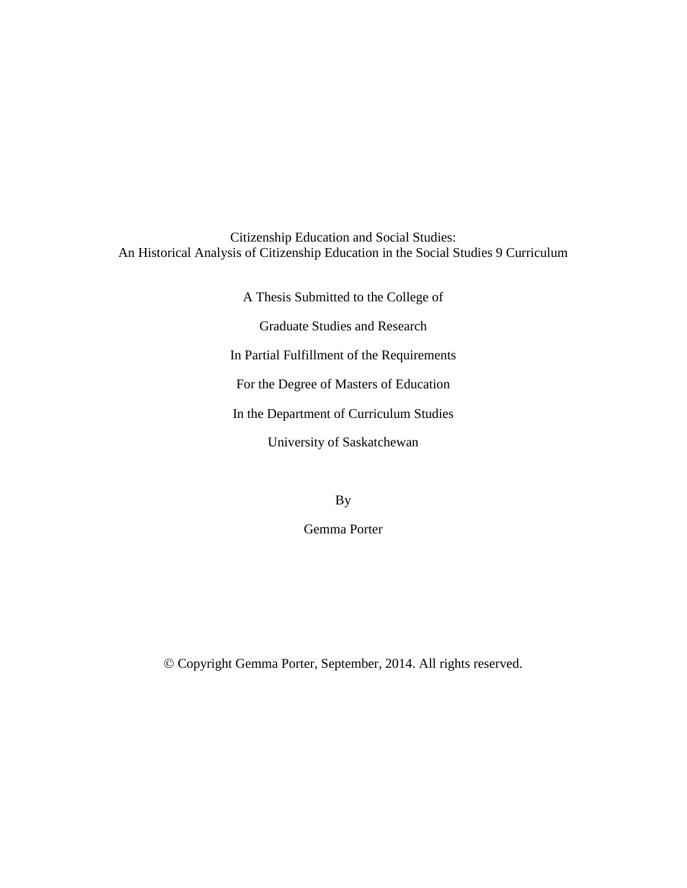# Citizenship Education and Social Studies:
# An Historical Analysis of Citizenship Education in the Social Studies 9 Curriculum

A Thesis Submitted to the College of

Graduate Studies and Research

In Partial Fulfillment of the Requirements

For the Degree of Masters of Education

In the Department of Curriculum Studies

University of Saskatchewan

By

Gemma Porter

© Copyright Gemma Porter, September, 2014. All rights reserved.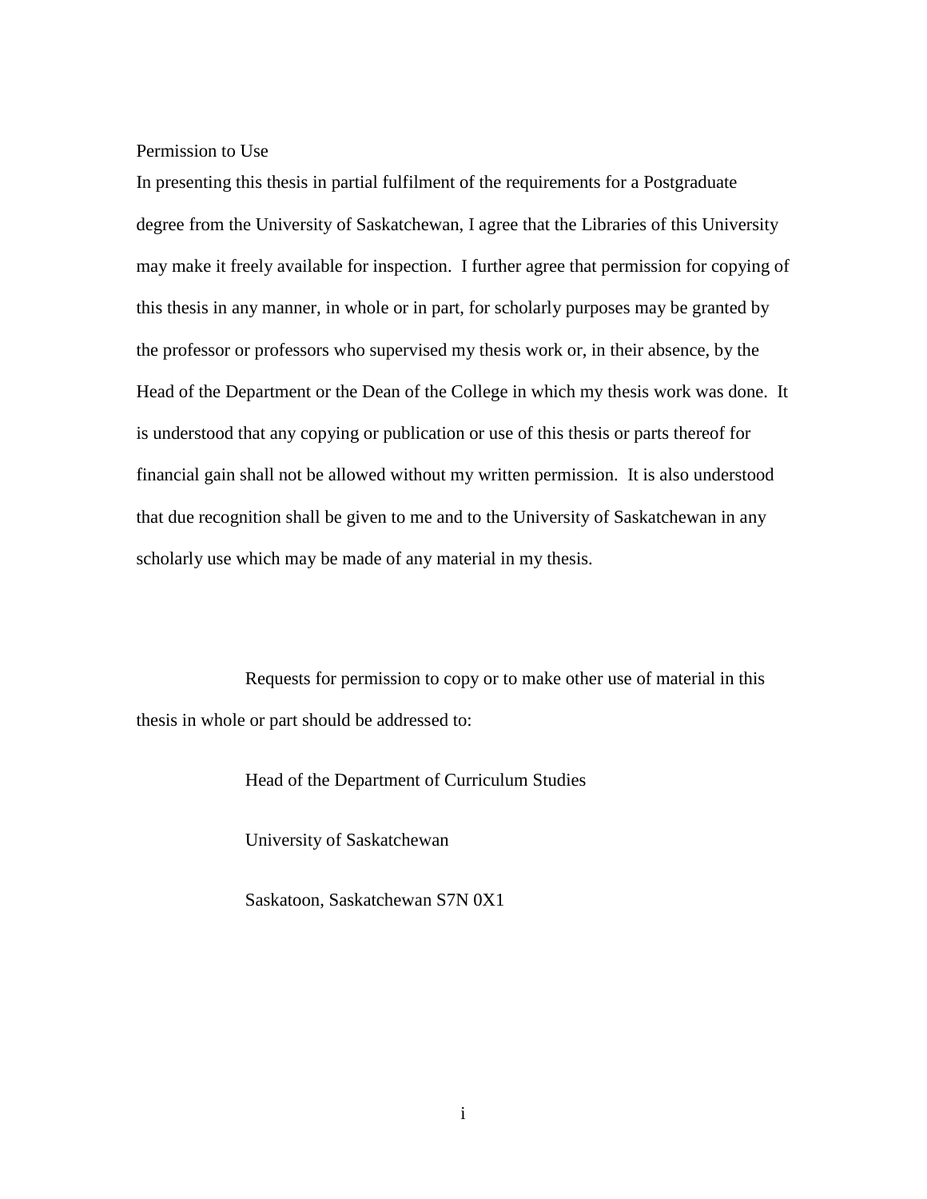# Permission to Use

In presenting this thesis in partial fulfilment of the requirements for a Postgraduate degree from the University of Saskatchewan, I agree that the Libraries of this University may make it freely available for inspection. I further agree that permission for copying of this thesis in any manner, in whole or in part, for scholarly purposes may be granted by the professor or professors who supervised my thesis work or, in their absence, by the Head of the Department or the Dean of the College in which my thesis work was done. It is understood that any copying or publication or use of this thesis or parts thereof for financial gain shall not be allowed without my written permission. It is also understood that due recognition shall be given to me and to the University of Saskatchewan in any scholarly use which may be made of any material in my thesis.

Requests for permission to copy or to make other use of material in this thesis in whole or part should be addressed to:

Head of the Department of Curriculum Studies

University of Saskatchewan

Saskatoon, Saskatchewan S7N 0X1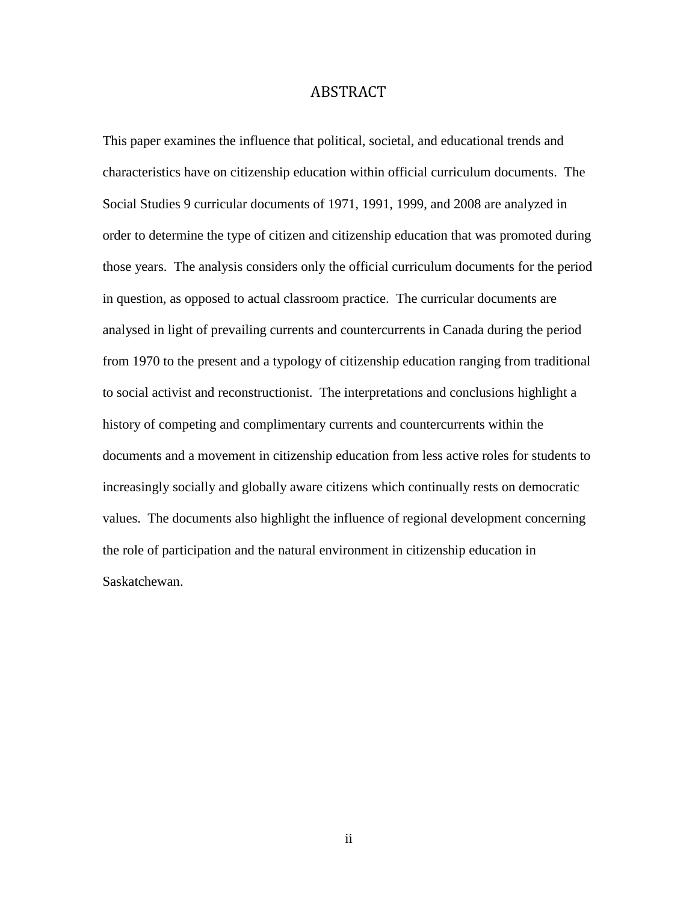# ABSTRACT

This paper examines the influence that political, societal, and educational trends and characteristics have on citizenship education within official curriculum documents. The Social Studies 9 curricular documents of 1971, 1991, 1999, and 2008 are analyzed in order to determine the type of citizen and citizenship education that was promoted during those years. The analysis considers only the official curriculum documents for the period in question, as opposed to actual classroom practice. The curricular documents are analysed in light of prevailing currents and countercurrents in Canada during the period from 1970 to the present and a typology of citizenship education ranging from traditional to social activist and reconstructionist. The interpretations and conclusions highlight a history of competing and complimentary currents and countercurrents within the documents and a movement in citizenship education from less active roles for students to increasingly socially and globally aware citizens which continually rests on democratic values. The documents also highlight the influence of regional development concerning the role of participation and the natural environment in citizenship education in Saskatchewan.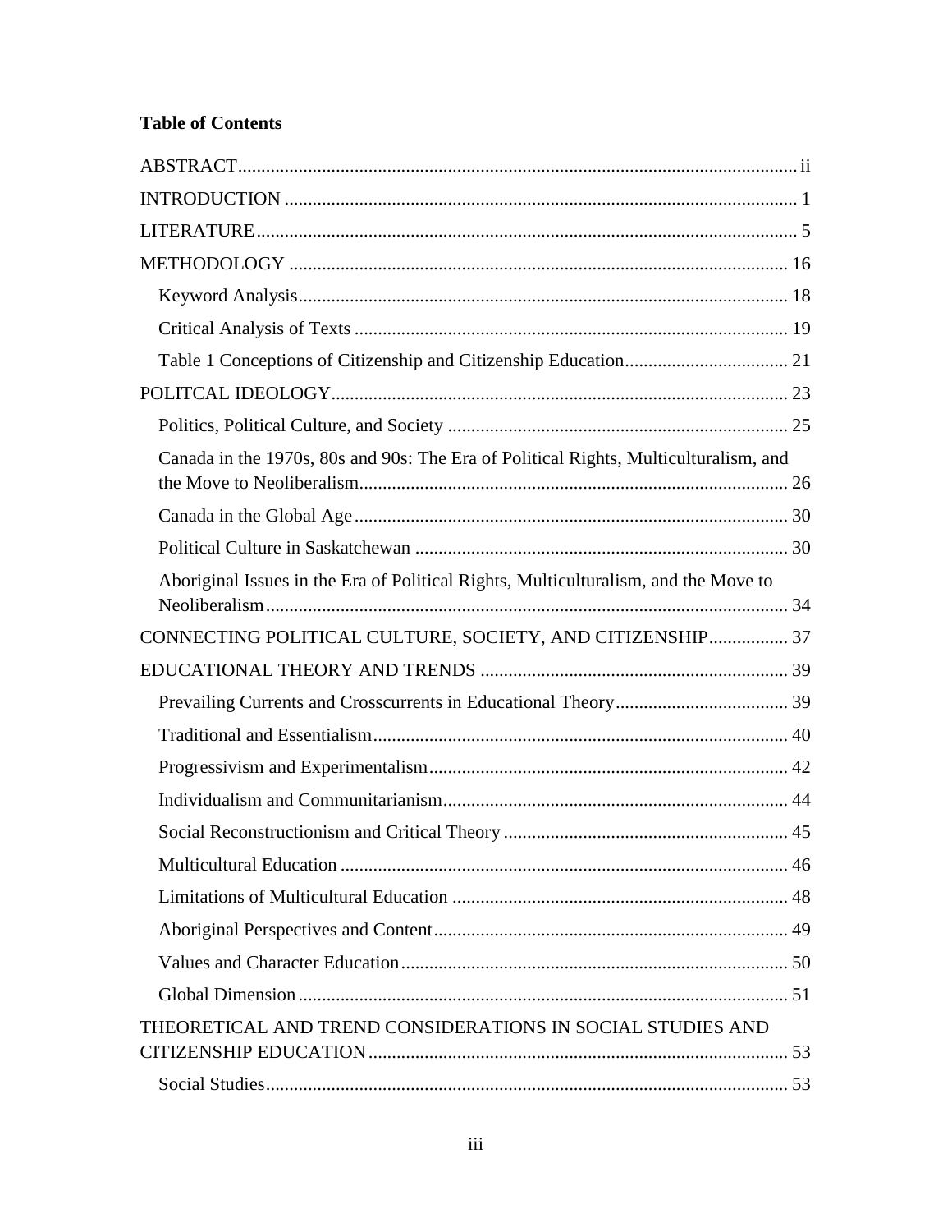**Table of Contents**

ABSTRACT ..... ii

INTRODUCTION ..... 1

LITERATURE ..... 5

METHODOLOGY ..... 16

- Keyword Analysis ..... 18
- Critical Analysis of Texts ..... 19
- Table 1 Conceptions of Citizenship and Citizenship Education ..... 21

POLITCAL IDEOLOGY ..... 23

- Politics, Political Culture, and Society ..... 25
- Canada in the 1970s, 80s and 90s: The Era of Political Rights, Multiculturalism, and the Move to Neoliberalism ..... 26
- Canada in the Global Age ..... 30
- Political Culture in Saskatchewan ..... 30
- Aboriginal Issues in the Era of Political Rights, Multiculturalism, and the Move to Neoliberalism ..... 34

CONNECTING POLITICAL CULTURE, SOCIETY, AND CITIZENSHIP ..... 37

EDUCATIONAL THEORY AND TRENDS ..... 39

- Prevailing Currents and Crosscurrents in Educational Theory ..... 39
- Traditional and Essentialism ..... 40
- Progressivism and Experimentalism ..... 42
- Individualism and Communitarianism ..... 44
- Social Reconstructionism and Critical Theory ..... 45
- Multicultural Education ..... 46
- Limitations of Multicultural Education ..... 48
- Aboriginal Perspectives and Content ..... 49
- Values and Character Education ..... 50
- Global Dimension ..... 51

THEORETICAL AND TREND CONSIDERATIONS IN SOCIAL STUDIES AND CITIZENSHIP EDUCATION ..... 53

- Social Studies ..... 53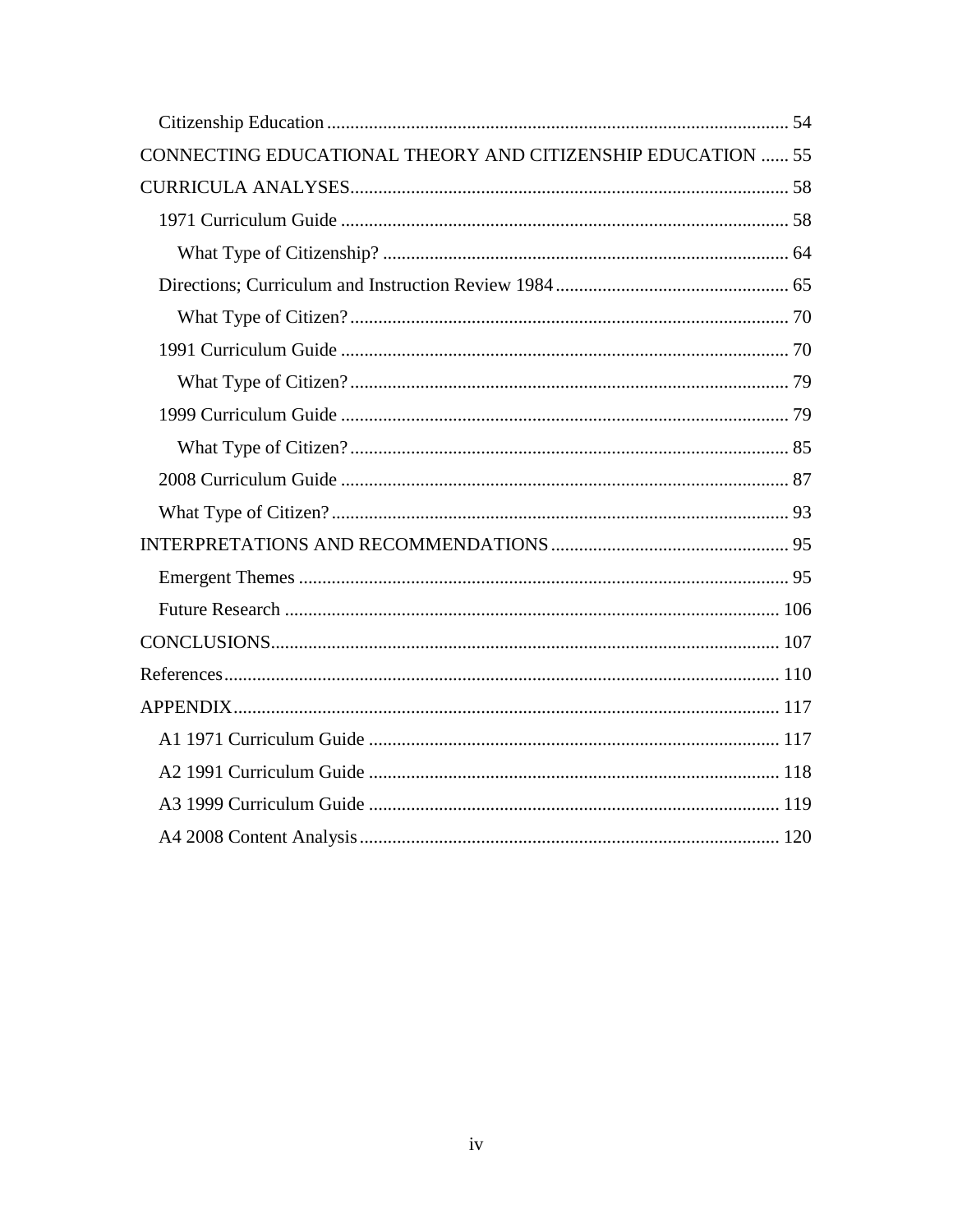- Citizenship Education ... 54
- CONNECTING EDUCATIONAL THEORY AND CITIZENSHIP EDUCATION ... 55
- CURRICULA ANALYSES ... 58
  - 1971 Curriculum Guide ... 58
    - What Type of Citizenship? ... 64
  - Directions; Curriculum and Instruction Review 1984 ... 65
    - What Type of Citizen? ... 70
  - 1991 Curriculum Guide ... 70
    - What Type of Citizen? ... 79
  - 1999 Curriculum Guide ... 79
    - What Type of Citizen? ... 85
  - 2008 Curriculum Guide ... 87
  - What Type of Citizen? ... 93
- INTERPRETATIONS AND RECOMMENDATIONS ... 95
  - Emergent Themes ... 95
  - Future Research ... 106
- CONCLUSIONS ... 107
- References ... 110
- APPENDIX ... 117
  - A1 1971 Curriculum Guide ... 117
  - A2 1991 Curriculum Guide ... 118
  - A3 1999 Curriculum Guide ... 119
  - A4 2008 Content Analysis ... 120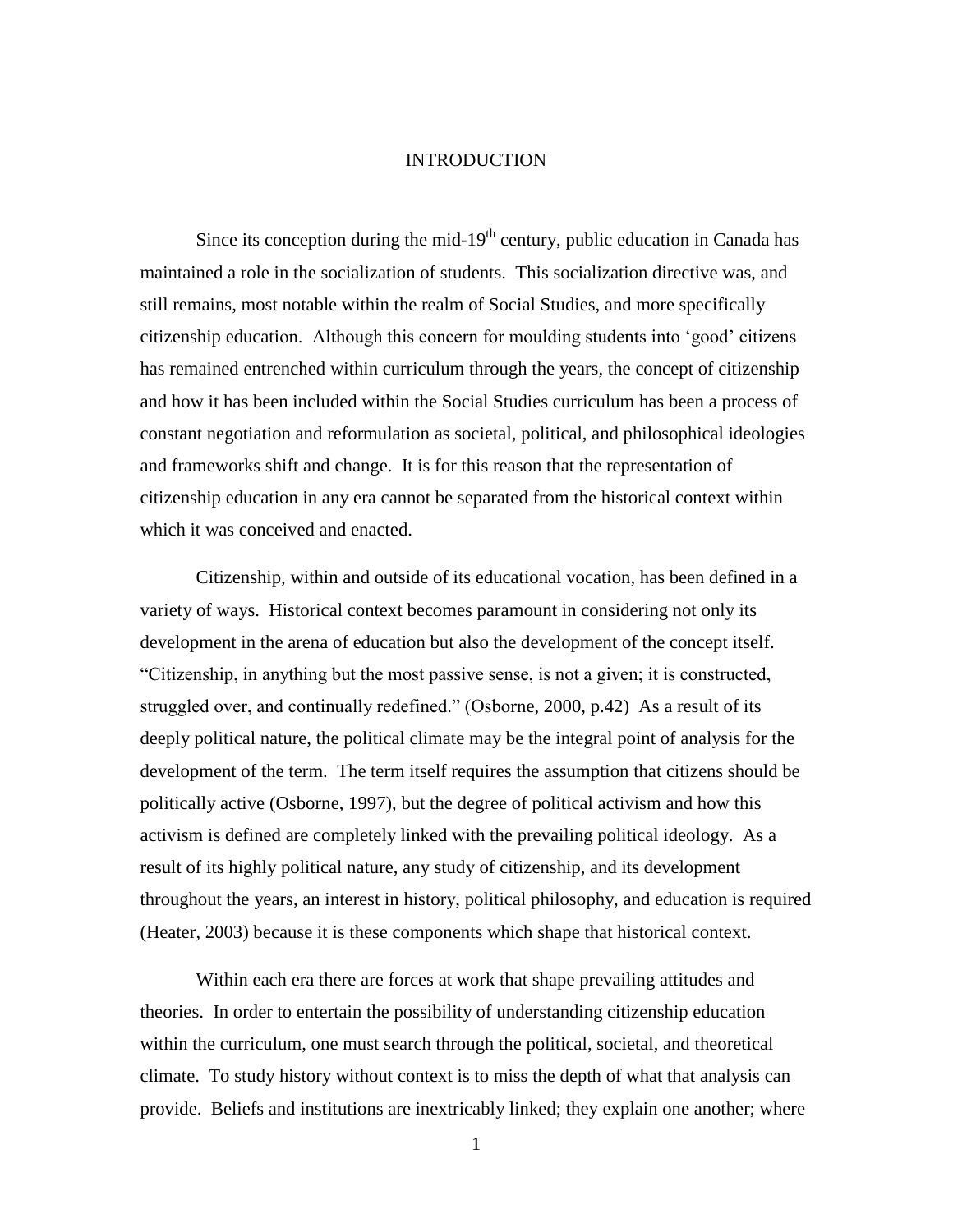# INTRODUCTION

Since its conception during the mid-19th century, public education in Canada has maintained a role in the socialization of students. This socialization directive was, and still remains, most notable within the realm of Social Studies, and more specifically citizenship education. Although this concern for moulding students into 'good' citizens has remained entrenched within curriculum through the years, the concept of citizenship and how it has been included within the Social Studies curriculum has been a process of constant negotiation and reformulation as societal, political, and philosophical ideologies and frameworks shift and change. It is for this reason that the representation of citizenship education in any era cannot be separated from the historical context within which it was conceived and enacted.

Citizenship, within and outside of its educational vocation, has been defined in a variety of ways. Historical context becomes paramount in considering not only its development in the arena of education but also the development of the concept itself. "Citizenship, in anything but the most passive sense, is not a given; it is constructed, struggled over, and continually redefined." (Osborne, 2000, p.42) As a result of its deeply political nature, the political climate may be the integral point of analysis for the development of the term. The term itself requires the assumption that citizens should be politically active (Osborne, 1997), but the degree of political activism and how this activism is defined are completely linked with the prevailing political ideology. As a result of its highly political nature, any study of citizenship, and its development throughout the years, an interest in history, political philosophy, and education is required (Heater, 2003) because it is these components which shape that historical context.

Within each era there are forces at work that shape prevailing attitudes and theories. In order to entertain the possibility of understanding citizenship education within the curriculum, one must search through the political, societal, and theoretical climate. To study history without context is to miss the depth of what that analysis can provide. Beliefs and institutions are inextricably linked; they explain one another; where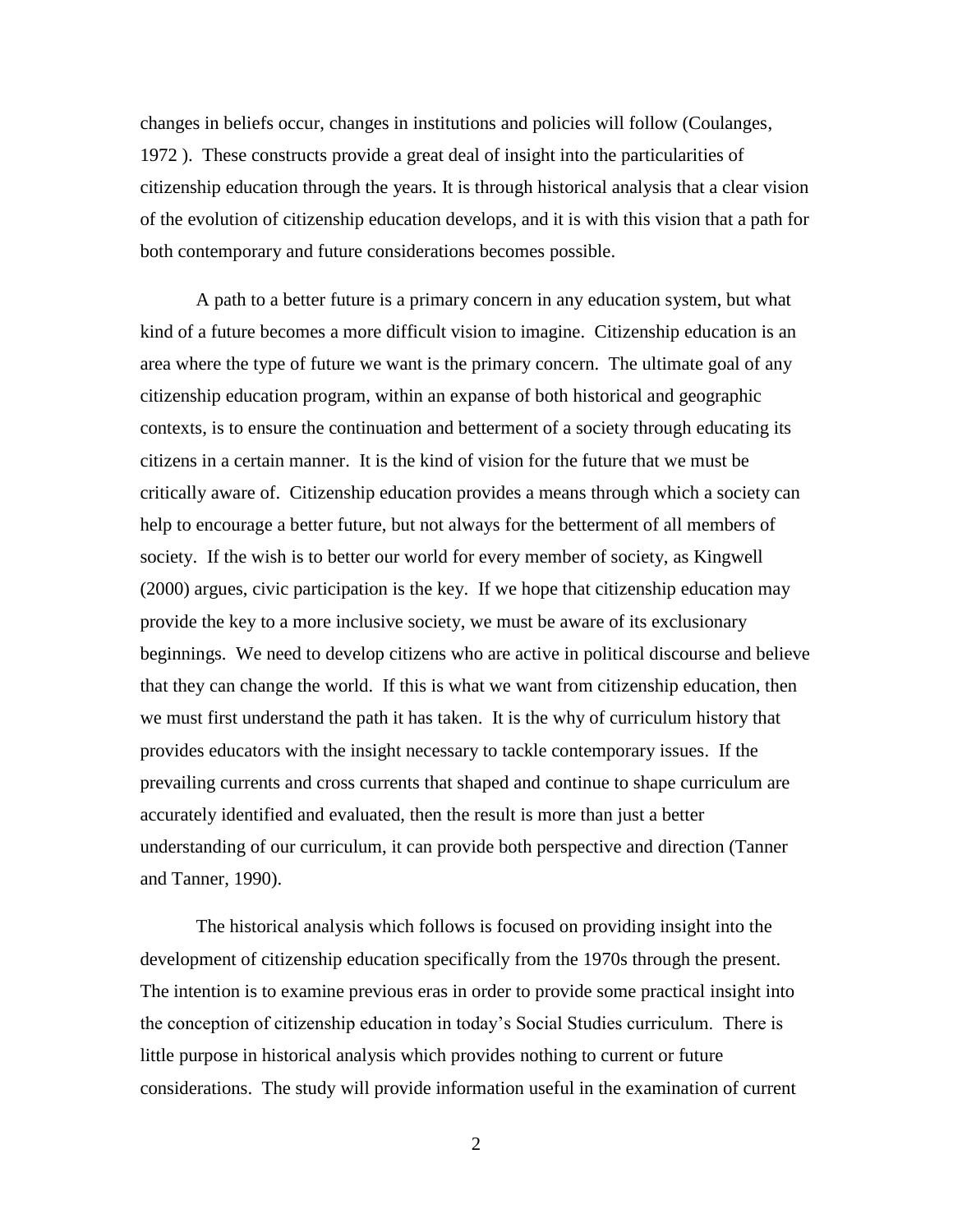changes in beliefs occur, changes in institutions and policies will follow (Coulanges, 1972 ). These constructs provide a great deal of insight into the particularities of citizenship education through the years. It is through historical analysis that a clear vision of the evolution of citizenship education develops, and it is with this vision that a path for both contemporary and future considerations becomes possible.

A path to a better future is a primary concern in any education system, but what kind of a future becomes a more difficult vision to imagine. Citizenship education is an area where the type of future we want is the primary concern. The ultimate goal of any citizenship education program, within an expanse of both historical and geographic contexts, is to ensure the continuation and betterment of a society through educating its citizens in a certain manner. It is the kind of vision for the future that we must be critically aware of. Citizenship education provides a means through which a society can help to encourage a better future, but not always for the betterment of all members of society. If the wish is to better our world for every member of society, as Kingwell (2000) argues, civic participation is the key. If we hope that citizenship education may provide the key to a more inclusive society, we must be aware of its exclusionary beginnings. We need to develop citizens who are active in political discourse and believe that they can change the world. If this is what we want from citizenship education, then we must first understand the path it has taken. It is the why of curriculum history that provides educators with the insight necessary to tackle contemporary issues. If the prevailing currents and cross currents that shaped and continue to shape curriculum are accurately identified and evaluated, then the result is more than just a better understanding of our curriculum, it can provide both perspective and direction (Tanner and Tanner, 1990).

The historical analysis which follows is focused on providing insight into the development of citizenship education specifically from the 1970s through the present. The intention is to examine previous eras in order to provide some practical insight into the conception of citizenship education in today's Social Studies curriculum. There is little purpose in historical analysis which provides nothing to current or future considerations. The study will provide information useful in the examination of current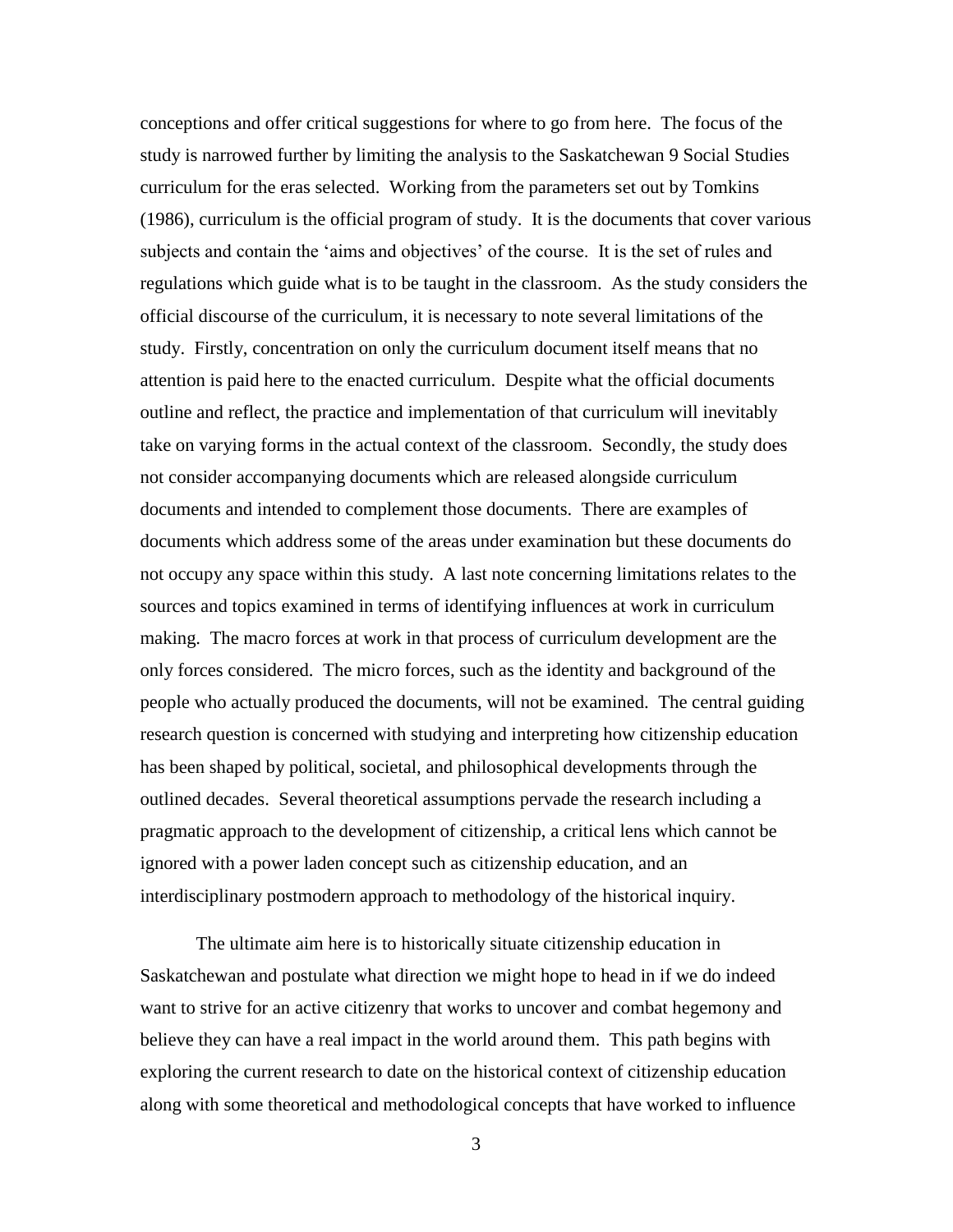conceptions and offer critical suggestions for where to go from here. The focus of the study is narrowed further by limiting the analysis to the Saskatchewan 9 Social Studies curriculum for the eras selected. Working from the parameters set out by Tomkins (1986), curriculum is the official program of study. It is the documents that cover various subjects and contain the 'aims and objectives' of the course. It is the set of rules and regulations which guide what is to be taught in the classroom. As the study considers the official discourse of the curriculum, it is necessary to note several limitations of the study. Firstly, concentration on only the curriculum document itself means that no attention is paid here to the enacted curriculum. Despite what the official documents outline and reflect, the practice and implementation of that curriculum will inevitably take on varying forms in the actual context of the classroom. Secondly, the study does not consider accompanying documents which are released alongside curriculum documents and intended to complement those documents. There are examples of documents which address some of the areas under examination but these documents do not occupy any space within this study. A last note concerning limitations relates to the sources and topics examined in terms of identifying influences at work in curriculum making. The macro forces at work in that process of curriculum development are the only forces considered. The micro forces, such as the identity and background of the people who actually produced the documents, will not be examined. The central guiding research question is concerned with studying and interpreting how citizenship education has been shaped by political, societal, and philosophical developments through the outlined decades. Several theoretical assumptions pervade the research including a pragmatic approach to the development of citizenship, a critical lens which cannot be ignored with a power laden concept such as citizenship education, and an interdisciplinary postmodern approach to methodology of the historical inquiry.

The ultimate aim here is to historically situate citizenship education in Saskatchewan and postulate what direction we might hope to head in if we do indeed want to strive for an active citizenry that works to uncover and combat hegemony and believe they can have a real impact in the world around them. This path begins with exploring the current research to date on the historical context of citizenship education along with some theoretical and methodological concepts that have worked to influence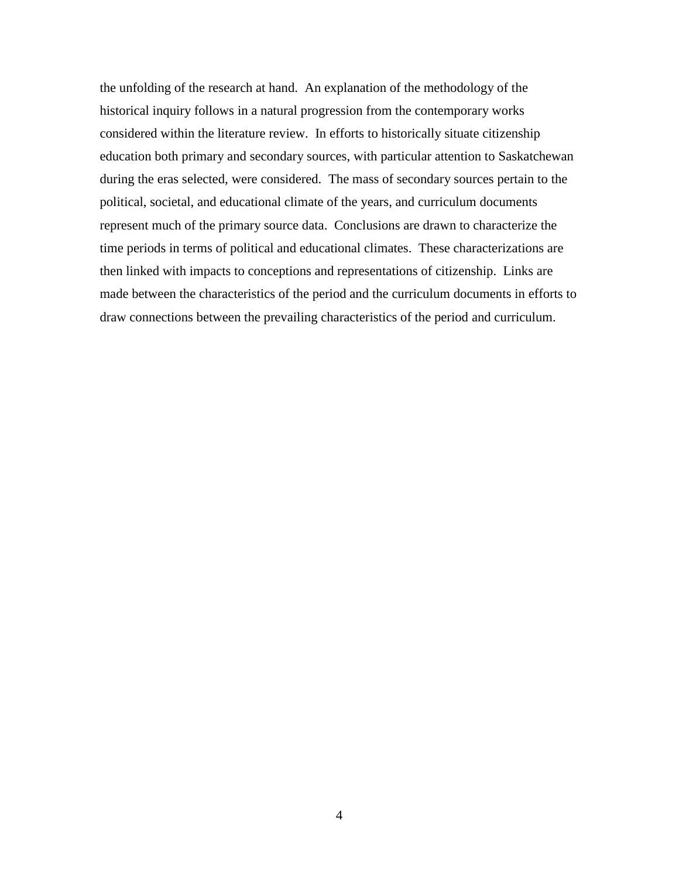the unfolding of the research at hand. An explanation of the methodology of the historical inquiry follows in a natural progression from the contemporary works considered within the literature review. In efforts to historically situate citizenship education both primary and secondary sources, with particular attention to Saskatchewan during the eras selected, were considered. The mass of secondary sources pertain to the political, societal, and educational climate of the years, and curriculum documents represent much of the primary source data. Conclusions are drawn to characterize the time periods in terms of political and educational climates. These characterizations are then linked with impacts to conceptions and representations of citizenship. Links are made between the characteristics of the period and the curriculum documents in efforts to draw connections between the prevailing characteristics of the period and curriculum.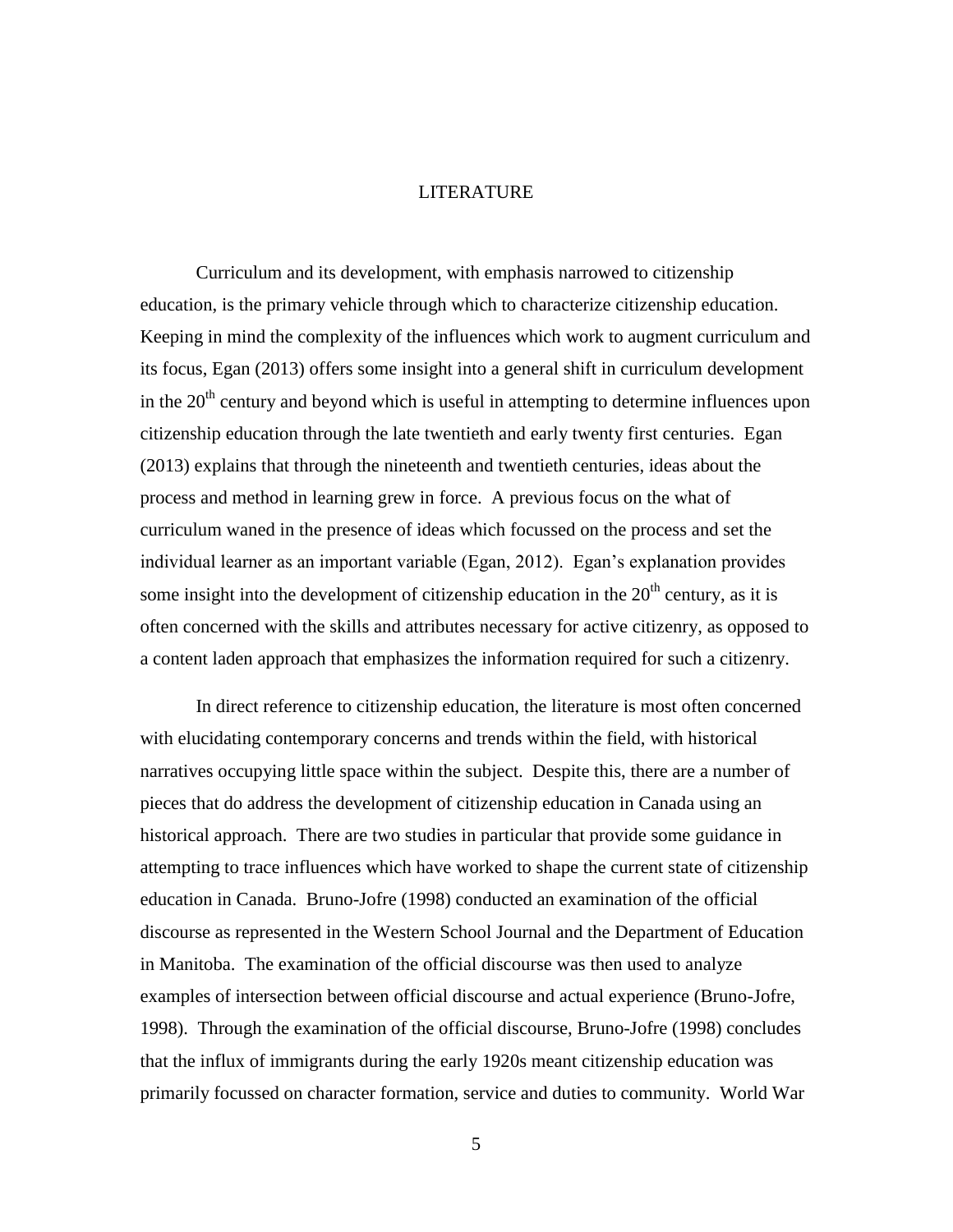# LITERATURE

Curriculum and its development, with emphasis narrowed to citizenship education, is the primary vehicle through which to characterize citizenship education. Keeping in mind the complexity of the influences which work to augment curriculum and its focus, Egan (2013) offers some insight into a general shift in curriculum development in the 20th century and beyond which is useful in attempting to determine influences upon citizenship education through the late twentieth and early twenty first centuries. Egan (2013) explains that through the nineteenth and twentieth centuries, ideas about the process and method in learning grew in force. A previous focus on the what of curriculum waned in the presence of ideas which focussed on the process and set the individual learner as an important variable (Egan, 2012). Egan's explanation provides some insight into the development of citizenship education in the 20th century, as it is often concerned with the skills and attributes necessary for active citizenry, as opposed to a content laden approach that emphasizes the information required for such a citizenry.

In direct reference to citizenship education, the literature is most often concerned with elucidating contemporary concerns and trends within the field, with historical narratives occupying little space within the subject. Despite this, there are a number of pieces that do address the development of citizenship education in Canada using an historical approach. There are two studies in particular that provide some guidance in attempting to trace influences which have worked to shape the current state of citizenship education in Canada. Bruno-Jofre (1998) conducted an examination of the official discourse as represented in the Western School Journal and the Department of Education in Manitoba. The examination of the official discourse was then used to analyze examples of intersection between official discourse and actual experience (Bruno-Jofre, 1998). Through the examination of the official discourse, Bruno-Jofre (1998) concludes that the influx of immigrants during the early 1920s meant citizenship education was primarily focussed on character formation, service and duties to community. World War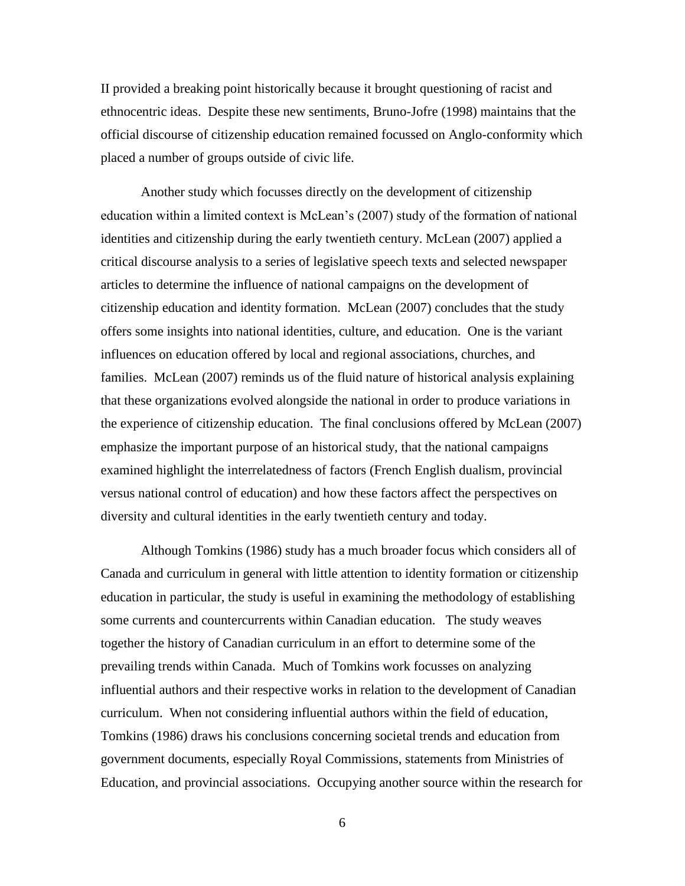II provided a breaking point historically because it brought questioning of racist and ethnocentric ideas. Despite these new sentiments, Bruno-Jofre (1998) maintains that the official discourse of citizenship education remained focussed on Anglo-conformity which placed a number of groups outside of civic life.

Another study which focusses directly on the development of citizenship education within a limited context is McLean's (2007) study of the formation of national identities and citizenship during the early twentieth century. McLean (2007) applied a critical discourse analysis to a series of legislative speech texts and selected newspaper articles to determine the influence of national campaigns on the development of citizenship education and identity formation. McLean (2007) concludes that the study offers some insights into national identities, culture, and education. One is the variant influences on education offered by local and regional associations, churches, and families. McLean (2007) reminds us of the fluid nature of historical analysis explaining that these organizations evolved alongside the national in order to produce variations in the experience of citizenship education. The final conclusions offered by McLean (2007) emphasize the important purpose of an historical study, that the national campaigns examined highlight the interrelatedness of factors (French English dualism, provincial versus national control of education) and how these factors affect the perspectives on diversity and cultural identities in the early twentieth century and today.

Although Tomkins (1986) study has a much broader focus which considers all of Canada and curriculum in general with little attention to identity formation or citizenship education in particular, the study is useful in examining the methodology of establishing some currents and countercurrents within Canadian education. The study weaves together the history of Canadian curriculum in an effort to determine some of the prevailing trends within Canada. Much of Tomkins work focusses on analyzing influential authors and their respective works in relation to the development of Canadian curriculum. When not considering influential authors within the field of education, Tomkins (1986) draws his conclusions concerning societal trends and education from government documents, especially Royal Commissions, statements from Ministries of Education, and provincial associations. Occupying another source within the research for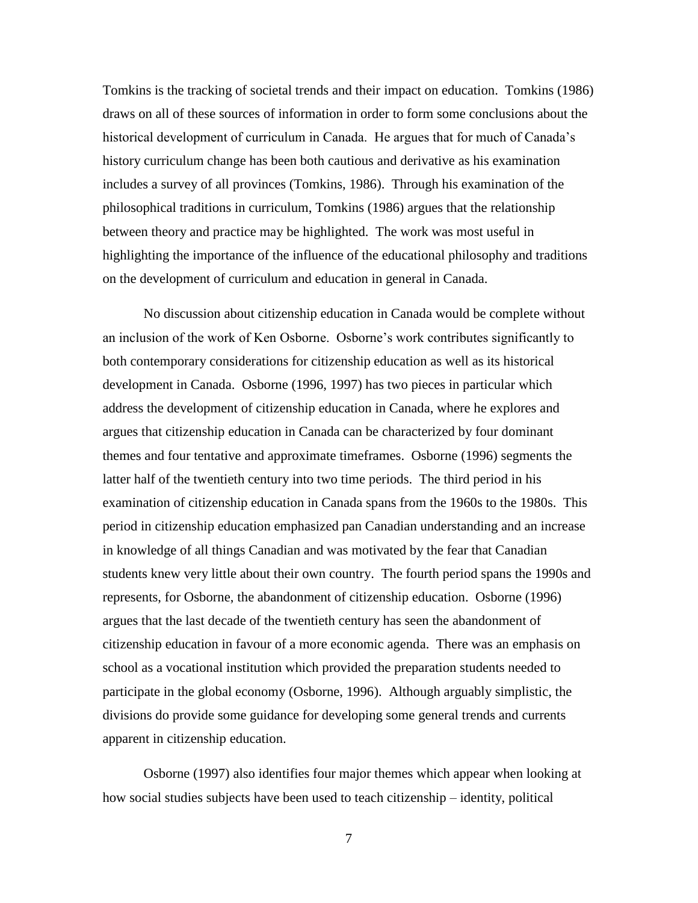Tomkins is the tracking of societal trends and their impact on education. Tomkins (1986) draws on all of these sources of information in order to form some conclusions about the historical development of curriculum in Canada. He argues that for much of Canada's history curriculum change has been both cautious and derivative as his examination includes a survey of all provinces (Tomkins, 1986). Through his examination of the philosophical traditions in curriculum, Tomkins (1986) argues that the relationship between theory and practice may be highlighted. The work was most useful in highlighting the importance of the influence of the educational philosophy and traditions on the development of curriculum and education in general in Canada.

No discussion about citizenship education in Canada would be complete without an inclusion of the work of Ken Osborne. Osborne's work contributes significantly to both contemporary considerations for citizenship education as well as its historical development in Canada. Osborne (1996, 1997) has two pieces in particular which address the development of citizenship education in Canada, where he explores and argues that citizenship education in Canada can be characterized by four dominant themes and four tentative and approximate timeframes. Osborne (1996) segments the latter half of the twentieth century into two time periods. The third period in his examination of citizenship education in Canada spans from the 1960s to the 1980s. This period in citizenship education emphasized pan Canadian understanding and an increase in knowledge of all things Canadian and was motivated by the fear that Canadian students knew very little about their own country. The fourth period spans the 1990s and represents, for Osborne, the abandonment of citizenship education. Osborne (1996) argues that the last decade of the twentieth century has seen the abandonment of citizenship education in favour of a more economic agenda. There was an emphasis on school as a vocational institution which provided the preparation students needed to participate in the global economy (Osborne, 1996). Although arguably simplistic, the divisions do provide some guidance for developing some general trends and currents apparent in citizenship education.

Osborne (1997) also identifies four major themes which appear when looking at how social studies subjects have been used to teach citizenship – identity, political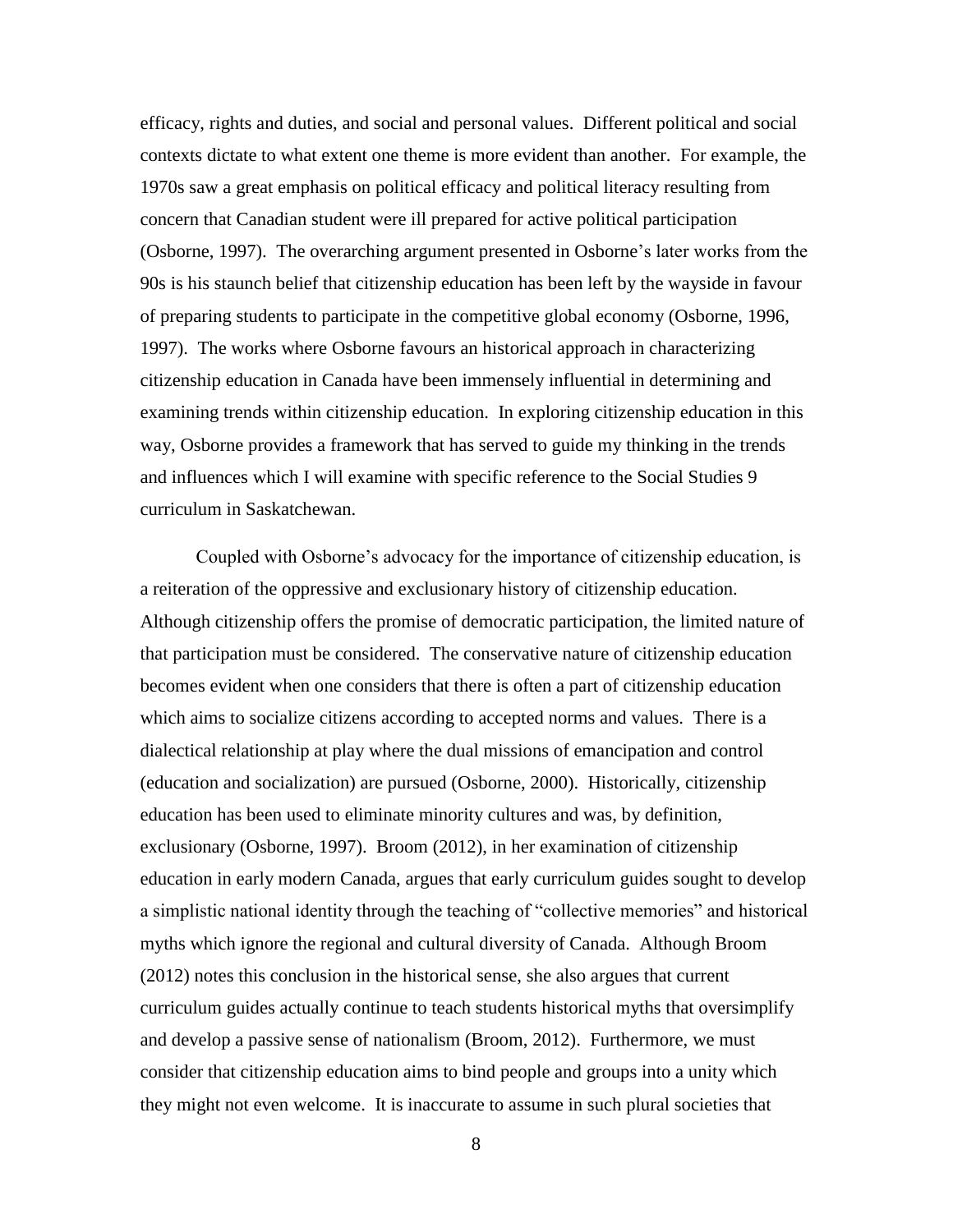efficacy, rights and duties, and social and personal values. Different political and social contexts dictate to what extent one theme is more evident than another. For example, the 1970s saw a great emphasis on political efficacy and political literacy resulting from concern that Canadian student were ill prepared for active political participation (Osborne, 1997). The overarching argument presented in Osborne's later works from the 90s is his staunch belief that citizenship education has been left by the wayside in favour of preparing students to participate in the competitive global economy (Osborne, 1996, 1997). The works where Osborne favours an historical approach in characterizing citizenship education in Canada have been immensely influential in determining and examining trends within citizenship education. In exploring citizenship education in this way, Osborne provides a framework that has served to guide my thinking in the trends and influences which I will examine with specific reference to the Social Studies 9 curriculum in Saskatchewan.

Coupled with Osborne's advocacy for the importance of citizenship education, is a reiteration of the oppressive and exclusionary history of citizenship education. Although citizenship offers the promise of democratic participation, the limited nature of that participation must be considered. The conservative nature of citizenship education becomes evident when one considers that there is often a part of citizenship education which aims to socialize citizens according to accepted norms and values. There is a dialectical relationship at play where the dual missions of emancipation and control (education and socialization) are pursued (Osborne, 2000). Historically, citizenship education has been used to eliminate minority cultures and was, by definition, exclusionary (Osborne, 1997). Broom (2012), in her examination of citizenship education in early modern Canada, argues that early curriculum guides sought to develop a simplistic national identity through the teaching of "collective memories" and historical myths which ignore the regional and cultural diversity of Canada. Although Broom (2012) notes this conclusion in the historical sense, she also argues that current curriculum guides actually continue to teach students historical myths that oversimplify and develop a passive sense of nationalism (Broom, 2012). Furthermore, we must consider that citizenship education aims to bind people and groups into a unity which they might not even welcome. It is inaccurate to assume in such plural societies that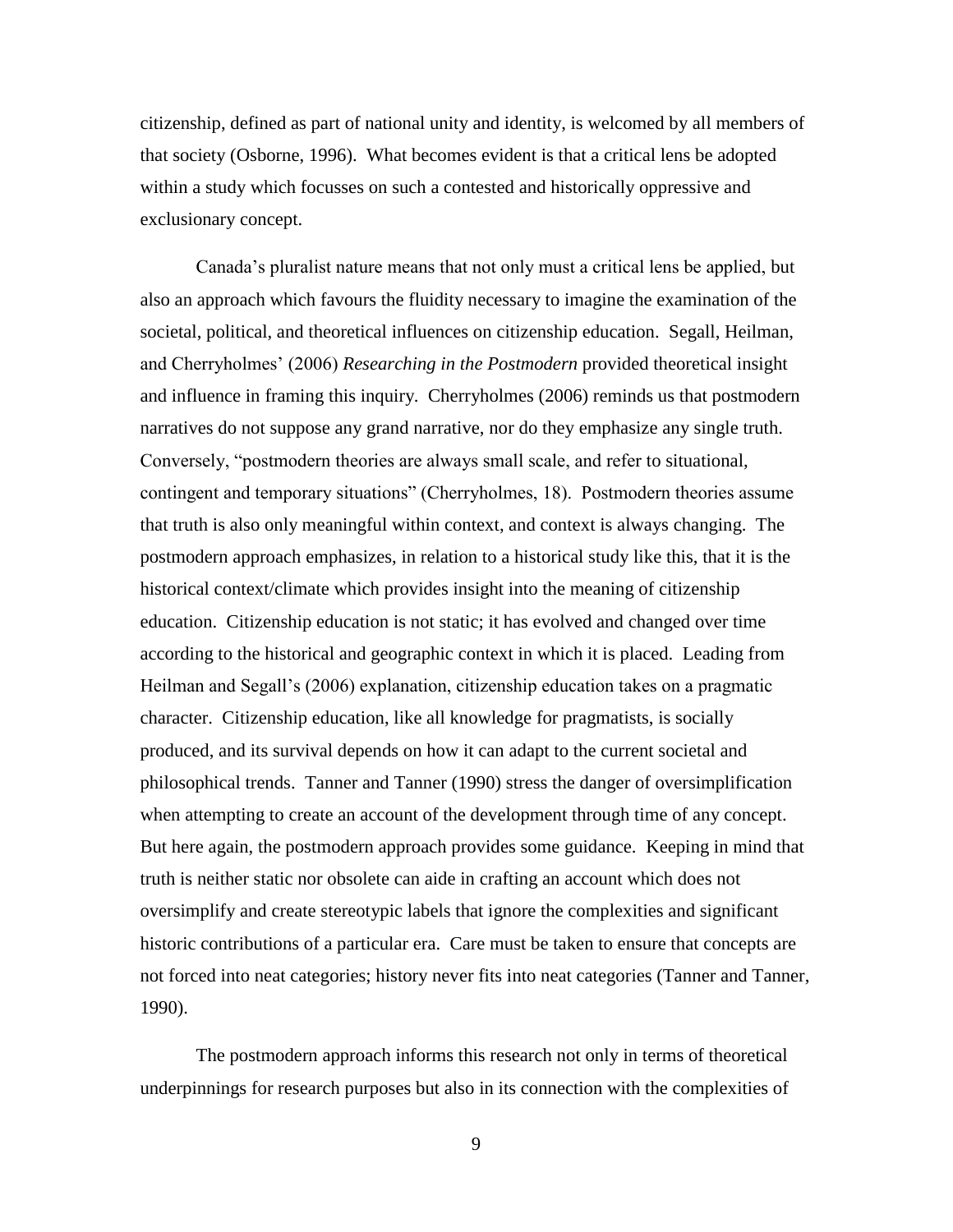citizenship, defined as part of national unity and identity, is welcomed by all members of that society (Osborne, 1996). What becomes evident is that a critical lens be adopted within a study which focusses on such a contested and historically oppressive and exclusionary concept.

Canada's pluralist nature means that not only must a critical lens be applied, but also an approach which favours the fluidity necessary to imagine the examination of the societal, political, and theoretical influences on citizenship education. Segall, Heilman, and Cherryholmes' (2006) *Researching in the Postmodern* provided theoretical insight and influence in framing this inquiry. Cherryholmes (2006) reminds us that postmodern narratives do not suppose any grand narrative, nor do they emphasize any single truth. Conversely, "postmodern theories are always small scale, and refer to situational, contingent and temporary situations" (Cherryholmes, 18). Postmodern theories assume that truth is also only meaningful within context, and context is always changing. The postmodern approach emphasizes, in relation to a historical study like this, that it is the historical context/climate which provides insight into the meaning of citizenship education. Citizenship education is not static; it has evolved and changed over time according to the historical and geographic context in which it is placed. Leading from Heilman and Segall's (2006) explanation, citizenship education takes on a pragmatic character. Citizenship education, like all knowledge for pragmatists, is socially produced, and its survival depends on how it can adapt to the current societal and philosophical trends. Tanner and Tanner (1990) stress the danger of oversimplification when attempting to create an account of the development through time of any concept. But here again, the postmodern approach provides some guidance. Keeping in mind that truth is neither static nor obsolete can aide in crafting an account which does not oversimplify and create stereotypic labels that ignore the complexities and significant historic contributions of a particular era. Care must be taken to ensure that concepts are not forced into neat categories; history never fits into neat categories (Tanner and Tanner, 1990).

The postmodern approach informs this research not only in terms of theoretical underpinnings for research purposes but also in its connection with the complexities of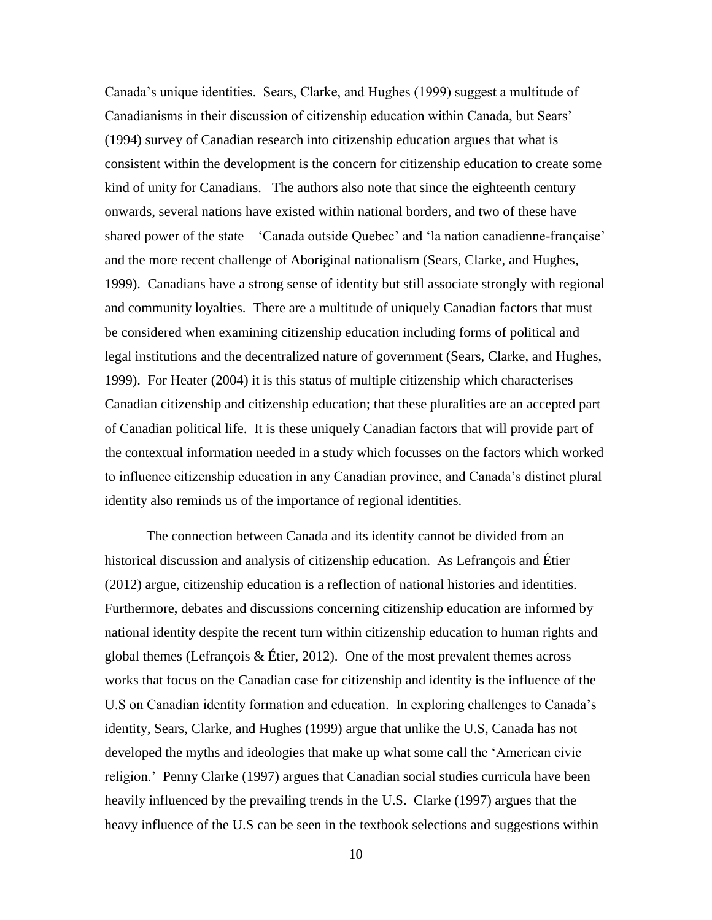Canada's unique identities. Sears, Clarke, and Hughes (1999) suggest a multitude of Canadianisms in their discussion of citizenship education within Canada, but Sears' (1994) survey of Canadian research into citizenship education argues that what is consistent within the development is the concern for citizenship education to create some kind of unity for Canadians. The authors also note that since the eighteenth century onwards, several nations have existed within national borders, and two of these have shared power of the state – 'Canada outside Quebec' and 'la nation canadienne-française' and the more recent challenge of Aboriginal nationalism (Sears, Clarke, and Hughes, 1999). Canadians have a strong sense of identity but still associate strongly with regional and community loyalties. There are a multitude of uniquely Canadian factors that must be considered when examining citizenship education including forms of political and legal institutions and the decentralized nature of government (Sears, Clarke, and Hughes, 1999). For Heater (2004) it is this status of multiple citizenship which characterises Canadian citizenship and citizenship education; that these pluralities are an accepted part of Canadian political life. It is these uniquely Canadian factors that will provide part of the contextual information needed in a study which focusses on the factors which worked to influence citizenship education in any Canadian province, and Canada's distinct plural identity also reminds us of the importance of regional identities.

The connection between Canada and its identity cannot be divided from an historical discussion and analysis of citizenship education. As Lefrançois and Étier (2012) argue, citizenship education is a reflection of national histories and identities. Furthermore, debates and discussions concerning citizenship education are informed by national identity despite the recent turn within citizenship education to human rights and global themes (Lefrançois & Étier, 2012). One of the most prevalent themes across works that focus on the Canadian case for citizenship and identity is the influence of the U.S on Canadian identity formation and education. In exploring challenges to Canada's identity, Sears, Clarke, and Hughes (1999) argue that unlike the U.S, Canada has not developed the myths and ideologies that make up what some call the 'American civic religion.' Penny Clarke (1997) argues that Canadian social studies curricula have been heavily influenced by the prevailing trends in the U.S. Clarke (1997) argues that the heavy influence of the U.S can be seen in the textbook selections and suggestions within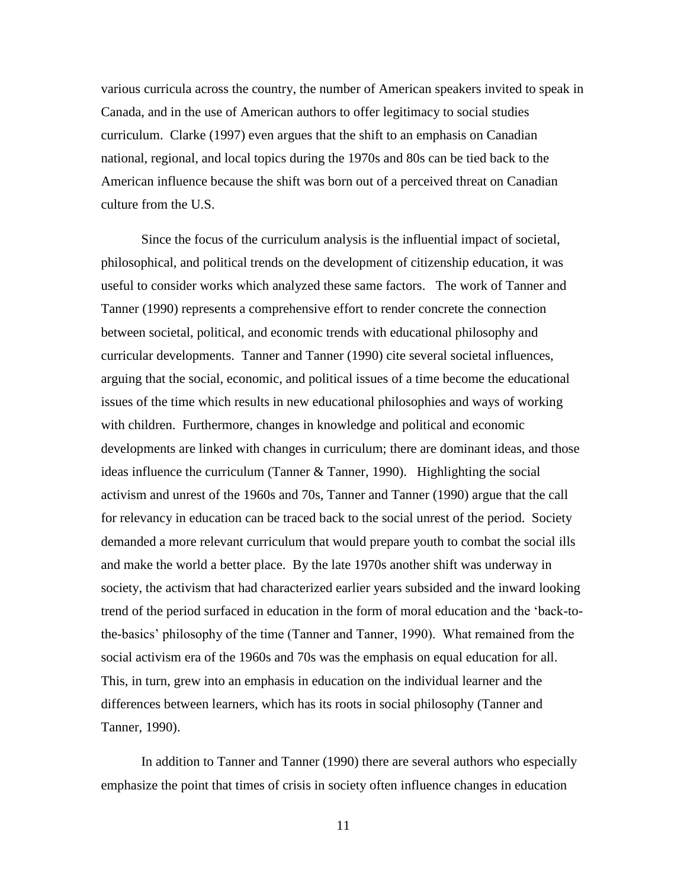various curricula across the country, the number of American speakers invited to speak in Canada, and in the use of American authors to offer legitimacy to social studies curriculum. Clarke (1997) even argues that the shift to an emphasis on Canadian national, regional, and local topics during the 1970s and 80s can be tied back to the American influence because the shift was born out of a perceived threat on Canadian culture from the U.S.

Since the focus of the curriculum analysis is the influential impact of societal, philosophical, and political trends on the development of citizenship education, it was useful to consider works which analyzed these same factors. The work of Tanner and Tanner (1990) represents a comprehensive effort to render concrete the connection between societal, political, and economic trends with educational philosophy and curricular developments. Tanner and Tanner (1990) cite several societal influences, arguing that the social, economic, and political issues of a time become the educational issues of the time which results in new educational philosophies and ways of working with children. Furthermore, changes in knowledge and political and economic developments are linked with changes in curriculum; there are dominant ideas, and those ideas influence the curriculum (Tanner & Tanner, 1990). Highlighting the social activism and unrest of the 1960s and 70s, Tanner and Tanner (1990) argue that the call for relevancy in education can be traced back to the social unrest of the period. Society demanded a more relevant curriculum that would prepare youth to combat the social ills and make the world a better place. By the late 1970s another shift was underway in society, the activism that had characterized earlier years subsided and the inward looking trend of the period surfaced in education in the form of moral education and the 'back-to-the-basics' philosophy of the time (Tanner and Tanner, 1990). What remained from the social activism era of the 1960s and 70s was the emphasis on equal education for all. This, in turn, grew into an emphasis in education on the individual learner and the differences between learners, which has its roots in social philosophy (Tanner and Tanner, 1990).

In addition to Tanner and Tanner (1990) there are several authors who especially emphasize the point that times of crisis in society often influence changes in education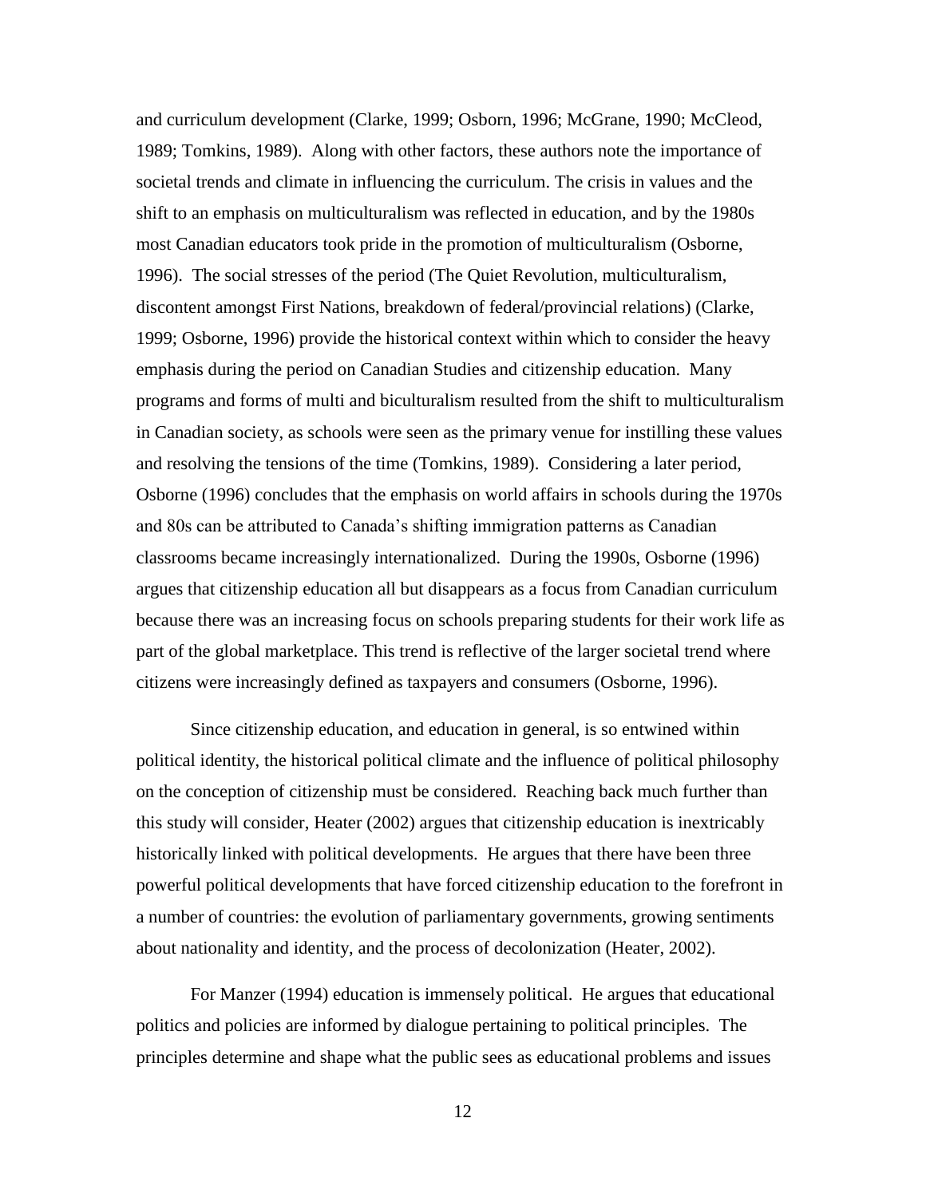and curriculum development (Clarke, 1999; Osborn, 1996; McGrane, 1990; McCleod, 1989; Tomkins, 1989). Along with other factors, these authors note the importance of societal trends and climate in influencing the curriculum. The crisis in values and the shift to an emphasis on multiculturalism was reflected in education, and by the 1980s most Canadian educators took pride in the promotion of multiculturalism (Osborne, 1996). The social stresses of the period (The Quiet Revolution, multiculturalism, discontent amongst First Nations, breakdown of federal/provincial relations) (Clarke, 1999; Osborne, 1996) provide the historical context within which to consider the heavy emphasis during the period on Canadian Studies and citizenship education. Many programs and forms of multi and biculturalism resulted from the shift to multiculturalism in Canadian society, as schools were seen as the primary venue for instilling these values and resolving the tensions of the time (Tomkins, 1989). Considering a later period, Osborne (1996) concludes that the emphasis on world affairs in schools during the 1970s and 80s can be attributed to Canada's shifting immigration patterns as Canadian classrooms became increasingly internationalized. During the 1990s, Osborne (1996) argues that citizenship education all but disappears as a focus from Canadian curriculum because there was an increasing focus on schools preparing students for their work life as part of the global marketplace. This trend is reflective of the larger societal trend where citizens were increasingly defined as taxpayers and consumers (Osborne, 1996).

Since citizenship education, and education in general, is so entwined within political identity, the historical political climate and the influence of political philosophy on the conception of citizenship must be considered. Reaching back much further than this study will consider, Heater (2002) argues that citizenship education is inextricably historically linked with political developments. He argues that there have been three powerful political developments that have forced citizenship education to the forefront in a number of countries: the evolution of parliamentary governments, growing sentiments about nationality and identity, and the process of decolonization (Heater, 2002).

For Manzer (1994) education is immensely political. He argues that educational politics and policies are informed by dialogue pertaining to political principles. The principles determine and shape what the public sees as educational problems and issues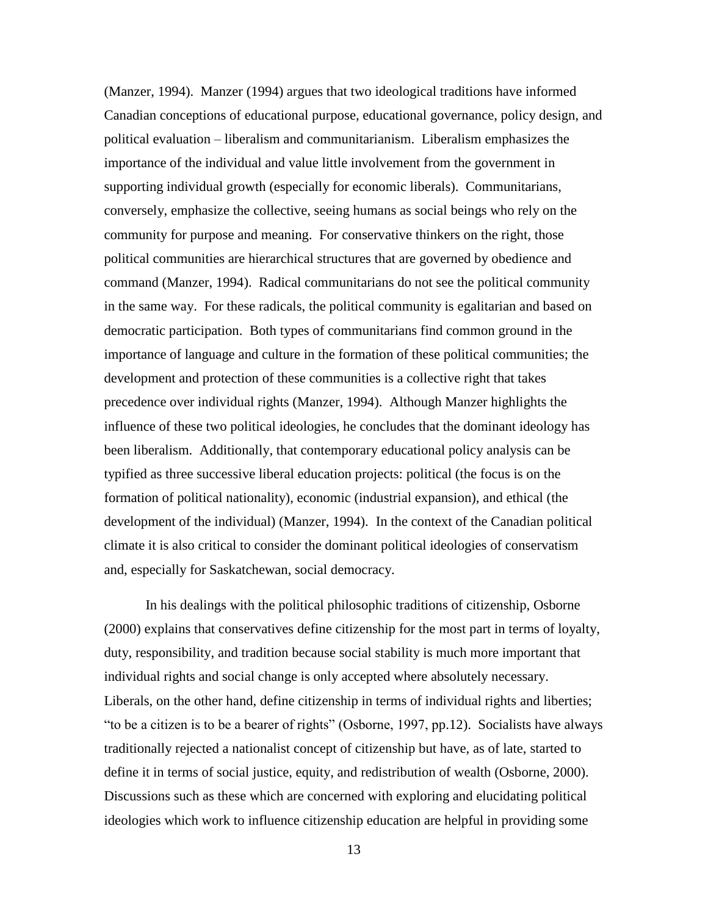(Manzer, 1994). Manzer (1994) argues that two ideological traditions have informed Canadian conceptions of educational purpose, educational governance, policy design, and political evaluation – liberalism and communitarianism. Liberalism emphasizes the importance of the individual and value little involvement from the government in supporting individual growth (especially for economic liberals). Communitarians, conversely, emphasize the collective, seeing humans as social beings who rely on the community for purpose and meaning. For conservative thinkers on the right, those political communities are hierarchical structures that are governed by obedience and command (Manzer, 1994). Radical communitarians do not see the political community in the same way. For these radicals, the political community is egalitarian and based on democratic participation. Both types of communitarians find common ground in the importance of language and culture in the formation of these political communities; the development and protection of these communities is a collective right that takes precedence over individual rights (Manzer, 1994). Although Manzer highlights the influence of these two political ideologies, he concludes that the dominant ideology has been liberalism. Additionally, that contemporary educational policy analysis can be typified as three successive liberal education projects: political (the focus is on the formation of political nationality), economic (industrial expansion), and ethical (the development of the individual) (Manzer, 1994). In the context of the Canadian political climate it is also critical to consider the dominant political ideologies of conservatism and, especially for Saskatchewan, social democracy.

In his dealings with the political philosophic traditions of citizenship, Osborne (2000) explains that conservatives define citizenship for the most part in terms of loyalty, duty, responsibility, and tradition because social stability is much more important that individual rights and social change is only accepted where absolutely necessary. Liberals, on the other hand, define citizenship in terms of individual rights and liberties; "to be a citizen is to be a bearer of rights" (Osborne, 1997, pp.12). Socialists have always traditionally rejected a nationalist concept of citizenship but have, as of late, started to define it in terms of social justice, equity, and redistribution of wealth (Osborne, 2000). Discussions such as these which are concerned with exploring and elucidating political ideologies which work to influence citizenship education are helpful in providing some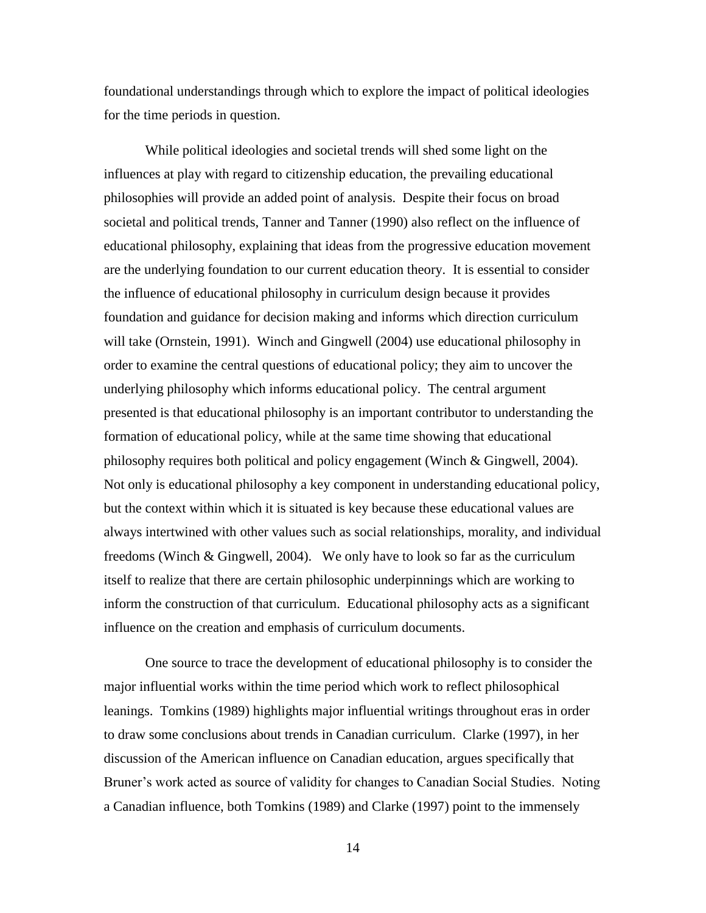foundational understandings through which to explore the impact of political ideologies for the time periods in question.

While political ideologies and societal trends will shed some light on the influences at play with regard to citizenship education, the prevailing educational philosophies will provide an added point of analysis. Despite their focus on broad societal and political trends, Tanner and Tanner (1990) also reflect on the influence of educational philosophy, explaining that ideas from the progressive education movement are the underlying foundation to our current education theory. It is essential to consider the influence of educational philosophy in curriculum design because it provides foundation and guidance for decision making and informs which direction curriculum will take (Ornstein, 1991). Winch and Gingwell (2004) use educational philosophy in order to examine the central questions of educational policy; they aim to uncover the underlying philosophy which informs educational policy. The central argument presented is that educational philosophy is an important contributor to understanding the formation of educational policy, while at the same time showing that educational philosophy requires both political and policy engagement (Winch & Gingwell, 2004). Not only is educational philosophy a key component in understanding educational policy, but the context within which it is situated is key because these educational values are always intertwined with other values such as social relationships, morality, and individual freedoms (Winch & Gingwell, 2004). We only have to look so far as the curriculum itself to realize that there are certain philosophic underpinnings which are working to inform the construction of that curriculum. Educational philosophy acts as a significant influence on the creation and emphasis of curriculum documents.

One source to trace the development of educational philosophy is to consider the major influential works within the time period which work to reflect philosophical leanings. Tomkins (1989) highlights major influential writings throughout eras in order to draw some conclusions about trends in Canadian curriculum. Clarke (1997), in her discussion of the American influence on Canadian education, argues specifically that Bruner's work acted as source of validity for changes to Canadian Social Studies. Noting a Canadian influence, both Tomkins (1989) and Clarke (1997) point to the immensely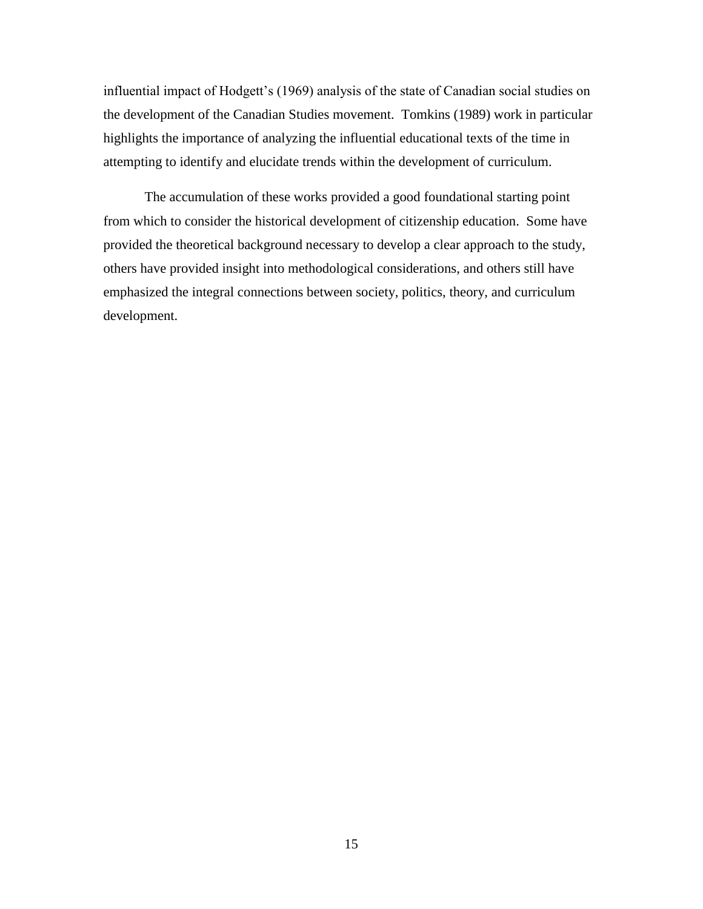influential impact of Hodgett's (1969) analysis of the state of Canadian social studies on the development of the Canadian Studies movement. Tomkins (1989) work in particular highlights the importance of analyzing the influential educational texts of the time in attempting to identify and elucidate trends within the development of curriculum.

The accumulation of these works provided a good foundational starting point from which to consider the historical development of citizenship education. Some have provided the theoretical background necessary to develop a clear approach to the study, others have provided insight into methodological considerations, and others still have emphasized the integral connections between society, politics, theory, and curriculum development.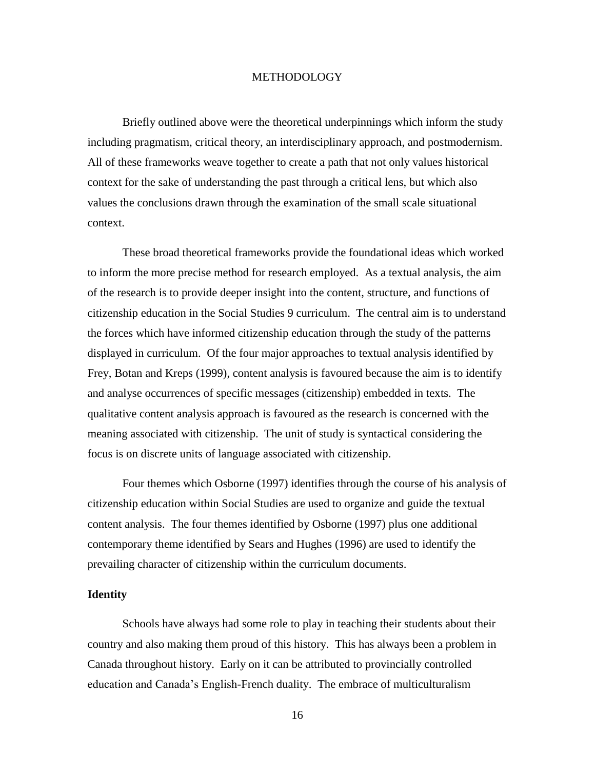# METHODOLOGY

Briefly outlined above were the theoretical underpinnings which inform the study including pragmatism, critical theory, an interdisciplinary approach, and postmodernism. All of these frameworks weave together to create a path that not only values historical context for the sake of understanding the past through a critical lens, but which also values the conclusions drawn through the examination of the small scale situational context.

These broad theoretical frameworks provide the foundational ideas which worked to inform the more precise method for research employed. As a textual analysis, the aim of the research is to provide deeper insight into the content, structure, and functions of citizenship education in the Social Studies 9 curriculum. The central aim is to understand the forces which have informed citizenship education through the study of the patterns displayed in curriculum. Of the four major approaches to textual analysis identified by Frey, Botan and Kreps (1999), content analysis is favoured because the aim is to identify and analyse occurrences of specific messages (citizenship) embedded in texts. The qualitative content analysis approach is favoured as the research is concerned with the meaning associated with citizenship. The unit of study is syntactical considering the focus is on discrete units of language associated with citizenship.

Four themes which Osborne (1997) identifies through the course of his analysis of citizenship education within Social Studies are used to organize and guide the textual content analysis. The four themes identified by Osborne (1997) plus one additional contemporary theme identified by Sears and Hughes (1996) are used to identify the prevailing character of citizenship within the curriculum documents.

## Identity

Schools have always had some role to play in teaching their students about their country and also making them proud of this history. This has always been a problem in Canada throughout history. Early on it can be attributed to provincially controlled education and Canada's English-French duality. The embrace of multiculturalism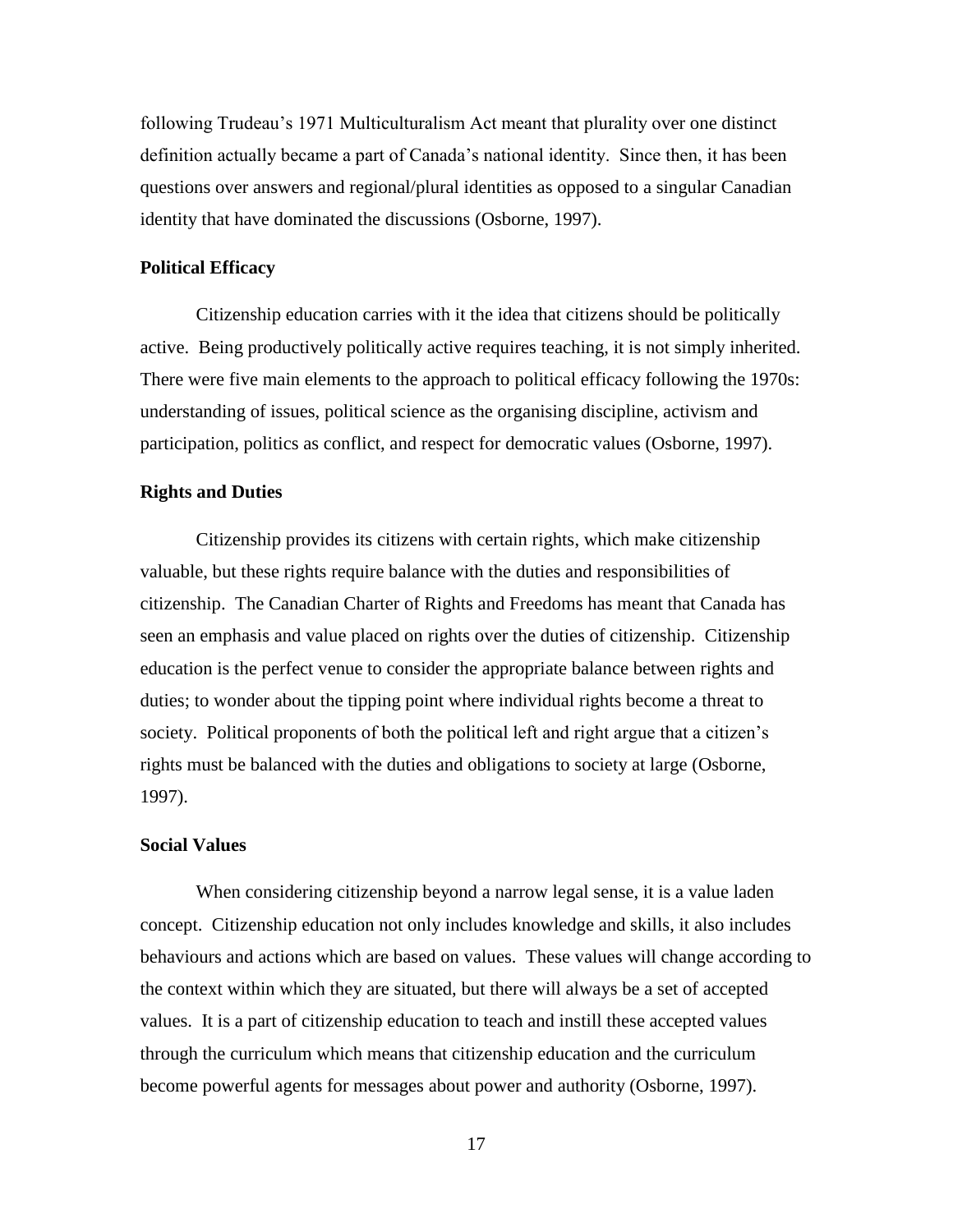following Trudeau's 1971 Multiculturalism Act meant that plurality over one distinct definition actually became a part of Canada's national identity. Since then, it has been questions over answers and regional/plural identities as opposed to a singular Canadian identity that have dominated the discussions (Osborne, 1997).

### Political Efficacy

Citizenship education carries with it the idea that citizens should be politically active. Being productively politically active requires teaching, it is not simply inherited. There were five main elements to the approach to political efficacy following the 1970s: understanding of issues, political science as the organising discipline, activism and participation, politics as conflict, and respect for democratic values (Osborne, 1997).

### Rights and Duties

Citizenship provides its citizens with certain rights, which make citizenship valuable, but these rights require balance with the duties and responsibilities of citizenship. The Canadian Charter of Rights and Freedoms has meant that Canada has seen an emphasis and value placed on rights over the duties of citizenship. Citizenship education is the perfect venue to consider the appropriate balance between rights and duties; to wonder about the tipping point where individual rights become a threat to society. Political proponents of both the political left and right argue that a citizen's rights must be balanced with the duties and obligations to society at large (Osborne, 1997).

### Social Values

When considering citizenship beyond a narrow legal sense, it is a value laden concept. Citizenship education not only includes knowledge and skills, it also includes behaviours and actions which are based on values. These values will change according to the context within which they are situated, but there will always be a set of accepted values. It is a part of citizenship education to teach and instill these accepted values through the curriculum which means that citizenship education and the curriculum become powerful agents for messages about power and authority (Osborne, 1997).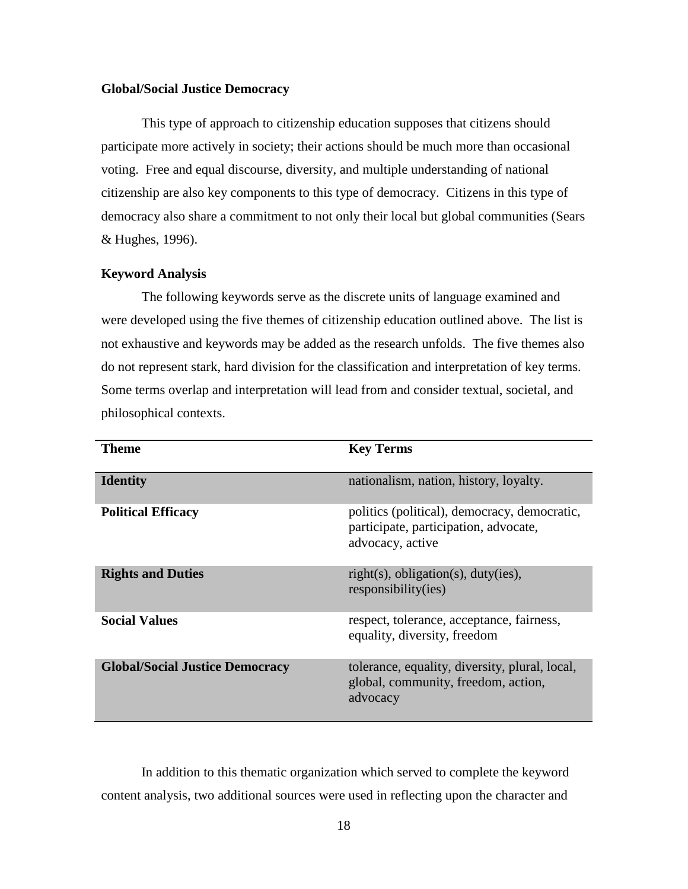**Global/Social Justice Democracy**

This type of approach to citizenship education supposes that citizens should participate more actively in society; their actions should be much more than occasional voting. Free and equal discourse, diversity, and multiple understanding of national citizenship are also key components to this type of democracy. Citizens in this type of democracy also share a commitment to not only their local but global communities (Sears & Hughes, 1996).

**Keyword Analysis**

The following keywords serve as the discrete units of language examined and were developed using the five themes of citizenship education outlined above. The list is not exhaustive and keywords may be added as the research unfolds. The five themes also do not represent stark, hard division for the classification and interpretation of key terms. Some terms overlap and interpretation will lead from and consider textual, societal, and philosophical contexts.

| Theme | Key Terms |
|---|---|
| **Identity** | nationalism, nation, history, loyalty. |
| **Political Efficacy** | politics (political), democracy, democratic, participate, participation, advocate, advocacy, active |
| **Rights and Duties** | right(s), obligation(s), duty(ies), responsibility(ies) |
| **Social Values** | respect, tolerance, acceptance, fairness, equality, diversity, freedom |
| **Global/Social Justice Democracy** | tolerance, equality, diversity, plural, local, global, community, freedom, action, advocacy |

In addition to this thematic organization which served to complete the keyword content analysis, two additional sources were used in reflecting upon the character and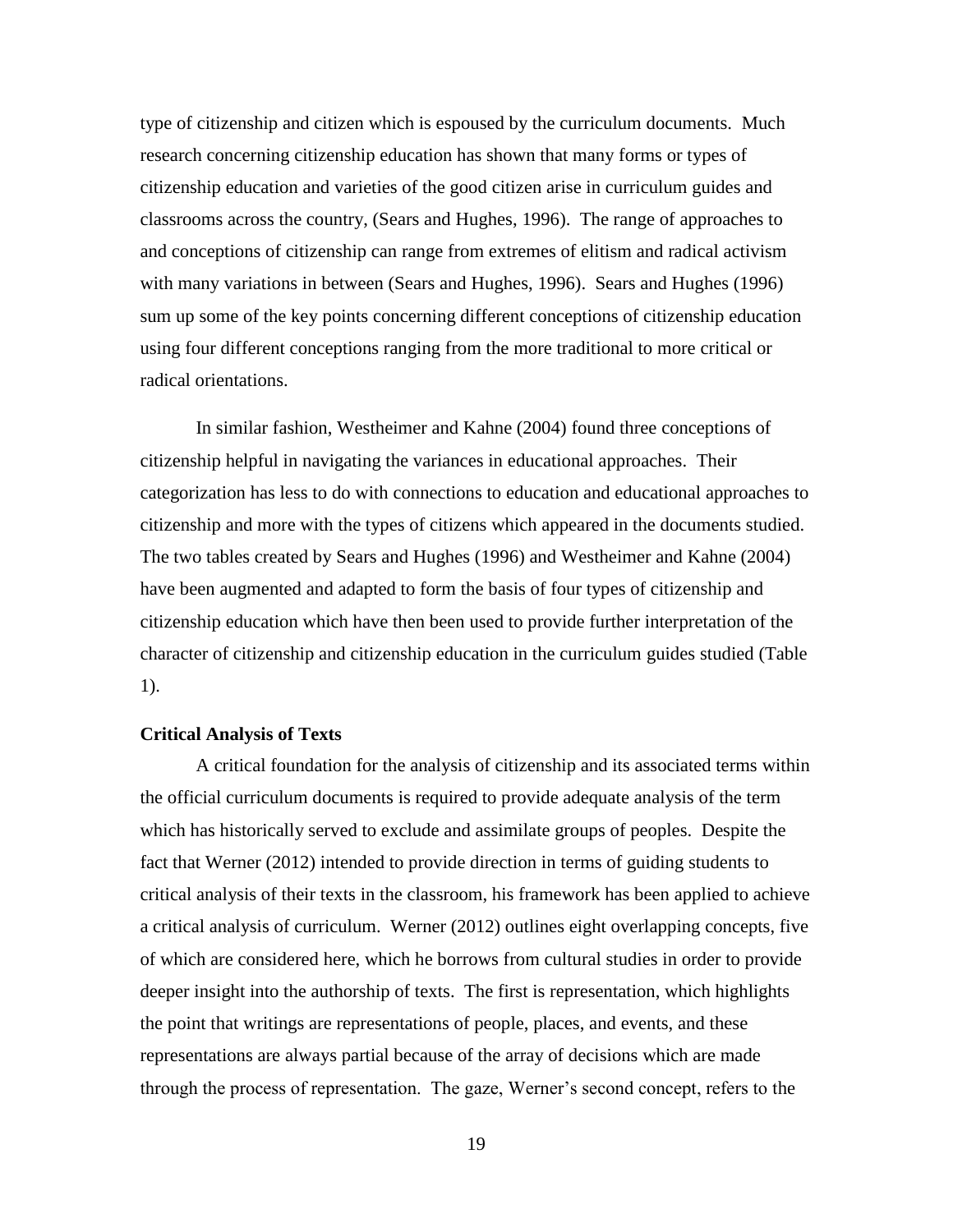type of citizenship and citizen which is espoused by the curriculum documents. Much research concerning citizenship education has shown that many forms or types of citizenship education and varieties of the good citizen arise in curriculum guides and classrooms across the country, (Sears and Hughes, 1996). The range of approaches to and conceptions of citizenship can range from extremes of elitism and radical activism with many variations in between (Sears and Hughes, 1996). Sears and Hughes (1996) sum up some of the key points concerning different conceptions of citizenship education using four different conceptions ranging from the more traditional to more critical or radical orientations.

In similar fashion, Westheimer and Kahne (2004) found three conceptions of citizenship helpful in navigating the variances in educational approaches. Their categorization has less to do with connections to education and educational approaches to citizenship and more with the types of citizens which appeared in the documents studied. The two tables created by Sears and Hughes (1996) and Westheimer and Kahne (2004) have been augmented and adapted to form the basis of four types of citizenship and citizenship education which have then been used to provide further interpretation of the character of citizenship and citizenship education in the curriculum guides studied (Table 1).

**Critical Analysis of Texts**

A critical foundation for the analysis of citizenship and its associated terms within the official curriculum documents is required to provide adequate analysis of the term which has historically served to exclude and assimilate groups of peoples. Despite the fact that Werner (2012) intended to provide direction in terms of guiding students to critical analysis of their texts in the classroom, his framework has been applied to achieve a critical analysis of curriculum. Werner (2012) outlines eight overlapping concepts, five of which are considered here, which he borrows from cultural studies in order to provide deeper insight into the authorship of texts. The first is representation, which highlights the point that writings are representations of people, places, and events, and these representations are always partial because of the array of decisions which are made through the process of representation. The gaze, Werner's second concept, refers to the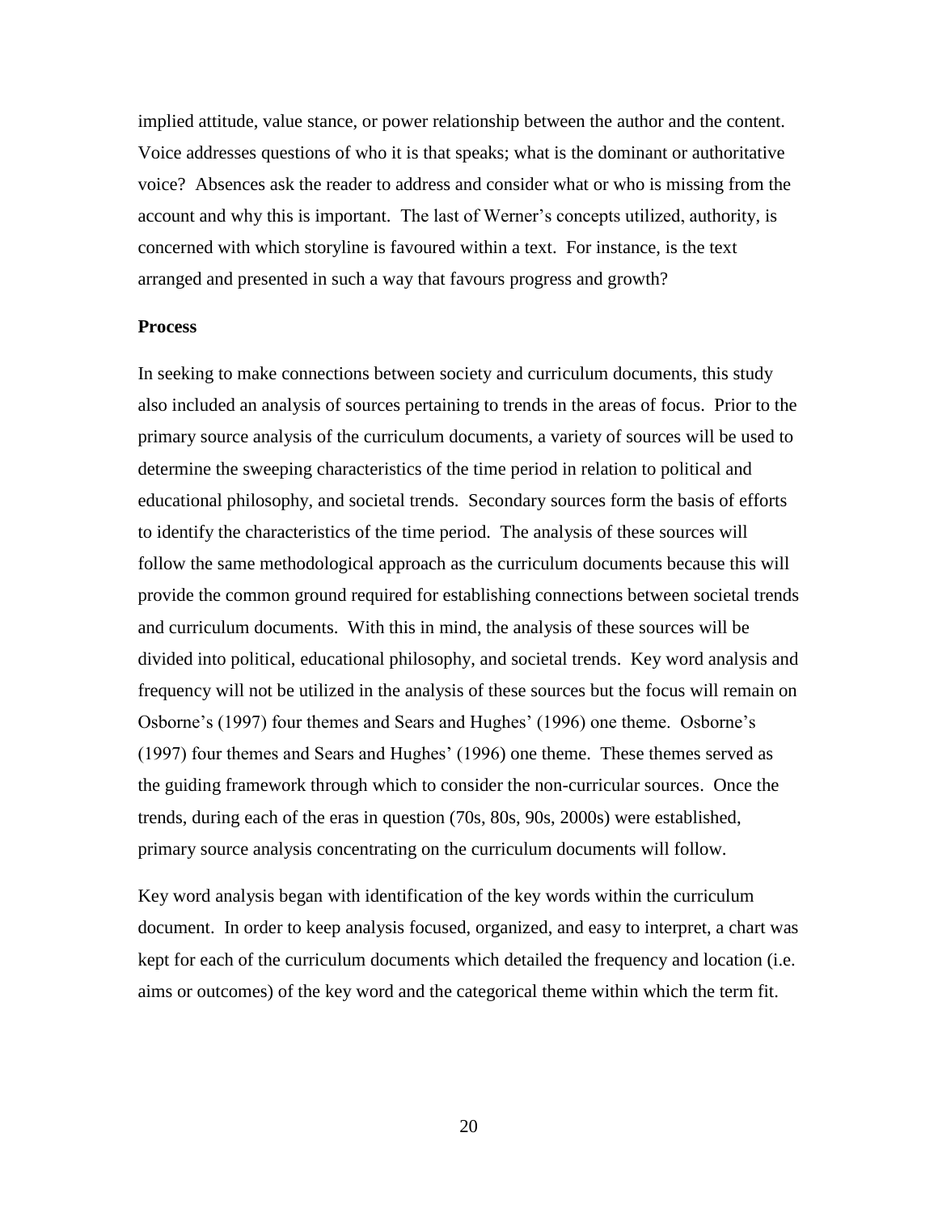implied attitude, value stance, or power relationship between the author and the content. Voice addresses questions of who it is that speaks; what is the dominant or authoritative voice? Absences ask the reader to address and consider what or who is missing from the account and why this is important. The last of Werner's concepts utilized, authority, is concerned with which storyline is favoured within a text. For instance, is the text arranged and presented in such a way that favours progress and growth?

**Process**

In seeking to make connections between society and curriculum documents, this study also included an analysis of sources pertaining to trends in the areas of focus. Prior to the primary source analysis of the curriculum documents, a variety of sources will be used to determine the sweeping characteristics of the time period in relation to political and educational philosophy, and societal trends. Secondary sources form the basis of efforts to identify the characteristics of the time period. The analysis of these sources will follow the same methodological approach as the curriculum documents because this will provide the common ground required for establishing connections between societal trends and curriculum documents. With this in mind, the analysis of these sources will be divided into political, educational philosophy, and societal trends. Key word analysis and frequency will not be utilized in the analysis of these sources but the focus will remain on Osborne's (1997) four themes and Sears and Hughes' (1996) one theme. Osborne's (1997) four themes and Sears and Hughes' (1996) one theme. These themes served as the guiding framework through which to consider the non-curricular sources. Once the trends, during each of the eras in question (70s, 80s, 90s, 2000s) were established, primary source analysis concentrating on the curriculum documents will follow.

Key word analysis began with identification of the key words within the curriculum document. In order to keep analysis focused, organized, and easy to interpret, a chart was kept for each of the curriculum documents which detailed the frequency and location (i.e. aims or outcomes) of the key word and the categorical theme within which the term fit.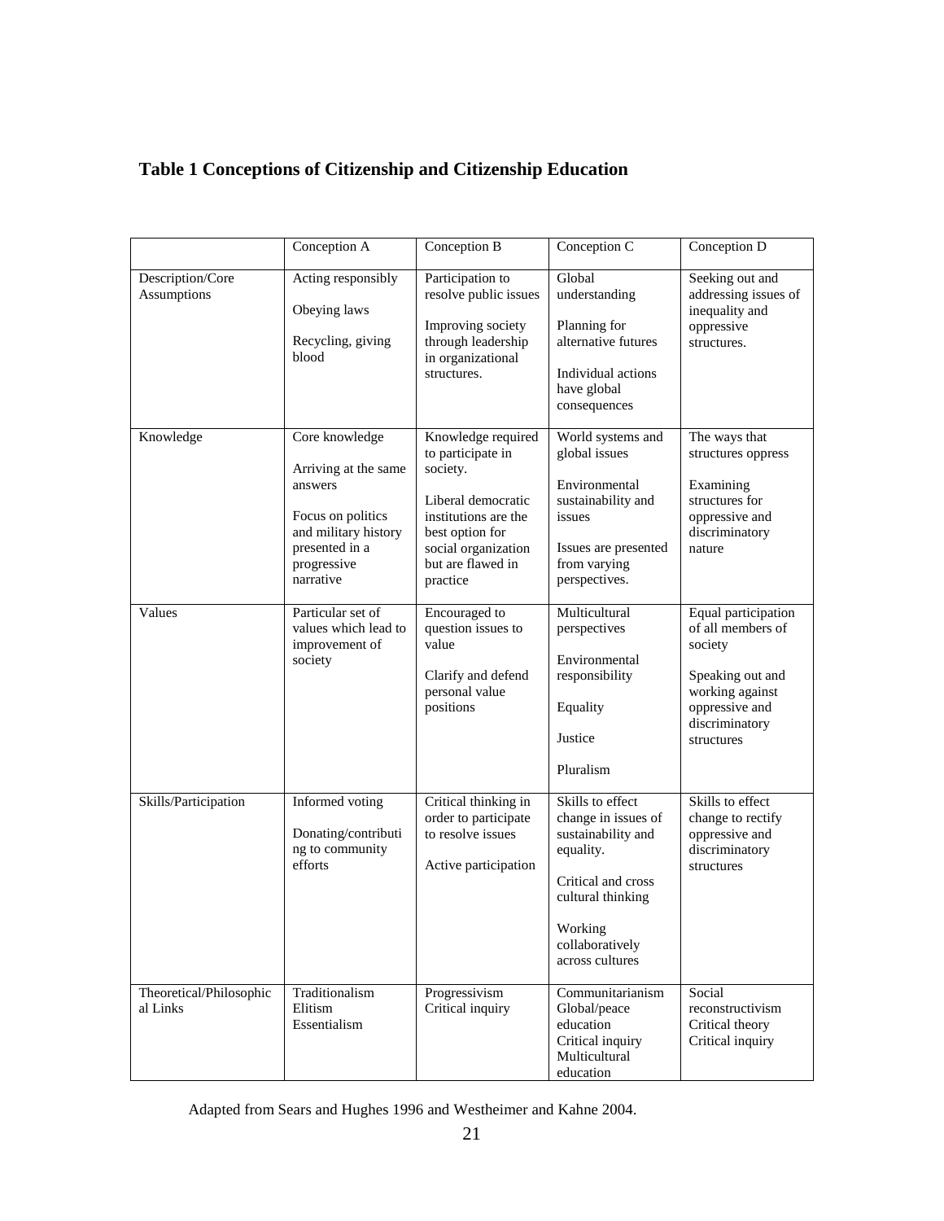**Table 1 Conceptions of Citizenship and Citizenship Education**

| | Conception A | Conception B | Conception C | Conception D |
|---|---|---|---|---|
| Description/Core Assumptions | Acting responsibly<br><br>Obeying laws<br><br>Recycling, giving blood | Participation to resolve public issues<br><br>Improving society through leadership in organizational structures. | Global understanding<br><br>Planning for alternative futures<br><br>Individual actions have global consequences | Seeking out and addressing issues of inequality and oppressive structures. |
| Knowledge | Core knowledge<br><br>Arriving at the same answers<br><br>Focus on politics and military history presented in a progressive narrative | Knowledge required to participate in society.<br><br>Liberal democratic institutions are the best option for social organization but are flawed in practice | World systems and global issues<br><br>Environmental sustainability and issues<br><br>Issues are presented from varying perspectives. | The ways that structures oppress<br><br>Examining structures for oppressive and discriminatory nature |
| Values | Particular set of values which lead to improvement of society | Encouraged to question issues to value<br><br>Clarify and defend personal value positions | Multicultural perspectives<br><br>Environmental responsibility<br><br>Equality<br><br>Justice<br><br>Pluralism | Equal participation of all members of society<br><br>Speaking out and working against oppressive and discriminatory structures |
| Skills/Participation | Informed voting<br><br>Donating/contributing to community efforts | Critical thinking in order to participate to resolve issues<br><br>Active participation | Skills to effect change in issues of sustainability and equality.<br><br>Critical and cross cultural thinking<br><br>Working collaboratively across cultures | Skills to effect change to rectify oppressive and discriminatory structures |
| Theoretical/Philosophical Links | Traditionalism<br>Elitism<br>Essentialism | Progressivism<br>Critical inquiry | Communitarianism<br>Global/peace education<br>Critical inquiry<br>Multicultural education | Social reconstructivism<br>Critical theory<br>Critical inquiry |

Adapted from Sears and Hughes 1996 and Westheimer and Kahne 2004.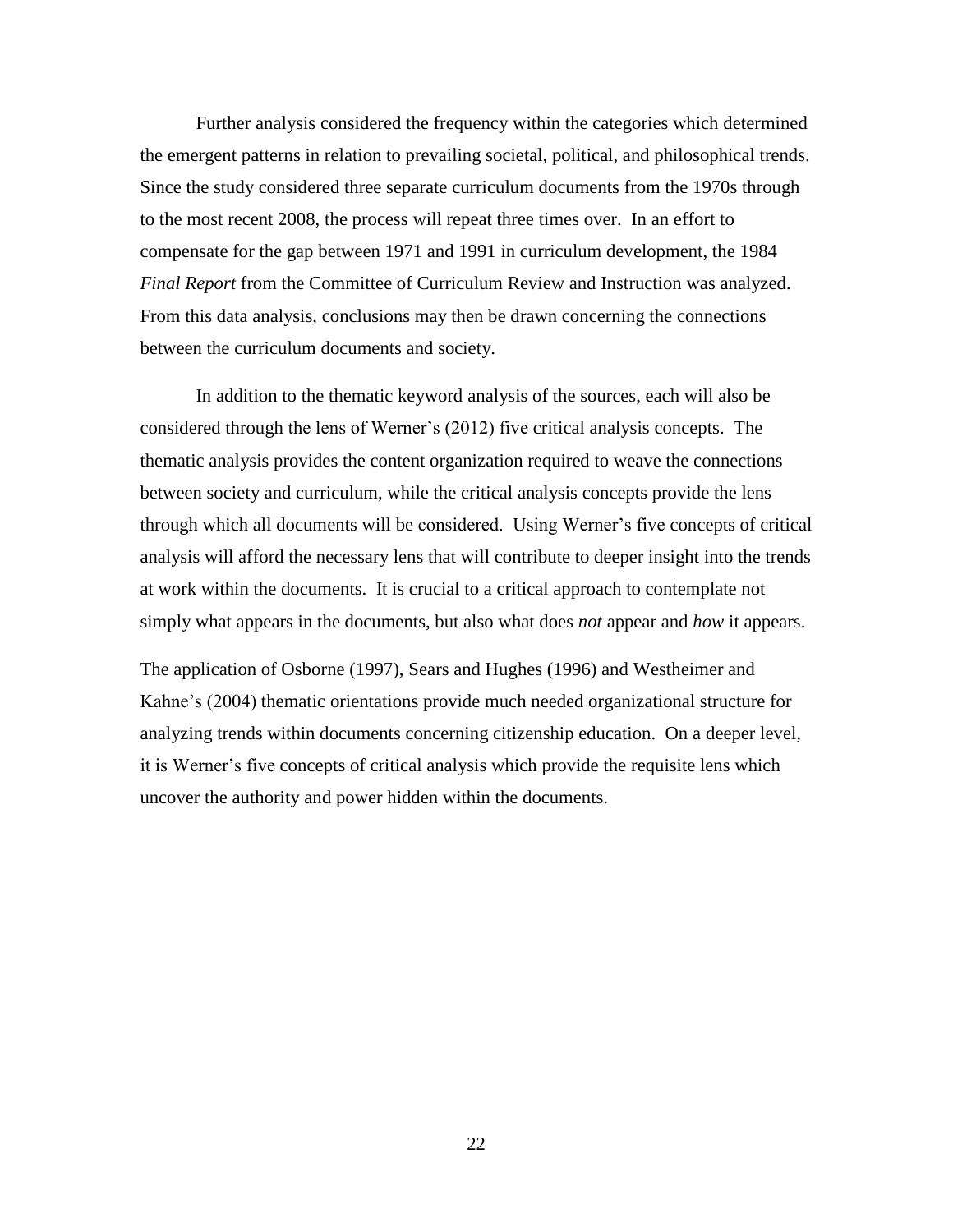Further analysis considered the frequency within the categories which determined the emergent patterns in relation to prevailing societal, political, and philosophical trends. Since the study considered three separate curriculum documents from the 1970s through to the most recent 2008, the process will repeat three times over. In an effort to compensate for the gap between 1971 and 1991 in curriculum development, the 1984 *Final Report* from the Committee of Curriculum Review and Instruction was analyzed. From this data analysis, conclusions may then be drawn concerning the connections between the curriculum documents and society.

In addition to the thematic keyword analysis of the sources, each will also be considered through the lens of Werner's (2012) five critical analysis concepts. The thematic analysis provides the content organization required to weave the connections between society and curriculum, while the critical analysis concepts provide the lens through which all documents will be considered. Using Werner's five concepts of critical analysis will afford the necessary lens that will contribute to deeper insight into the trends at work within the documents. It is crucial to a critical approach to contemplate not simply what appears in the documents, but also what does *not* appear and *how* it appears.

The application of Osborne (1997), Sears and Hughes (1996) and Westheimer and Kahne's (2004) thematic orientations provide much needed organizational structure for analyzing trends within documents concerning citizenship education. On a deeper level, it is Werner's five concepts of critical analysis which provide the requisite lens which uncover the authority and power hidden within the documents.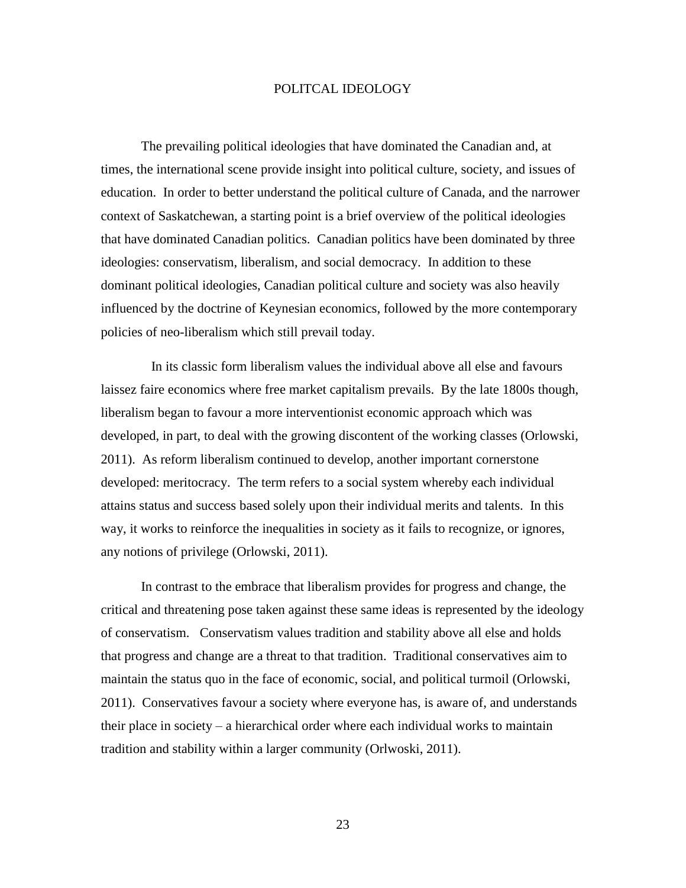# POLITCAL IDEOLOGY

The prevailing political ideologies that have dominated the Canadian and, at times, the international scene provide insight into political culture, society, and issues of education. In order to better understand the political culture of Canada, and the narrower context of Saskatchewan, a starting point is a brief overview of the political ideologies that have dominated Canadian politics. Canadian politics have been dominated by three ideologies: conservatism, liberalism, and social democracy. In addition to these dominant political ideologies, Canadian political culture and society was also heavily influenced by the doctrine of Keynesian economics, followed by the more contemporary policies of neo-liberalism which still prevail today.

In its classic form liberalism values the individual above all else and favours laissez faire economics where free market capitalism prevails. By the late 1800s though, liberalism began to favour a more interventionist economic approach which was developed, in part, to deal with the growing discontent of the working classes (Orlowski, 2011). As reform liberalism continued to develop, another important cornerstone developed: meritocracy. The term refers to a social system whereby each individual attains status and success based solely upon their individual merits and talents. In this way, it works to reinforce the inequalities in society as it fails to recognize, or ignores, any notions of privilege (Orlowski, 2011).

In contrast to the embrace that liberalism provides for progress and change, the critical and threatening pose taken against these same ideas is represented by the ideology of conservatism. Conservatism values tradition and stability above all else and holds that progress and change are a threat to that tradition. Traditional conservatives aim to maintain the status quo in the face of economic, social, and political turmoil (Orlowski, 2011). Conservatives favour a society where everyone has, is aware of, and understands their place in society – a hierarchical order where each individual works to maintain tradition and stability within a larger community (Orlwoski, 2011).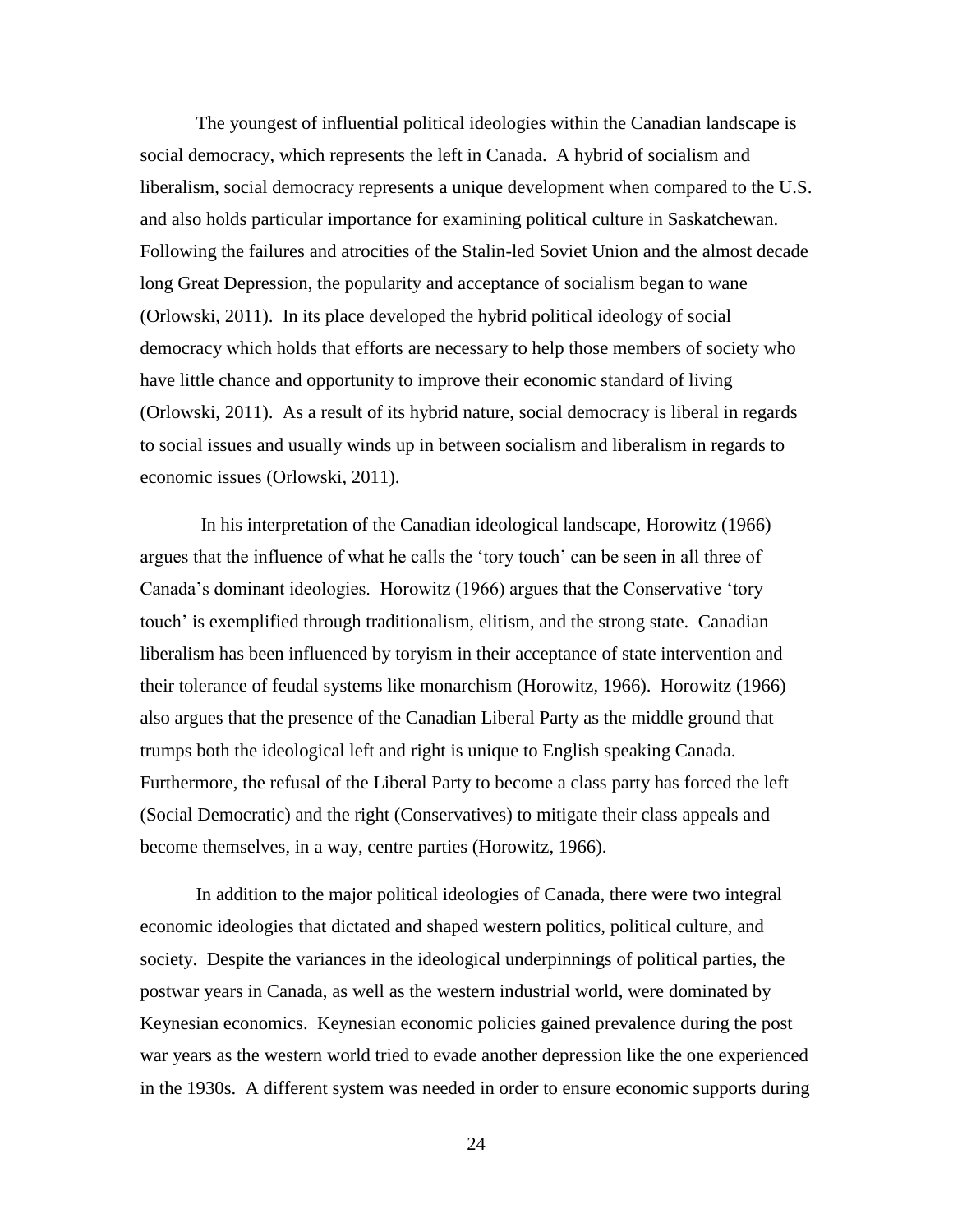The youngest of influential political ideologies within the Canadian landscape is social democracy, which represents the left in Canada. A hybrid of socialism and liberalism, social democracy represents a unique development when compared to the U.S. and also holds particular importance for examining political culture in Saskatchewan. Following the failures and atrocities of the Stalin-led Soviet Union and the almost decade long Great Depression, the popularity and acceptance of socialism began to wane (Orlowski, 2011). In its place developed the hybrid political ideology of social democracy which holds that efforts are necessary to help those members of society who have little chance and opportunity to improve their economic standard of living (Orlowski, 2011). As a result of its hybrid nature, social democracy is liberal in regards to social issues and usually winds up in between socialism and liberalism in regards to economic issues (Orlowski, 2011).

In his interpretation of the Canadian ideological landscape, Horowitz (1966) argues that the influence of what he calls the 'tory touch' can be seen in all three of Canada's dominant ideologies. Horowitz (1966) argues that the Conservative 'tory touch' is exemplified through traditionalism, elitism, and the strong state. Canadian liberalism has been influenced by toryism in their acceptance of state intervention and their tolerance of feudal systems like monarchism (Horowitz, 1966). Horowitz (1966) also argues that the presence of the Canadian Liberal Party as the middle ground that trumps both the ideological left and right is unique to English speaking Canada. Furthermore, the refusal of the Liberal Party to become a class party has forced the left (Social Democratic) and the right (Conservatives) to mitigate their class appeals and become themselves, in a way, centre parties (Horowitz, 1966).

In addition to the major political ideologies of Canada, there were two integral economic ideologies that dictated and shaped western politics, political culture, and society. Despite the variances in the ideological underpinnings of political parties, the postwar years in Canada, as well as the western industrial world, were dominated by Keynesian economics. Keynesian economic policies gained prevalence during the post war years as the western world tried to evade another depression like the one experienced in the 1930s. A different system was needed in order to ensure economic supports during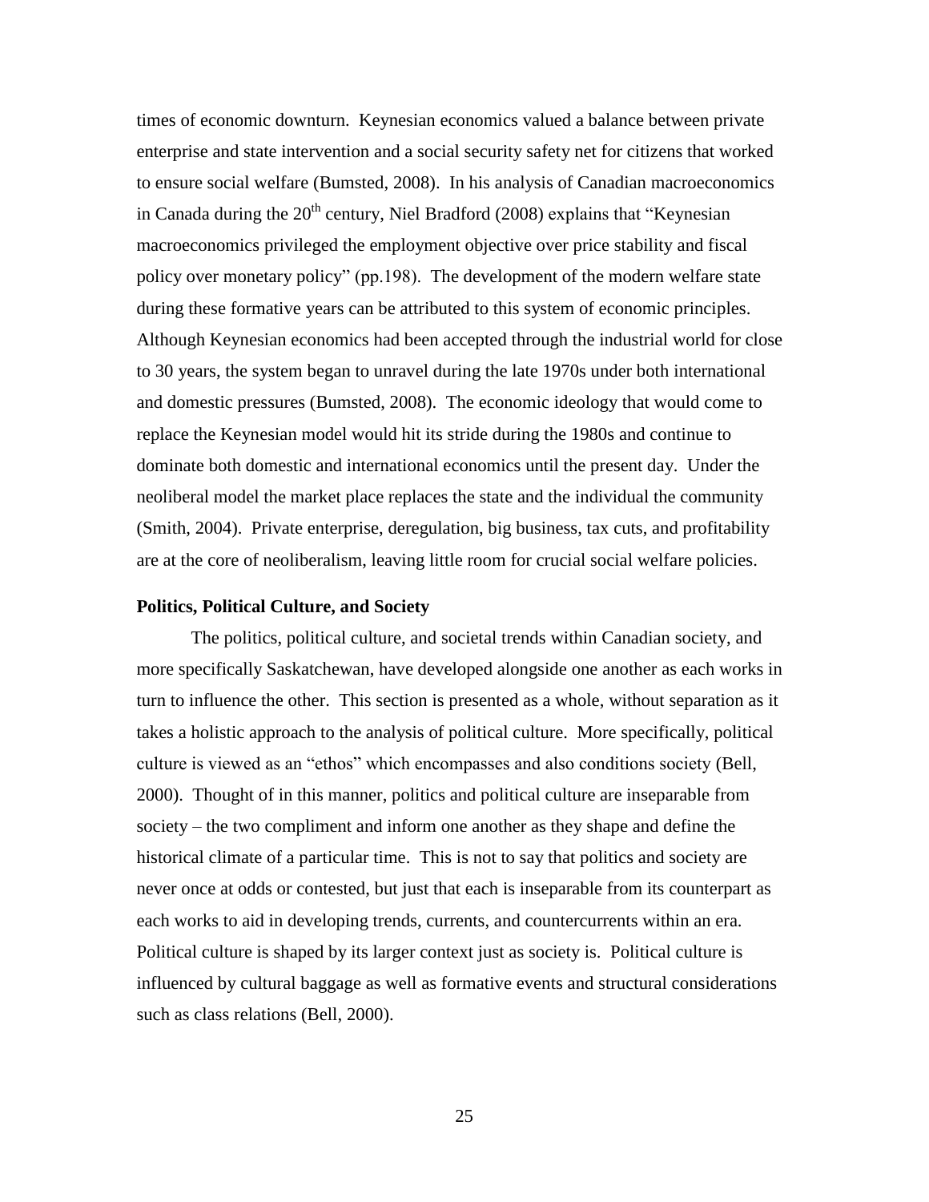times of economic downturn. Keynesian economics valued a balance between private enterprise and state intervention and a social security safety net for citizens that worked to ensure social welfare (Bumsted, 2008). In his analysis of Canadian macroeconomics in Canada during the 20th century, Niel Bradford (2008) explains that "Keynesian macroeconomics privileged the employment objective over price stability and fiscal policy over monetary policy" (pp.198). The development of the modern welfare state during these formative years can be attributed to this system of economic principles. Although Keynesian economics had been accepted through the industrial world for close to 30 years, the system began to unravel during the late 1970s under both international and domestic pressures (Bumsted, 2008). The economic ideology that would come to replace the Keynesian model would hit its stride during the 1980s and continue to dominate both domestic and international economics until the present day. Under the neoliberal model the market place replaces the state and the individual the community (Smith, 2004). Private enterprise, deregulation, big business, tax cuts, and profitability are at the core of neoliberalism, leaving little room for crucial social welfare policies.

**Politics, Political Culture, and Society**

The politics, political culture, and societal trends within Canadian society, and more specifically Saskatchewan, have developed alongside one another as each works in turn to influence the other. This section is presented as a whole, without separation as it takes a holistic approach to the analysis of political culture. More specifically, political culture is viewed as an "ethos" which encompasses and also conditions society (Bell, 2000). Thought of in this manner, politics and political culture are inseparable from society – the two compliment and inform one another as they shape and define the historical climate of a particular time. This is not to say that politics and society are never once at odds or contested, but just that each is inseparable from its counterpart as each works to aid in developing trends, currents, and countercurrents within an era. Political culture is shaped by its larger context just as society is. Political culture is influenced by cultural baggage as well as formative events and structural considerations such as class relations (Bell, 2000).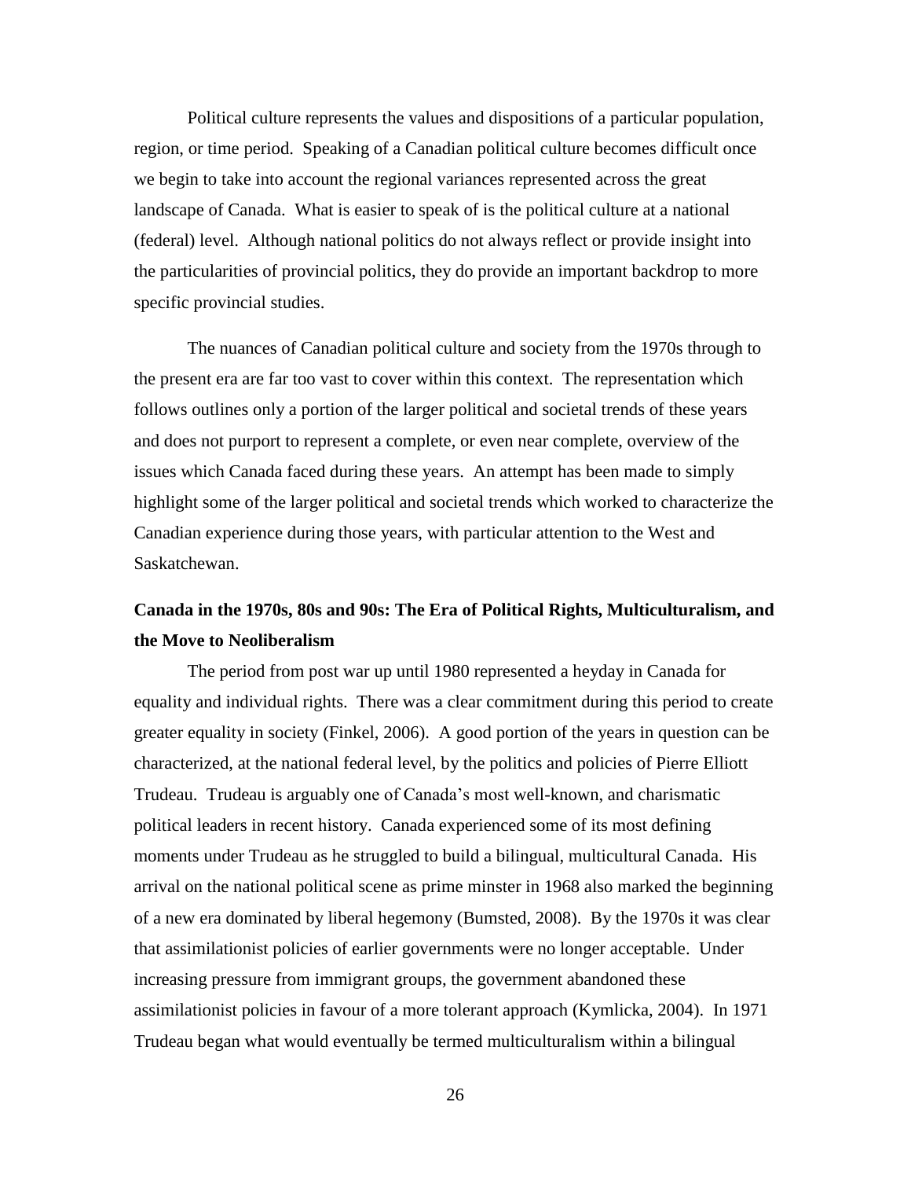Political culture represents the values and dispositions of a particular population, region, or time period. Speaking of a Canadian political culture becomes difficult once we begin to take into account the regional variances represented across the great landscape of Canada. What is easier to speak of is the political culture at a national (federal) level. Although national politics do not always reflect or provide insight into the particularities of provincial politics, they do provide an important backdrop to more specific provincial studies.

The nuances of Canadian political culture and society from the 1970s through to the present era are far too vast to cover within this context. The representation which follows outlines only a portion of the larger political and societal trends of these years and does not purport to represent a complete, or even near complete, overview of the issues which Canada faced during these years. An attempt has been made to simply highlight some of the larger political and societal trends which worked to characterize the Canadian experience during those years, with particular attention to the West and Saskatchewan.

**Canada in the 1970s, 80s and 90s: The Era of Political Rights, Multiculturalism, and the Move to Neoliberalism**

The period from post war up until 1980 represented a heyday in Canada for equality and individual rights. There was a clear commitment during this period to create greater equality in society (Finkel, 2006). A good portion of the years in question can be characterized, at the national federal level, by the politics and policies of Pierre Elliott Trudeau. Trudeau is arguably one of Canada's most well-known, and charismatic political leaders in recent history. Canada experienced some of its most defining moments under Trudeau as he struggled to build a bilingual, multicultural Canada. His arrival on the national political scene as prime minster in 1968 also marked the beginning of a new era dominated by liberal hegemony (Bumsted, 2008). By the 1970s it was clear that assimilationist policies of earlier governments were no longer acceptable. Under increasing pressure from immigrant groups, the government abandoned these assimilationist policies in favour of a more tolerant approach (Kymlicka, 2004). In 1971 Trudeau began what would eventually be termed multiculturalism within a bilingual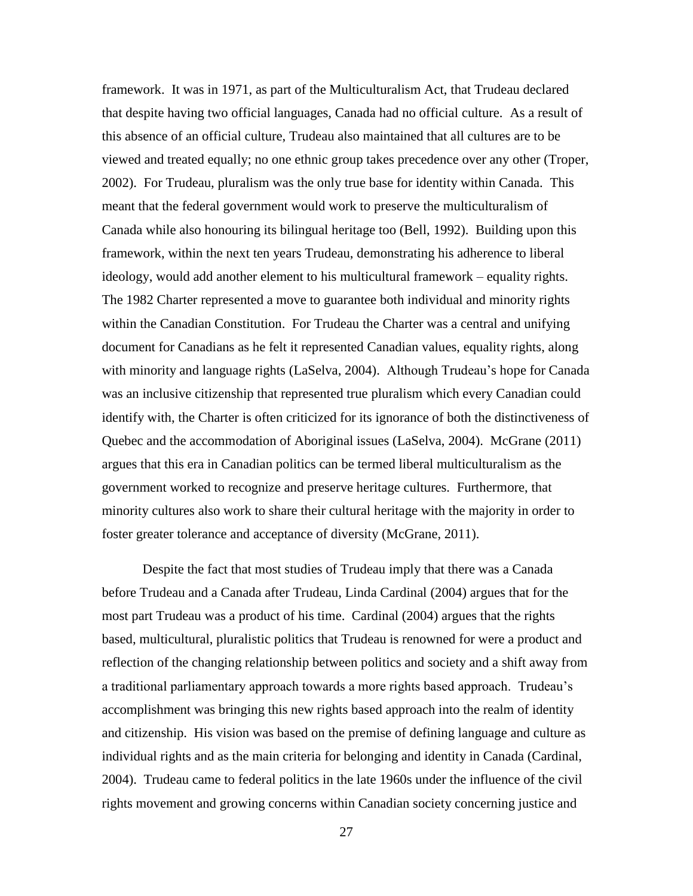framework. It was in 1971, as part of the Multiculturalism Act, that Trudeau declared that despite having two official languages, Canada had no official culture. As a result of this absence of an official culture, Trudeau also maintained that all cultures are to be viewed and treated equally; no one ethnic group takes precedence over any other (Troper, 2002). For Trudeau, pluralism was the only true base for identity within Canada. This meant that the federal government would work to preserve the multiculturalism of Canada while also honouring its bilingual heritage too (Bell, 1992). Building upon this framework, within the next ten years Trudeau, demonstrating his adherence to liberal ideology, would add another element to his multicultural framework – equality rights. The 1982 Charter represented a move to guarantee both individual and minority rights within the Canadian Constitution. For Trudeau the Charter was a central and unifying document for Canadians as he felt it represented Canadian values, equality rights, along with minority and language rights (LaSelva, 2004). Although Trudeau's hope for Canada was an inclusive citizenship that represented true pluralism which every Canadian could identify with, the Charter is often criticized for its ignorance of both the distinctiveness of Quebec and the accommodation of Aboriginal issues (LaSelva, 2004). McGrane (2011) argues that this era in Canadian politics can be termed liberal multiculturalism as the government worked to recognize and preserve heritage cultures. Furthermore, that minority cultures also work to share their cultural heritage with the majority in order to foster greater tolerance and acceptance of diversity (McGrane, 2011).

Despite the fact that most studies of Trudeau imply that there was a Canada before Trudeau and a Canada after Trudeau, Linda Cardinal (2004) argues that for the most part Trudeau was a product of his time. Cardinal (2004) argues that the rights based, multicultural, pluralistic politics that Trudeau is renowned for were a product and reflection of the changing relationship between politics and society and a shift away from a traditional parliamentary approach towards a more rights based approach. Trudeau's accomplishment was bringing this new rights based approach into the realm of identity and citizenship. His vision was based on the premise of defining language and culture as individual rights and as the main criteria for belonging and identity in Canada (Cardinal, 2004). Trudeau came to federal politics in the late 1960s under the influence of the civil rights movement and growing concerns within Canadian society concerning justice and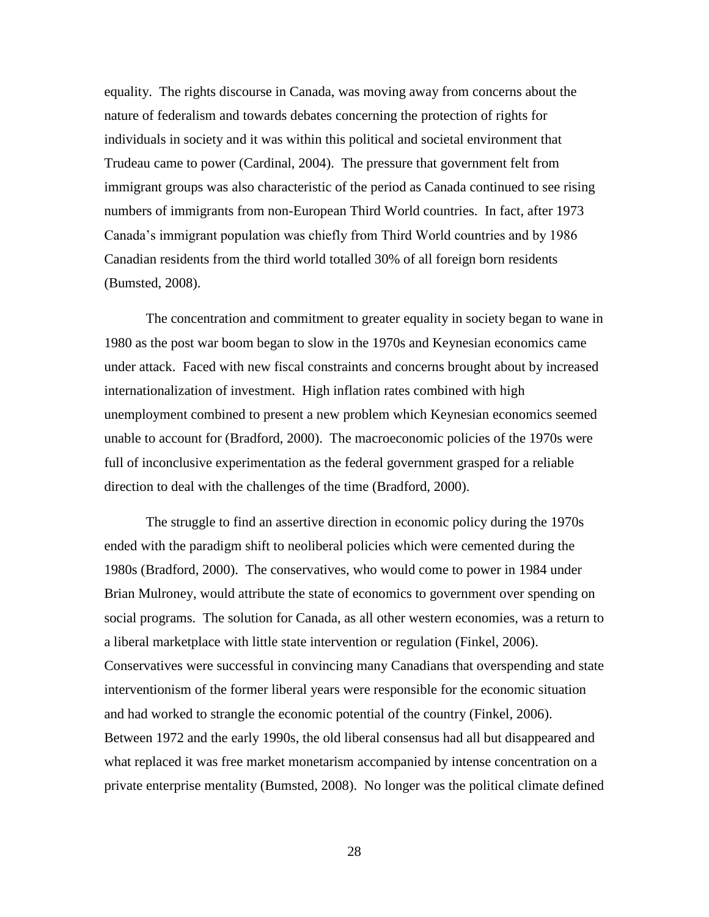equality. The rights discourse in Canada, was moving away from concerns about the nature of federalism and towards debates concerning the protection of rights for individuals in society and it was within this political and societal environment that Trudeau came to power (Cardinal, 2004). The pressure that government felt from immigrant groups was also characteristic of the period as Canada continued to see rising numbers of immigrants from non-European Third World countries. In fact, after 1973 Canada's immigrant population was chiefly from Third World countries and by 1986 Canadian residents from the third world totalled 30% of all foreign born residents (Bumsted, 2008).

The concentration and commitment to greater equality in society began to wane in 1980 as the post war boom began to slow in the 1970s and Keynesian economics came under attack. Faced with new fiscal constraints and concerns brought about by increased internationalization of investment. High inflation rates combined with high unemployment combined to present a new problem which Keynesian economics seemed unable to account for (Bradford, 2000). The macroeconomic policies of the 1970s were full of inconclusive experimentation as the federal government grasped for a reliable direction to deal with the challenges of the time (Bradford, 2000).

The struggle to find an assertive direction in economic policy during the 1970s ended with the paradigm shift to neoliberal policies which were cemented during the 1980s (Bradford, 2000). The conservatives, who would come to power in 1984 under Brian Mulroney, would attribute the state of economics to government over spending on social programs. The solution for Canada, as all other western economies, was a return to a liberal marketplace with little state intervention or regulation (Finkel, 2006). Conservatives were successful in convincing many Canadians that overspending and state interventionism of the former liberal years were responsible for the economic situation and had worked to strangle the economic potential of the country (Finkel, 2006). Between 1972 and the early 1990s, the old liberal consensus had all but disappeared and what replaced it was free market monetarism accompanied by intense concentration on a private enterprise mentality (Bumsted, 2008). No longer was the political climate defined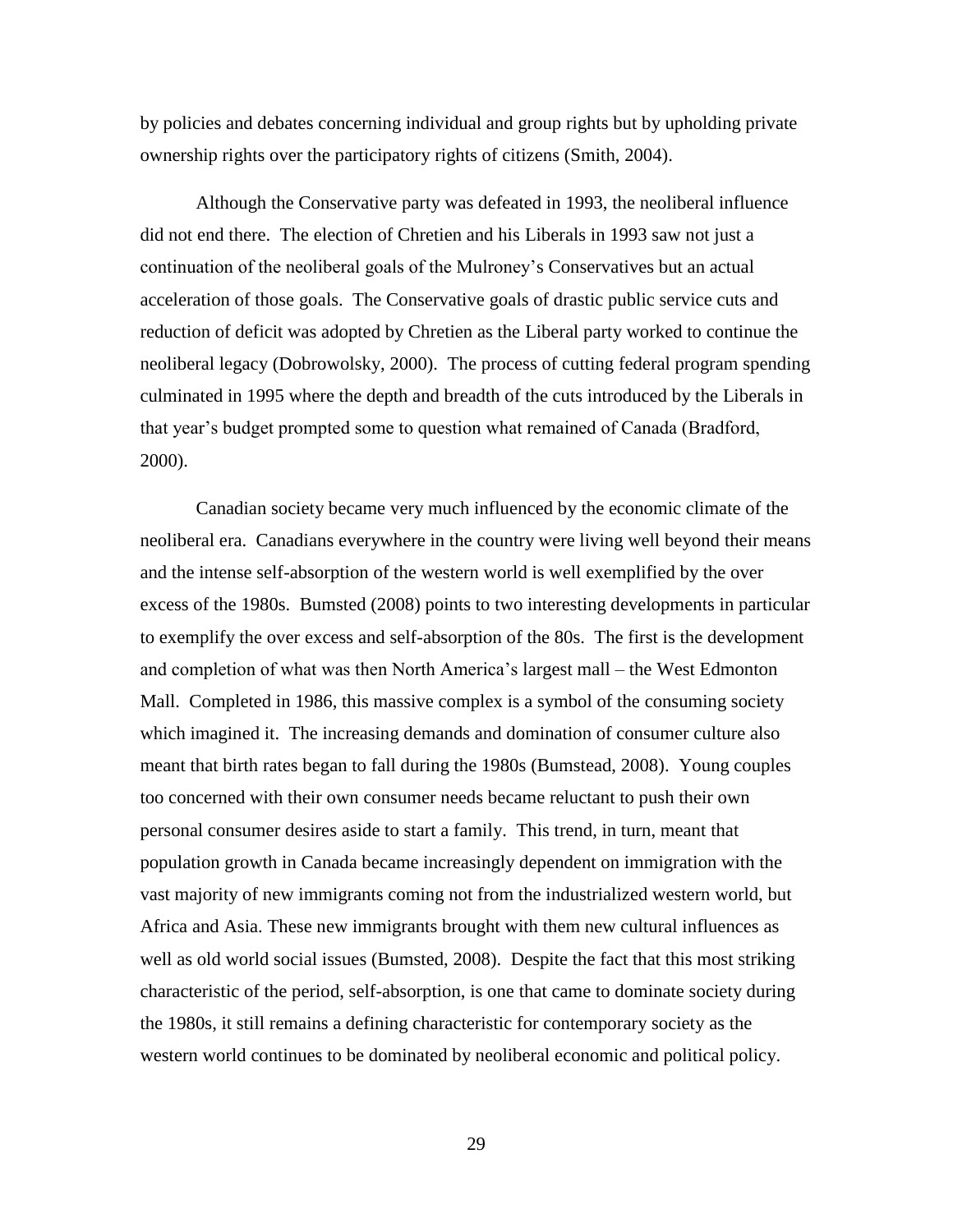by policies and debates concerning individual and group rights but by upholding private ownership rights over the participatory rights of citizens (Smith, 2004).

Although the Conservative party was defeated in 1993, the neoliberal influence did not end there. The election of Chretien and his Liberals in 1993 saw not just a continuation of the neoliberal goals of the Mulroney's Conservatives but an actual acceleration of those goals. The Conservative goals of drastic public service cuts and reduction of deficit was adopted by Chretien as the Liberal party worked to continue the neoliberal legacy (Dobrowolsky, 2000). The process of cutting federal program spending culminated in 1995 where the depth and breadth of the cuts introduced by the Liberals in that year's budget prompted some to question what remained of Canada (Bradford, 2000).

Canadian society became very much influenced by the economic climate of the neoliberal era. Canadians everywhere in the country were living well beyond their means and the intense self-absorption of the western world is well exemplified by the over excess of the 1980s. Bumsted (2008) points to two interesting developments in particular to exemplify the over excess and self-absorption of the 80s. The first is the development and completion of what was then North America's largest mall – the West Edmonton Mall. Completed in 1986, this massive complex is a symbol of the consuming society which imagined it. The increasing demands and domination of consumer culture also meant that birth rates began to fall during the 1980s (Bumstead, 2008). Young couples too concerned with their own consumer needs became reluctant to push their own personal consumer desires aside to start a family. This trend, in turn, meant that population growth in Canada became increasingly dependent on immigration with the vast majority of new immigrants coming not from the industrialized western world, but Africa and Asia. These new immigrants brought with them new cultural influences as well as old world social issues (Bumsted, 2008). Despite the fact that this most striking characteristic of the period, self-absorption, is one that came to dominate society during the 1980s, it still remains a defining characteristic for contemporary society as the western world continues to be dominated by neoliberal economic and political policy.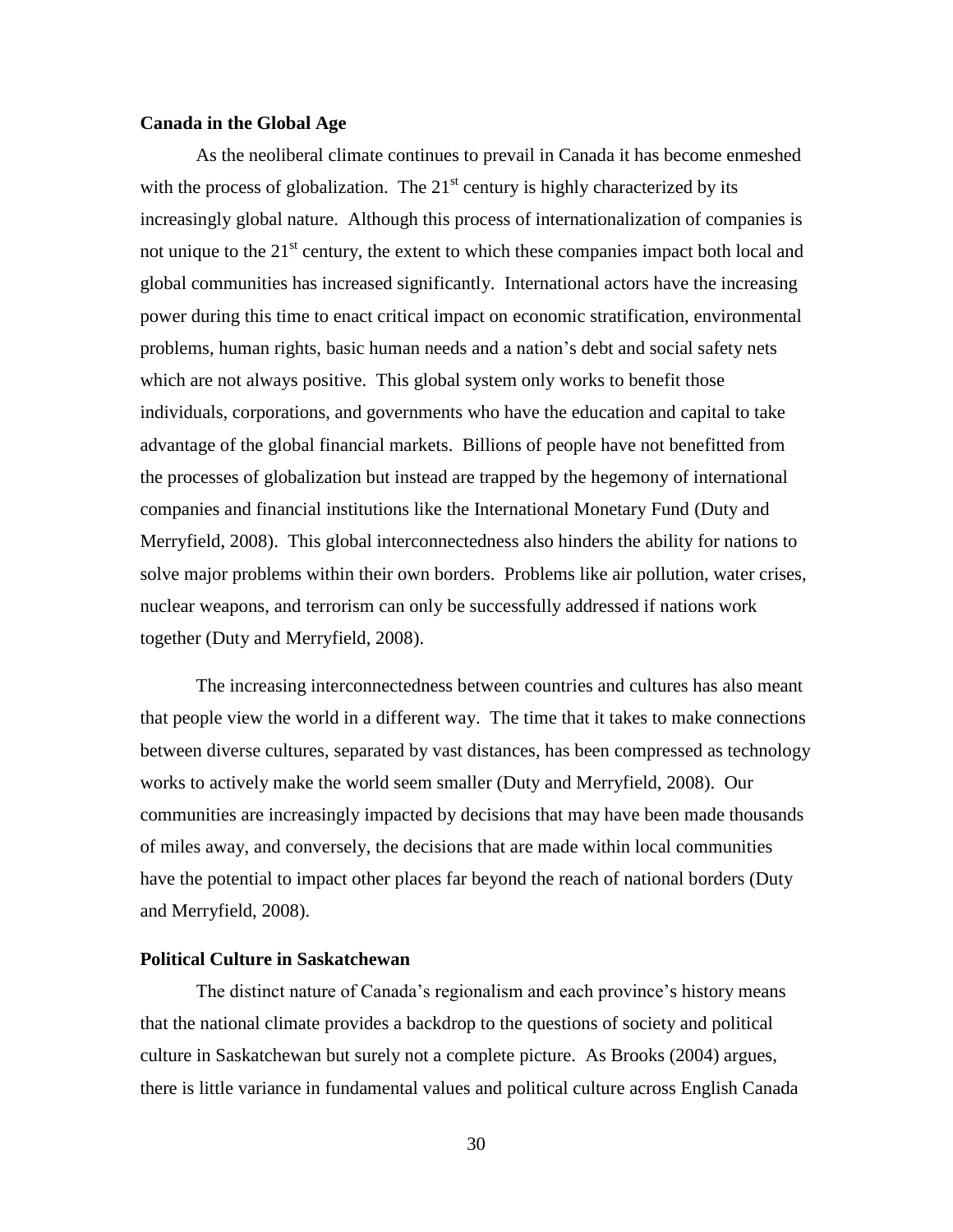**Canada in the Global Age**

As the neoliberal climate continues to prevail in Canada it has become enmeshed with the process of globalization. The 21st century is highly characterized by its increasingly global nature. Although this process of internationalization of companies is not unique to the 21st century, the extent to which these companies impact both local and global communities has increased significantly. International actors have the increasing power during this time to enact critical impact on economic stratification, environmental problems, human rights, basic human needs and a nation's debt and social safety nets which are not always positive. This global system only works to benefit those individuals, corporations, and governments who have the education and capital to take advantage of the global financial markets. Billions of people have not benefitted from the processes of globalization but instead are trapped by the hegemony of international companies and financial institutions like the International Monetary Fund (Duty and Merryfield, 2008). This global interconnectedness also hinders the ability for nations to solve major problems within their own borders. Problems like air pollution, water crises, nuclear weapons, and terrorism can only be successfully addressed if nations work together (Duty and Merryfield, 2008).

The increasing interconnectedness between countries and cultures has also meant that people view the world in a different way. The time that it takes to make connections between diverse cultures, separated by vast distances, has been compressed as technology works to actively make the world seem smaller (Duty and Merryfield, 2008). Our communities are increasingly impacted by decisions that may have been made thousands of miles away, and conversely, the decisions that are made within local communities have the potential to impact other places far beyond the reach of national borders (Duty and Merryfield, 2008).

**Political Culture in Saskatchewan**

The distinct nature of Canada's regionalism and each province's history means that the national climate provides a backdrop to the questions of society and political culture in Saskatchewan but surely not a complete picture. As Brooks (2004) argues, there is little variance in fundamental values and political culture across English Canada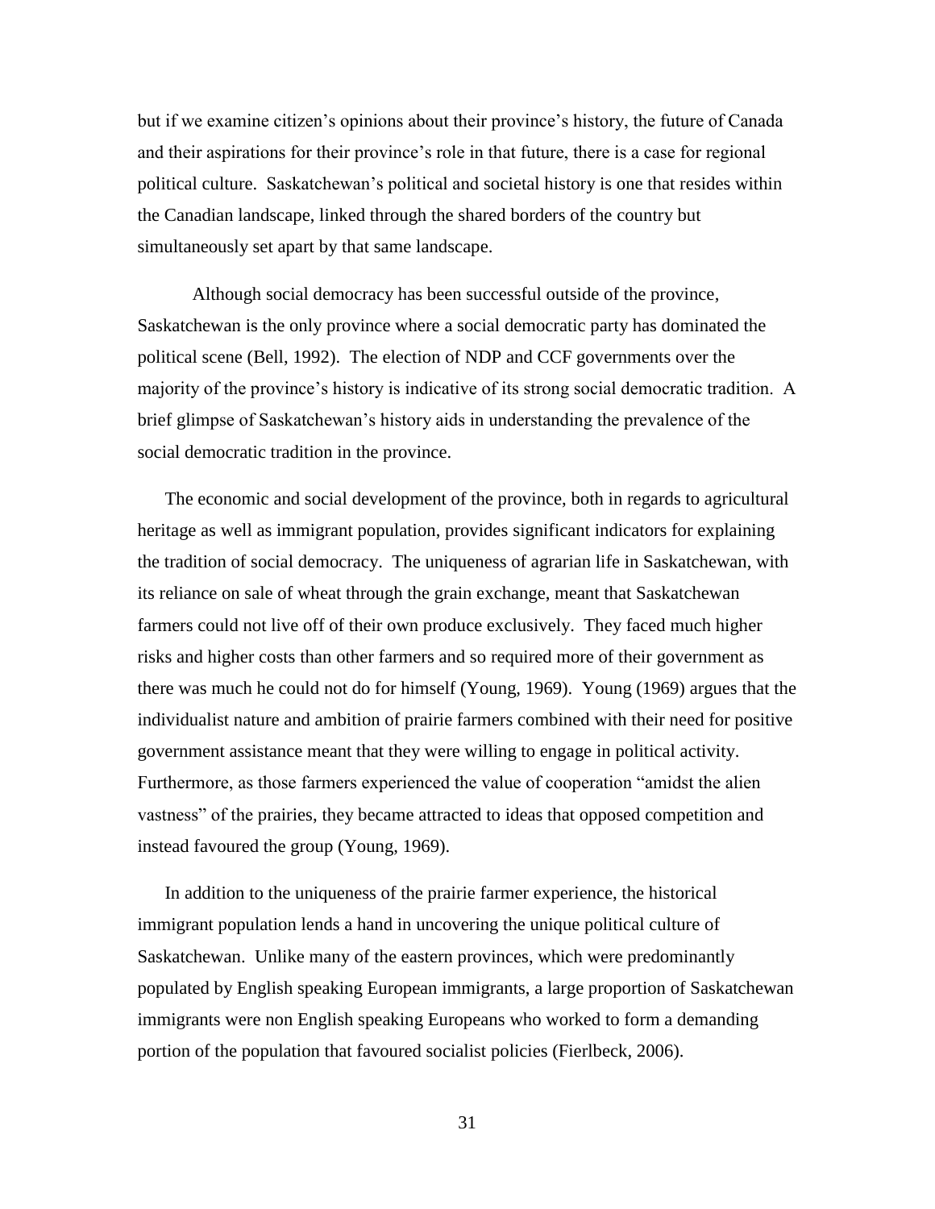but if we examine citizen's opinions about their province's history, the future of Canada and their aspirations for their province's role in that future, there is a case for regional political culture. Saskatchewan's political and societal history is one that resides within the Canadian landscape, linked through the shared borders of the country but simultaneously set apart by that same landscape.

Although social democracy has been successful outside of the province, Saskatchewan is the only province where a social democratic party has dominated the political scene (Bell, 1992). The election of NDP and CCF governments over the majority of the province's history is indicative of its strong social democratic tradition. A brief glimpse of Saskatchewan's history aids in understanding the prevalence of the social democratic tradition in the province.

The economic and social development of the province, both in regards to agricultural heritage as well as immigrant population, provides significant indicators for explaining the tradition of social democracy. The uniqueness of agrarian life in Saskatchewan, with its reliance on sale of wheat through the grain exchange, meant that Saskatchewan farmers could not live off of their own produce exclusively. They faced much higher risks and higher costs than other farmers and so required more of their government as there was much he could not do for himself (Young, 1969). Young (1969) argues that the individualist nature and ambition of prairie farmers combined with their need for positive government assistance meant that they were willing to engage in political activity. Furthermore, as those farmers experienced the value of cooperation "amidst the alien vastness" of the prairies, they became attracted to ideas that opposed competition and instead favoured the group (Young, 1969).

In addition to the uniqueness of the prairie farmer experience, the historical immigrant population lends a hand in uncovering the unique political culture of Saskatchewan. Unlike many of the eastern provinces, which were predominantly populated by English speaking European immigrants, a large proportion of Saskatchewan immigrants were non English speaking Europeans who worked to form a demanding portion of the population that favoured socialist policies (Fierlbeck, 2006).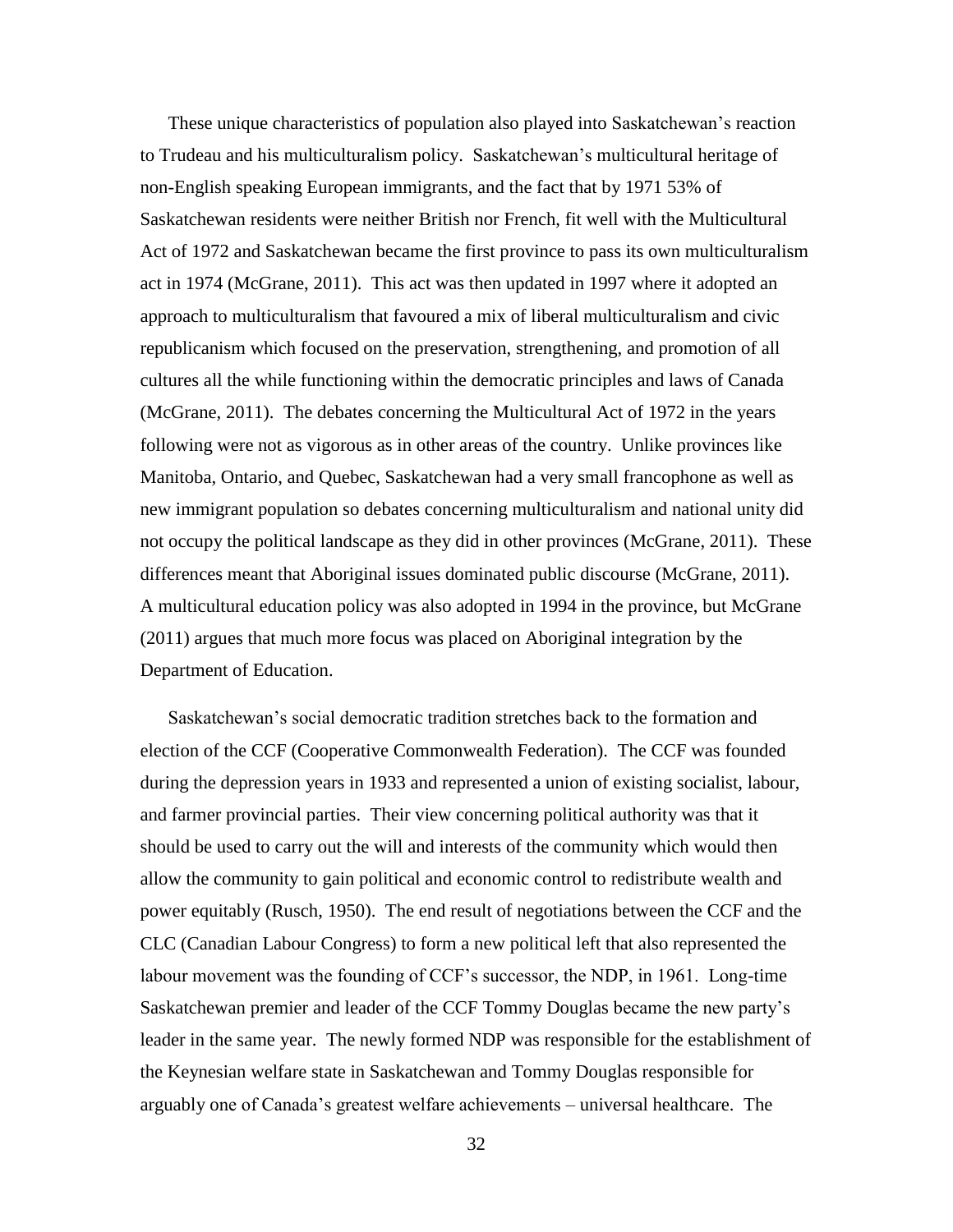These unique characteristics of population also played into Saskatchewan's reaction to Trudeau and his multiculturalism policy. Saskatchewan's multicultural heritage of non-English speaking European immigrants, and the fact that by 1971 53% of Saskatchewan residents were neither British nor French, fit well with the Multicultural Act of 1972 and Saskatchewan became the first province to pass its own multiculturalism act in 1974 (McGrane, 2011). This act was then updated in 1997 where it adopted an approach to multiculturalism that favoured a mix of liberal multiculturalism and civic republicanism which focused on the preservation, strengthening, and promotion of all cultures all the while functioning within the democratic principles and laws of Canada (McGrane, 2011). The debates concerning the Multicultural Act of 1972 in the years following were not as vigorous as in other areas of the country. Unlike provinces like Manitoba, Ontario, and Quebec, Saskatchewan had a very small francophone as well as new immigrant population so debates concerning multiculturalism and national unity did not occupy the political landscape as they did in other provinces (McGrane, 2011). These differences meant that Aboriginal issues dominated public discourse (McGrane, 2011). A multicultural education policy was also adopted in 1994 in the province, but McGrane (2011) argues that much more focus was placed on Aboriginal integration by the Department of Education.

Saskatchewan's social democratic tradition stretches back to the formation and election of the CCF (Cooperative Commonwealth Federation). The CCF was founded during the depression years in 1933 and represented a union of existing socialist, labour, and farmer provincial parties. Their view concerning political authority was that it should be used to carry out the will and interests of the community which would then allow the community to gain political and economic control to redistribute wealth and power equitably (Rusch, 1950). The end result of negotiations between the CCF and the CLC (Canadian Labour Congress) to form a new political left that also represented the labour movement was the founding of CCF's successor, the NDP, in 1961. Long-time Saskatchewan premier and leader of the CCF Tommy Douglas became the new party's leader in the same year. The newly formed NDP was responsible for the establishment of the Keynesian welfare state in Saskatchewan and Tommy Douglas responsible for arguably one of Canada's greatest welfare achievements – universal healthcare. The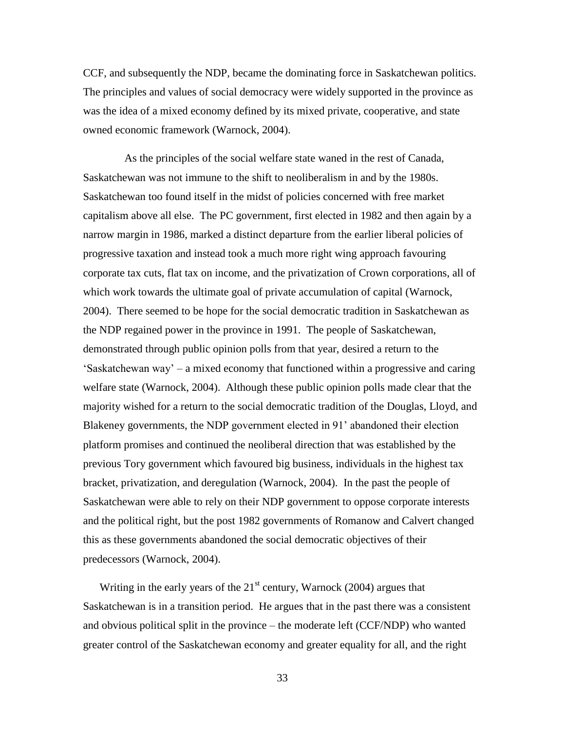CCF, and subsequently the NDP, became the dominating force in Saskatchewan politics. The principles and values of social democracy were widely supported in the province as was the idea of a mixed economy defined by its mixed private, cooperative, and state owned economic framework (Warnock, 2004).

As the principles of the social welfare state waned in the rest of Canada, Saskatchewan was not immune to the shift to neoliberalism in and by the 1980s. Saskatchewan too found itself in the midst of policies concerned with free market capitalism above all else. The PC government, first elected in 1982 and then again by a narrow margin in 1986, marked a distinct departure from the earlier liberal policies of progressive taxation and instead took a much more right wing approach favouring corporate tax cuts, flat tax on income, and the privatization of Crown corporations, all of which work towards the ultimate goal of private accumulation of capital (Warnock, 2004). There seemed to be hope for the social democratic tradition in Saskatchewan as the NDP regained power in the province in 1991. The people of Saskatchewan, demonstrated through public opinion polls from that year, desired a return to the 'Saskatchewan way' – a mixed economy that functioned within a progressive and caring welfare state (Warnock, 2004). Although these public opinion polls made clear that the majority wished for a return to the social democratic tradition of the Douglas, Lloyd, and Blakeney governments, the NDP government elected in 91' abandoned their election platform promises and continued the neoliberal direction that was established by the previous Tory government which favoured big business, individuals in the highest tax bracket, privatization, and deregulation (Warnock, 2004). In the past the people of Saskatchewan were able to rely on their NDP government to oppose corporate interests and the political right, but the post 1982 governments of Romanow and Calvert changed this as these governments abandoned the social democratic objectives of their predecessors (Warnock, 2004).

Writing in the early years of the 21st century, Warnock (2004) argues that Saskatchewan is in a transition period. He argues that in the past there was a consistent and obvious political split in the province – the moderate left (CCF/NDP) who wanted greater control of the Saskatchewan economy and greater equality for all, and the right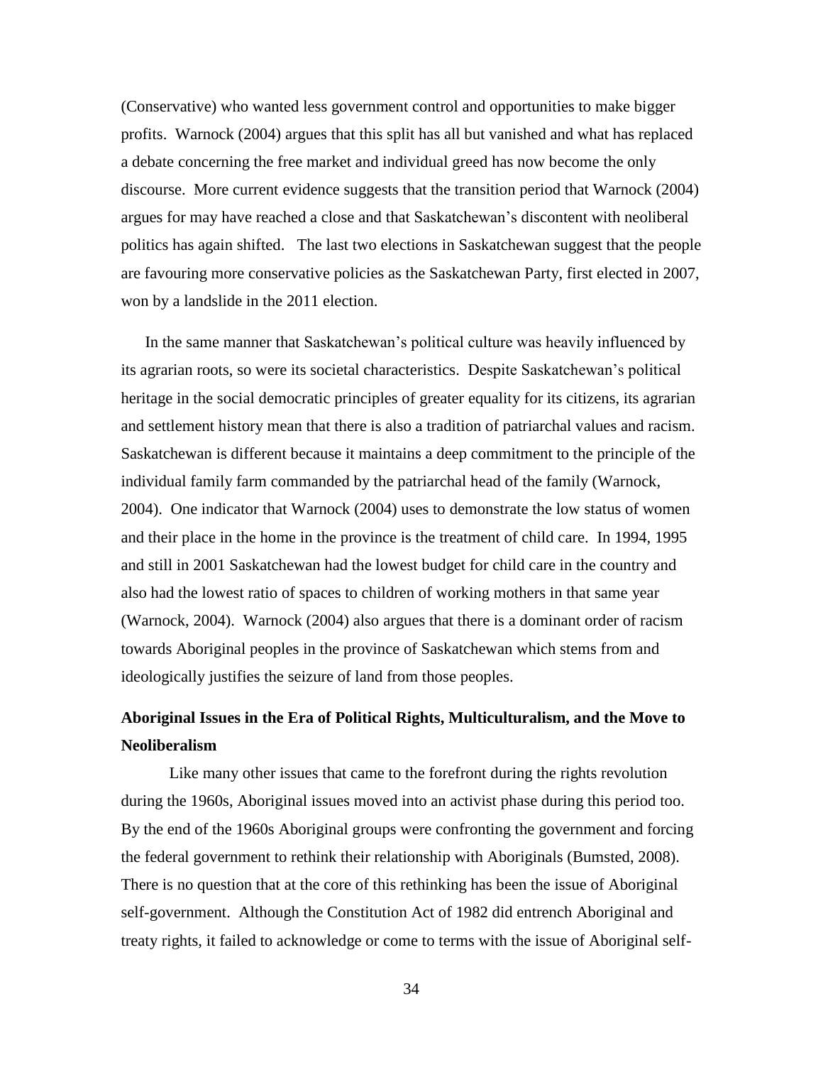(Conservative) who wanted less government control and opportunities to make bigger profits. Warnock (2004) argues that this split has all but vanished and what has replaced a debate concerning the free market and individual greed has now become the only discourse. More current evidence suggests that the transition period that Warnock (2004) argues for may have reached a close and that Saskatchewan's discontent with neoliberal politics has again shifted. The last two elections in Saskatchewan suggest that the people are favouring more conservative policies as the Saskatchewan Party, first elected in 2007, won by a landslide in the 2011 election.

In the same manner that Saskatchewan's political culture was heavily influenced by its agrarian roots, so were its societal characteristics. Despite Saskatchewan's political heritage in the social democratic principles of greater equality for its citizens, its agrarian and settlement history mean that there is also a tradition of patriarchal values and racism. Saskatchewan is different because it maintains a deep commitment to the principle of the individual family farm commanded by the patriarchal head of the family (Warnock, 2004). One indicator that Warnock (2004) uses to demonstrate the low status of women and their place in the home in the province is the treatment of child care. In 1994, 1995 and still in 2001 Saskatchewan had the lowest budget for child care in the country and also had the lowest ratio of spaces to children of working mothers in that same year (Warnock, 2004). Warnock (2004) also argues that there is a dominant order of racism towards Aboriginal peoples in the province of Saskatchewan which stems from and ideologically justifies the seizure of land from those peoples.

### Aboriginal Issues in the Era of Political Rights, Multiculturalism, and the Move to Neoliberalism

Like many other issues that came to the forefront during the rights revolution during the 1960s, Aboriginal issues moved into an activist phase during this period too. By the end of the 1960s Aboriginal groups were confronting the government and forcing the federal government to rethink their relationship with Aboriginals (Bumsted, 2008). There is no question that at the core of this rethinking has been the issue of Aboriginal self-government. Although the Constitution Act of 1982 did entrench Aboriginal and treaty rights, it failed to acknowledge or come to terms with the issue of Aboriginal self-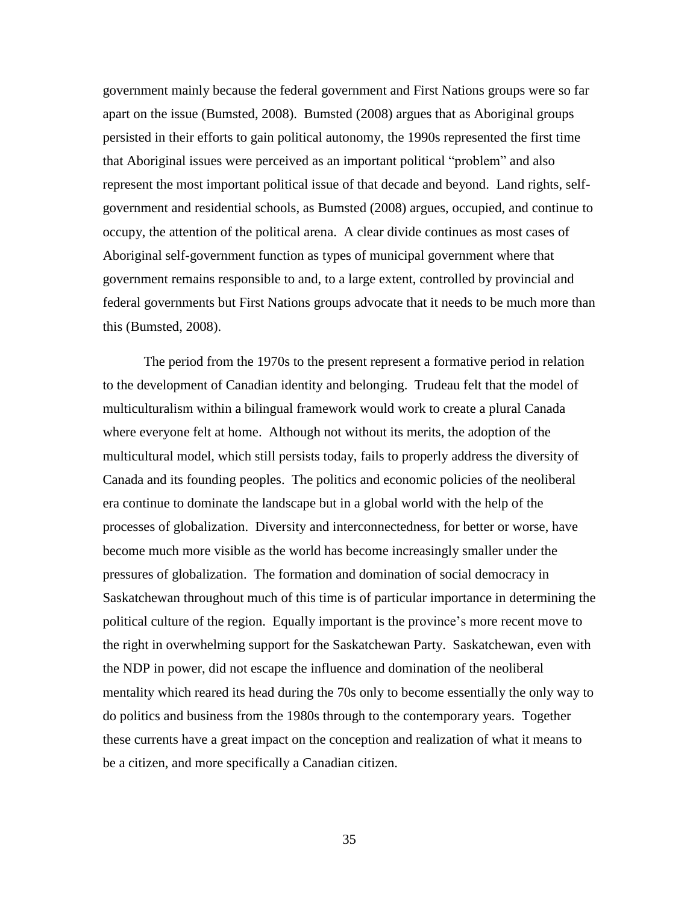government mainly because the federal government and First Nations groups were so far apart on the issue (Bumsted, 2008). Bumsted (2008) argues that as Aboriginal groups persisted in their efforts to gain political autonomy, the 1990s represented the first time that Aboriginal issues were perceived as an important political "problem" and also represent the most important political issue of that decade and beyond. Land rights, self-government and residential schools, as Bumsted (2008) argues, occupied, and continue to occupy, the attention of the political arena. A clear divide continues as most cases of Aboriginal self-government function as types of municipal government where that government remains responsible to and, to a large extent, controlled by provincial and federal governments but First Nations groups advocate that it needs to be much more than this (Bumsted, 2008).

The period from the 1970s to the present represent a formative period in relation to the development of Canadian identity and belonging. Trudeau felt that the model of multiculturalism within a bilingual framework would work to create a plural Canada where everyone felt at home. Although not without its merits, the adoption of the multicultural model, which still persists today, fails to properly address the diversity of Canada and its founding peoples. The politics and economic policies of the neoliberal era continue to dominate the landscape but in a global world with the help of the processes of globalization. Diversity and interconnectedness, for better or worse, have become much more visible as the world has become increasingly smaller under the pressures of globalization. The formation and domination of social democracy in Saskatchewan throughout much of this time is of particular importance in determining the political culture of the region. Equally important is the province's more recent move to the right in overwhelming support for the Saskatchewan Party. Saskatchewan, even with the NDP in power, did not escape the influence and domination of the neoliberal mentality which reared its head during the 70s only to become essentially the only way to do politics and business from the 1980s through to the contemporary years. Together these currents have a great impact on the conception and realization of what it means to be a citizen, and more specifically a Canadian citizen.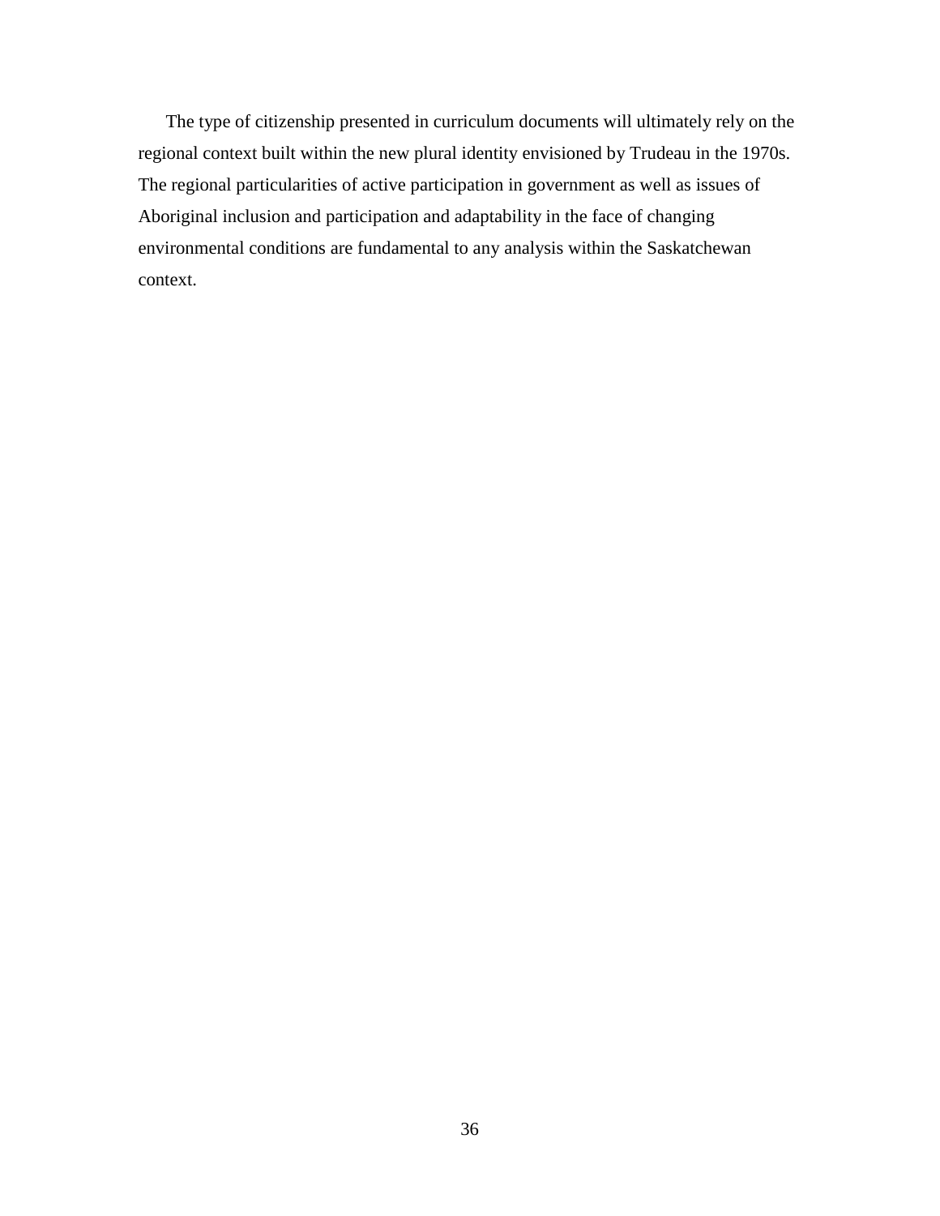The type of citizenship presented in curriculum documents will ultimately rely on the regional context built within the new plural identity envisioned by Trudeau in the 1970s. The regional particularities of active participation in government as well as issues of Aboriginal inclusion and participation and adaptability in the face of changing environmental conditions are fundamental to any analysis within the Saskatchewan context.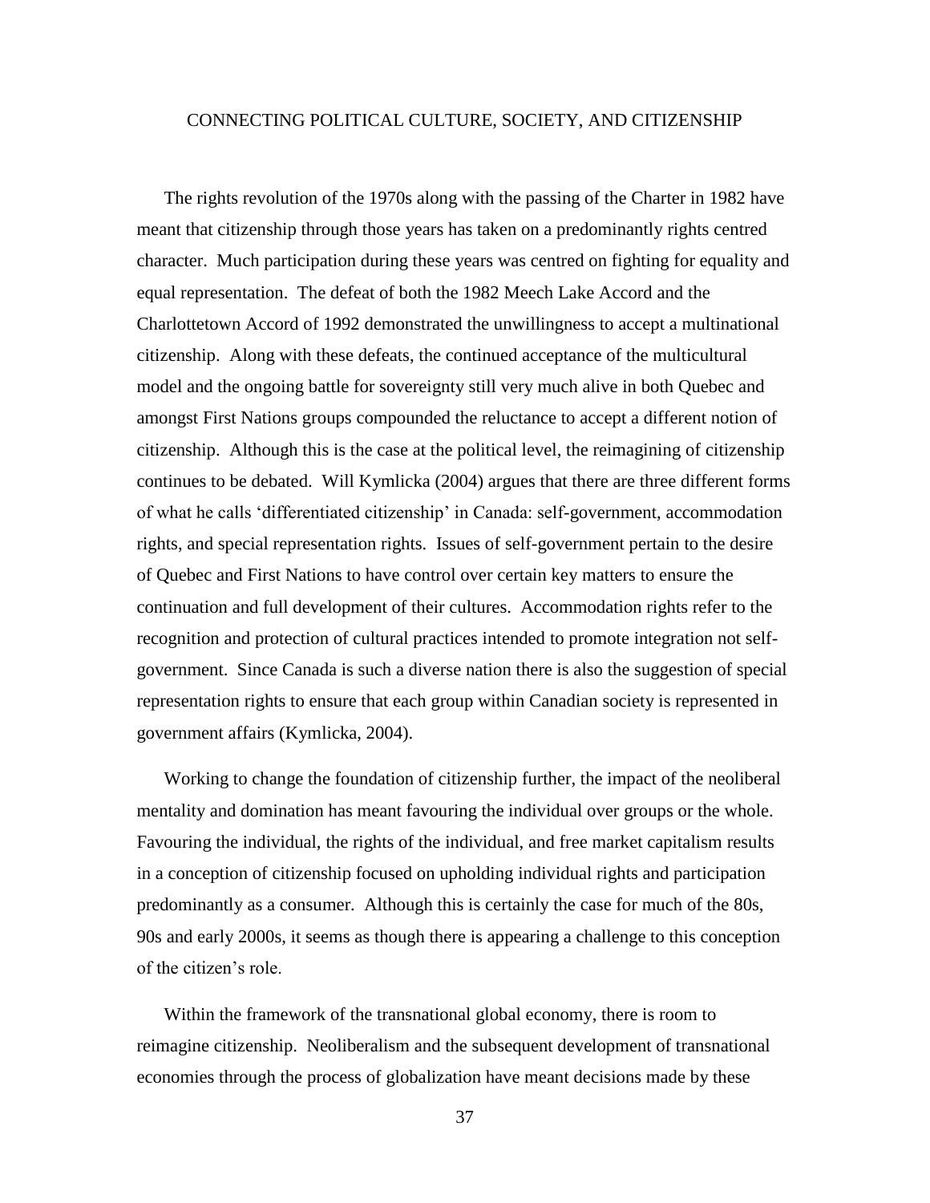## CONNECTING POLITICAL CULTURE, SOCIETY, AND CITIZENSHIP

The rights revolution of the 1970s along with the passing of the Charter in 1982 have meant that citizenship through those years has taken on a predominantly rights centred character. Much participation during these years was centred on fighting for equality and equal representation. The defeat of both the 1982 Meech Lake Accord and the Charlottetown Accord of 1992 demonstrated the unwillingness to accept a multinational citizenship. Along with these defeats, the continued acceptance of the multicultural model and the ongoing battle for sovereignty still very much alive in both Quebec and amongst First Nations groups compounded the reluctance to accept a different notion of citizenship. Although this is the case at the political level, the reimagining of citizenship continues to be debated. Will Kymlicka (2004) argues that there are three different forms of what he calls 'differentiated citizenship' in Canada: self-government, accommodation rights, and special representation rights. Issues of self-government pertain to the desire of Quebec and First Nations to have control over certain key matters to ensure the continuation and full development of their cultures. Accommodation rights refer to the recognition and protection of cultural practices intended to promote integration not self-government. Since Canada is such a diverse nation there is also the suggestion of special representation rights to ensure that each group within Canadian society is represented in government affairs (Kymlicka, 2004).

Working to change the foundation of citizenship further, the impact of the neoliberal mentality and domination has meant favouring the individual over groups or the whole. Favouring the individual, the rights of the individual, and free market capitalism results in a conception of citizenship focused on upholding individual rights and participation predominantly as a consumer. Although this is certainly the case for much of the 80s, 90s and early 2000s, it seems as though there is appearing a challenge to this conception of the citizen's role.

Within the framework of the transnational global economy, there is room to reimagine citizenship. Neoliberalism and the subsequent development of transnational economies through the process of globalization have meant decisions made by these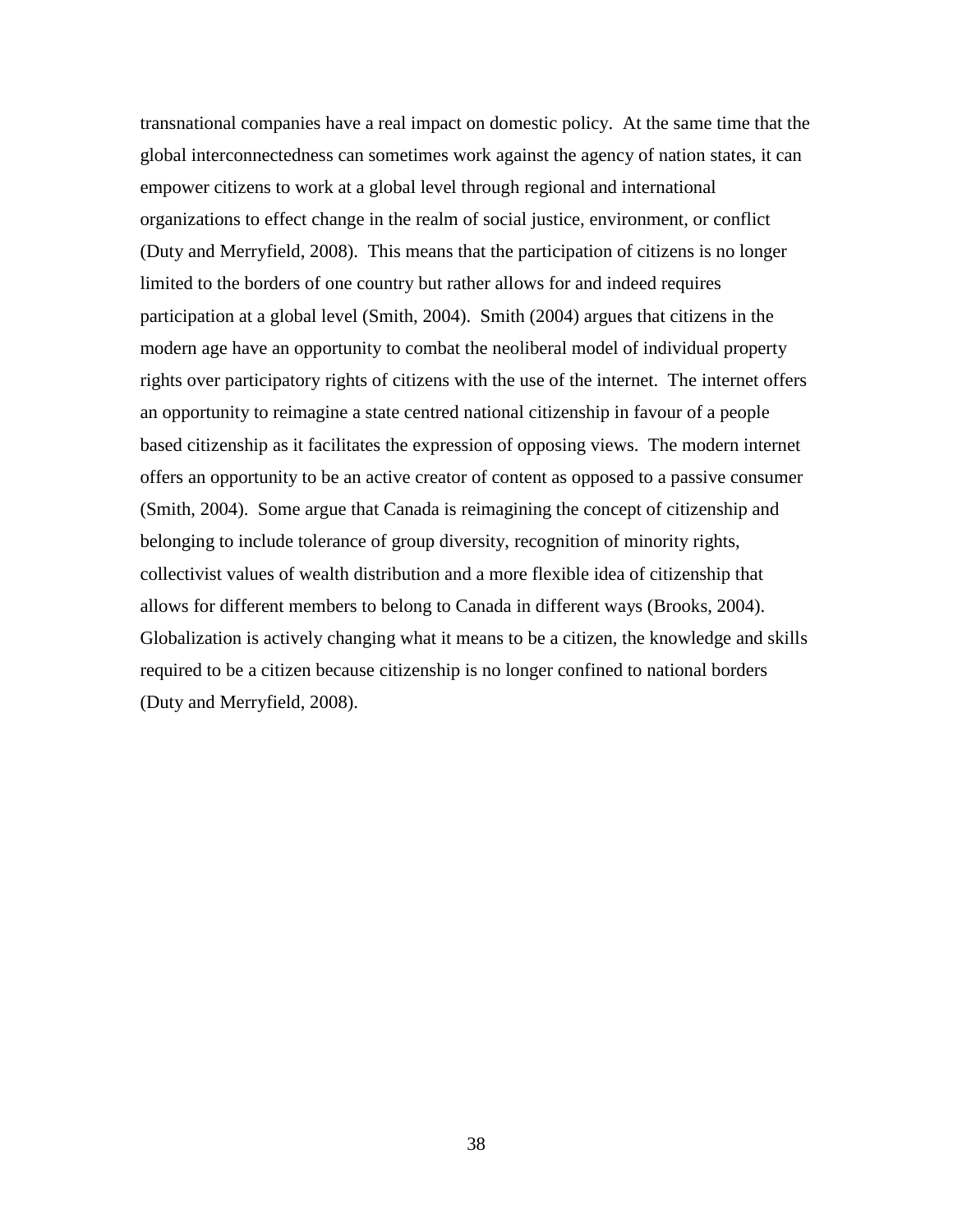transnational companies have a real impact on domestic policy. At the same time that the global interconnectedness can sometimes work against the agency of nation states, it can empower citizens to work at a global level through regional and international organizations to effect change in the realm of social justice, environment, or conflict (Duty and Merryfield, 2008). This means that the participation of citizens is no longer limited to the borders of one country but rather allows for and indeed requires participation at a global level (Smith, 2004). Smith (2004) argues that citizens in the modern age have an opportunity to combat the neoliberal model of individual property rights over participatory rights of citizens with the use of the internet. The internet offers an opportunity to reimagine a state centred national citizenship in favour of a people based citizenship as it facilitates the expression of opposing views. The modern internet offers an opportunity to be an active creator of content as opposed to a passive consumer (Smith, 2004). Some argue that Canada is reimagining the concept of citizenship and belonging to include tolerance of group diversity, recognition of minority rights, collectivist values of wealth distribution and a more flexible idea of citizenship that allows for different members to belong to Canada in different ways (Brooks, 2004). Globalization is actively changing what it means to be a citizen, the knowledge and skills required to be a citizen because citizenship is no longer confined to national borders (Duty and Merryfield, 2008).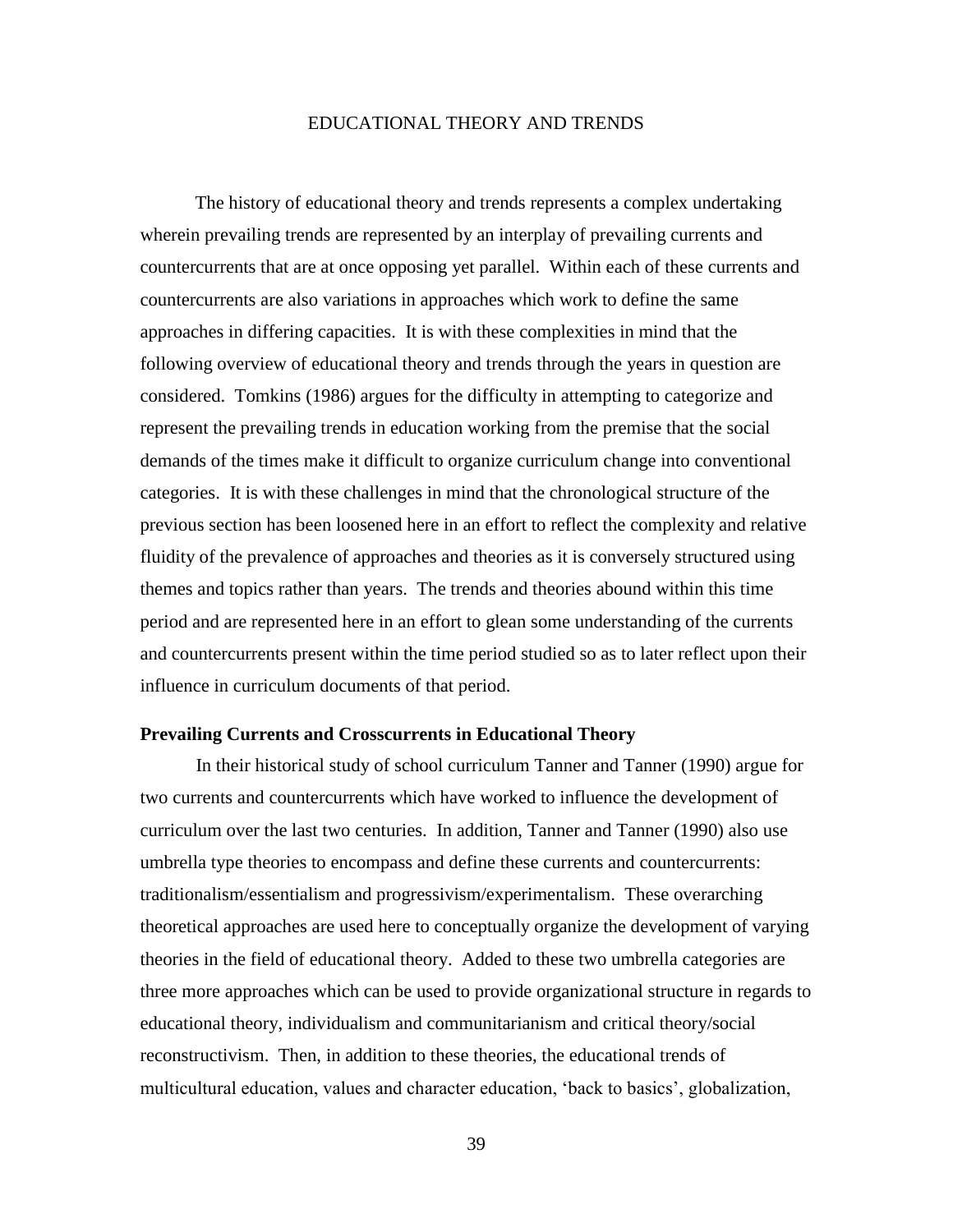EDUCATIONAL THEORY AND TRENDS

The history of educational theory and trends represents a complex undertaking wherein prevailing trends are represented by an interplay of prevailing currents and countercurrents that are at once opposing yet parallel. Within each of these currents and countercurrents are also variations in approaches which work to define the same approaches in differing capacities. It is with these complexities in mind that the following overview of educational theory and trends through the years in question are considered. Tomkins (1986) argues for the difficulty in attempting to categorize and represent the prevailing trends in education working from the premise that the social demands of the times make it difficult to organize curriculum change into conventional categories. It is with these challenges in mind that the chronological structure of the previous section has been loosened here in an effort to reflect the complexity and relative fluidity of the prevalence of approaches and theories as it is conversely structured using themes and topics rather than years. The trends and theories abound within this time period and are represented here in an effort to glean some understanding of the currents and countercurrents present within the time period studied so as to later reflect upon their influence in curriculum documents of that period.

**Prevailing Currents and Crosscurrents in Educational Theory**

In their historical study of school curriculum Tanner and Tanner (1990) argue for two currents and countercurrents which have worked to influence the development of curriculum over the last two centuries. In addition, Tanner and Tanner (1990) also use umbrella type theories to encompass and define these currents and countercurrents: traditionalism/essentialism and progressivism/experimentalism. These overarching theoretical approaches are used here to conceptually organize the development of varying theories in the field of educational theory. Added to these two umbrella categories are three more approaches which can be used to provide organizational structure in regards to educational theory, individualism and communitarianism and critical theory/social reconstructivism. Then, in addition to these theories, the educational trends of multicultural education, values and character education, 'back to basics', globalization,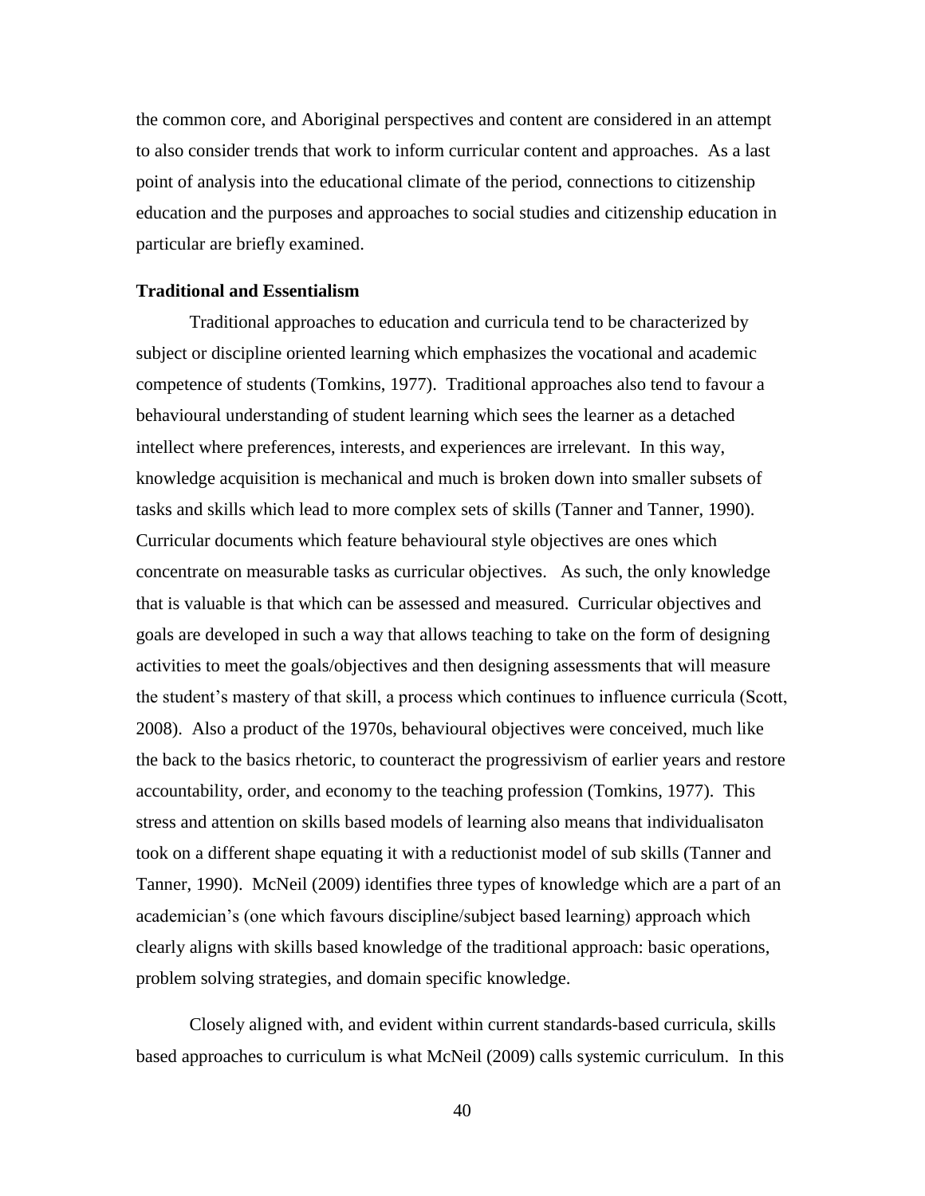the common core, and Aboriginal perspectives and content are considered in an attempt to also consider trends that work to inform curricular content and approaches. As a last point of analysis into the educational climate of the period, connections to citizenship education and the purposes and approaches to social studies and citizenship education in particular are briefly examined.

**Traditional and Essentialism**

Traditional approaches to education and curricula tend to be characterized by subject or discipline oriented learning which emphasizes the vocational and academic competence of students (Tomkins, 1977). Traditional approaches also tend to favour a behavioural understanding of student learning which sees the learner as a detached intellect where preferences, interests, and experiences are irrelevant. In this way, knowledge acquisition is mechanical and much is broken down into smaller subsets of tasks and skills which lead to more complex sets of skills (Tanner and Tanner, 1990). Curricular documents which feature behavioural style objectives are ones which concentrate on measurable tasks as curricular objectives. As such, the only knowledge that is valuable is that which can be assessed and measured. Curricular objectives and goals are developed in such a way that allows teaching to take on the form of designing activities to meet the goals/objectives and then designing assessments that will measure the student's mastery of that skill, a process which continues to influence curricula (Scott, 2008). Also a product of the 1970s, behavioural objectives were conceived, much like the back to the basics rhetoric, to counteract the progressivism of earlier years and restore accountability, order, and economy to the teaching profession (Tomkins, 1977). This stress and attention on skills based models of learning also means that individualisaton took on a different shape equating it with a reductionist model of sub skills (Tanner and Tanner, 1990). McNeil (2009) identifies three types of knowledge which are a part of an academician's (one which favours discipline/subject based learning) approach which clearly aligns with skills based knowledge of the traditional approach: basic operations, problem solving strategies, and domain specific knowledge.

Closely aligned with, and evident within current standards-based curricula, skills based approaches to curriculum is what McNeil (2009) calls systemic curriculum. In this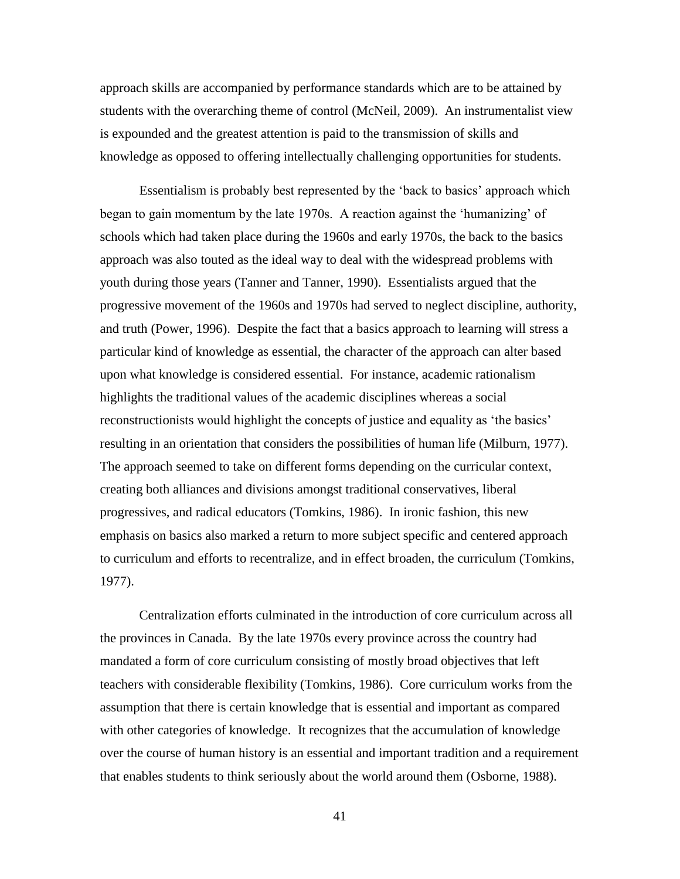approach skills are accompanied by performance standards which are to be attained by students with the overarching theme of control (McNeil, 2009). An instrumentalist view is expounded and the greatest attention is paid to the transmission of skills and knowledge as opposed to offering intellectually challenging opportunities for students.

Essentialism is probably best represented by the 'back to basics' approach which began to gain momentum by the late 1970s. A reaction against the 'humanizing' of schools which had taken place during the 1960s and early 1970s, the back to the basics approach was also touted as the ideal way to deal with the widespread problems with youth during those years (Tanner and Tanner, 1990). Essentialists argued that the progressive movement of the 1960s and 1970s had served to neglect discipline, authority, and truth (Power, 1996). Despite the fact that a basics approach to learning will stress a particular kind of knowledge as essential, the character of the approach can alter based upon what knowledge is considered essential. For instance, academic rationalism highlights the traditional values of the academic disciplines whereas a social reconstructionists would highlight the concepts of justice and equality as 'the basics' resulting in an orientation that considers the possibilities of human life (Milburn, 1977). The approach seemed to take on different forms depending on the curricular context, creating both alliances and divisions amongst traditional conservatives, liberal progressives, and radical educators (Tomkins, 1986). In ironic fashion, this new emphasis on basics also marked a return to more subject specific and centered approach to curriculum and efforts to recentralize, and in effect broaden, the curriculum (Tomkins, 1977).

Centralization efforts culminated in the introduction of core curriculum across all the provinces in Canada. By the late 1970s every province across the country had mandated a form of core curriculum consisting of mostly broad objectives that left teachers with considerable flexibility (Tomkins, 1986). Core curriculum works from the assumption that there is certain knowledge that is essential and important as compared with other categories of knowledge. It recognizes that the accumulation of knowledge over the course of human history is an essential and important tradition and a requirement that enables students to think seriously about the world around them (Osborne, 1988).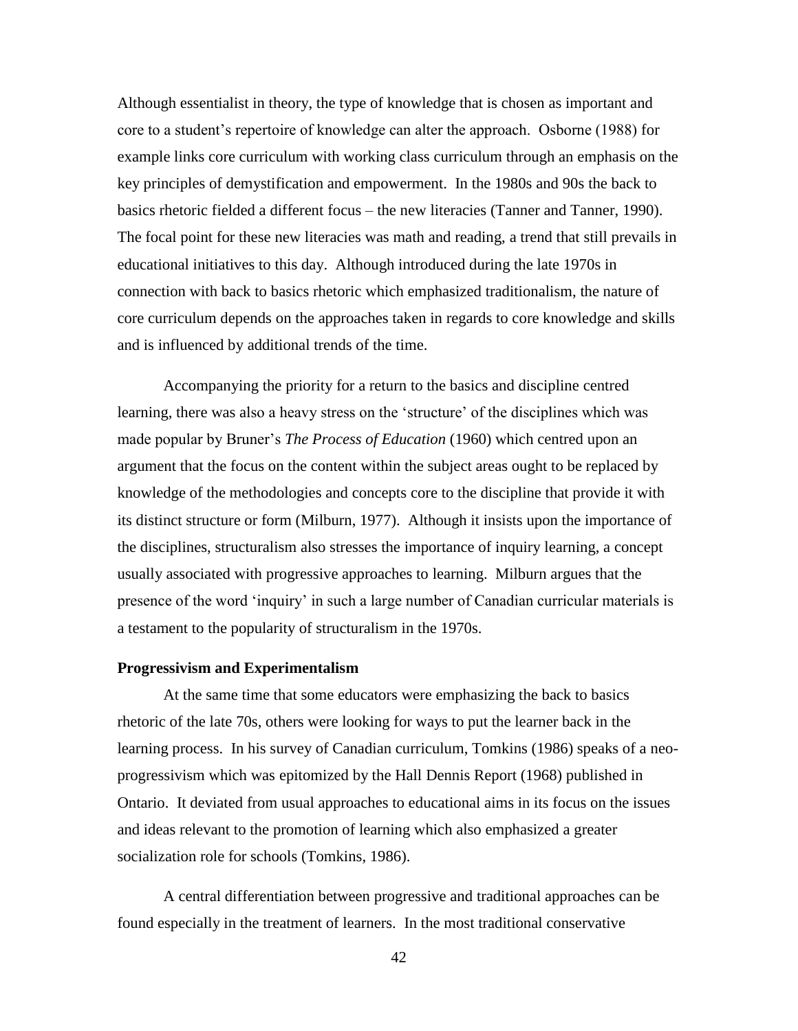Although essentialist in theory, the type of knowledge that is chosen as important and core to a student's repertoire of knowledge can alter the approach. Osborne (1988) for example links core curriculum with working class curriculum through an emphasis on the key principles of demystification and empowerment. In the 1980s and 90s the back to basics rhetoric fielded a different focus – the new literacies (Tanner and Tanner, 1990). The focal point for these new literacies was math and reading, a trend that still prevails in educational initiatives to this day. Although introduced during the late 1970s in connection with back to basics rhetoric which emphasized traditionalism, the nature of core curriculum depends on the approaches taken in regards to core knowledge and skills and is influenced by additional trends of the time.

Accompanying the priority for a return to the basics and discipline centred learning, there was also a heavy stress on the 'structure' of the disciplines which was made popular by Bruner's *The Process of Education* (1960) which centred upon an argument that the focus on the content within the subject areas ought to be replaced by knowledge of the methodologies and concepts core to the discipline that provide it with its distinct structure or form (Milburn, 1977). Although it insists upon the importance of the disciplines, structuralism also stresses the importance of inquiry learning, a concept usually associated with progressive approaches to learning. Milburn argues that the presence of the word 'inquiry' in such a large number of Canadian curricular materials is a testament to the popularity of structuralism in the 1970s.

**Progressivism and Experimentalism**

At the same time that some educators were emphasizing the back to basics rhetoric of the late 70s, others were looking for ways to put the learner back in the learning process. In his survey of Canadian curriculum, Tomkins (1986) speaks of a neo-progressivism which was epitomized by the Hall Dennis Report (1968) published in Ontario. It deviated from usual approaches to educational aims in its focus on the issues and ideas relevant to the promotion of learning which also emphasized a greater socialization role for schools (Tomkins, 1986).

A central differentiation between progressive and traditional approaches can be found especially in the treatment of learners. In the most traditional conservative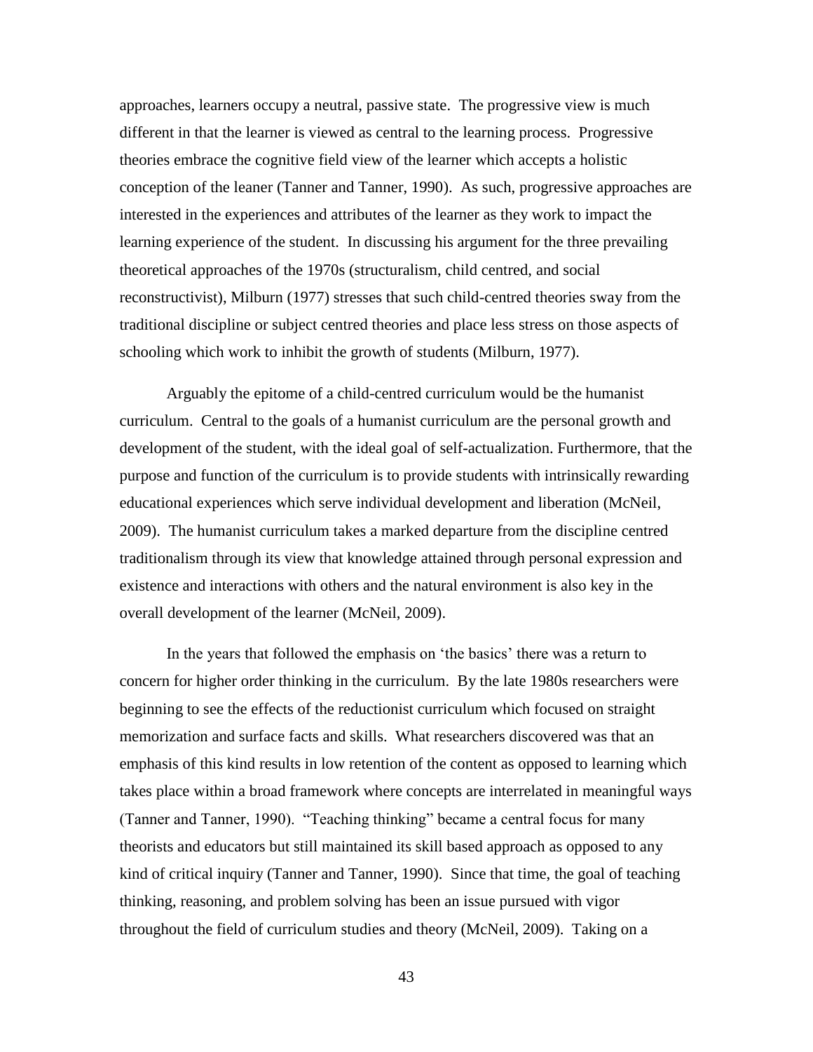approaches, learners occupy a neutral, passive state. The progressive view is much different in that the learner is viewed as central to the learning process. Progressive theories embrace the cognitive field view of the learner which accepts a holistic conception of the leaner (Tanner and Tanner, 1990). As such, progressive approaches are interested in the experiences and attributes of the learner as they work to impact the learning experience of the student. In discussing his argument for the three prevailing theoretical approaches of the 1970s (structuralism, child centred, and social reconstructivist), Milburn (1977) stresses that such child-centred theories sway from the traditional discipline or subject centred theories and place less stress on those aspects of schooling which work to inhibit the growth of students (Milburn, 1977).

Arguably the epitome of a child-centred curriculum would be the humanist curriculum. Central to the goals of a humanist curriculum are the personal growth and development of the student, with the ideal goal of self-actualization. Furthermore, that the purpose and function of the curriculum is to provide students with intrinsically rewarding educational experiences which serve individual development and liberation (McNeil, 2009). The humanist curriculum takes a marked departure from the discipline centred traditionalism through its view that knowledge attained through personal expression and existence and interactions with others and the natural environment is also key in the overall development of the learner (McNeil, 2009).

In the years that followed the emphasis on 'the basics' there was a return to concern for higher order thinking in the curriculum. By the late 1980s researchers were beginning to see the effects of the reductionist curriculum which focused on straight memorization and surface facts and skills. What researchers discovered was that an emphasis of this kind results in low retention of the content as opposed to learning which takes place within a broad framework where concepts are interrelated in meaningful ways (Tanner and Tanner, 1990). "Teaching thinking" became a central focus for many theorists and educators but still maintained its skill based approach as opposed to any kind of critical inquiry (Tanner and Tanner, 1990). Since that time, the goal of teaching thinking, reasoning, and problem solving has been an issue pursued with vigor throughout the field of curriculum studies and theory (McNeil, 2009). Taking on a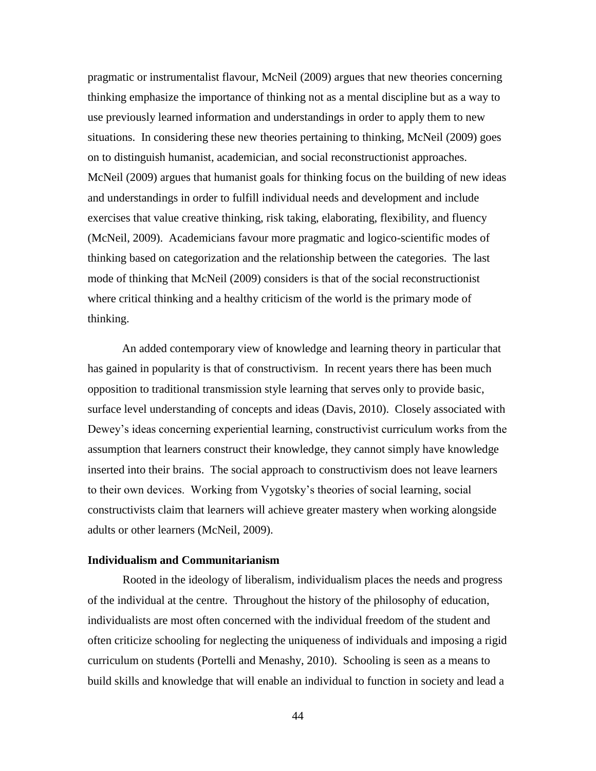pragmatic or instrumentalist flavour, McNeil (2009) argues that new theories concerning thinking emphasize the importance of thinking not as a mental discipline but as a way to use previously learned information and understandings in order to apply them to new situations. In considering these new theories pertaining to thinking, McNeil (2009) goes on to distinguish humanist, academician, and social reconstructionist approaches. McNeil (2009) argues that humanist goals for thinking focus on the building of new ideas and understandings in order to fulfill individual needs and development and include exercises that value creative thinking, risk taking, elaborating, flexibility, and fluency (McNeil, 2009). Academicians favour more pragmatic and logico-scientific modes of thinking based on categorization and the relationship between the categories. The last mode of thinking that McNeil (2009) considers is that of the social reconstructionist where critical thinking and a healthy criticism of the world is the primary mode of thinking.

An added contemporary view of knowledge and learning theory in particular that has gained in popularity is that of constructivism. In recent years there has been much opposition to traditional transmission style learning that serves only to provide basic, surface level understanding of concepts and ideas (Davis, 2010). Closely associated with Dewey's ideas concerning experiential learning, constructivist curriculum works from the assumption that learners construct their knowledge, they cannot simply have knowledge inserted into their brains. The social approach to constructivism does not leave learners to their own devices. Working from Vygotsky's theories of social learning, social constructivists claim that learners will achieve greater mastery when working alongside adults or other learners (McNeil, 2009).

### Individualism and Communitarianism

Rooted in the ideology of liberalism, individualism places the needs and progress of the individual at the centre. Throughout the history of the philosophy of education, individualists are most often concerned with the individual freedom of the student and often criticize schooling for neglecting the uniqueness of individuals and imposing a rigid curriculum on students (Portelli and Menashy, 2010). Schooling is seen as a means to build skills and knowledge that will enable an individual to function in society and lead a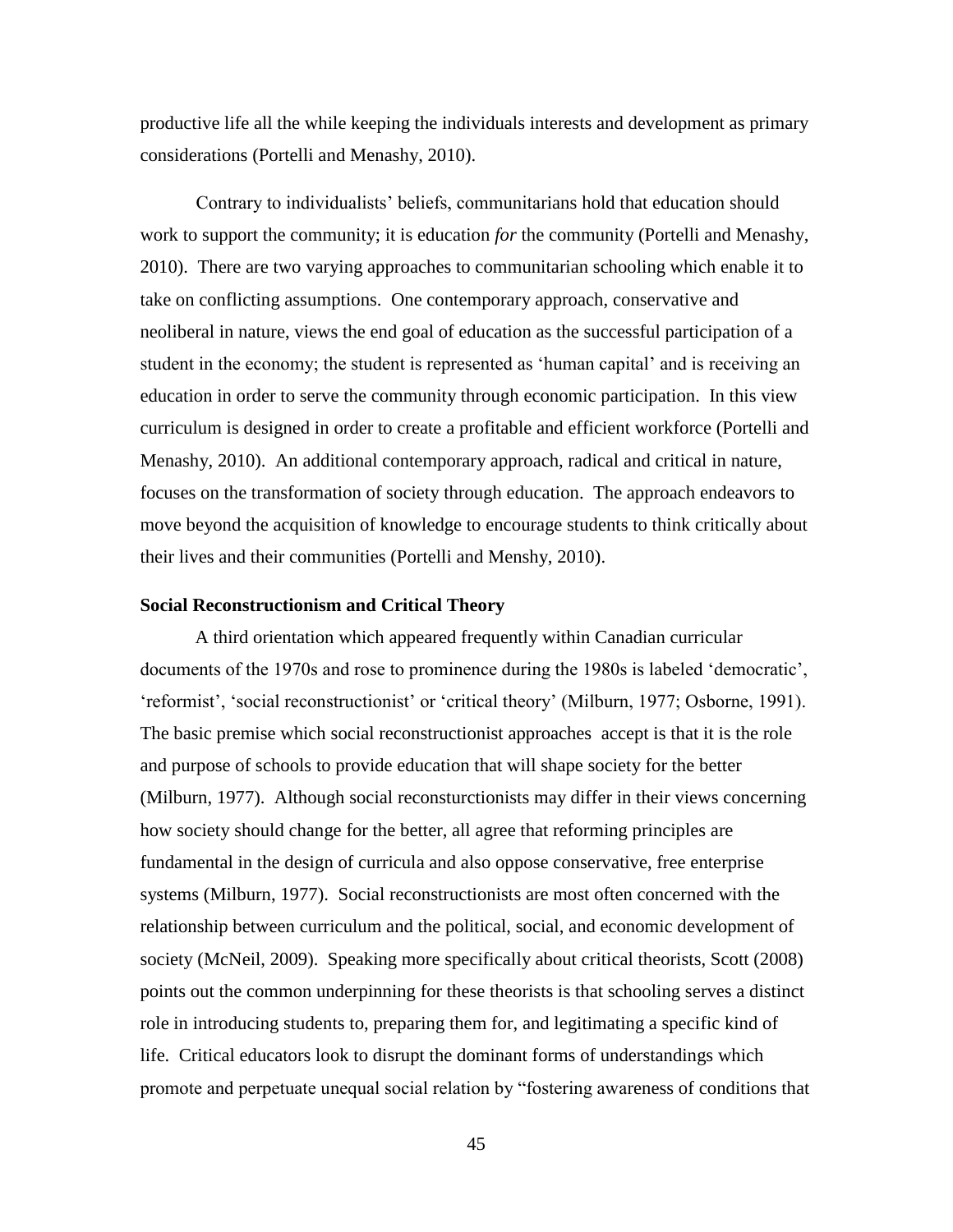productive life all the while keeping the individuals interests and development as primary considerations (Portelli and Menashy, 2010).

Contrary to individualists' beliefs, communitarians hold that education should work to support the community; it is education *for* the community (Portelli and Menashy, 2010). There are two varying approaches to communitarian schooling which enable it to take on conflicting assumptions. One contemporary approach, conservative and neoliberal in nature, views the end goal of education as the successful participation of a student in the economy; the student is represented as 'human capital' and is receiving an education in order to serve the community through economic participation. In this view curriculum is designed in order to create a profitable and efficient workforce (Portelli and Menashy, 2010). An additional contemporary approach, radical and critical in nature, focuses on the transformation of society through education. The approach endeavors to move beyond the acquisition of knowledge to encourage students to think critically about their lives and their communities (Portelli and Menshy, 2010).

**Social Reconstructionism and Critical Theory**

A third orientation which appeared frequently within Canadian curricular documents of the 1970s and rose to prominence during the 1980s is labeled 'democratic', 'reformist', 'social reconstructionist' or 'critical theory' (Milburn, 1977; Osborne, 1991). The basic premise which social reconstructionist approaches accept is that it is the role and purpose of schools to provide education that will shape society for the better (Milburn, 1977). Although social reconsturctionists may differ in their views concerning how society should change for the better, all agree that reforming principles are fundamental in the design of curricula and also oppose conservative, free enterprise systems (Milburn, 1977). Social reconstructionists are most often concerned with the relationship between curriculum and the political, social, and economic development of society (McNeil, 2009). Speaking more specifically about critical theorists, Scott (2008) points out the common underpinning for these theorists is that schooling serves a distinct role in introducing students to, preparing them for, and legitimating a specific kind of life. Critical educators look to disrupt the dominant forms of understandings which promote and perpetuate unequal social relation by "fostering awareness of conditions that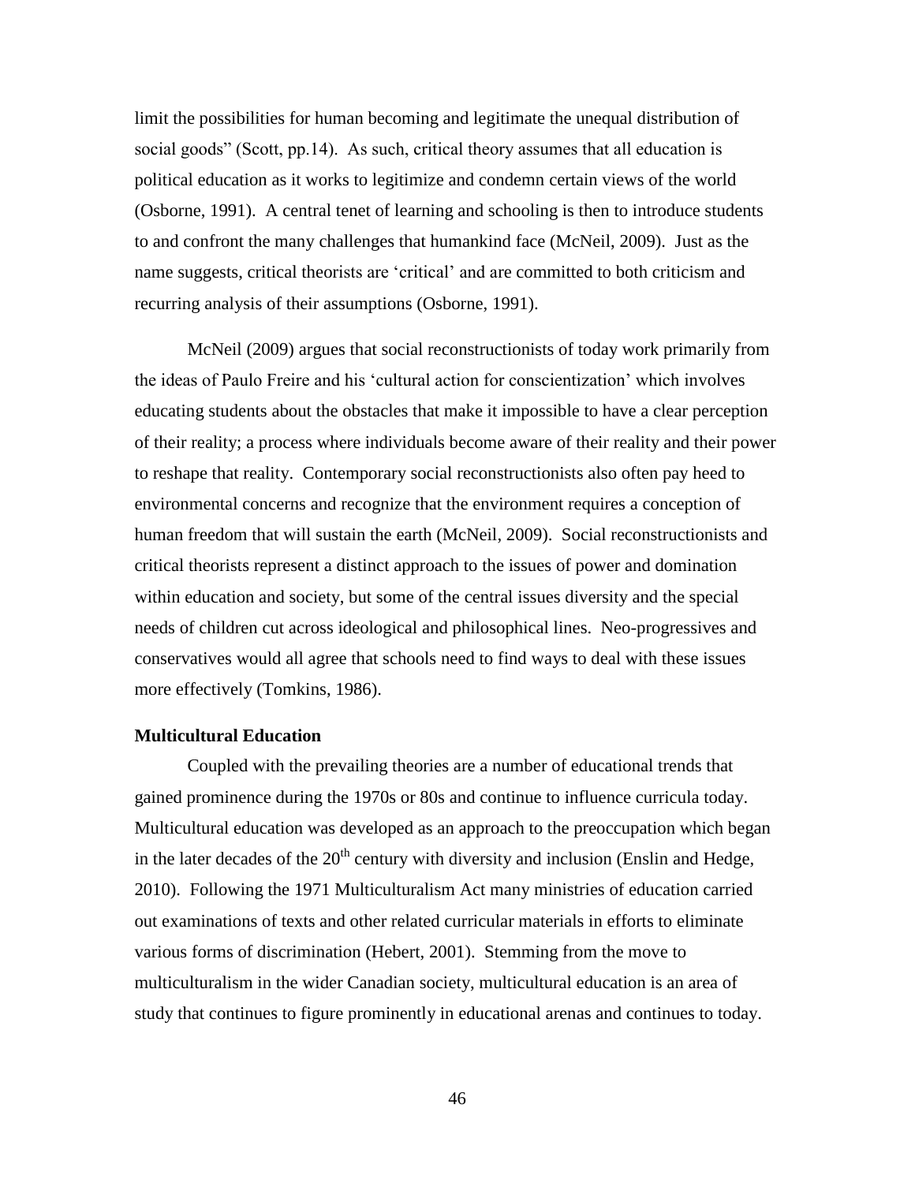limit the possibilities for human becoming and legitimate the unequal distribution of social goods" (Scott, pp.14). As such, critical theory assumes that all education is political education as it works to legitimize and condemn certain views of the world (Osborne, 1991). A central tenet of learning and schooling is then to introduce students to and confront the many challenges that humankind face (McNeil, 2009). Just as the name suggests, critical theorists are 'critical' and are committed to both criticism and recurring analysis of their assumptions (Osborne, 1991).

McNeil (2009) argues that social reconstructionists of today work primarily from the ideas of Paulo Freire and his 'cultural action for conscientization' which involves educating students about the obstacles that make it impossible to have a clear perception of their reality; a process where individuals become aware of their reality and their power to reshape that reality. Contemporary social reconstructionists also often pay heed to environmental concerns and recognize that the environment requires a conception of human freedom that will sustain the earth (McNeil, 2009). Social reconstructionists and critical theorists represent a distinct approach to the issues of power and domination within education and society, but some of the central issues diversity and the special needs of children cut across ideological and philosophical lines. Neo-progressives and conservatives would all agree that schools need to find ways to deal with these issues more effectively (Tomkins, 1986).

**Multicultural Education**

Coupled with the prevailing theories are a number of educational trends that gained prominence during the 1970s or 80s and continue to influence curricula today. Multicultural education was developed as an approach to the preoccupation which began in the later decades of the 20th century with diversity and inclusion (Enslin and Hedge, 2010). Following the 1971 Multiculturalism Act many ministries of education carried out examinations of texts and other related curricular materials in efforts to eliminate various forms of discrimination (Hebert, 2001). Stemming from the move to multiculturalism in the wider Canadian society, multicultural education is an area of study that continues to figure prominently in educational arenas and continues to today.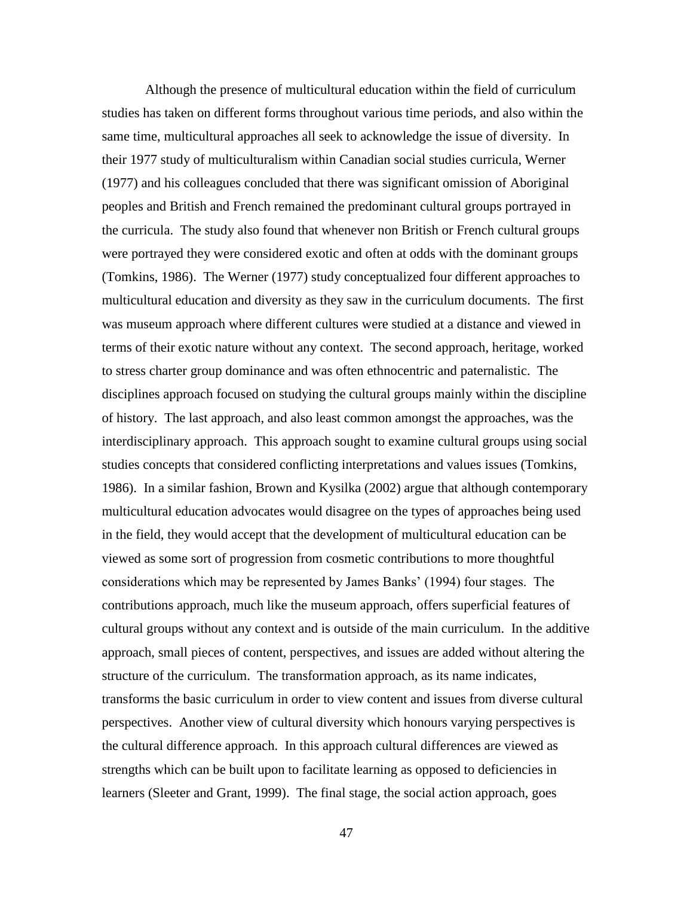Although the presence of multicultural education within the field of curriculum studies has taken on different forms throughout various time periods, and also within the same time, multicultural approaches all seek to acknowledge the issue of diversity. In their 1977 study of multiculturalism within Canadian social studies curricula, Werner (1977) and his colleagues concluded that there was significant omission of Aboriginal peoples and British and French remained the predominant cultural groups portrayed in the curricula. The study also found that whenever non British or French cultural groups were portrayed they were considered exotic and often at odds with the dominant groups (Tomkins, 1986). The Werner (1977) study conceptualized four different approaches to multicultural education and diversity as they saw in the curriculum documents. The first was museum approach where different cultures were studied at a distance and viewed in terms of their exotic nature without any context. The second approach, heritage, worked to stress charter group dominance and was often ethnocentric and paternalistic. The disciplines approach focused on studying the cultural groups mainly within the discipline of history. The last approach, and also least common amongst the approaches, was the interdisciplinary approach. This approach sought to examine cultural groups using social studies concepts that considered conflicting interpretations and values issues (Tomkins, 1986). In a similar fashion, Brown and Kysilka (2002) argue that although contemporary multicultural education advocates would disagree on the types of approaches being used in the field, they would accept that the development of multicultural education can be viewed as some sort of progression from cosmetic contributions to more thoughtful considerations which may be represented by James Banks' (1994) four stages. The contributions approach, much like the museum approach, offers superficial features of cultural groups without any context and is outside of the main curriculum. In the additive approach, small pieces of content, perspectives, and issues are added without altering the structure of the curriculum. The transformation approach, as its name indicates, transforms the basic curriculum in order to view content and issues from diverse cultural perspectives. Another view of cultural diversity which honours varying perspectives is the cultural difference approach. In this approach cultural differences are viewed as strengths which can be built upon to facilitate learning as opposed to deficiencies in learners (Sleeter and Grant, 1999). The final stage, the social action approach, goes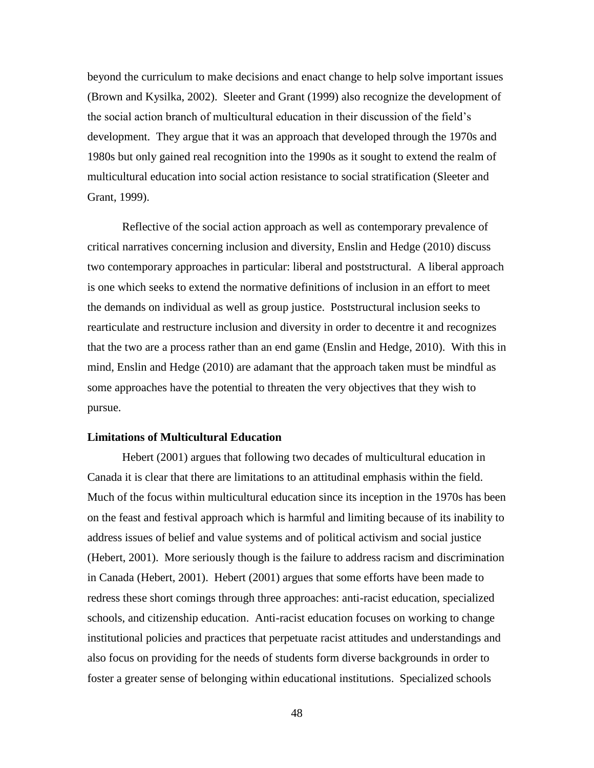beyond the curriculum to make decisions and enact change to help solve important issues (Brown and Kysilka, 2002). Sleeter and Grant (1999) also recognize the development of the social action branch of multicultural education in their discussion of the field's development. They argue that it was an approach that developed through the 1970s and 1980s but only gained real recognition into the 1990s as it sought to extend the realm of multicultural education into social action resistance to social stratification (Sleeter and Grant, 1999).

Reflective of the social action approach as well as contemporary prevalence of critical narratives concerning inclusion and diversity, Enslin and Hedge (2010) discuss two contemporary approaches in particular: liberal and poststructural. A liberal approach is one which seeks to extend the normative definitions of inclusion in an effort to meet the demands on individual as well as group justice. Poststructural inclusion seeks to rearticulate and restructure inclusion and diversity in order to decentre it and recognizes that the two are a process rather than an end game (Enslin and Hedge, 2010). With this in mind, Enslin and Hedge (2010) are adamant that the approach taken must be mindful as some approaches have the potential to threaten the very objectives that they wish to pursue.

**Limitations of Multicultural Education**

Hebert (2001) argues that following two decades of multicultural education in Canada it is clear that there are limitations to an attitudinal emphasis within the field. Much of the focus within multicultural education since its inception in the 1970s has been on the feast and festival approach which is harmful and limiting because of its inability to address issues of belief and value systems and of political activism and social justice (Hebert, 2001). More seriously though is the failure to address racism and discrimination in Canada (Hebert, 2001). Hebert (2001) argues that some efforts have been made to redress these short comings through three approaches: anti-racist education, specialized schools, and citizenship education. Anti-racist education focuses on working to change institutional policies and practices that perpetuate racist attitudes and understandings and also focus on providing for the needs of students form diverse backgrounds in order to foster a greater sense of belonging within educational institutions. Specialized schools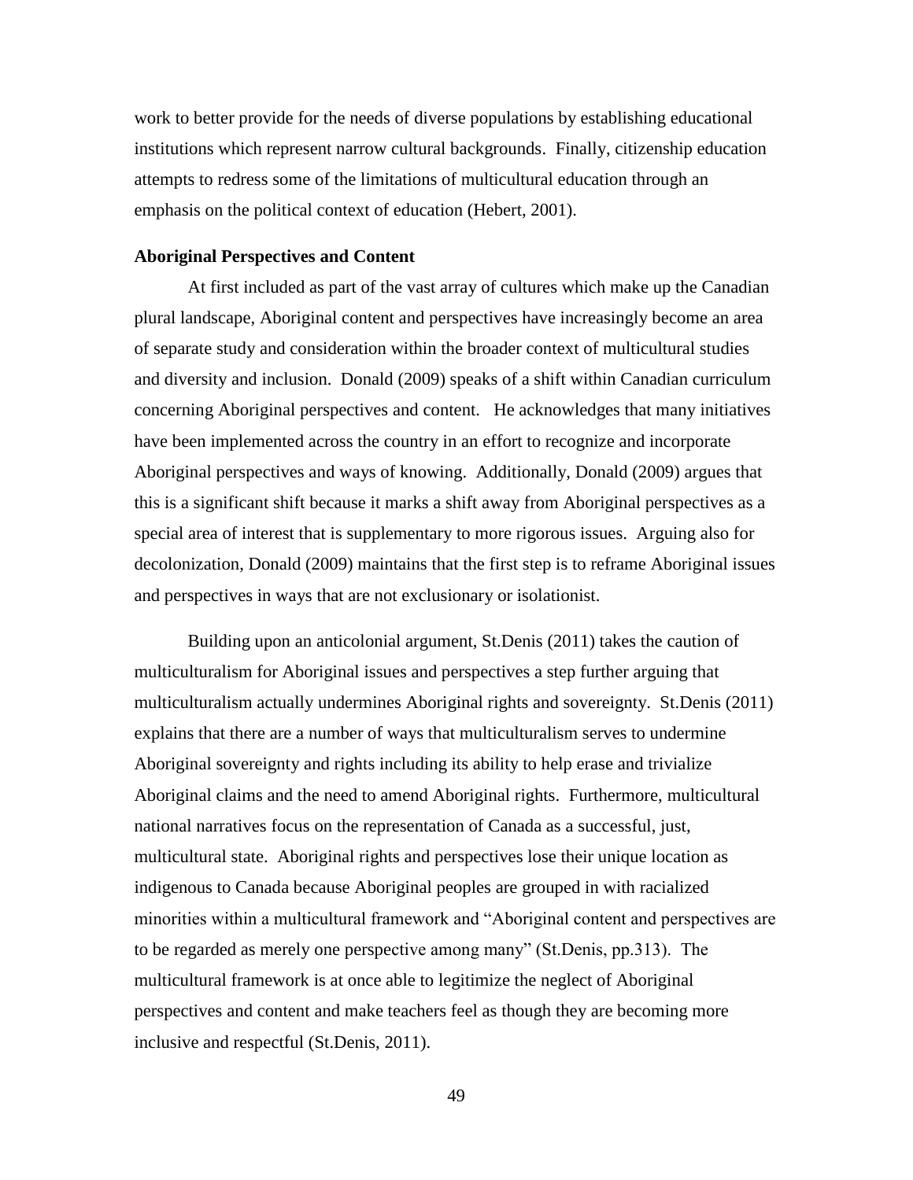work to better provide for the needs of diverse populations by establishing educational institutions which represent narrow cultural backgrounds. Finally, citizenship education attempts to redress some of the limitations of multicultural education through an emphasis on the political context of education (Hebert, 2001).

**Aboriginal Perspectives and Content**

At first included as part of the vast array of cultures which make up the Canadian plural landscape, Aboriginal content and perspectives have increasingly become an area of separate study and consideration within the broader context of multicultural studies and diversity and inclusion. Donald (2009) speaks of a shift within Canadian curriculum concerning Aboriginal perspectives and content. He acknowledges that many initiatives have been implemented across the country in an effort to recognize and incorporate Aboriginal perspectives and ways of knowing. Additionally, Donald (2009) argues that this is a significant shift because it marks a shift away from Aboriginal perspectives as a special area of interest that is supplementary to more rigorous issues. Arguing also for decolonization, Donald (2009) maintains that the first step is to reframe Aboriginal issues and perspectives in ways that are not exclusionary or isolationist.

Building upon an anticolonial argument, St.Denis (2011) takes the caution of multiculturalism for Aboriginal issues and perspectives a step further arguing that multiculturalism actually undermines Aboriginal rights and sovereignty. St.Denis (2011) explains that there are a number of ways that multiculturalism serves to undermine Aboriginal sovereignty and rights including its ability to help erase and trivialize Aboriginal claims and the need to amend Aboriginal rights. Furthermore, multicultural national narratives focus on the representation of Canada as a successful, just, multicultural state. Aboriginal rights and perspectives lose their unique location as indigenous to Canada because Aboriginal peoples are grouped in with racialized minorities within a multicultural framework and "Aboriginal content and perspectives are to be regarded as merely one perspective among many" (St.Denis, pp.313). The multicultural framework is at once able to legitimize the neglect of Aboriginal perspectives and content and make teachers feel as though they are becoming more inclusive and respectful (St.Denis, 2011).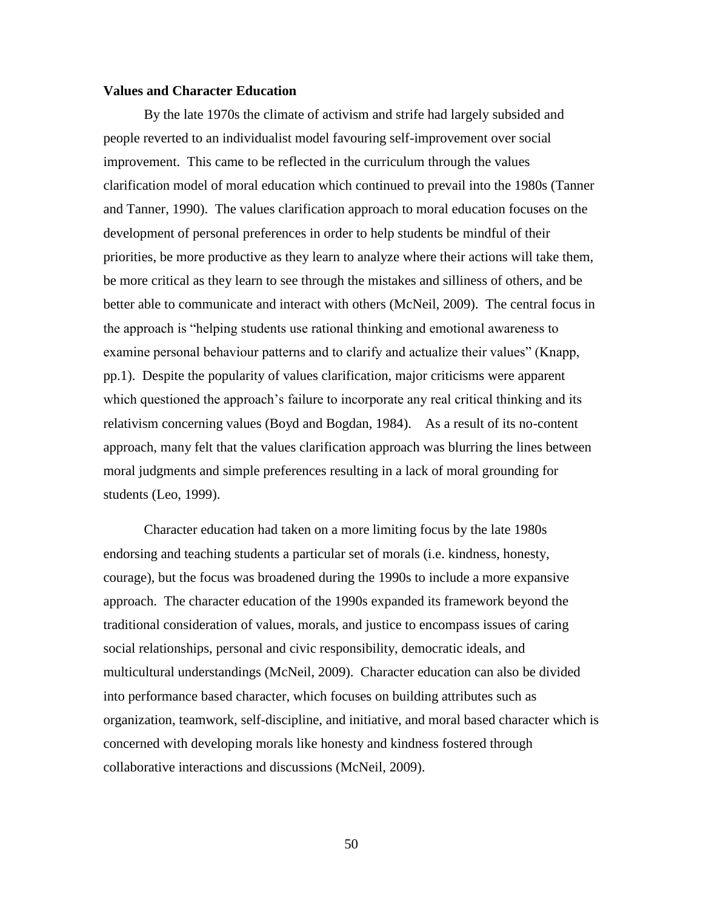**Values and Character Education**

By the late 1970s the climate of activism and strife had largely subsided and people reverted to an individualist model favouring self-improvement over social improvement. This came to be reflected in the curriculum through the values clarification model of moral education which continued to prevail into the 1980s (Tanner and Tanner, 1990). The values clarification approach to moral education focuses on the development of personal preferences in order to help students be mindful of their priorities, be more productive as they learn to analyze where their actions will take them, be more critical as they learn to see through the mistakes and silliness of others, and be better able to communicate and interact with others (McNeil, 2009). The central focus in the approach is "helping students use rational thinking and emotional awareness to examine personal behaviour patterns and to clarify and actualize their values" (Knapp, pp.1). Despite the popularity of values clarification, major criticisms were apparent which questioned the approach's failure to incorporate any real critical thinking and its relativism concerning values (Boyd and Bogdan, 1984). As a result of its no-content approach, many felt that the values clarification approach was blurring the lines between moral judgments and simple preferences resulting in a lack of moral grounding for students (Leo, 1999).

Character education had taken on a more limiting focus by the late 1980s endorsing and teaching students a particular set of morals (i.e. kindness, honesty, courage), but the focus was broadened during the 1990s to include a more expansive approach. The character education of the 1990s expanded its framework beyond the traditional consideration of values, morals, and justice to encompass issues of caring social relationships, personal and civic responsibility, democratic ideals, and multicultural understandings (McNeil, 2009). Character education can also be divided into performance based character, which focuses on building attributes such as organization, teamwork, self-discipline, and initiative, and moral based character which is concerned with developing morals like honesty and kindness fostered through collaborative interactions and discussions (McNeil, 2009).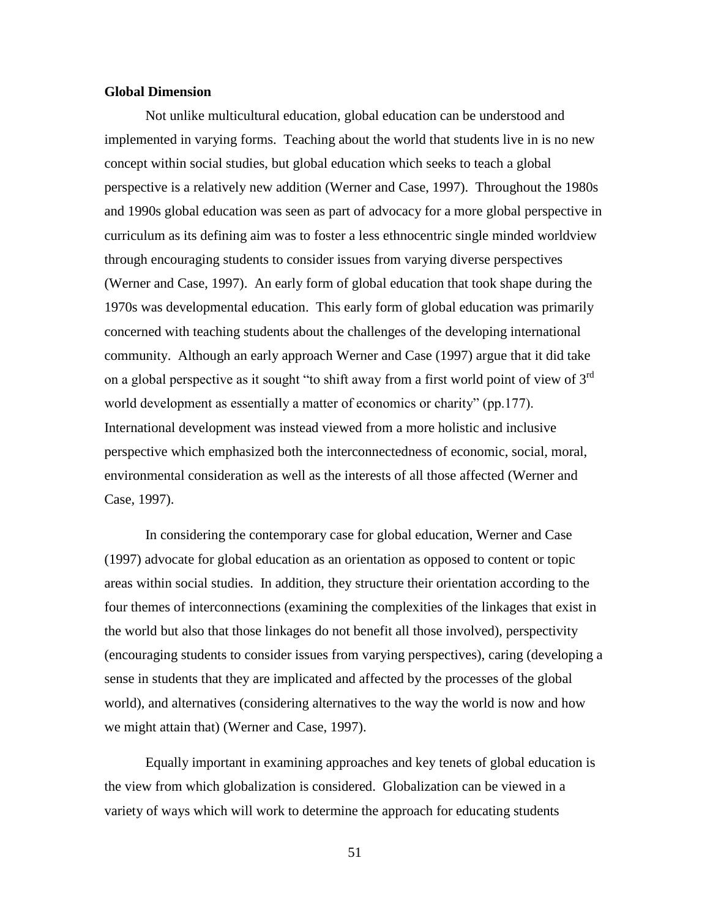**Global Dimension**

Not unlike multicultural education, global education can be understood and implemented in varying forms. Teaching about the world that students live in is no new concept within social studies, but global education which seeks to teach a global perspective is a relatively new addition (Werner and Case, 1997). Throughout the 1980s and 1990s global education was seen as part of advocacy for a more global perspective in curriculum as its defining aim was to foster a less ethnocentric single minded worldview through encouraging students to consider issues from varying diverse perspectives (Werner and Case, 1997). An early form of global education that took shape during the 1970s was developmental education. This early form of global education was primarily concerned with teaching students about the challenges of the developing international community. Although an early approach Werner and Case (1997) argue that it did take on a global perspective as it sought "to shift away from a first world point of view of 3rd world development as essentially a matter of economics or charity" (pp.177). International development was instead viewed from a more holistic and inclusive perspective which emphasized both the interconnectedness of economic, social, moral, environmental consideration as well as the interests of all those affected (Werner and Case, 1997).

In considering the contemporary case for global education, Werner and Case (1997) advocate for global education as an orientation as opposed to content or topic areas within social studies. In addition, they structure their orientation according to the four themes of interconnections (examining the complexities of the linkages that exist in the world but also that those linkages do not benefit all those involved), perspectivity (encouraging students to consider issues from varying perspectives), caring (developing a sense in students that they are implicated and affected by the processes of the global world), and alternatives (considering alternatives to the way the world is now and how we might attain that) (Werner and Case, 1997).

Equally important in examining approaches and key tenets of global education is the view from which globalization is considered. Globalization can be viewed in a variety of ways which will work to determine the approach for educating students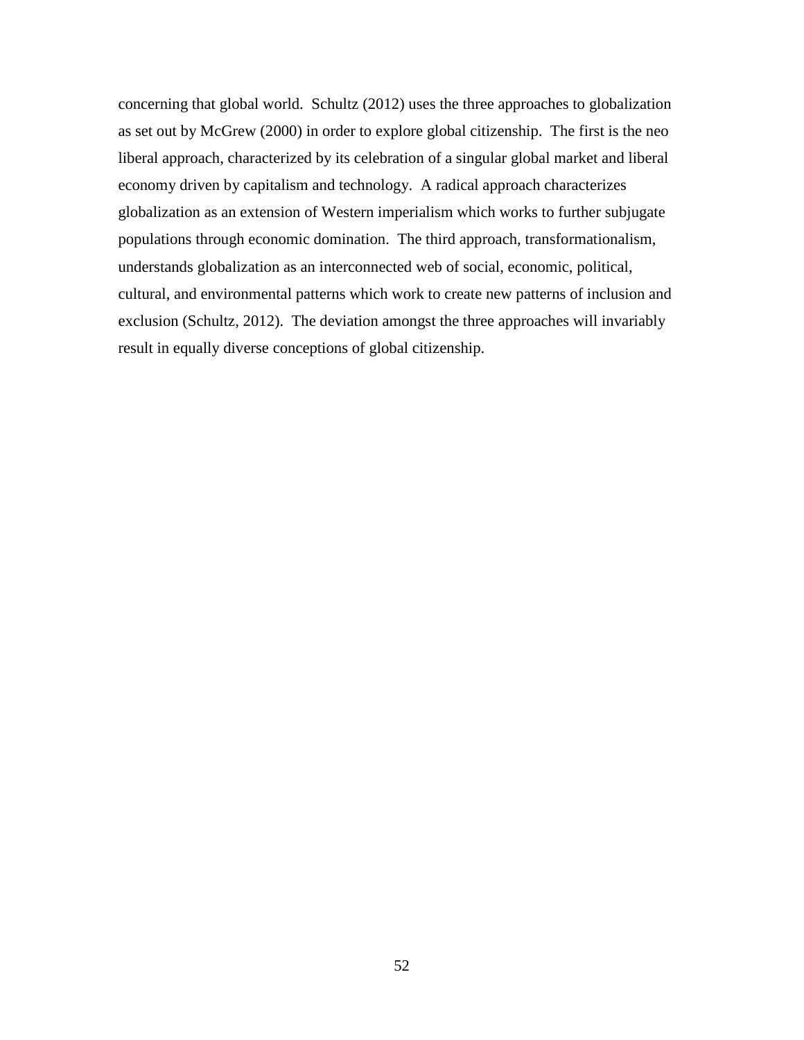concerning that global world. Schultz (2012) uses the three approaches to globalization as set out by McGrew (2000) in order to explore global citizenship. The first is the neo liberal approach, characterized by its celebration of a singular global market and liberal economy driven by capitalism and technology. A radical approach characterizes globalization as an extension of Western imperialism which works to further subjugate populations through economic domination. The third approach, transformationalism, understands globalization as an interconnected web of social, economic, political, cultural, and environmental patterns which work to create new patterns of inclusion and exclusion (Schultz, 2012). The deviation amongst the three approaches will invariably result in equally diverse conceptions of global citizenship.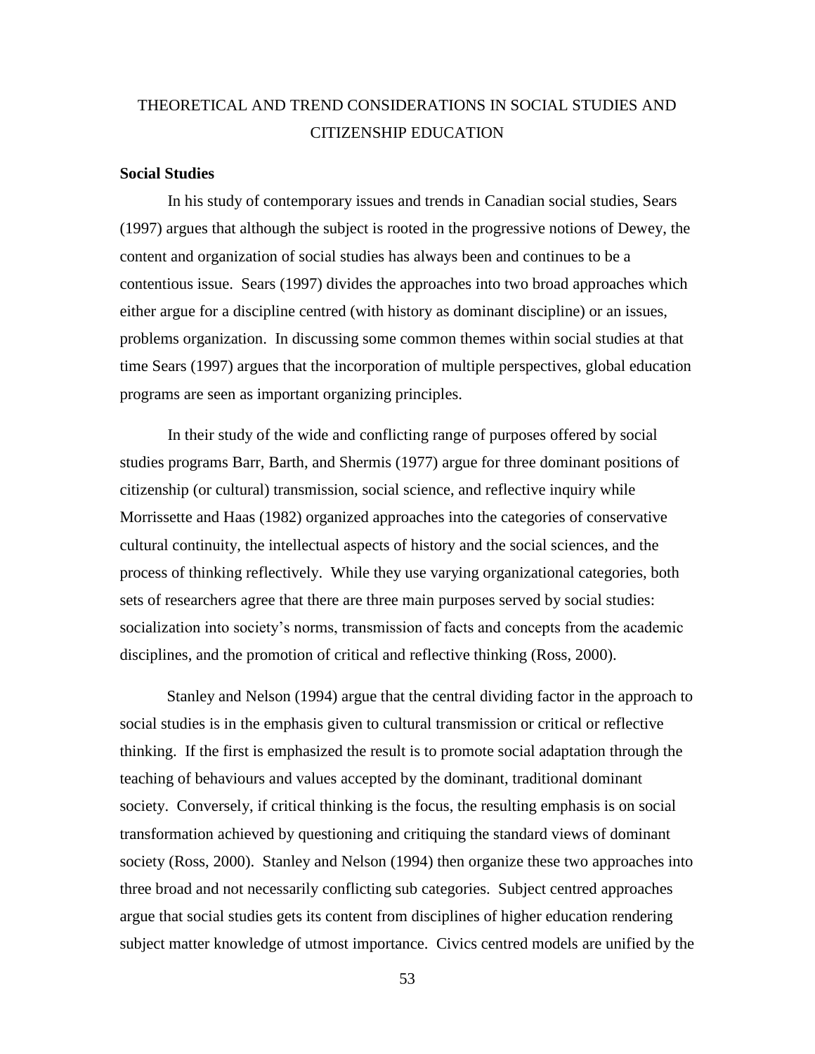# THEORETICAL AND TREND CONSIDERATIONS IN SOCIAL STUDIES AND CITIZENSHIP EDUCATION

**Social Studies**

In his study of contemporary issues and trends in Canadian social studies, Sears (1997) argues that although the subject is rooted in the progressive notions of Dewey, the content and organization of social studies has always been and continues to be a contentious issue. Sears (1997) divides the approaches into two broad approaches which either argue for a discipline centred (with history as dominant discipline) or an issues, problems organization. In discussing some common themes within social studies at that time Sears (1997) argues that the incorporation of multiple perspectives, global education programs are seen as important organizing principles.

In their study of the wide and conflicting range of purposes offered by social studies programs Barr, Barth, and Shermis (1977) argue for three dominant positions of citizenship (or cultural) transmission, social science, and reflective inquiry while Morrissette and Haas (1982) organized approaches into the categories of conservative cultural continuity, the intellectual aspects of history and the social sciences, and the process of thinking reflectively. While they use varying organizational categories, both sets of researchers agree that there are three main purposes served by social studies: socialization into society's norms, transmission of facts and concepts from the academic disciplines, and the promotion of critical and reflective thinking (Ross, 2000).

Stanley and Nelson (1994) argue that the central dividing factor in the approach to social studies is in the emphasis given to cultural transmission or critical or reflective thinking. If the first is emphasized the result is to promote social adaptation through the teaching of behaviours and values accepted by the dominant, traditional dominant society. Conversely, if critical thinking is the focus, the resulting emphasis is on social transformation achieved by questioning and critiquing the standard views of dominant society (Ross, 2000). Stanley and Nelson (1994) then organize these two approaches into three broad and not necessarily conflicting sub categories. Subject centred approaches argue that social studies gets its content from disciplines of higher education rendering subject matter knowledge of utmost importance. Civics centred models are unified by the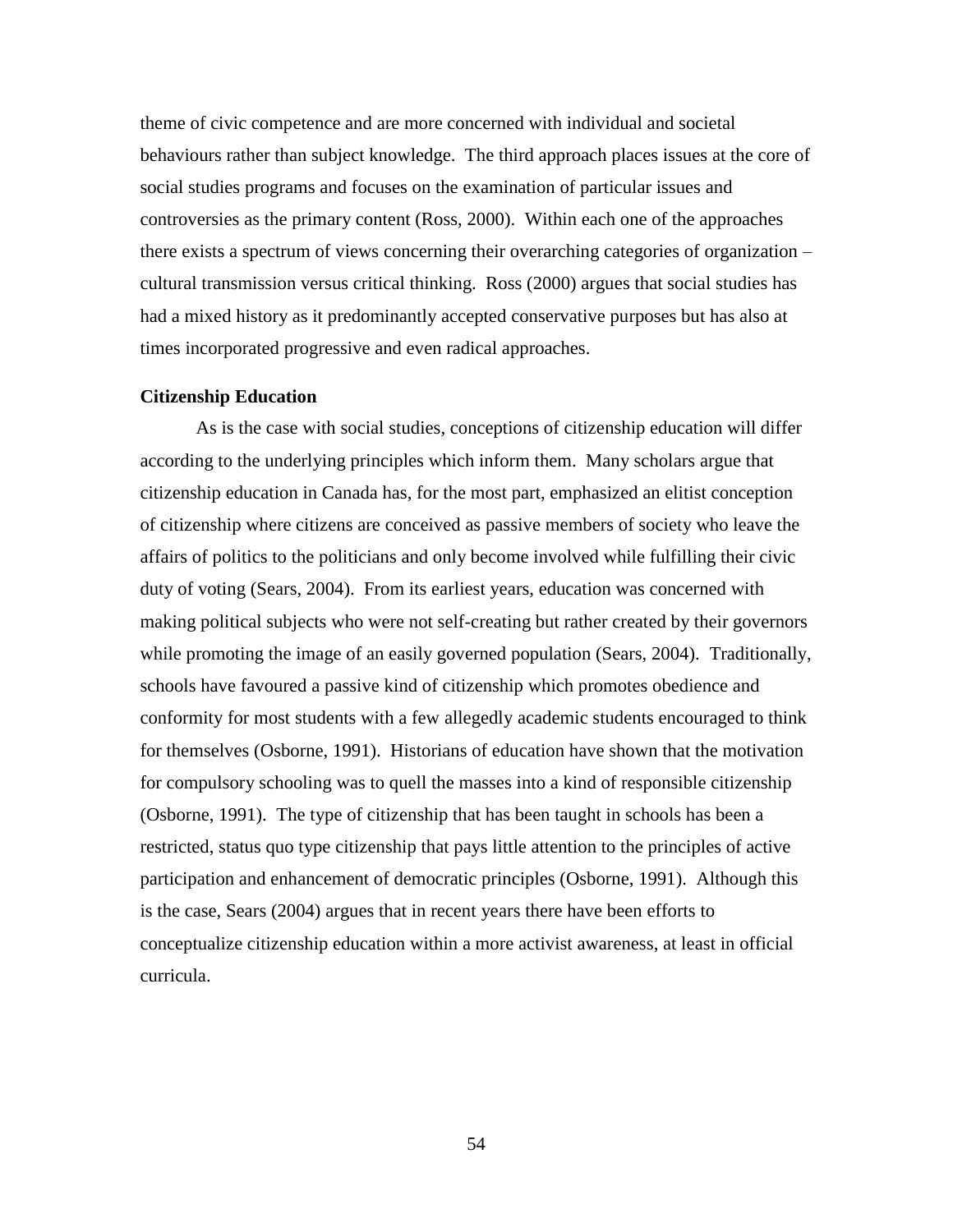theme of civic competence and are more concerned with individual and societal behaviours rather than subject knowledge. The third approach places issues at the core of social studies programs and focuses on the examination of particular issues and controversies as the primary content (Ross, 2000). Within each one of the approaches there exists a spectrum of views concerning their overarching categories of organization – cultural transmission versus critical thinking. Ross (2000) argues that social studies has had a mixed history as it predominantly accepted conservative purposes but has also at times incorporated progressive and even radical approaches.

### Citizenship Education

As is the case with social studies, conceptions of citizenship education will differ according to the underlying principles which inform them. Many scholars argue that citizenship education in Canada has, for the most part, emphasized an elitist conception of citizenship where citizens are conceived as passive members of society who leave the affairs of politics to the politicians and only become involved while fulfilling their civic duty of voting (Sears, 2004). From its earliest years, education was concerned with making political subjects who were not self-creating but rather created by their governors while promoting the image of an easily governed population (Sears, 2004). Traditionally, schools have favoured a passive kind of citizenship which promotes obedience and conformity for most students with a few allegedly academic students encouraged to think for themselves (Osborne, 1991). Historians of education have shown that the motivation for compulsory schooling was to quell the masses into a kind of responsible citizenship (Osborne, 1991). The type of citizenship that has been taught in schools has been a restricted, status quo type citizenship that pays little attention to the principles of active participation and enhancement of democratic principles (Osborne, 1991). Although this is the case, Sears (2004) argues that in recent years there have been efforts to conceptualize citizenship education within a more activist awareness, at least in official curricula.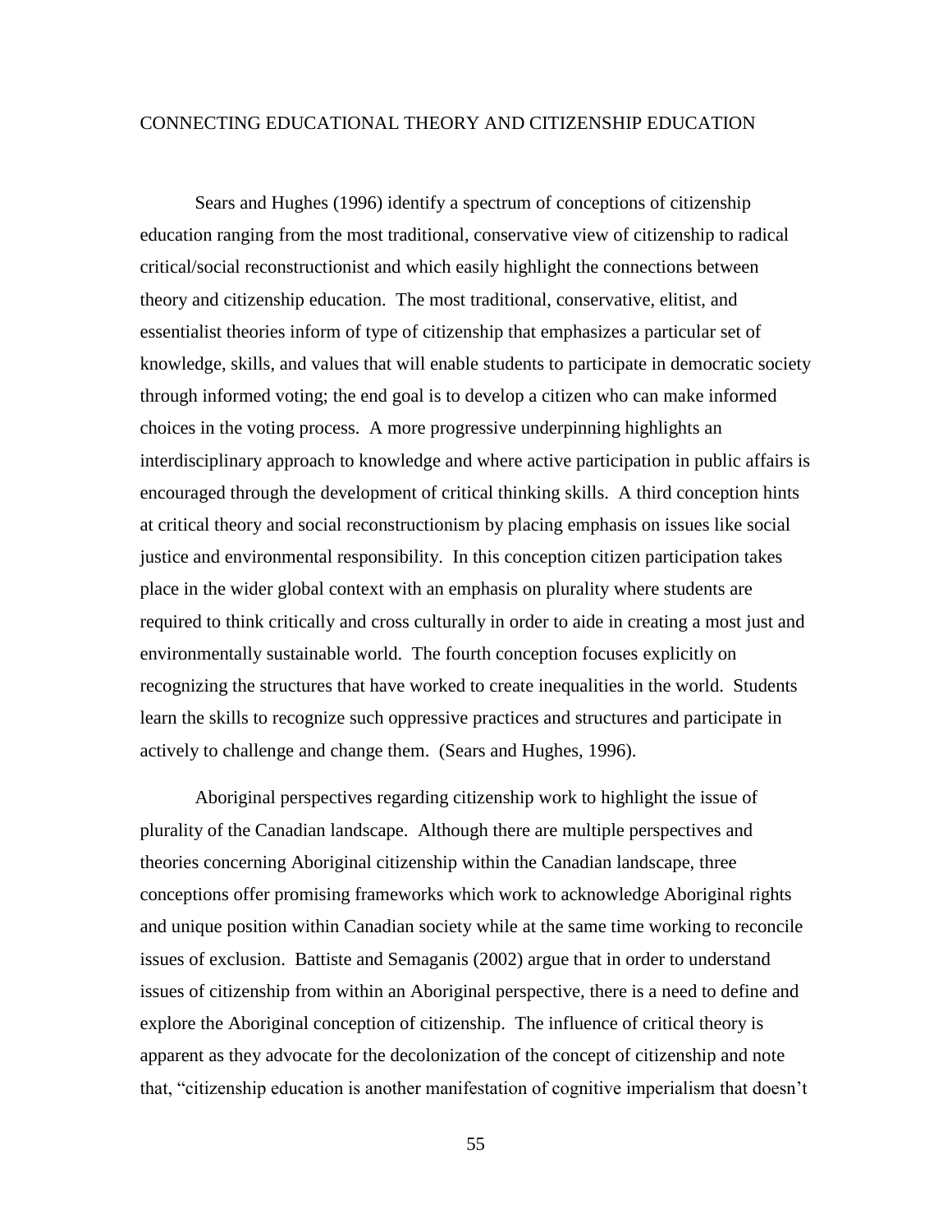CONNECTING EDUCATIONAL THEORY AND CITIZENSHIP EDUCATION

Sears and Hughes (1996) identify a spectrum of conceptions of citizenship education ranging from the most traditional, conservative view of citizenship to radical critical/social reconstructionist and which easily highlight the connections between theory and citizenship education. The most traditional, conservative, elitist, and essentialist theories inform of type of citizenship that emphasizes a particular set of knowledge, skills, and values that will enable students to participate in democratic society through informed voting; the end goal is to develop a citizen who can make informed choices in the voting process. A more progressive underpinning highlights an interdisciplinary approach to knowledge and where active participation in public affairs is encouraged through the development of critical thinking skills. A third conception hints at critical theory and social reconstructionism by placing emphasis on issues like social justice and environmental responsibility. In this conception citizen participation takes place in the wider global context with an emphasis on plurality where students are required to think critically and cross culturally in order to aide in creating a most just and environmentally sustainable world. The fourth conception focuses explicitly on recognizing the structures that have worked to create inequalities in the world. Students learn the skills to recognize such oppressive practices and structures and participate in actively to challenge and change them. (Sears and Hughes, 1996).

Aboriginal perspectives regarding citizenship work to highlight the issue of plurality of the Canadian landscape. Although there are multiple perspectives and theories concerning Aboriginal citizenship within the Canadian landscape, three conceptions offer promising frameworks which work to acknowledge Aboriginal rights and unique position within Canadian society while at the same time working to reconcile issues of exclusion. Battiste and Semaganis (2002) argue that in order to understand issues of citizenship from within an Aboriginal perspective, there is a need to define and explore the Aboriginal conception of citizenship. The influence of critical theory is apparent as they advocate for the decolonization of the concept of citizenship and note that, "citizenship education is another manifestation of cognitive imperialism that doesn't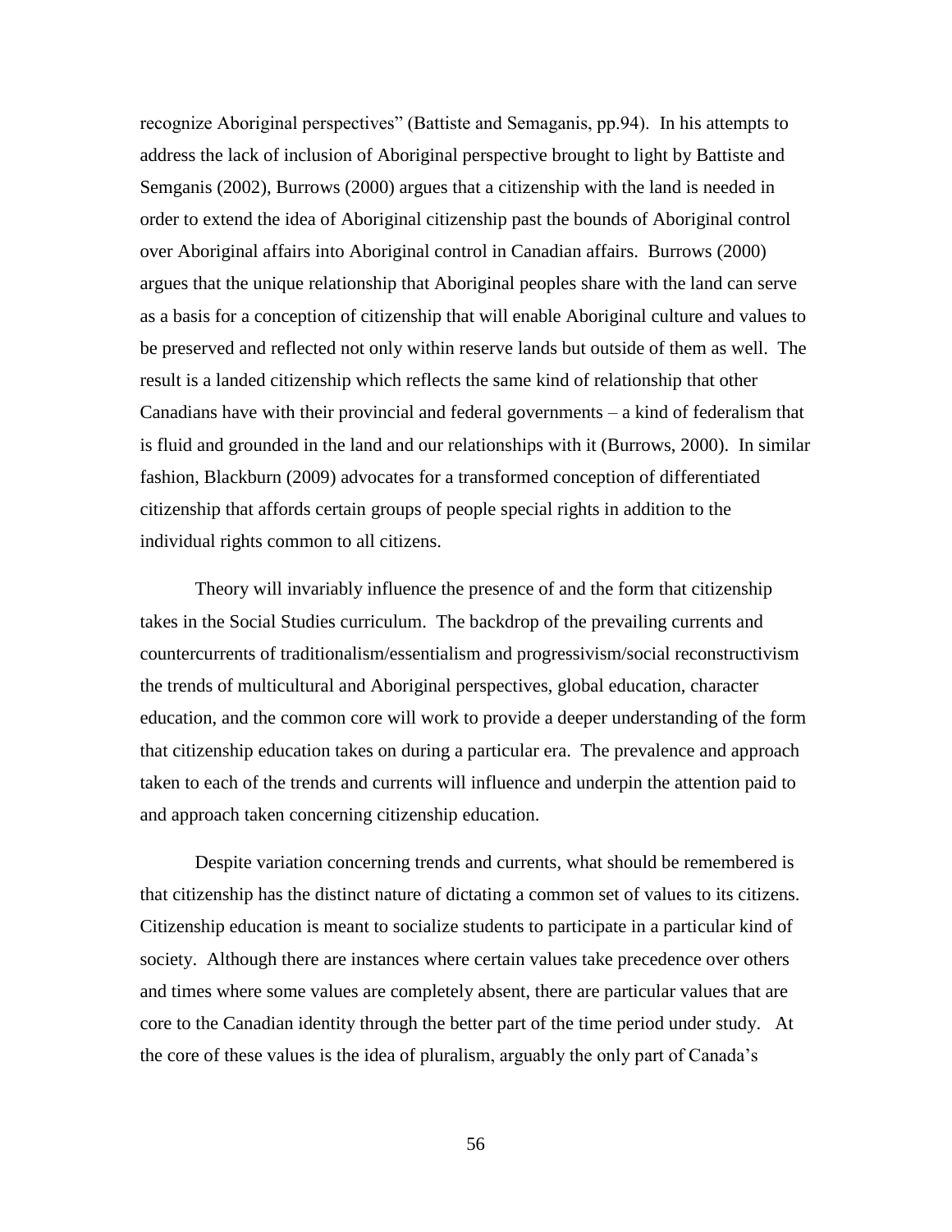recognize Aboriginal perspectives" (Battiste and Semaganis, pp.94). In his attempts to address the lack of inclusion of Aboriginal perspective brought to light by Battiste and Semganis (2002), Burrows (2000) argues that a citizenship with the land is needed in order to extend the idea of Aboriginal citizenship past the bounds of Aboriginal control over Aboriginal affairs into Aboriginal control in Canadian affairs. Burrows (2000) argues that the unique relationship that Aboriginal peoples share with the land can serve as a basis for a conception of citizenship that will enable Aboriginal culture and values to be preserved and reflected not only within reserve lands but outside of them as well. The result is a landed citizenship which reflects the same kind of relationship that other Canadians have with their provincial and federal governments – a kind of federalism that is fluid and grounded in the land and our relationships with it (Burrows, 2000). In similar fashion, Blackburn (2009) advocates for a transformed conception of differentiated citizenship that affords certain groups of people special rights in addition to the individual rights common to all citizens.

Theory will invariably influence the presence of and the form that citizenship takes in the Social Studies curriculum. The backdrop of the prevailing currents and countercurrents of traditionalism/essentialism and progressivism/social reconstructivism the trends of multicultural and Aboriginal perspectives, global education, character education, and the common core will work to provide a deeper understanding of the form that citizenship education takes on during a particular era. The prevalence and approach taken to each of the trends and currents will influence and underpin the attention paid to and approach taken concerning citizenship education.

Despite variation concerning trends and currents, what should be remembered is that citizenship has the distinct nature of dictating a common set of values to its citizens. Citizenship education is meant to socialize students to participate in a particular kind of society. Although there are instances where certain values take precedence over others and times where some values are completely absent, there are particular values that are core to the Canadian identity through the better part of the time period under study. At the core of these values is the idea of pluralism, arguably the only part of Canada's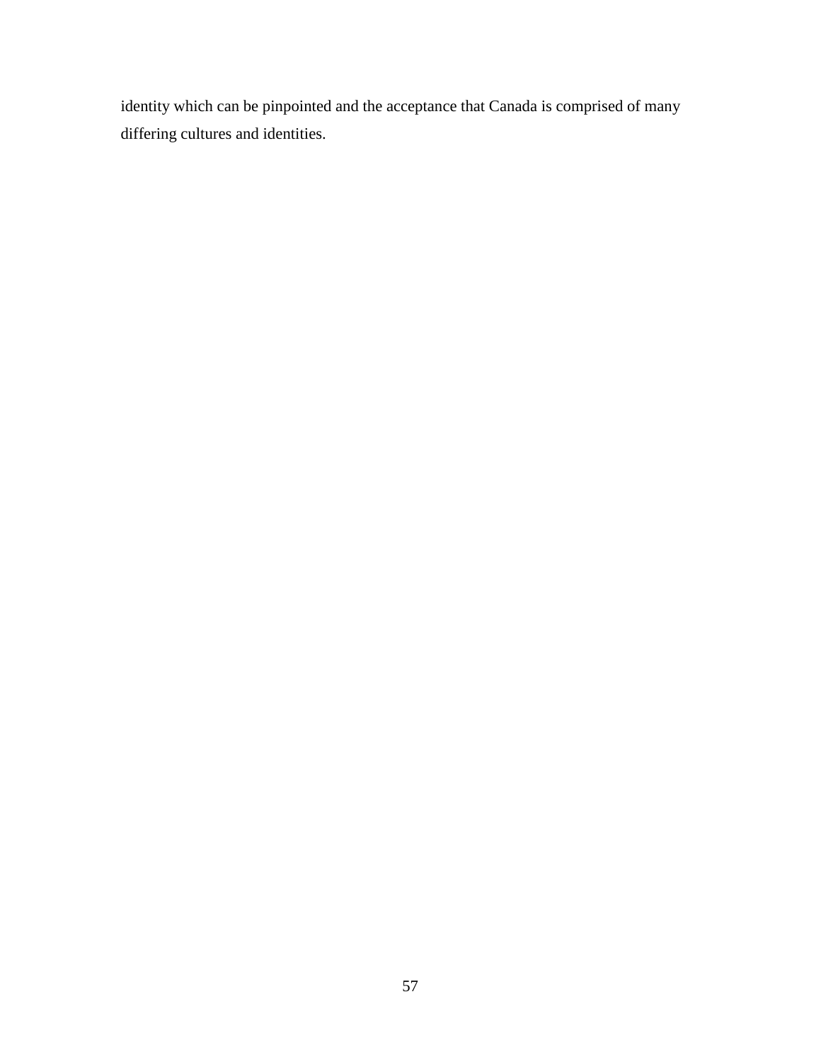identity which can be pinpointed and the acceptance that Canada is comprised of many differing cultures and identities.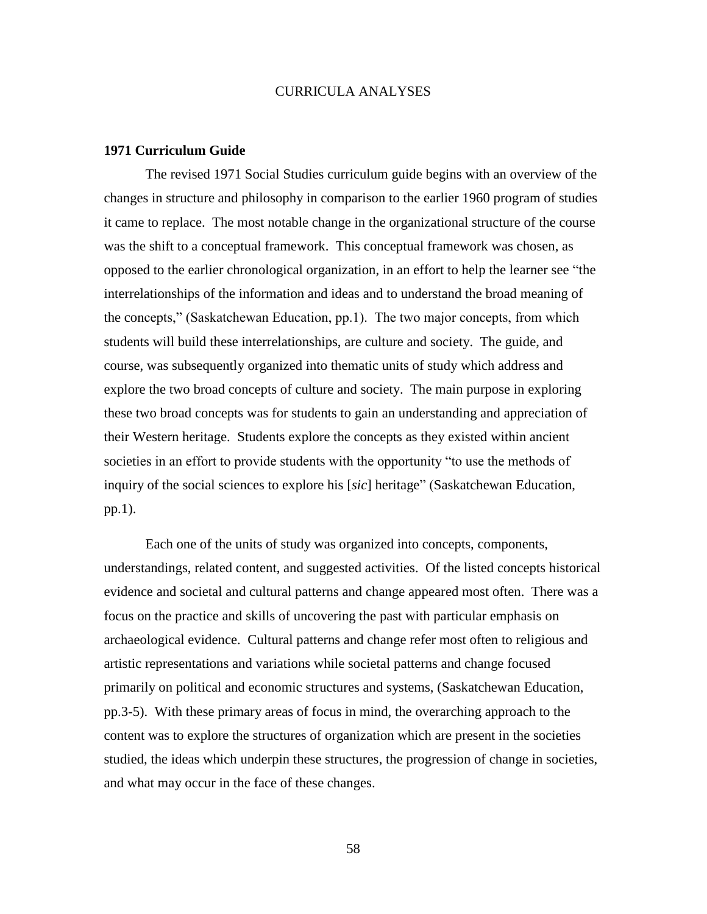# CURRICULA ANALYSES

## 1971 Curriculum Guide

The revised 1971 Social Studies curriculum guide begins with an overview of the changes in structure and philosophy in comparison to the earlier 1960 program of studies it came to replace. The most notable change in the organizational structure of the course was the shift to a conceptual framework. This conceptual framework was chosen, as opposed to the earlier chronological organization, in an effort to help the learner see "the interrelationships of the information and ideas and to understand the broad meaning of the concepts," (Saskatchewan Education, pp.1). The two major concepts, from which students will build these interrelationships, are culture and society. The guide, and course, was subsequently organized into thematic units of study which address and explore the two broad concepts of culture and society. The main purpose in exploring these two broad concepts was for students to gain an understanding and appreciation of their Western heritage. Students explore the concepts as they existed within ancient societies in an effort to provide students with the opportunity "to use the methods of inquiry of the social sciences to explore his [*sic*] heritage" (Saskatchewan Education, pp.1).

Each one of the units of study was organized into concepts, components, understandings, related content, and suggested activities. Of the listed concepts historical evidence and societal and cultural patterns and change appeared most often. There was a focus on the practice and skills of uncovering the past with particular emphasis on archaeological evidence. Cultural patterns and change refer most often to religious and artistic representations and variations while societal patterns and change focused primarily on political and economic structures and systems, (Saskatchewan Education, pp.3-5). With these primary areas of focus in mind, the overarching approach to the content was to explore the structures of organization which are present in the societies studied, the ideas which underpin these structures, the progression of change in societies, and what may occur in the face of these changes.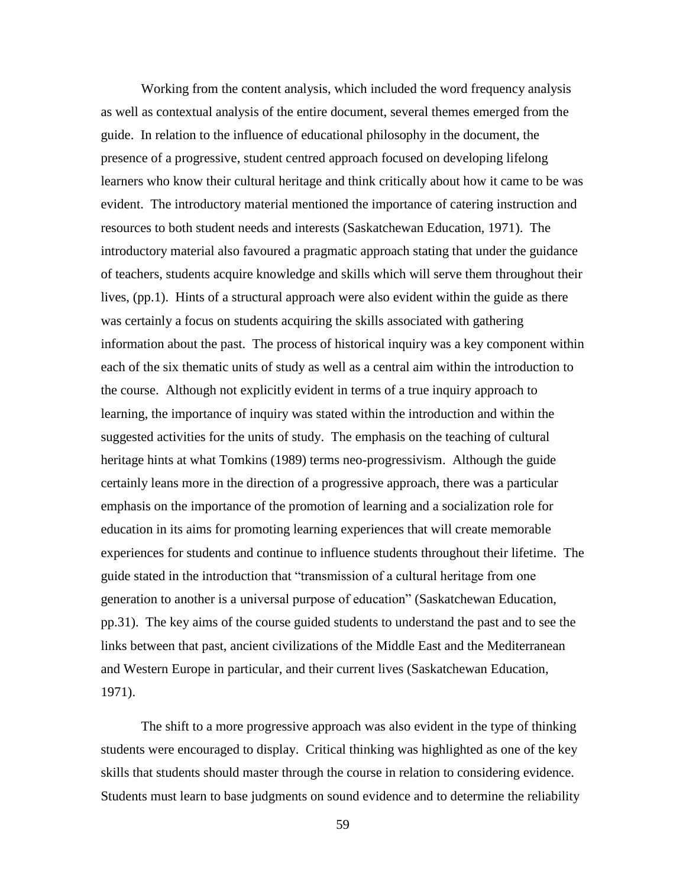Working from the content analysis, which included the word frequency analysis as well as contextual analysis of the entire document, several themes emerged from the guide. In relation to the influence of educational philosophy in the document, the presence of a progressive, student centred approach focused on developing lifelong learners who know their cultural heritage and think critically about how it came to be was evident. The introductory material mentioned the importance of catering instruction and resources to both student needs and interests (Saskatchewan Education, 1971). The introductory material also favoured a pragmatic approach stating that under the guidance of teachers, students acquire knowledge and skills which will serve them throughout their lives, (pp.1). Hints of a structural approach were also evident within the guide as there was certainly a focus on students acquiring the skills associated with gathering information about the past. The process of historical inquiry was a key component within each of the six thematic units of study as well as a central aim within the introduction to the course. Although not explicitly evident in terms of a true inquiry approach to learning, the importance of inquiry was stated within the introduction and within the suggested activities for the units of study. The emphasis on the teaching of cultural heritage hints at what Tomkins (1989) terms neo-progressivism. Although the guide certainly leans more in the direction of a progressive approach, there was a particular emphasis on the importance of the promotion of learning and a socialization role for education in its aims for promoting learning experiences that will create memorable experiences for students and continue to influence students throughout their lifetime. The guide stated in the introduction that "transmission of a cultural heritage from one generation to another is a universal purpose of education" (Saskatchewan Education, pp.31). The key aims of the course guided students to understand the past and to see the links between that past, ancient civilizations of the Middle East and the Mediterranean and Western Europe in particular, and their current lives (Saskatchewan Education, 1971).

The shift to a more progressive approach was also evident in the type of thinking students were encouraged to display. Critical thinking was highlighted as one of the key skills that students should master through the course in relation to considering evidence. Students must learn to base judgments on sound evidence and to determine the reliability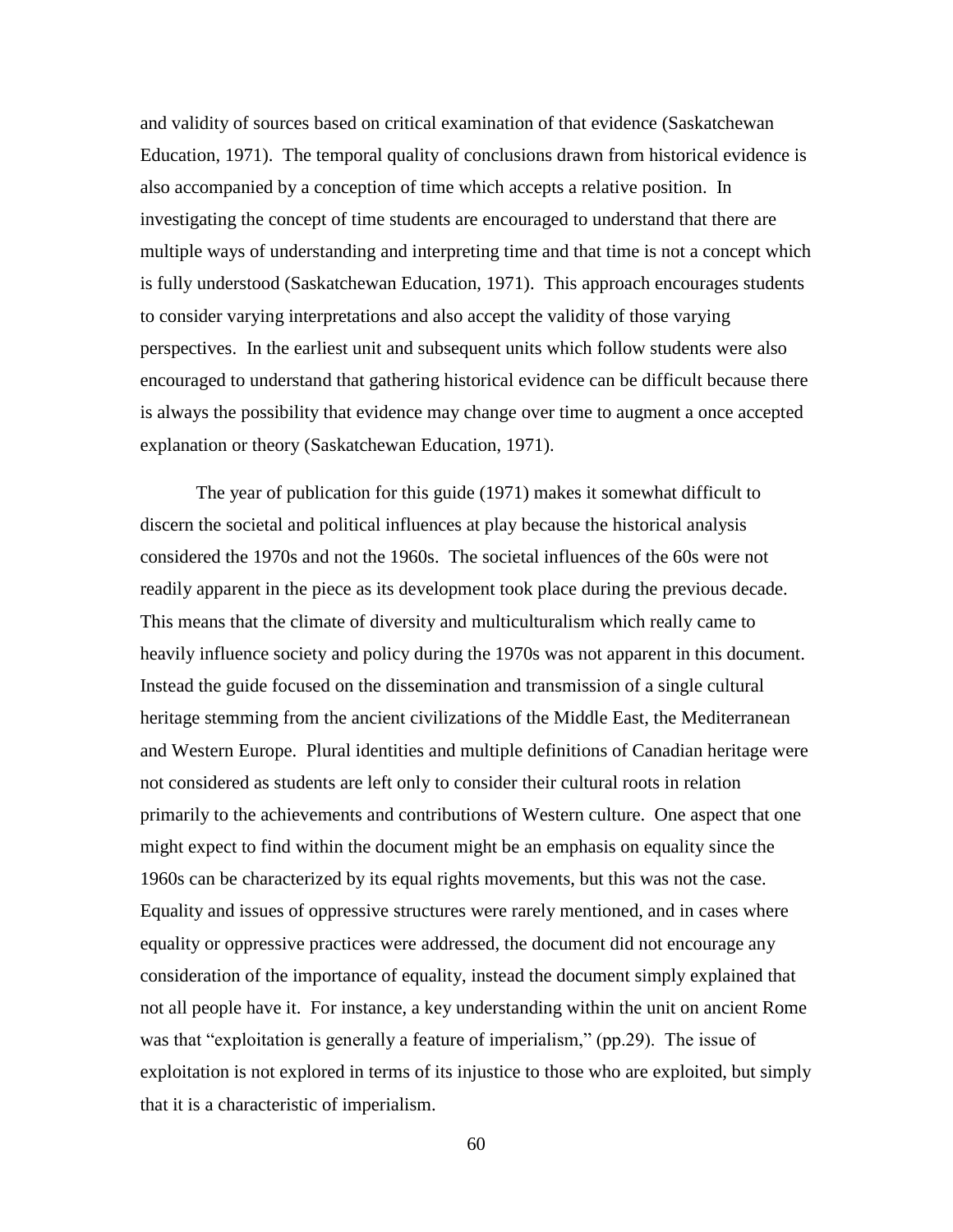and validity of sources based on critical examination of that evidence (Saskatchewan Education, 1971). The temporal quality of conclusions drawn from historical evidence is also accompanied by a conception of time which accepts a relative position. In investigating the concept of time students are encouraged to understand that there are multiple ways of understanding and interpreting time and that time is not a concept which is fully understood (Saskatchewan Education, 1971). This approach encourages students to consider varying interpretations and also accept the validity of those varying perspectives. In the earliest unit and subsequent units which follow students were also encouraged to understand that gathering historical evidence can be difficult because there is always the possibility that evidence may change over time to augment a once accepted explanation or theory (Saskatchewan Education, 1971).

The year of publication for this guide (1971) makes it somewhat difficult to discern the societal and political influences at play because the historical analysis considered the 1970s and not the 1960s. The societal influences of the 60s were not readily apparent in the piece as its development took place during the previous decade. This means that the climate of diversity and multiculturalism which really came to heavily influence society and policy during the 1970s was not apparent in this document. Instead the guide focused on the dissemination and transmission of a single cultural heritage stemming from the ancient civilizations of the Middle East, the Mediterranean and Western Europe. Plural identities and multiple definitions of Canadian heritage were not considered as students are left only to consider their cultural roots in relation primarily to the achievements and contributions of Western culture. One aspect that one might expect to find within the document might be an emphasis on equality since the 1960s can be characterized by its equal rights movements, but this was not the case. Equality and issues of oppressive structures were rarely mentioned, and in cases where equality or oppressive practices were addressed, the document did not encourage any consideration of the importance of equality, instead the document simply explained that not all people have it. For instance, a key understanding within the unit on ancient Rome was that "exploitation is generally a feature of imperialism," (pp.29). The issue of exploitation is not explored in terms of its injustice to those who are exploited, but simply that it is a characteristic of imperialism.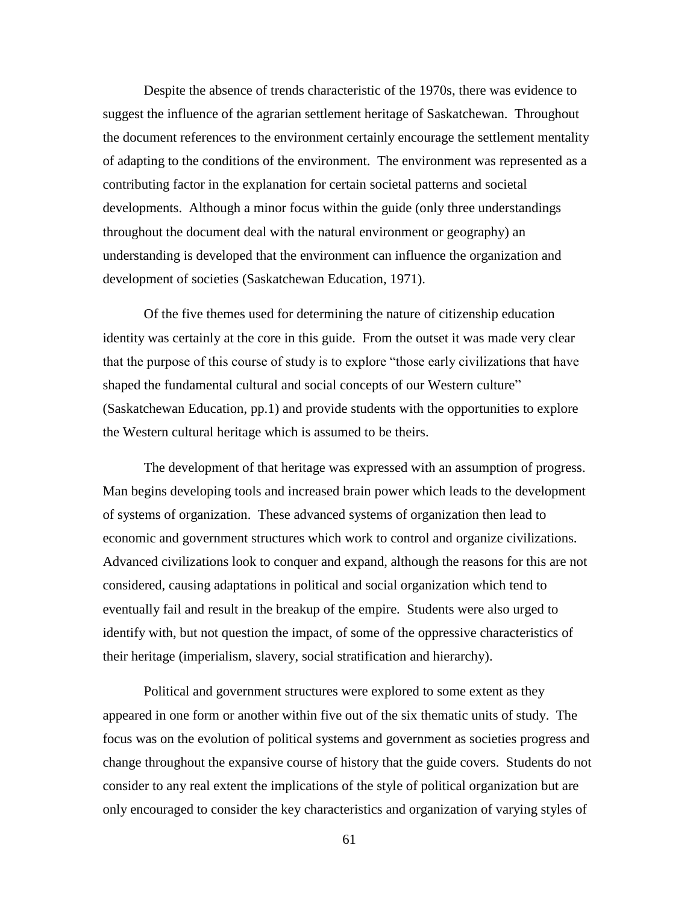Despite the absence of trends characteristic of the 1970s, there was evidence to suggest the influence of the agrarian settlement heritage of Saskatchewan. Throughout the document references to the environment certainly encourage the settlement mentality of adapting to the conditions of the environment. The environment was represented as a contributing factor in the explanation for certain societal patterns and societal developments. Although a minor focus within the guide (only three understandings throughout the document deal with the natural environment or geography) an understanding is developed that the environment can influence the organization and development of societies (Saskatchewan Education, 1971).

Of the five themes used for determining the nature of citizenship education identity was certainly at the core in this guide. From the outset it was made very clear that the purpose of this course of study is to explore "those early civilizations that have shaped the fundamental cultural and social concepts of our Western culture" (Saskatchewan Education, pp.1) and provide students with the opportunities to explore the Western cultural heritage which is assumed to be theirs.

The development of that heritage was expressed with an assumption of progress. Man begins developing tools and increased brain power which leads to the development of systems of organization. These advanced systems of organization then lead to economic and government structures which work to control and organize civilizations. Advanced civilizations look to conquer and expand, although the reasons for this are not considered, causing adaptations in political and social organization which tend to eventually fail and result in the breakup of the empire. Students were also urged to identify with, but not question the impact, of some of the oppressive characteristics of their heritage (imperialism, slavery, social stratification and hierarchy).

Political and government structures were explored to some extent as they appeared in one form or another within five out of the six thematic units of study. The focus was on the evolution of political systems and government as societies progress and change throughout the expansive course of history that the guide covers. Students do not consider to any real extent the implications of the style of political organization but are only encouraged to consider the key characteristics and organization of varying styles of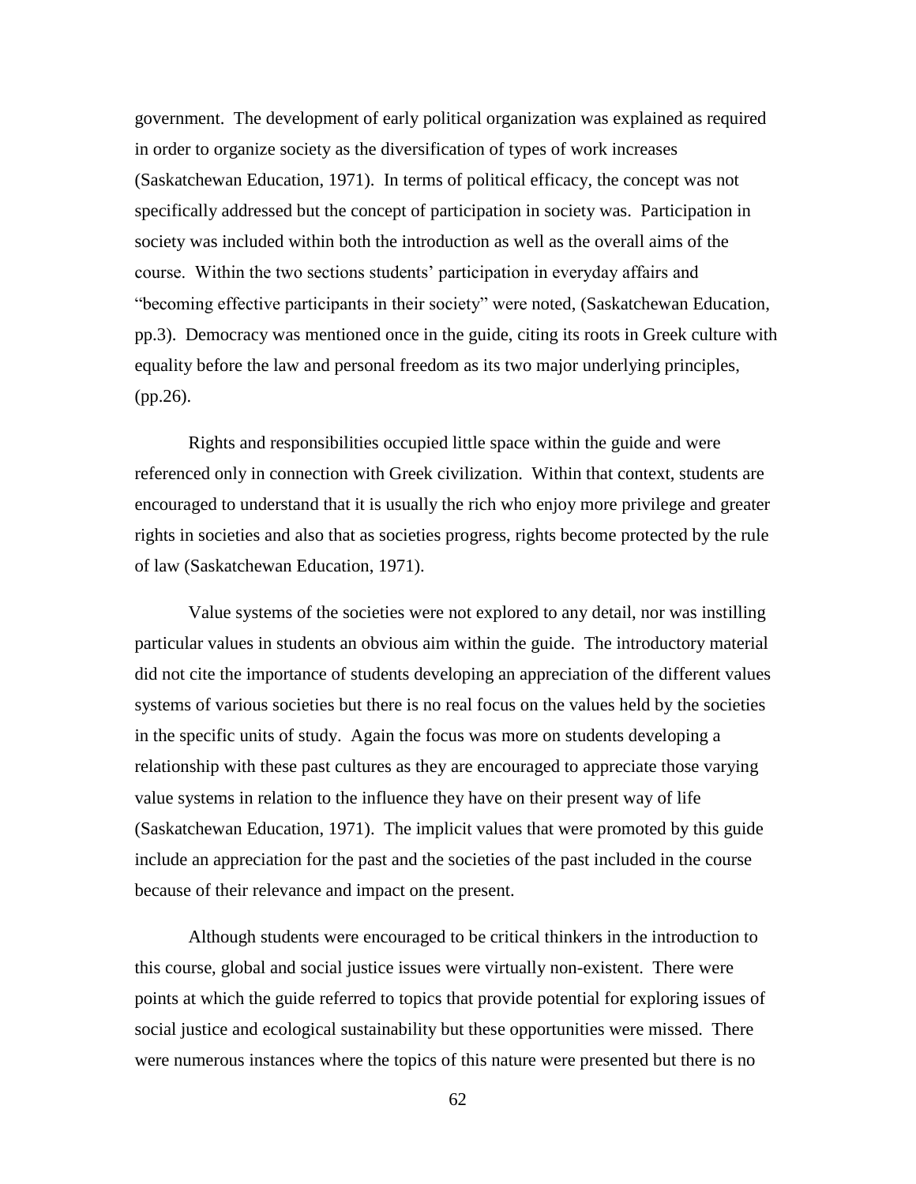government. The development of early political organization was explained as required in order to organize society as the diversification of types of work increases (Saskatchewan Education, 1971). In terms of political efficacy, the concept was not specifically addressed but the concept of participation in society was. Participation in society was included within both the introduction as well as the overall aims of the course. Within the two sections students' participation in everyday affairs and "becoming effective participants in their society" were noted, (Saskatchewan Education, pp.3). Democracy was mentioned once in the guide, citing its roots in Greek culture with equality before the law and personal freedom as its two major underlying principles, (pp.26).

Rights and responsibilities occupied little space within the guide and were referenced only in connection with Greek civilization. Within that context, students are encouraged to understand that it is usually the rich who enjoy more privilege and greater rights in societies and also that as societies progress, rights become protected by the rule of law (Saskatchewan Education, 1971).

Value systems of the societies were not explored to any detail, nor was instilling particular values in students an obvious aim within the guide. The introductory material did not cite the importance of students developing an appreciation of the different values systems of various societies but there is no real focus on the values held by the societies in the specific units of study. Again the focus was more on students developing a relationship with these past cultures as they are encouraged to appreciate those varying value systems in relation to the influence they have on their present way of life (Saskatchewan Education, 1971). The implicit values that were promoted by this guide include an appreciation for the past and the societies of the past included in the course because of their relevance and impact on the present.

Although students were encouraged to be critical thinkers in the introduction to this course, global and social justice issues were virtually non-existent. There were points at which the guide referred to topics that provide potential for exploring issues of social justice and ecological sustainability but these opportunities were missed. There were numerous instances where the topics of this nature were presented but there is no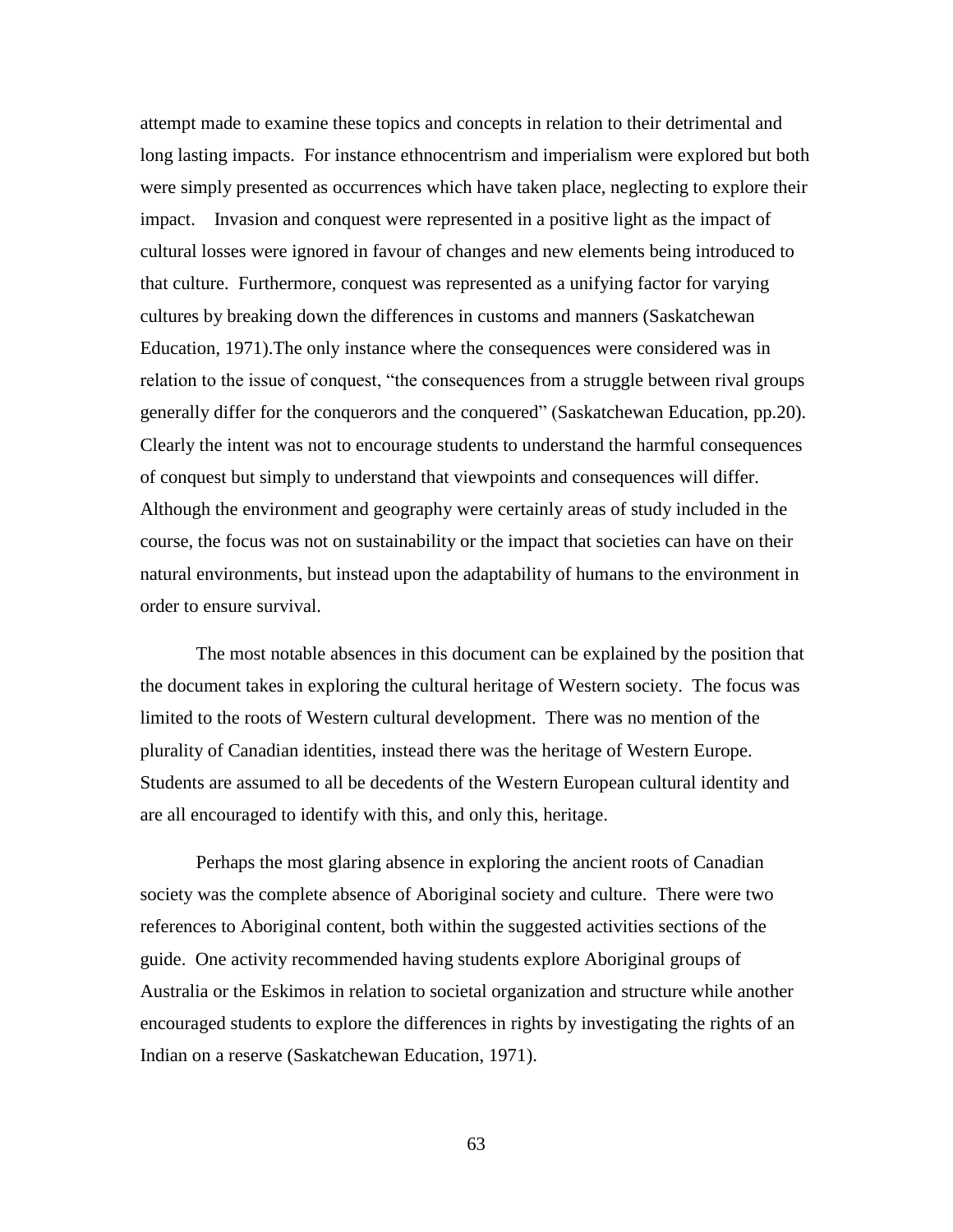attempt made to examine these topics and concepts in relation to their detrimental and long lasting impacts. For instance ethnocentrism and imperialism were explored but both were simply presented as occurrences which have taken place, neglecting to explore their impact. Invasion and conquest were represented in a positive light as the impact of cultural losses were ignored in favour of changes and new elements being introduced to that culture. Furthermore, conquest was represented as a unifying factor for varying cultures by breaking down the differences in customs and manners (Saskatchewan Education, 1971).The only instance where the consequences were considered was in relation to the issue of conquest, "the consequences from a struggle between rival groups generally differ for the conquerors and the conquered" (Saskatchewan Education, pp.20). Clearly the intent was not to encourage students to understand the harmful consequences of conquest but simply to understand that viewpoints and consequences will differ. Although the environment and geography were certainly areas of study included in the course, the focus was not on sustainability or the impact that societies can have on their natural environments, but instead upon the adaptability of humans to the environment in order to ensure survival.

The most notable absences in this document can be explained by the position that the document takes in exploring the cultural heritage of Western society. The focus was limited to the roots of Western cultural development. There was no mention of the plurality of Canadian identities, instead there was the heritage of Western Europe. Students are assumed to all be decedents of the Western European cultural identity and are all encouraged to identify with this, and only this, heritage.

Perhaps the most glaring absence in exploring the ancient roots of Canadian society was the complete absence of Aboriginal society and culture. There were two references to Aboriginal content, both within the suggested activities sections of the guide. One activity recommended having students explore Aboriginal groups of Australia or the Eskimos in relation to societal organization and structure while another encouraged students to explore the differences in rights by investigating the rights of an Indian on a reserve (Saskatchewan Education, 1971).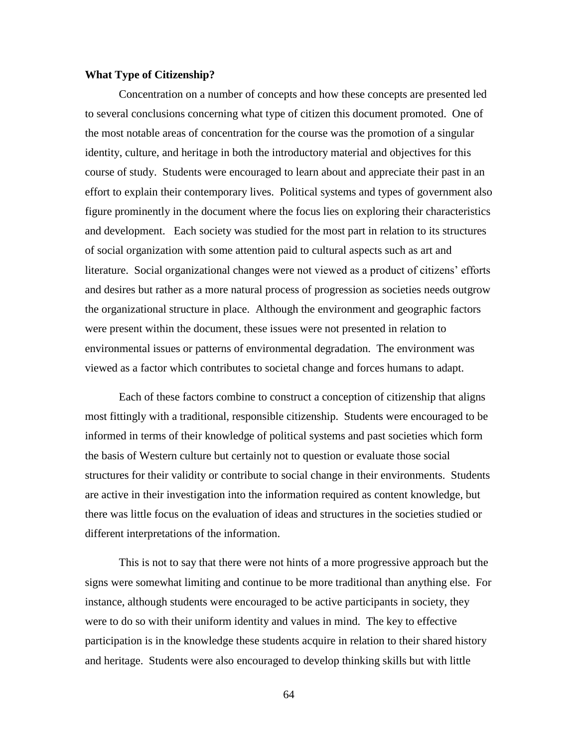**What Type of Citizenship?**

Concentration on a number of concepts and how these concepts are presented led to several conclusions concerning what type of citizen this document promoted. One of the most notable areas of concentration for the course was the promotion of a singular identity, culture, and heritage in both the introductory material and objectives for this course of study. Students were encouraged to learn about and appreciate their past in an effort to explain their contemporary lives. Political systems and types of government also figure prominently in the document where the focus lies on exploring their characteristics and development. Each society was studied for the most part in relation to its structures of social organization with some attention paid to cultural aspects such as art and literature. Social organizational changes were not viewed as a product of citizens' efforts and desires but rather as a more natural process of progression as societies needs outgrow the organizational structure in place. Although the environment and geographic factors were present within the document, these issues were not presented in relation to environmental issues or patterns of environmental degradation. The environment was viewed as a factor which contributes to societal change and forces humans to adapt.

Each of these factors combine to construct a conception of citizenship that aligns most fittingly with a traditional, responsible citizenship. Students were encouraged to be informed in terms of their knowledge of political systems and past societies which form the basis of Western culture but certainly not to question or evaluate those social structures for their validity or contribute to social change in their environments. Students are active in their investigation into the information required as content knowledge, but there was little focus on the evaluation of ideas and structures in the societies studied or different interpretations of the information.

This is not to say that there were not hints of a more progressive approach but the signs were somewhat limiting and continue to be more traditional than anything else. For instance, although students were encouraged to be active participants in society, they were to do so with their uniform identity and values in mind. The key to effective participation is in the knowledge these students acquire in relation to their shared history and heritage. Students were also encouraged to develop thinking skills but with little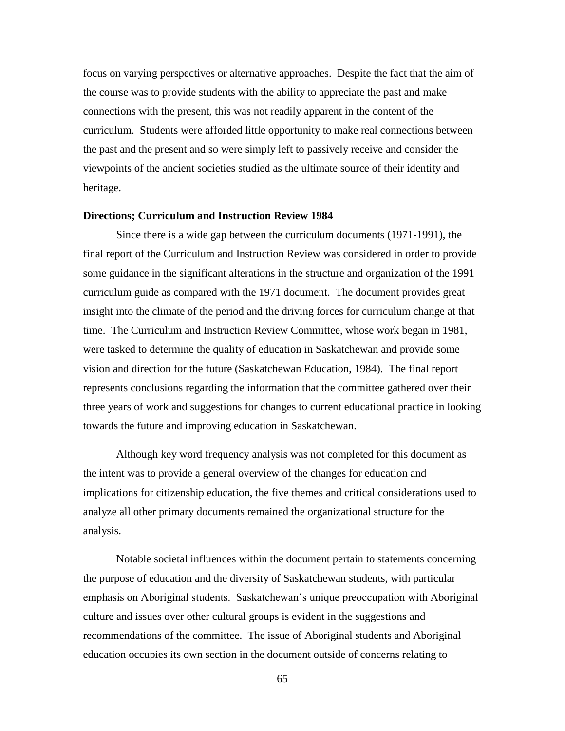focus on varying perspectives or alternative approaches. Despite the fact that the aim of the course was to provide students with the ability to appreciate the past and make connections with the present, this was not readily apparent in the content of the curriculum. Students were afforded little opportunity to make real connections between the past and the present and so were simply left to passively receive and consider the viewpoints of the ancient societies studied as the ultimate source of their identity and heritage.

**Directions; Curriculum and Instruction Review 1984**

Since there is a wide gap between the curriculum documents (1971-1991), the final report of the Curriculum and Instruction Review was considered in order to provide some guidance in the significant alterations in the structure and organization of the 1991 curriculum guide as compared with the 1971 document. The document provides great insight into the climate of the period and the driving forces for curriculum change at that time. The Curriculum and Instruction Review Committee, whose work began in 1981, were tasked to determine the quality of education in Saskatchewan and provide some vision and direction for the future (Saskatchewan Education, 1984). The final report represents conclusions regarding the information that the committee gathered over their three years of work and suggestions for changes to current educational practice in looking towards the future and improving education in Saskatchewan.

Although key word frequency analysis was not completed for this document as the intent was to provide a general overview of the changes for education and implications for citizenship education, the five themes and critical considerations used to analyze all other primary documents remained the organizational structure for the analysis.

Notable societal influences within the document pertain to statements concerning the purpose of education and the diversity of Saskatchewan students, with particular emphasis on Aboriginal students. Saskatchewan's unique preoccupation with Aboriginal culture and issues over other cultural groups is evident in the suggestions and recommendations of the committee. The issue of Aboriginal students and Aboriginal education occupies its own section in the document outside of concerns relating to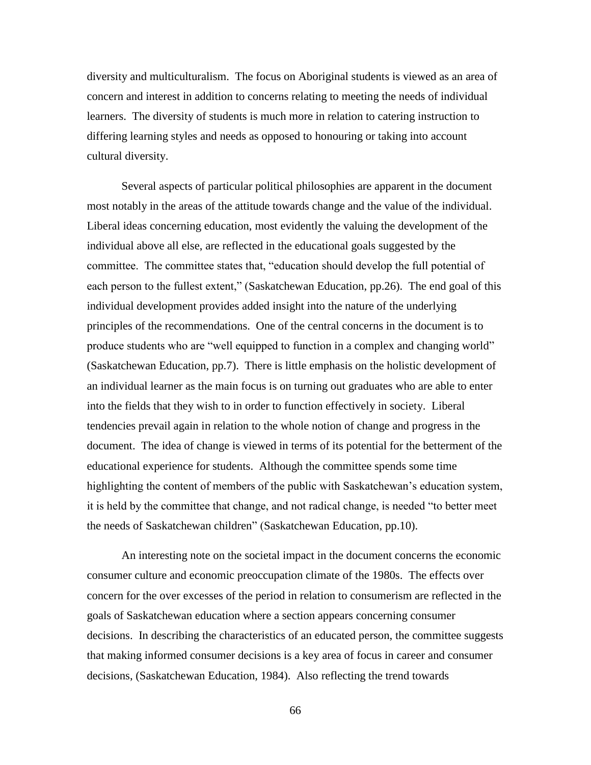diversity and multiculturalism. The focus on Aboriginal students is viewed as an area of concern and interest in addition to concerns relating to meeting the needs of individual learners. The diversity of students is much more in relation to catering instruction to differing learning styles and needs as opposed to honouring or taking into account cultural diversity.

Several aspects of particular political philosophies are apparent in the document most notably in the areas of the attitude towards change and the value of the individual. Liberal ideas concerning education, most evidently the valuing the development of the individual above all else, are reflected in the educational goals suggested by the committee. The committee states that, "education should develop the full potential of each person to the fullest extent," (Saskatchewan Education, pp.26). The end goal of this individual development provides added insight into the nature of the underlying principles of the recommendations. One of the central concerns in the document is to produce students who are "well equipped to function in a complex and changing world" (Saskatchewan Education, pp.7). There is little emphasis on the holistic development of an individual learner as the main focus is on turning out graduates who are able to enter into the fields that they wish to in order to function effectively in society. Liberal tendencies prevail again in relation to the whole notion of change and progress in the document. The idea of change is viewed in terms of its potential for the betterment of the educational experience for students. Although the committee spends some time highlighting the content of members of the public with Saskatchewan's education system, it is held by the committee that change, and not radical change, is needed "to better meet the needs of Saskatchewan children" (Saskatchewan Education, pp.10).

An interesting note on the societal impact in the document concerns the economic consumer culture and economic preoccupation climate of the 1980s. The effects over concern for the over excesses of the period in relation to consumerism are reflected in the goals of Saskatchewan education where a section appears concerning consumer decisions. In describing the characteristics of an educated person, the committee suggests that making informed consumer decisions is a key area of focus in career and consumer decisions, (Saskatchewan Education, 1984). Also reflecting the trend towards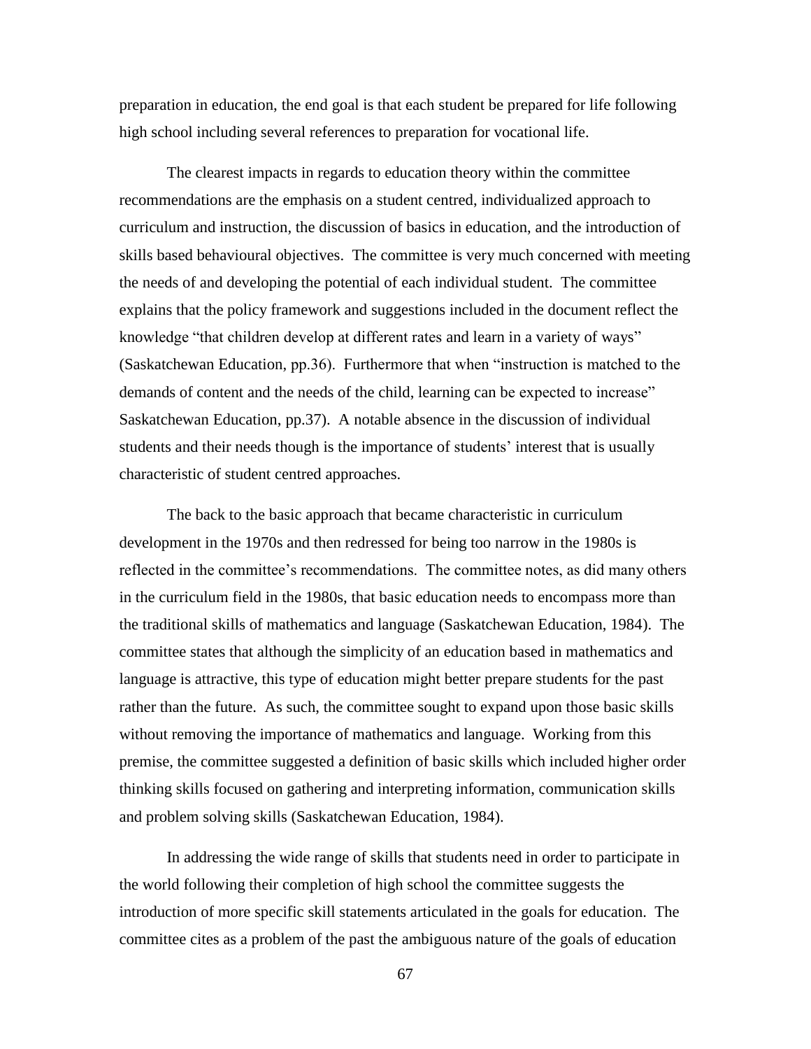preparation in education, the end goal is that each student be prepared for life following high school including several references to preparation for vocational life.

The clearest impacts in regards to education theory within the committee recommendations are the emphasis on a student centred, individualized approach to curriculum and instruction, the discussion of basics in education, and the introduction of skills based behavioural objectives. The committee is very much concerned with meeting the needs of and developing the potential of each individual student. The committee explains that the policy framework and suggestions included in the document reflect the knowledge "that children develop at different rates and learn in a variety of ways" (Saskatchewan Education, pp.36). Furthermore that when "instruction is matched to the demands of content and the needs of the child, learning can be expected to increase" Saskatchewan Education, pp.37). A notable absence in the discussion of individual students and their needs though is the importance of students' interest that is usually characteristic of student centred approaches.

The back to the basic approach that became characteristic in curriculum development in the 1970s and then redressed for being too narrow in the 1980s is reflected in the committee's recommendations. The committee notes, as did many others in the curriculum field in the 1980s, that basic education needs to encompass more than the traditional skills of mathematics and language (Saskatchewan Education, 1984). The committee states that although the simplicity of an education based in mathematics and language is attractive, this type of education might better prepare students for the past rather than the future. As such, the committee sought to expand upon those basic skills without removing the importance of mathematics and language. Working from this premise, the committee suggested a definition of basic skills which included higher order thinking skills focused on gathering and interpreting information, communication skills and problem solving skills (Saskatchewan Education, 1984).

In addressing the wide range of skills that students need in order to participate in the world following their completion of high school the committee suggests the introduction of more specific skill statements articulated in the goals for education. The committee cites as a problem of the past the ambiguous nature of the goals of education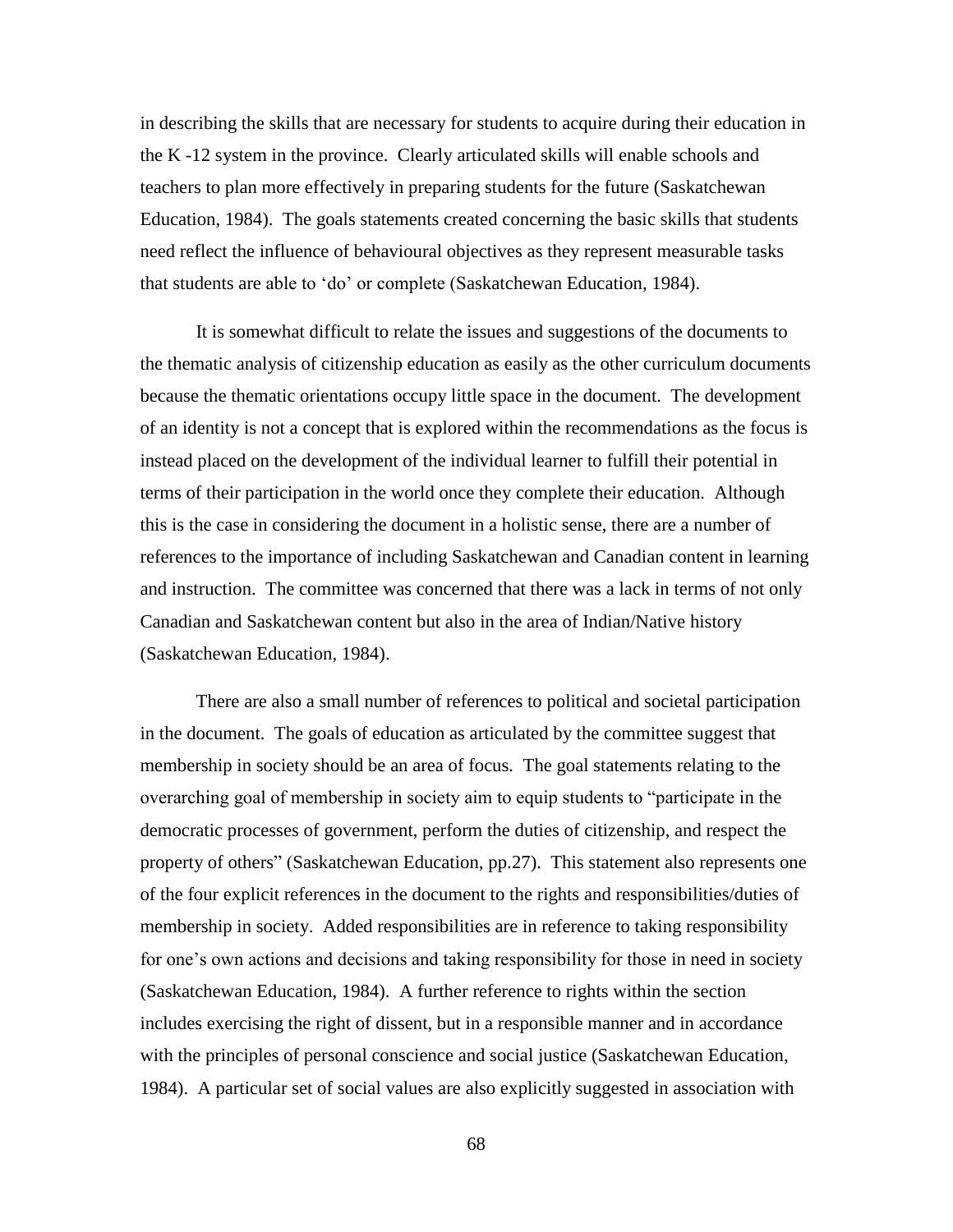in describing the skills that are necessary for students to acquire during their education in the K -12 system in the province. Clearly articulated skills will enable schools and teachers to plan more effectively in preparing students for the future (Saskatchewan Education, 1984). The goals statements created concerning the basic skills that students need reflect the influence of behavioural objectives as they represent measurable tasks that students are able to 'do' or complete (Saskatchewan Education, 1984).

It is somewhat difficult to relate the issues and suggestions of the documents to the thematic analysis of citizenship education as easily as the other curriculum documents because the thematic orientations occupy little space in the document. The development of an identity is not a concept that is explored within the recommendations as the focus is instead placed on the development of the individual learner to fulfill their potential in terms of their participation in the world once they complete their education. Although this is the case in considering the document in a holistic sense, there are a number of references to the importance of including Saskatchewan and Canadian content in learning and instruction. The committee was concerned that there was a lack in terms of not only Canadian and Saskatchewan content but also in the area of Indian/Native history (Saskatchewan Education, 1984).

There are also a small number of references to political and societal participation in the document. The goals of education as articulated by the committee suggest that membership in society should be an area of focus. The goal statements relating to the overarching goal of membership in society aim to equip students to "participate in the democratic processes of government, perform the duties of citizenship, and respect the property of others" (Saskatchewan Education, pp.27). This statement also represents one of the four explicit references in the document to the rights and responsibilities/duties of membership in society. Added responsibilities are in reference to taking responsibility for one's own actions and decisions and taking responsibility for those in need in society (Saskatchewan Education, 1984). A further reference to rights within the section includes exercising the right of dissent, but in a responsible manner and in accordance with the principles of personal conscience and social justice (Saskatchewan Education, 1984). A particular set of social values are also explicitly suggested in association with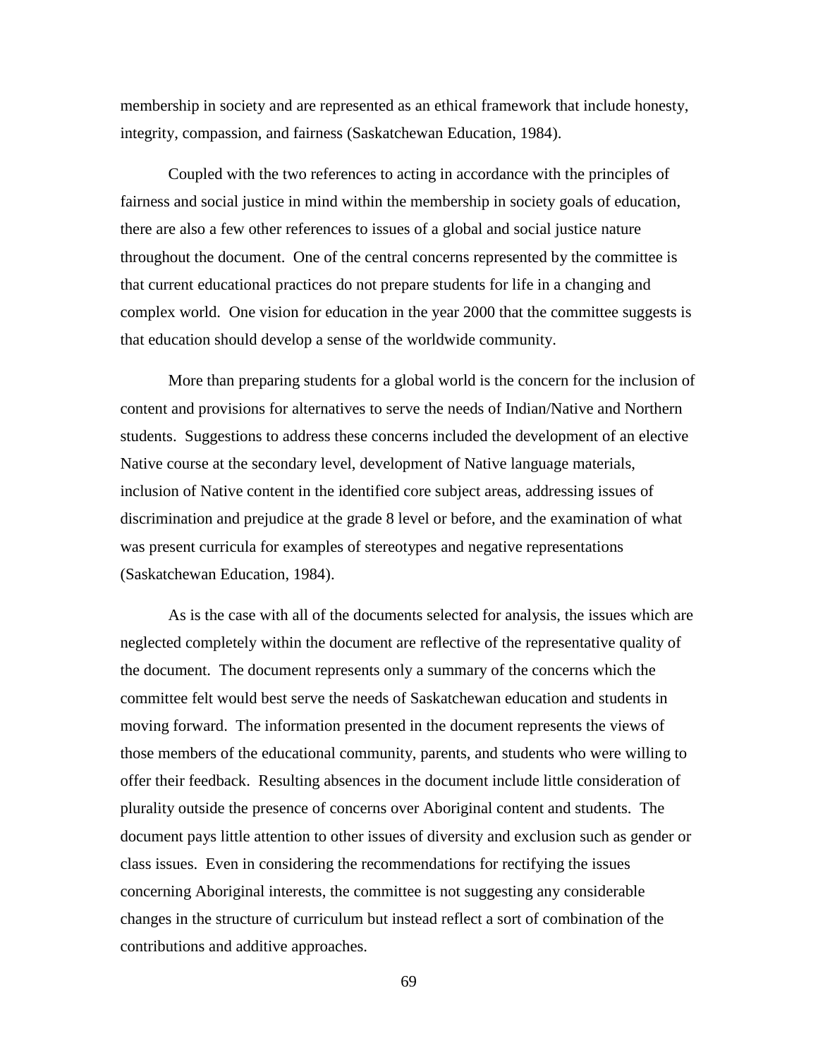membership in society and are represented as an ethical framework that include honesty, integrity, compassion, and fairness (Saskatchewan Education, 1984).

Coupled with the two references to acting in accordance with the principles of fairness and social justice in mind within the membership in society goals of education, there are also a few other references to issues of a global and social justice nature throughout the document. One of the central concerns represented by the committee is that current educational practices do not prepare students for life in a changing and complex world. One vision for education in the year 2000 that the committee suggests is that education should develop a sense of the worldwide community.

More than preparing students for a global world is the concern for the inclusion of content and provisions for alternatives to serve the needs of Indian/Native and Northern students. Suggestions to address these concerns included the development of an elective Native course at the secondary level, development of Native language materials, inclusion of Native content in the identified core subject areas, addressing issues of discrimination and prejudice at the grade 8 level or before, and the examination of what was present curricula for examples of stereotypes and negative representations (Saskatchewan Education, 1984).

As is the case with all of the documents selected for analysis, the issues which are neglected completely within the document are reflective of the representative quality of the document. The document represents only a summary of the concerns which the committee felt would best serve the needs of Saskatchewan education and students in moving forward. The information presented in the document represents the views of those members of the educational community, parents, and students who were willing to offer their feedback. Resulting absences in the document include little consideration of plurality outside the presence of concerns over Aboriginal content and students. The document pays little attention to other issues of diversity and exclusion such as gender or class issues. Even in considering the recommendations for rectifying the issues concerning Aboriginal interests, the committee is not suggesting any considerable changes in the structure of curriculum but instead reflect a sort of combination of the contributions and additive approaches.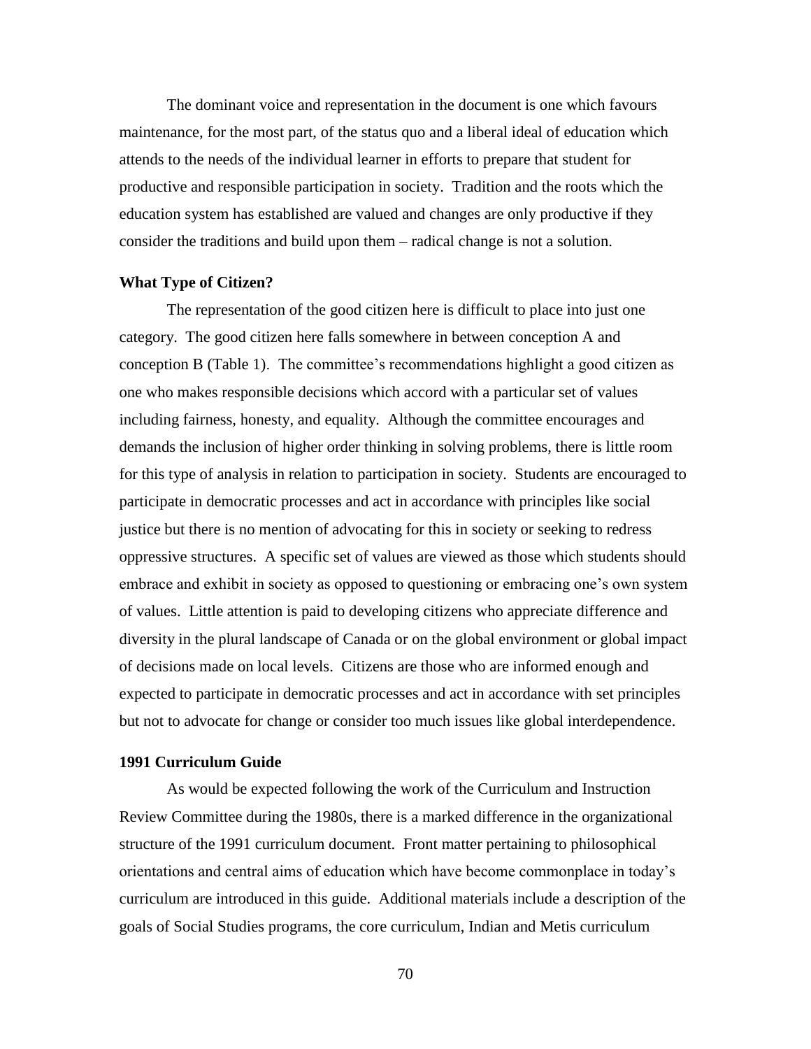The dominant voice and representation in the document is one which favours maintenance, for the most part, of the status quo and a liberal ideal of education which attends to the needs of the individual learner in efforts to prepare that student for productive and responsible participation in society. Tradition and the roots which the education system has established are valued and changes are only productive if they consider the traditions and build upon them – radical change is not a solution.

### What Type of Citizen?

The representation of the good citizen here is difficult to place into just one category. The good citizen here falls somewhere in between conception A and conception B (Table 1). The committee's recommendations highlight a good citizen as one who makes responsible decisions which accord with a particular set of values including fairness, honesty, and equality. Although the committee encourages and demands the inclusion of higher order thinking in solving problems, there is little room for this type of analysis in relation to participation in society. Students are encouraged to participate in democratic processes and act in accordance with principles like social justice but there is no mention of advocating for this in society or seeking to redress oppressive structures. A specific set of values are viewed as those which students should embrace and exhibit in society as opposed to questioning or embracing one's own system of values. Little attention is paid to developing citizens who appreciate difference and diversity in the plural landscape of Canada or on the global environment or global impact of decisions made on local levels. Citizens are those who are informed enough and expected to participate in democratic processes and act in accordance with set principles but not to advocate for change or consider too much issues like global interdependence.

### 1991 Curriculum Guide

As would be expected following the work of the Curriculum and Instruction Review Committee during the 1980s, there is a marked difference in the organizational structure of the 1991 curriculum document. Front matter pertaining to philosophical orientations and central aims of education which have become commonplace in today's curriculum are introduced in this guide. Additional materials include a description of the goals of Social Studies programs, the core curriculum, Indian and Metis curriculum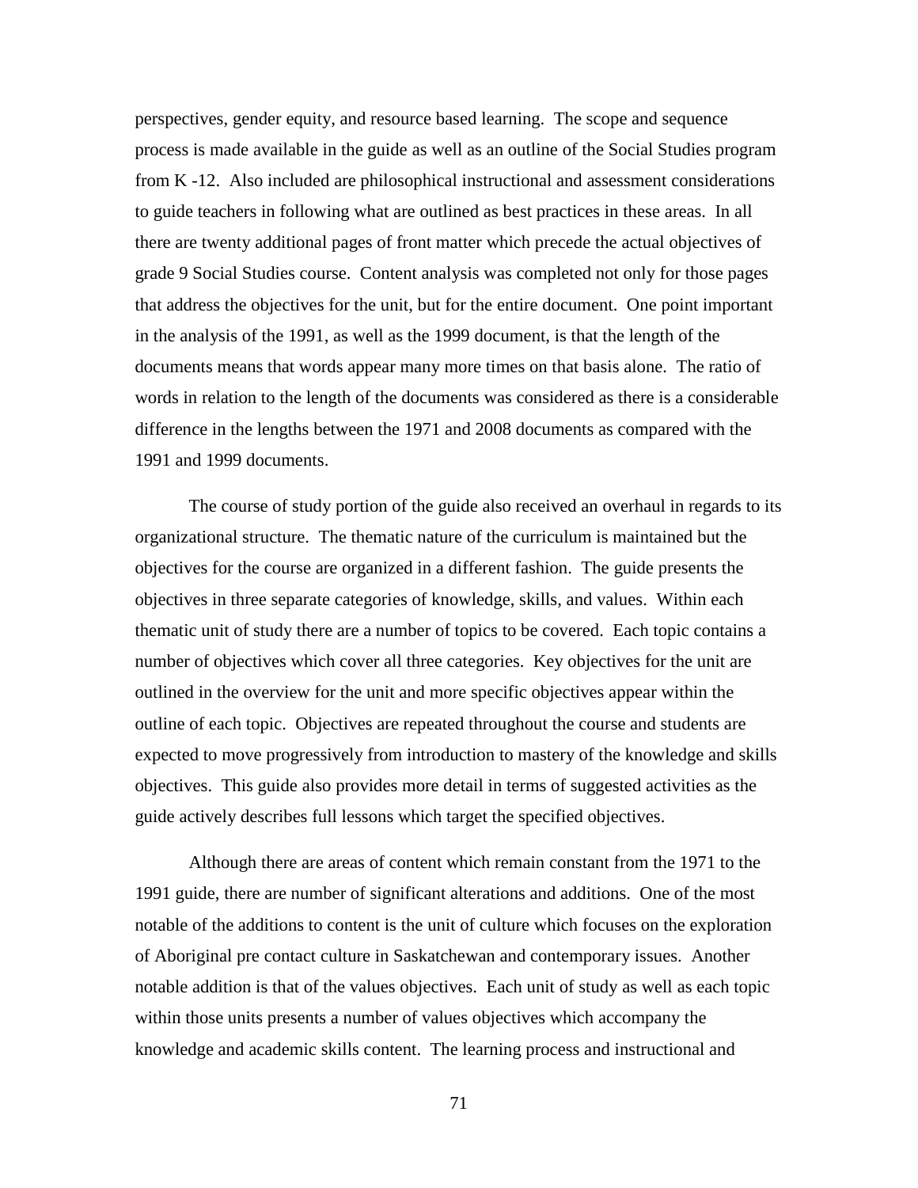perspectives, gender equity, and resource based learning. The scope and sequence process is made available in the guide as well as an outline of the Social Studies program from K -12. Also included are philosophical instructional and assessment considerations to guide teachers in following what are outlined as best practices in these areas. In all there are twenty additional pages of front matter which precede the actual objectives of grade 9 Social Studies course. Content analysis was completed not only for those pages that address the objectives for the unit, but for the entire document. One point important in the analysis of the 1991, as well as the 1999 document, is that the length of the documents means that words appear many more times on that basis alone. The ratio of words in relation to the length of the documents was considered as there is a considerable difference in the lengths between the 1971 and 2008 documents as compared with the 1991 and 1999 documents.

The course of study portion of the guide also received an overhaul in regards to its organizational structure. The thematic nature of the curriculum is maintained but the objectives for the course are organized in a different fashion. The guide presents the objectives in three separate categories of knowledge, skills, and values. Within each thematic unit of study there are a number of topics to be covered. Each topic contains a number of objectives which cover all three categories. Key objectives for the unit are outlined in the overview for the unit and more specific objectives appear within the outline of each topic. Objectives are repeated throughout the course and students are expected to move progressively from introduction to mastery of the knowledge and skills objectives. This guide also provides more detail in terms of suggested activities as the guide actively describes full lessons which target the specified objectives.

Although there are areas of content which remain constant from the 1971 to the 1991 guide, there are number of significant alterations and additions. One of the most notable of the additions to content is the unit of culture which focuses on the exploration of Aboriginal pre contact culture in Saskatchewan and contemporary issues. Another notable addition is that of the values objectives. Each unit of study as well as each topic within those units presents a number of values objectives which accompany the knowledge and academic skills content. The learning process and instructional and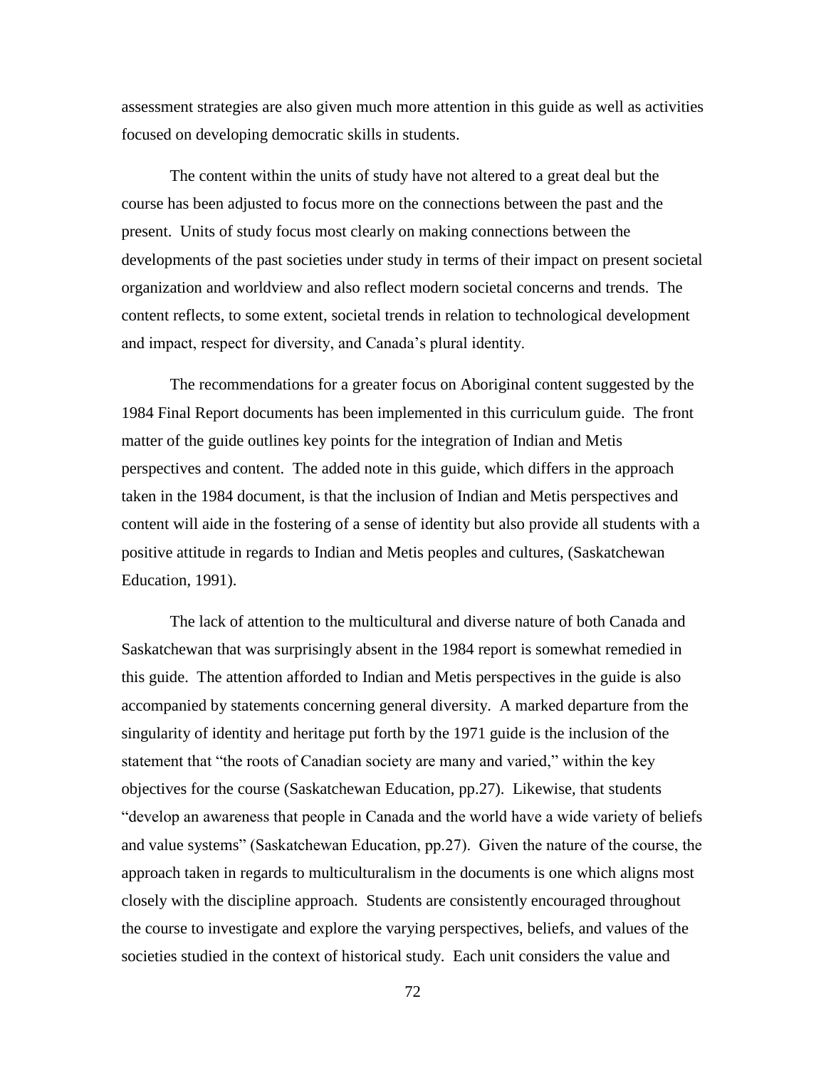assessment strategies are also given much more attention in this guide as well as activities focused on developing democratic skills in students.

The content within the units of study have not altered to a great deal but the course has been adjusted to focus more on the connections between the past and the present. Units of study focus most clearly on making connections between the developments of the past societies under study in terms of their impact on present societal organization and worldview and also reflect modern societal concerns and trends. The content reflects, to some extent, societal trends in relation to technological development and impact, respect for diversity, and Canada's plural identity.

The recommendations for a greater focus on Aboriginal content suggested by the 1984 Final Report documents has been implemented in this curriculum guide. The front matter of the guide outlines key points for the integration of Indian and Metis perspectives and content. The added note in this guide, which differs in the approach taken in the 1984 document, is that the inclusion of Indian and Metis perspectives and content will aide in the fostering of a sense of identity but also provide all students with a positive attitude in regards to Indian and Metis peoples and cultures, (Saskatchewan Education, 1991).

The lack of attention to the multicultural and diverse nature of both Canada and Saskatchewan that was surprisingly absent in the 1984 report is somewhat remedied in this guide. The attention afforded to Indian and Metis perspectives in the guide is also accompanied by statements concerning general diversity. A marked departure from the singularity of identity and heritage put forth by the 1971 guide is the inclusion of the statement that "the roots of Canadian society are many and varied," within the key objectives for the course (Saskatchewan Education, pp.27). Likewise, that students "develop an awareness that people in Canada and the world have a wide variety of beliefs and value systems" (Saskatchewan Education, pp.27). Given the nature of the course, the approach taken in regards to multiculturalism in the documents is one which aligns most closely with the discipline approach. Students are consistently encouraged throughout the course to investigate and explore the varying perspectives, beliefs, and values of the societies studied in the context of historical study. Each unit considers the value and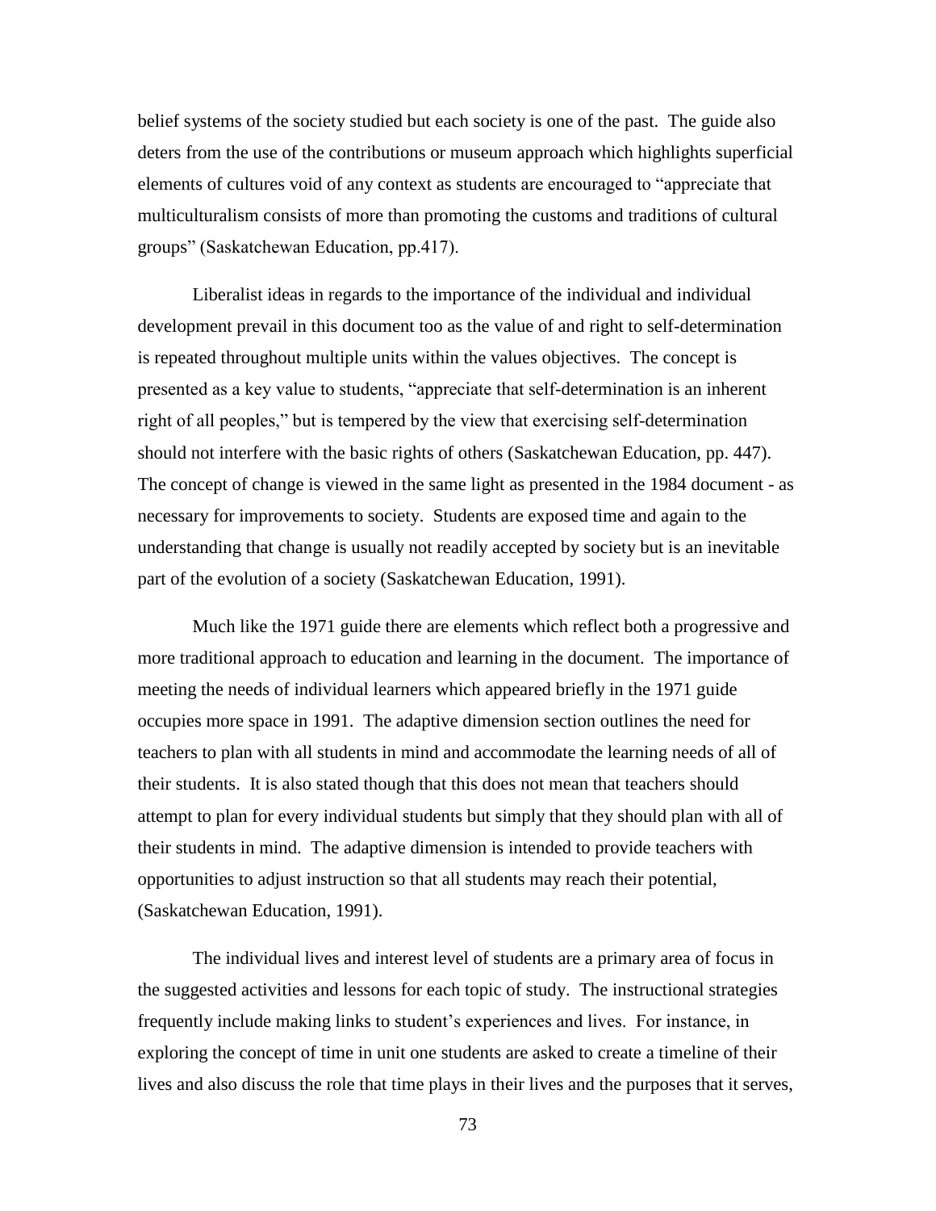belief systems of the society studied but each society is one of the past. The guide also deters from the use of the contributions or museum approach which highlights superficial elements of cultures void of any context as students are encouraged to "appreciate that multiculturalism consists of more than promoting the customs and traditions of cultural groups" (Saskatchewan Education, pp.417).

Liberalist ideas in regards to the importance of the individual and individual development prevail in this document too as the value of and right to self-determination is repeated throughout multiple units within the values objectives. The concept is presented as a key value to students, "appreciate that self-determination is an inherent right of all peoples," but is tempered by the view that exercising self-determination should not interfere with the basic rights of others (Saskatchewan Education, pp. 447). The concept of change is viewed in the same light as presented in the 1984 document - as necessary for improvements to society. Students are exposed time and again to the understanding that change is usually not readily accepted by society but is an inevitable part of the evolution of a society (Saskatchewan Education, 1991).

Much like the 1971 guide there are elements which reflect both a progressive and more traditional approach to education and learning in the document. The importance of meeting the needs of individual learners which appeared briefly in the 1971 guide occupies more space in 1991. The adaptive dimension section outlines the need for teachers to plan with all students in mind and accommodate the learning needs of all of their students. It is also stated though that this does not mean that teachers should attempt to plan for every individual students but simply that they should plan with all of their students in mind. The adaptive dimension is intended to provide teachers with opportunities to adjust instruction so that all students may reach their potential, (Saskatchewan Education, 1991).

The individual lives and interest level of students are a primary area of focus in the suggested activities and lessons for each topic of study. The instructional strategies frequently include making links to student's experiences and lives. For instance, in exploring the concept of time in unit one students are asked to create a timeline of their lives and also discuss the role that time plays in their lives and the purposes that it serves,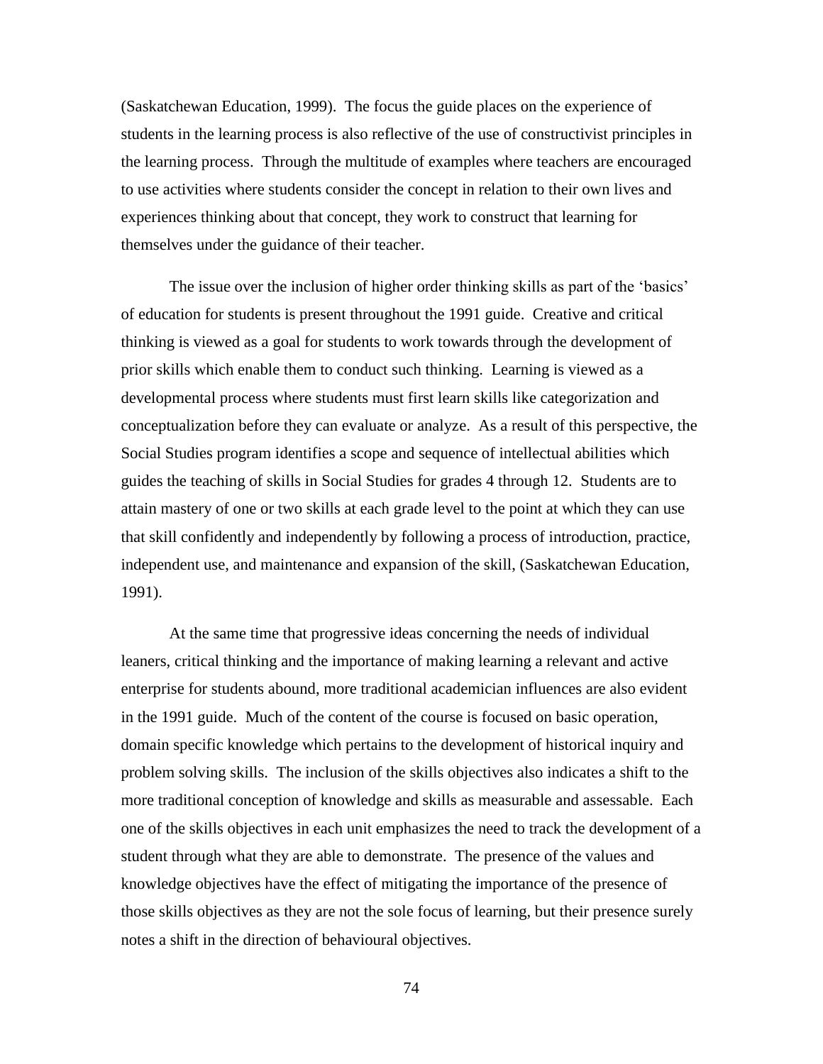(Saskatchewan Education, 1999). The focus the guide places on the experience of students in the learning process is also reflective of the use of constructivist principles in the learning process. Through the multitude of examples where teachers are encouraged to use activities where students consider the concept in relation to their own lives and experiences thinking about that concept, they work to construct that learning for themselves under the guidance of their teacher.

The issue over the inclusion of higher order thinking skills as part of the 'basics' of education for students is present throughout the 1991 guide. Creative and critical thinking is viewed as a goal for students to work towards through the development of prior skills which enable them to conduct such thinking. Learning is viewed as a developmental process where students must first learn skills like categorization and conceptualization before they can evaluate or analyze. As a result of this perspective, the Social Studies program identifies a scope and sequence of intellectual abilities which guides the teaching of skills in Social Studies for grades 4 through 12. Students are to attain mastery of one or two skills at each grade level to the point at which they can use that skill confidently and independently by following a process of introduction, practice, independent use, and maintenance and expansion of the skill, (Saskatchewan Education, 1991).

At the same time that progressive ideas concerning the needs of individual leaners, critical thinking and the importance of making learning a relevant and active enterprise for students abound, more traditional academician influences are also evident in the 1991 guide. Much of the content of the course is focused on basic operation, domain specific knowledge which pertains to the development of historical inquiry and problem solving skills. The inclusion of the skills objectives also indicates a shift to the more traditional conception of knowledge and skills as measurable and assessable. Each one of the skills objectives in each unit emphasizes the need to track the development of a student through what they are able to demonstrate. The presence of the values and knowledge objectives have the effect of mitigating the importance of the presence of those skills objectives as they are not the sole focus of learning, but their presence surely notes a shift in the direction of behavioural objectives.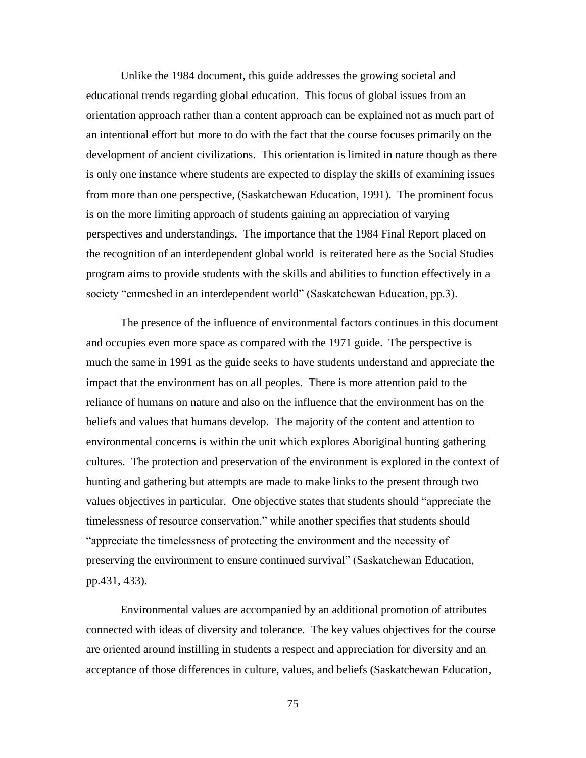Unlike the 1984 document, this guide addresses the growing societal and educational trends regarding global education. This focus of global issues from an orientation approach rather than a content approach can be explained not as much part of an intentional effort but more to do with the fact that the course focuses primarily on the development of ancient civilizations. This orientation is limited in nature though as there is only one instance where students are expected to display the skills of examining issues from more than one perspective, (Saskatchewan Education, 1991). The prominent focus is on the more limiting approach of students gaining an appreciation of varying perspectives and understandings. The importance that the 1984 Final Report placed on the recognition of an interdependent global world is reiterated here as the Social Studies program aims to provide students with the skills and abilities to function effectively in a society "enmeshed in an interdependent world" (Saskatchewan Education, pp.3).

The presence of the influence of environmental factors continues in this document and occupies even more space as compared with the 1971 guide. The perspective is much the same in 1991 as the guide seeks to have students understand and appreciate the impact that the environment has on all peoples. There is more attention paid to the reliance of humans on nature and also on the influence that the environment has on the beliefs and values that humans develop. The majority of the content and attention to environmental concerns is within the unit which explores Aboriginal hunting gathering cultures. The protection and preservation of the environment is explored in the context of hunting and gathering but attempts are made to make links to the present through two values objectives in particular. One objective states that students should "appreciate the timelessness of resource conservation," while another specifies that students should "appreciate the timelessness of protecting the environment and the necessity of preserving the environment to ensure continued survival" (Saskatchewan Education, pp.431, 433).

Environmental values are accompanied by an additional promotion of attributes connected with ideas of diversity and tolerance. The key values objectives for the course are oriented around instilling in students a respect and appreciation for diversity and an acceptance of those differences in culture, values, and beliefs (Saskatchewan Education,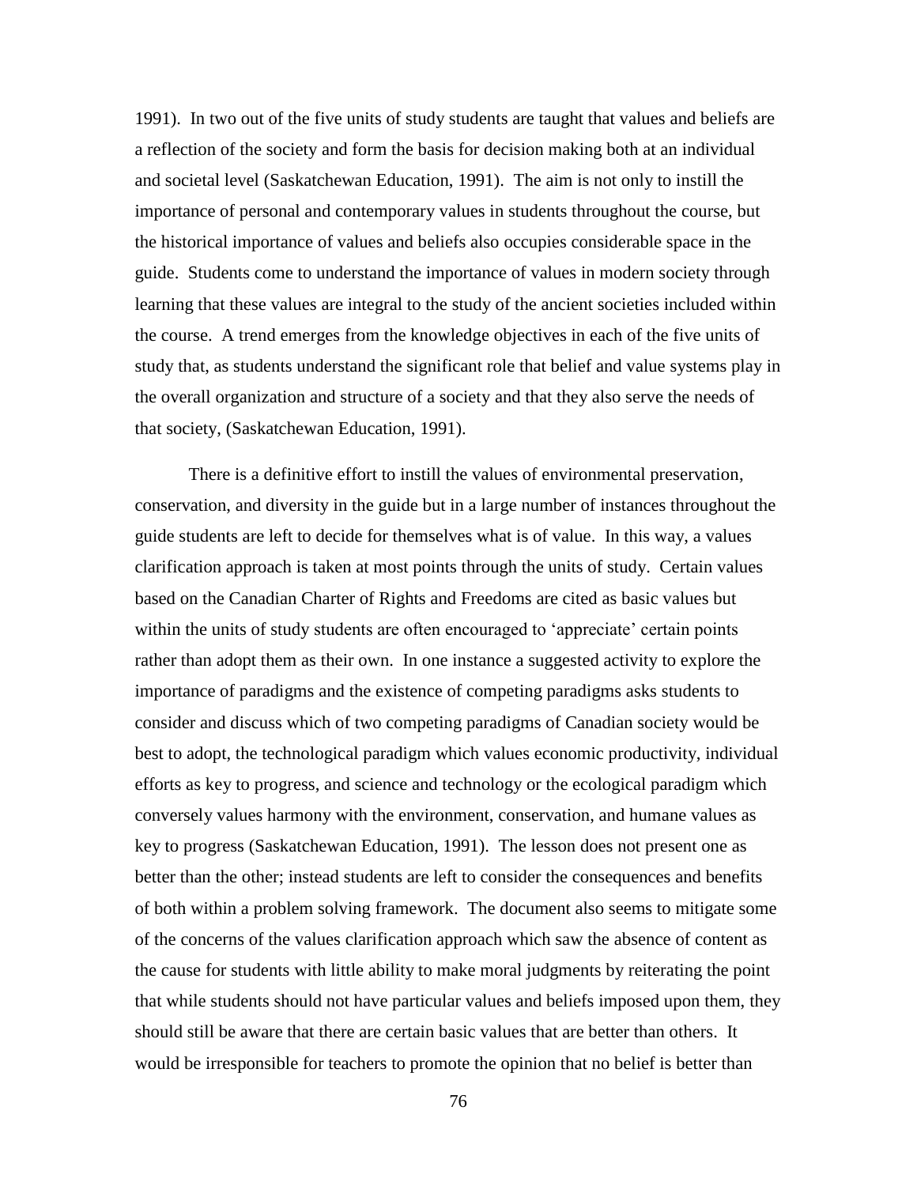1991). In two out of the five units of study students are taught that values and beliefs are a reflection of the society and form the basis for decision making both at an individual and societal level (Saskatchewan Education, 1991). The aim is not only to instill the importance of personal and contemporary values in students throughout the course, but the historical importance of values and beliefs also occupies considerable space in the guide. Students come to understand the importance of values in modern society through learning that these values are integral to the study of the ancient societies included within the course. A trend emerges from the knowledge objectives in each of the five units of study that, as students understand the significant role that belief and value systems play in the overall organization and structure of a society and that they also serve the needs of that society, (Saskatchewan Education, 1991).

There is a definitive effort to instill the values of environmental preservation, conservation, and diversity in the guide but in a large number of instances throughout the guide students are left to decide for themselves what is of value. In this way, a values clarification approach is taken at most points through the units of study. Certain values based on the Canadian Charter of Rights and Freedoms are cited as basic values but within the units of study students are often encouraged to 'appreciate' certain points rather than adopt them as their own. In one instance a suggested activity to explore the importance of paradigms and the existence of competing paradigms asks students to consider and discuss which of two competing paradigms of Canadian society would be best to adopt, the technological paradigm which values economic productivity, individual efforts as key to progress, and science and technology or the ecological paradigm which conversely values harmony with the environment, conservation, and humane values as key to progress (Saskatchewan Education, 1991). The lesson does not present one as better than the other; instead students are left to consider the consequences and benefits of both within a problem solving framework. The document also seems to mitigate some of the concerns of the values clarification approach which saw the absence of content as the cause for students with little ability to make moral judgments by reiterating the point that while students should not have particular values and beliefs imposed upon them, they should still be aware that there are certain basic values that are better than others. It would be irresponsible for teachers to promote the opinion that no belief is better than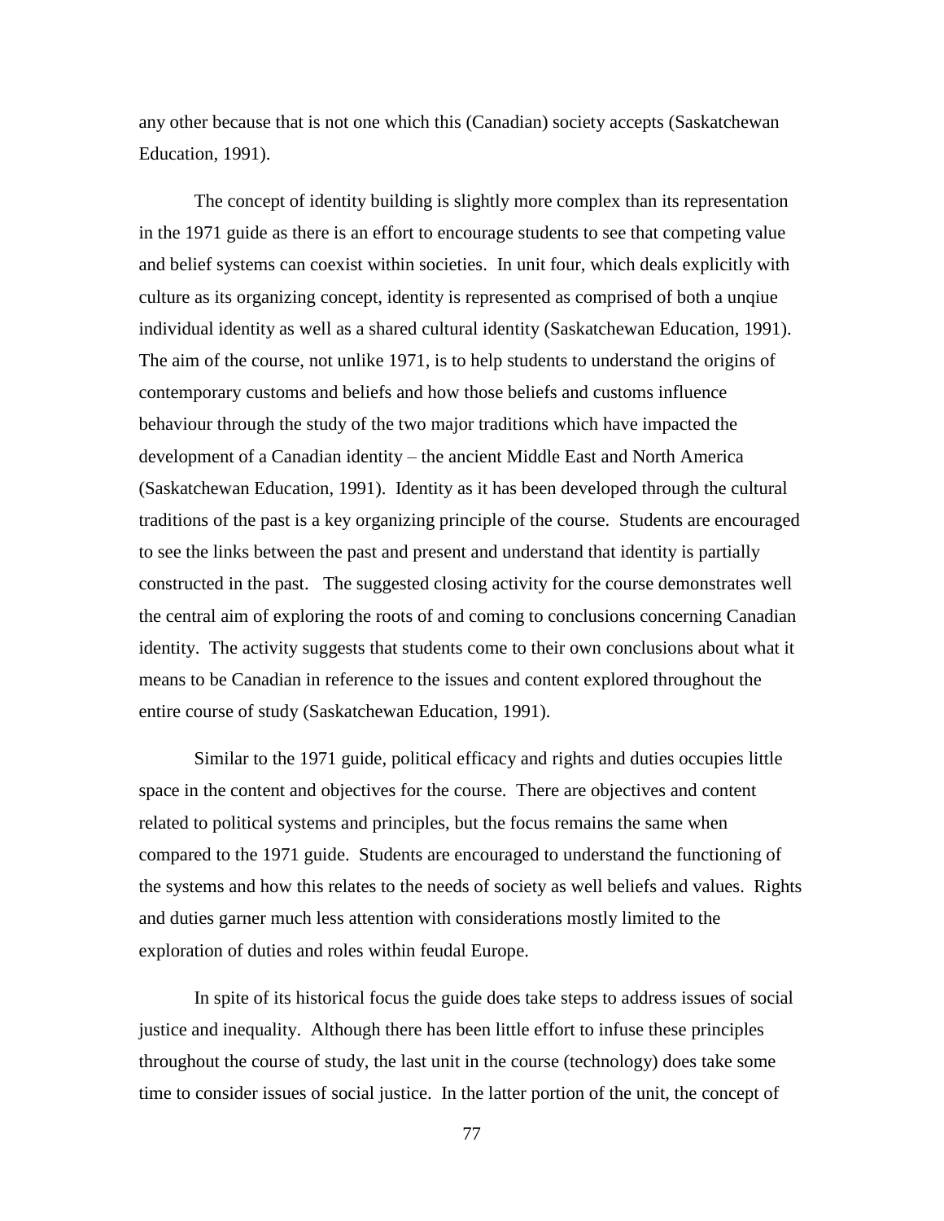any other because that is not one which this (Canadian) society accepts (Saskatchewan Education, 1991).

The concept of identity building is slightly more complex than its representation in the 1971 guide as there is an effort to encourage students to see that competing value and belief systems can coexist within societies. In unit four, which deals explicitly with culture as its organizing concept, identity is represented as comprised of both a unqiue individual identity as well as a shared cultural identity (Saskatchewan Education, 1991). The aim of the course, not unlike 1971, is to help students to understand the origins of contemporary customs and beliefs and how those beliefs and customs influence behaviour through the study of the two major traditions which have impacted the development of a Canadian identity – the ancient Middle East and North America (Saskatchewan Education, 1991). Identity as it has been developed through the cultural traditions of the past is a key organizing principle of the course. Students are encouraged to see the links between the past and present and understand that identity is partially constructed in the past. The suggested closing activity for the course demonstrates well the central aim of exploring the roots of and coming to conclusions concerning Canadian identity. The activity suggests that students come to their own conclusions about what it means to be Canadian in reference to the issues and content explored throughout the entire course of study (Saskatchewan Education, 1991).

Similar to the 1971 guide, political efficacy and rights and duties occupies little space in the content and objectives for the course. There are objectives and content related to political systems and principles, but the focus remains the same when compared to the 1971 guide. Students are encouraged to understand the functioning of the systems and how this relates to the needs of society as well beliefs and values. Rights and duties garner much less attention with considerations mostly limited to the exploration of duties and roles within feudal Europe.

In spite of its historical focus the guide does take steps to address issues of social justice and inequality. Although there has been little effort to infuse these principles throughout the course of study, the last unit in the course (technology) does take some time to consider issues of social justice. In the latter portion of the unit, the concept of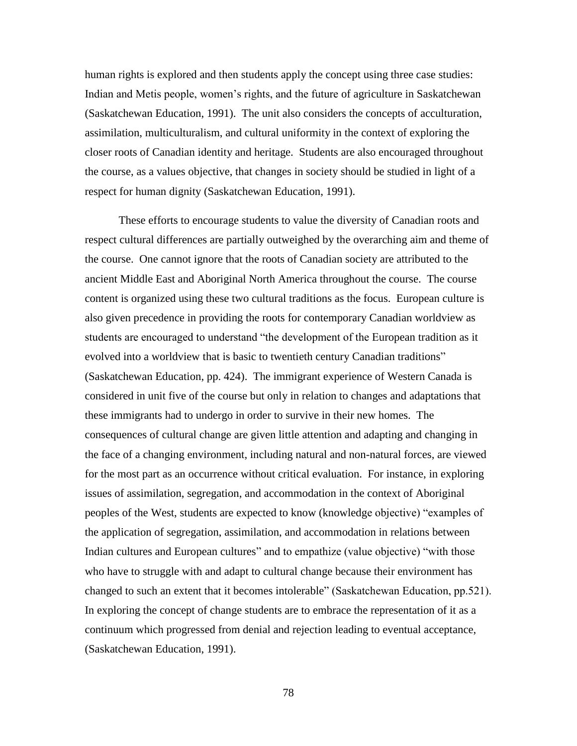human rights is explored and then students apply the concept using three case studies: Indian and Metis people, women's rights, and the future of agriculture in Saskatchewan (Saskatchewan Education, 1991). The unit also considers the concepts of acculturation, assimilation, multiculturalism, and cultural uniformity in the context of exploring the closer roots of Canadian identity and heritage. Students are also encouraged throughout the course, as a values objective, that changes in society should be studied in light of a respect for human dignity (Saskatchewan Education, 1991).

These efforts to encourage students to value the diversity of Canadian roots and respect cultural differences are partially outweighed by the overarching aim and theme of the course. One cannot ignore that the roots of Canadian society are attributed to the ancient Middle East and Aboriginal North America throughout the course. The course content is organized using these two cultural traditions as the focus. European culture is also given precedence in providing the roots for contemporary Canadian worldview as students are encouraged to understand "the development of the European tradition as it evolved into a worldview that is basic to twentieth century Canadian traditions" (Saskatchewan Education, pp. 424). The immigrant experience of Western Canada is considered in unit five of the course but only in relation to changes and adaptations that these immigrants had to undergo in order to survive in their new homes. The consequences of cultural change are given little attention and adapting and changing in the face of a changing environment, including natural and non-natural forces, are viewed for the most part as an occurrence without critical evaluation. For instance, in exploring issues of assimilation, segregation, and accommodation in the context of Aboriginal peoples of the West, students are expected to know (knowledge objective) "examples of the application of segregation, assimilation, and accommodation in relations between Indian cultures and European cultures" and to empathize (value objective) "with those who have to struggle with and adapt to cultural change because their environment has changed to such an extent that it becomes intolerable" (Saskatchewan Education, pp.521). In exploring the concept of change students are to embrace the representation of it as a continuum which progressed from denial and rejection leading to eventual acceptance, (Saskatchewan Education, 1991).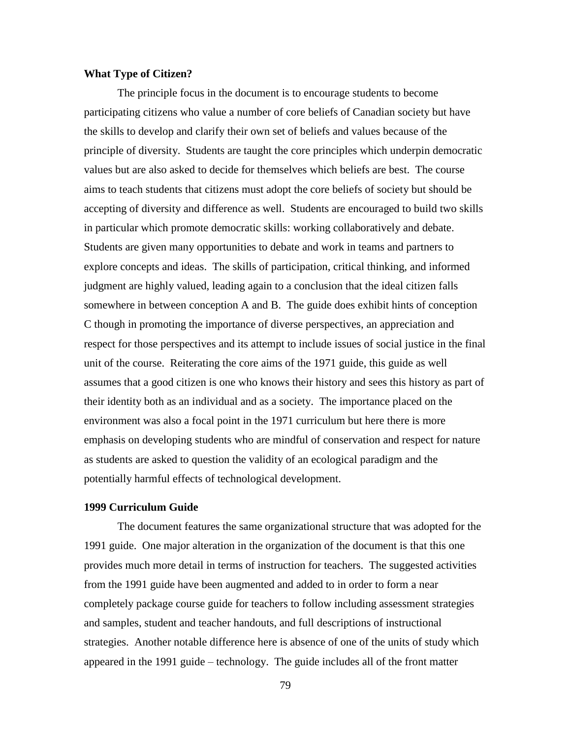**What Type of Citizen?**

The principle focus in the document is to encourage students to become participating citizens who value a number of core beliefs of Canadian society but have the skills to develop and clarify their own set of beliefs and values because of the principle of diversity. Students are taught the core principles which underpin democratic values but are also asked to decide for themselves which beliefs are best. The course aims to teach students that citizens must adopt the core beliefs of society but should be accepting of diversity and difference as well. Students are encouraged to build two skills in particular which promote democratic skills: working collaboratively and debate. Students are given many opportunities to debate and work in teams and partners to explore concepts and ideas. The skills of participation, critical thinking, and informed judgment are highly valued, leading again to a conclusion that the ideal citizen falls somewhere in between conception A and B. The guide does exhibit hints of conception C though in promoting the importance of diverse perspectives, an appreciation and respect for those perspectives and its attempt to include issues of social justice in the final unit of the course. Reiterating the core aims of the 1971 guide, this guide as well assumes that a good citizen is one who knows their history and sees this history as part of their identity both as an individual and as a society. The importance placed on the environment was also a focal point in the 1971 curriculum but here there is more emphasis on developing students who are mindful of conservation and respect for nature as students are asked to question the validity of an ecological paradigm and the potentially harmful effects of technological development.

**1999 Curriculum Guide**

The document features the same organizational structure that was adopted for the 1991 guide. One major alteration in the organization of the document is that this one provides much more detail in terms of instruction for teachers. The suggested activities from the 1991 guide have been augmented and added to in order to form a near completely package course guide for teachers to follow including assessment strategies and samples, student and teacher handouts, and full descriptions of instructional strategies. Another notable difference here is absence of one of the units of study which appeared in the 1991 guide – technology. The guide includes all of the front matter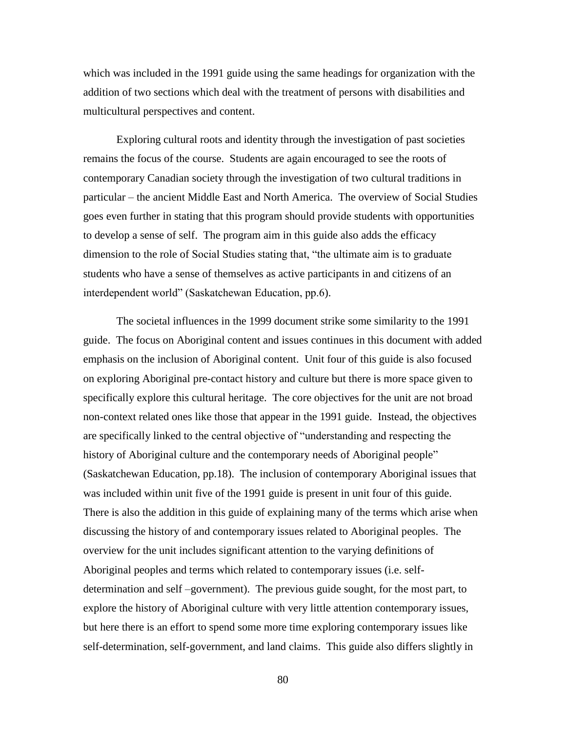which was included in the 1991 guide using the same headings for organization with the addition of two sections which deal with the treatment of persons with disabilities and multicultural perspectives and content.

Exploring cultural roots and identity through the investigation of past societies remains the focus of the course. Students are again encouraged to see the roots of contemporary Canadian society through the investigation of two cultural traditions in particular – the ancient Middle East and North America. The overview of Social Studies goes even further in stating that this program should provide students with opportunities to develop a sense of self. The program aim in this guide also adds the efficacy dimension to the role of Social Studies stating that, "the ultimate aim is to graduate students who have a sense of themselves as active participants in and citizens of an interdependent world" (Saskatchewan Education, pp.6).

The societal influences in the 1999 document strike some similarity to the 1991 guide. The focus on Aboriginal content and issues continues in this document with added emphasis on the inclusion of Aboriginal content. Unit four of this guide is also focused on exploring Aboriginal pre-contact history and culture but there is more space given to specifically explore this cultural heritage. The core objectives for the unit are not broad non-context related ones like those that appear in the 1991 guide. Instead, the objectives are specifically linked to the central objective of "understanding and respecting the history of Aboriginal culture and the contemporary needs of Aboriginal people" (Saskatchewan Education, pp.18). The inclusion of contemporary Aboriginal issues that was included within unit five of the 1991 guide is present in unit four of this guide. There is also the addition in this guide of explaining many of the terms which arise when discussing the history of and contemporary issues related to Aboriginal peoples. The overview for the unit includes significant attention to the varying definitions of Aboriginal peoples and terms which related to contemporary issues (i.e. self-determination and self –government). The previous guide sought, for the most part, to explore the history of Aboriginal culture with very little attention contemporary issues, but here there is an effort to spend some more time exploring contemporary issues like self-determination, self-government, and land claims. This guide also differs slightly in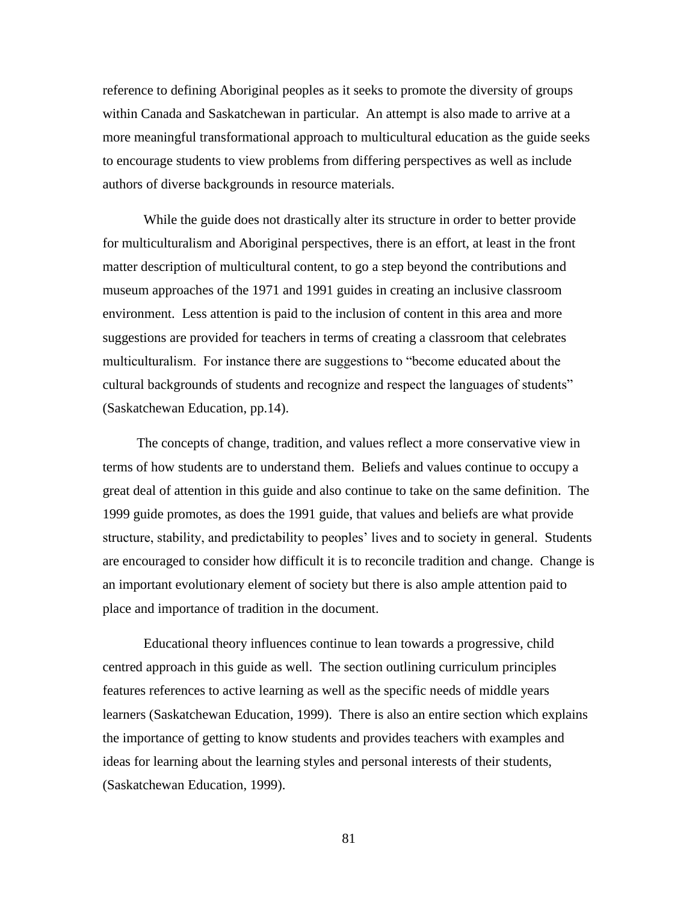reference to defining Aboriginal peoples as it seeks to promote the diversity of groups within Canada and Saskatchewan in particular. An attempt is also made to arrive at a more meaningful transformational approach to multicultural education as the guide seeks to encourage students to view problems from differing perspectives as well as include authors of diverse backgrounds in resource materials.

While the guide does not drastically alter its structure in order to better provide for multiculturalism and Aboriginal perspectives, there is an effort, at least in the front matter description of multicultural content, to go a step beyond the contributions and museum approaches of the 1971 and 1991 guides in creating an inclusive classroom environment. Less attention is paid to the inclusion of content in this area and more suggestions are provided for teachers in terms of creating a classroom that celebrates multiculturalism. For instance there are suggestions to "become educated about the cultural backgrounds of students and recognize and respect the languages of students" (Saskatchewan Education, pp.14).

The concepts of change, tradition, and values reflect a more conservative view in terms of how students are to understand them. Beliefs and values continue to occupy a great deal of attention in this guide and also continue to take on the same definition. The 1999 guide promotes, as does the 1991 guide, that values and beliefs are what provide structure, stability, and predictability to peoples' lives and to society in general. Students are encouraged to consider how difficult it is to reconcile tradition and change. Change is an important evolutionary element of society but there is also ample attention paid to place and importance of tradition in the document.

Educational theory influences continue to lean towards a progressive, child centred approach in this guide as well. The section outlining curriculum principles features references to active learning as well as the specific needs of middle years learners (Saskatchewan Education, 1999). There is also an entire section which explains the importance of getting to know students and provides teachers with examples and ideas for learning about the learning styles and personal interests of their students, (Saskatchewan Education, 1999).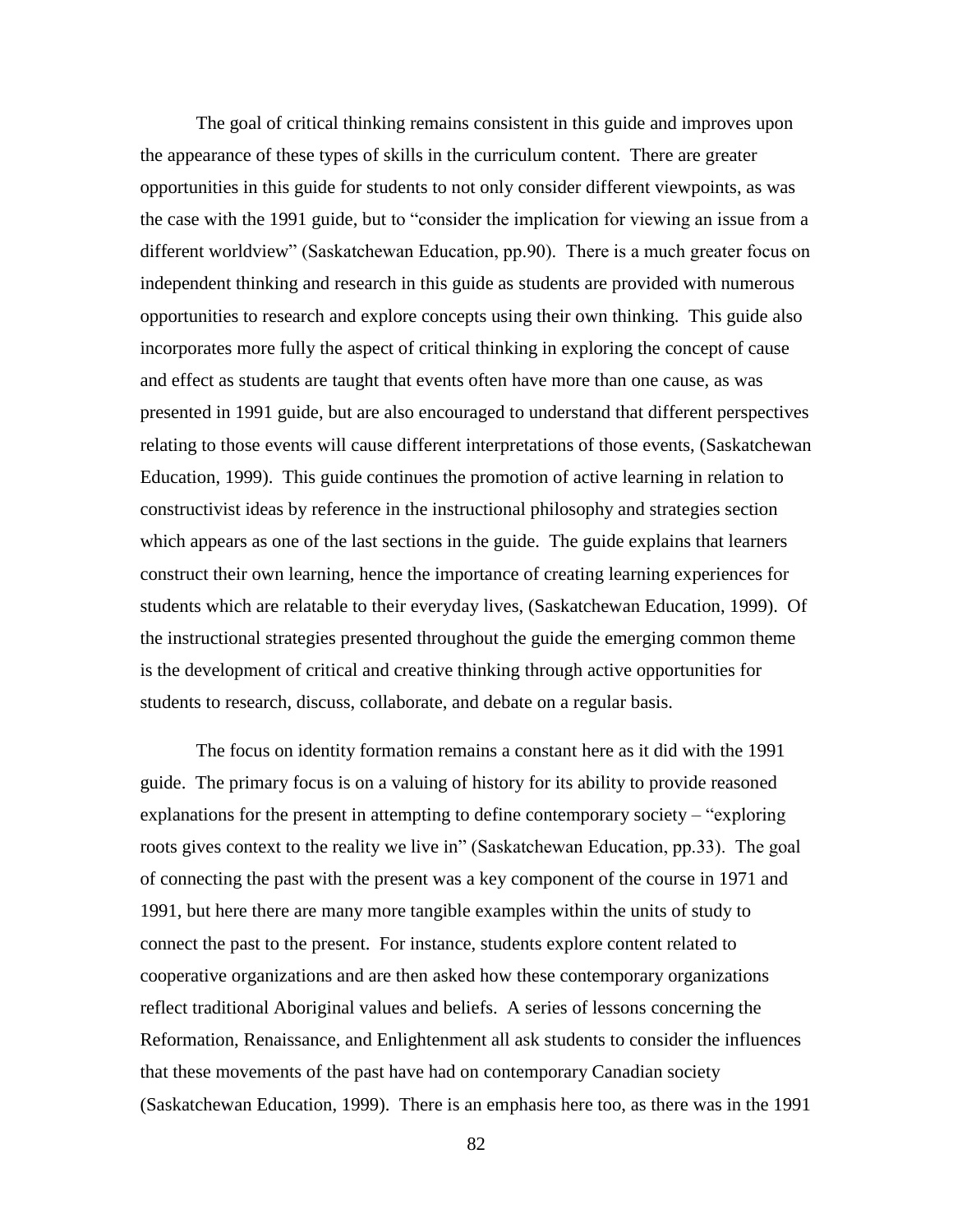The goal of critical thinking remains consistent in this guide and improves upon the appearance of these types of skills in the curriculum content. There are greater opportunities in this guide for students to not only consider different viewpoints, as was the case with the 1991 guide, but to "consider the implication for viewing an issue from a different worldview" (Saskatchewan Education, pp.90). There is a much greater focus on independent thinking and research in this guide as students are provided with numerous opportunities to research and explore concepts using their own thinking. This guide also incorporates more fully the aspect of critical thinking in exploring the concept of cause and effect as students are taught that events often have more than one cause, as was presented in 1991 guide, but are also encouraged to understand that different perspectives relating to those events will cause different interpretations of those events, (Saskatchewan Education, 1999). This guide continues the promotion of active learning in relation to constructivist ideas by reference in the instructional philosophy and strategies section which appears as one of the last sections in the guide. The guide explains that learners construct their own learning, hence the importance of creating learning experiences for students which are relatable to their everyday lives, (Saskatchewan Education, 1999). Of the instructional strategies presented throughout the guide the emerging common theme is the development of critical and creative thinking through active opportunities for students to research, discuss, collaborate, and debate on a regular basis.

The focus on identity formation remains a constant here as it did with the 1991 guide. The primary focus is on a valuing of history for its ability to provide reasoned explanations for the present in attempting to define contemporary society – "exploring roots gives context to the reality we live in" (Saskatchewan Education, pp.33). The goal of connecting the past with the present was a key component of the course in 1971 and 1991, but here there are many more tangible examples within the units of study to connect the past to the present. For instance, students explore content related to cooperative organizations and are then asked how these contemporary organizations reflect traditional Aboriginal values and beliefs. A series of lessons concerning the Reformation, Renaissance, and Enlightenment all ask students to consider the influences that these movements of the past have had on contemporary Canadian society (Saskatchewan Education, 1999). There is an emphasis here too, as there was in the 1991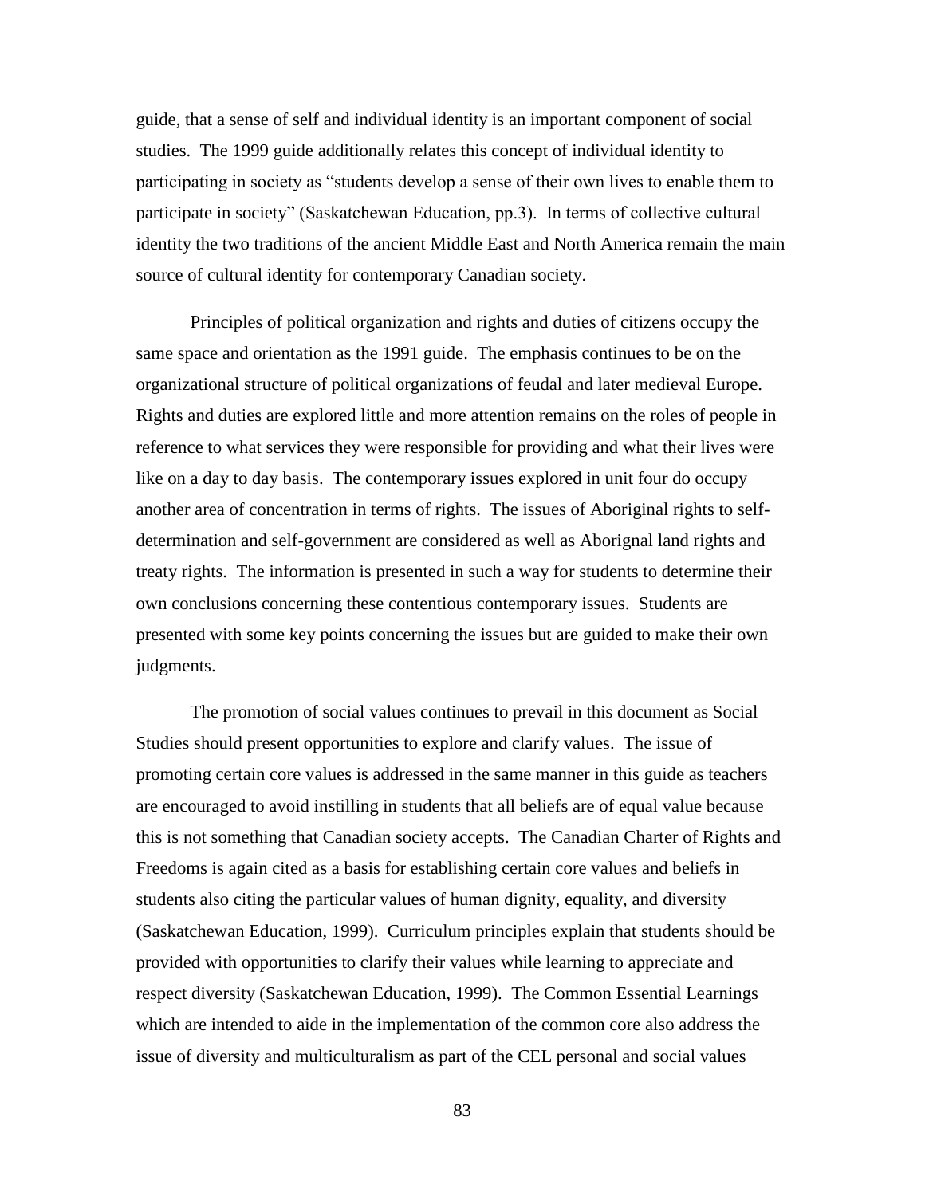guide, that a sense of self and individual identity is an important component of social studies. The 1999 guide additionally relates this concept of individual identity to participating in society as "students develop a sense of their own lives to enable them to participate in society" (Saskatchewan Education, pp.3). In terms of collective cultural identity the two traditions of the ancient Middle East and North America remain the main source of cultural identity for contemporary Canadian society.

Principles of political organization and rights and duties of citizens occupy the same space and orientation as the 1991 guide. The emphasis continues to be on the organizational structure of political organizations of feudal and later medieval Europe. Rights and duties are explored little and more attention remains on the roles of people in reference to what services they were responsible for providing and what their lives were like on a day to day basis. The contemporary issues explored in unit four do occupy another area of concentration in terms of rights. The issues of Aboriginal rights to self-determination and self-government are considered as well as Aborignal land rights and treaty rights. The information is presented in such a way for students to determine their own conclusions concerning these contentious contemporary issues. Students are presented with some key points concerning the issues but are guided to make their own judgments.

The promotion of social values continues to prevail in this document as Social Studies should present opportunities to explore and clarify values. The issue of promoting certain core values is addressed in the same manner in this guide as teachers are encouraged to avoid instilling in students that all beliefs are of equal value because this is not something that Canadian society accepts. The Canadian Charter of Rights and Freedoms is again cited as a basis for establishing certain core values and beliefs in students also citing the particular values of human dignity, equality, and diversity (Saskatchewan Education, 1999). Curriculum principles explain that students should be provided with opportunities to clarify their values while learning to appreciate and respect diversity (Saskatchewan Education, 1999). The Common Essential Learnings which are intended to aide in the implementation of the common core also address the issue of diversity and multiculturalism as part of the CEL personal and social values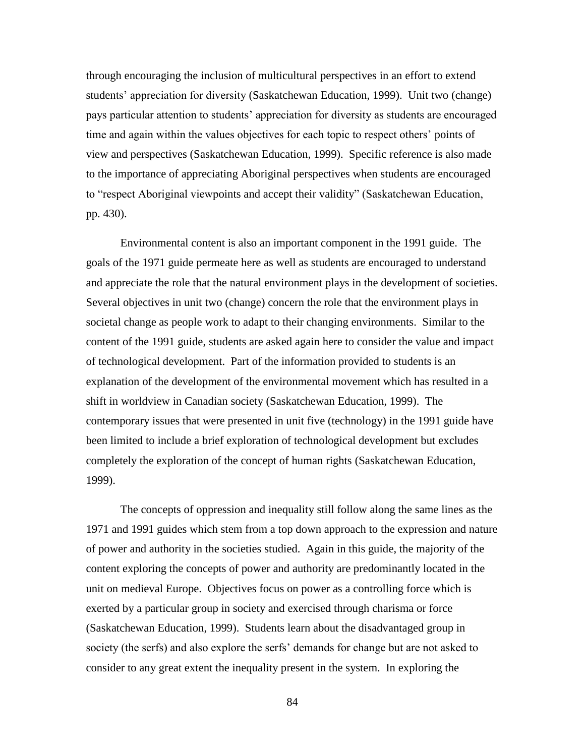through encouraging the inclusion of multicultural perspectives in an effort to extend students' appreciation for diversity (Saskatchewan Education, 1999). Unit two (change) pays particular attention to students' appreciation for diversity as students are encouraged time and again within the values objectives for each topic to respect others' points of view and perspectives (Saskatchewan Education, 1999). Specific reference is also made to the importance of appreciating Aboriginal perspectives when students are encouraged to "respect Aboriginal viewpoints and accept their validity" (Saskatchewan Education, pp. 430).

Environmental content is also an important component in the 1991 guide. The goals of the 1971 guide permeate here as well as students are encouraged to understand and appreciate the role that the natural environment plays in the development of societies. Several objectives in unit two (change) concern the role that the environment plays in societal change as people work to adapt to their changing environments. Similar to the content of the 1991 guide, students are asked again here to consider the value and impact of technological development. Part of the information provided to students is an explanation of the development of the environmental movement which has resulted in a shift in worldview in Canadian society (Saskatchewan Education, 1999). The contemporary issues that were presented in unit five (technology) in the 1991 guide have been limited to include a brief exploration of technological development but excludes completely the exploration of the concept of human rights (Saskatchewan Education, 1999).

The concepts of oppression and inequality still follow along the same lines as the 1971 and 1991 guides which stem from a top down approach to the expression and nature of power and authority in the societies studied. Again in this guide, the majority of the content exploring the concepts of power and authority are predominantly located in the unit on medieval Europe. Objectives focus on power as a controlling force which is exerted by a particular group in society and exercised through charisma or force (Saskatchewan Education, 1999). Students learn about the disadvantaged group in society (the serfs) and also explore the serfs' demands for change but are not asked to consider to any great extent the inequality present in the system. In exploring the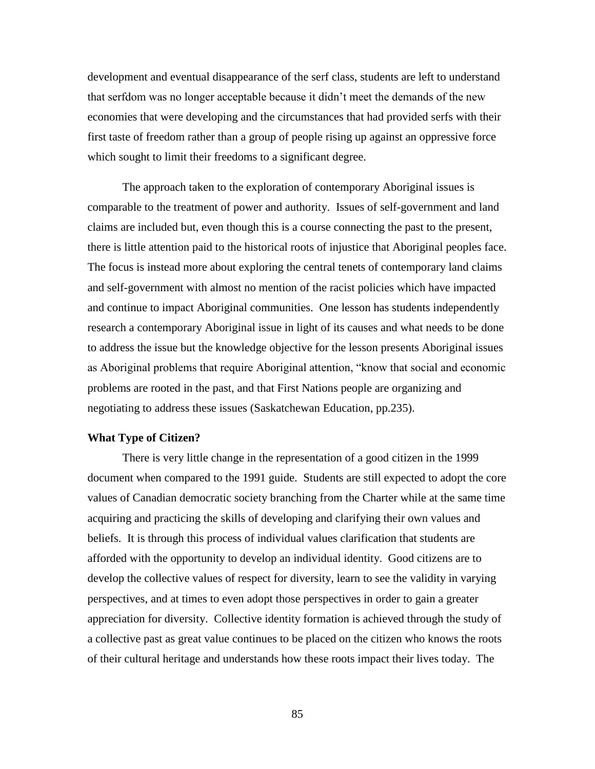development and eventual disappearance of the serf class, students are left to understand that serfdom was no longer acceptable because it didn't meet the demands of the new economies that were developing and the circumstances that had provided serfs with their first taste of freedom rather than a group of people rising up against an oppressive force which sought to limit their freedoms to a significant degree.

The approach taken to the exploration of contemporary Aboriginal issues is comparable to the treatment of power and authority. Issues of self-government and land claims are included but, even though this is a course connecting the past to the present, there is little attention paid to the historical roots of injustice that Aboriginal peoples face. The focus is instead more about exploring the central tenets of contemporary land claims and self-government with almost no mention of the racist policies which have impacted and continue to impact Aboriginal communities. One lesson has students independently research a contemporary Aboriginal issue in light of its causes and what needs to be done to address the issue but the knowledge objective for the lesson presents Aboriginal issues as Aboriginal problems that require Aboriginal attention, "know that social and economic problems are rooted in the past, and that First Nations people are organizing and negotiating to address these issues (Saskatchewan Education, pp.235).

**What Type of Citizen?**

There is very little change in the representation of a good citizen in the 1999 document when compared to the 1991 guide. Students are still expected to adopt the core values of Canadian democratic society branching from the Charter while at the same time acquiring and practicing the skills of developing and clarifying their own values and beliefs. It is through this process of individual values clarification that students are afforded with the opportunity to develop an individual identity. Good citizens are to develop the collective values of respect for diversity, learn to see the validity in varying perspectives, and at times to even adopt those perspectives in order to gain a greater appreciation for diversity. Collective identity formation is achieved through the study of a collective past as great value continues to be placed on the citizen who knows the roots of their cultural heritage and understands how these roots impact their lives today. The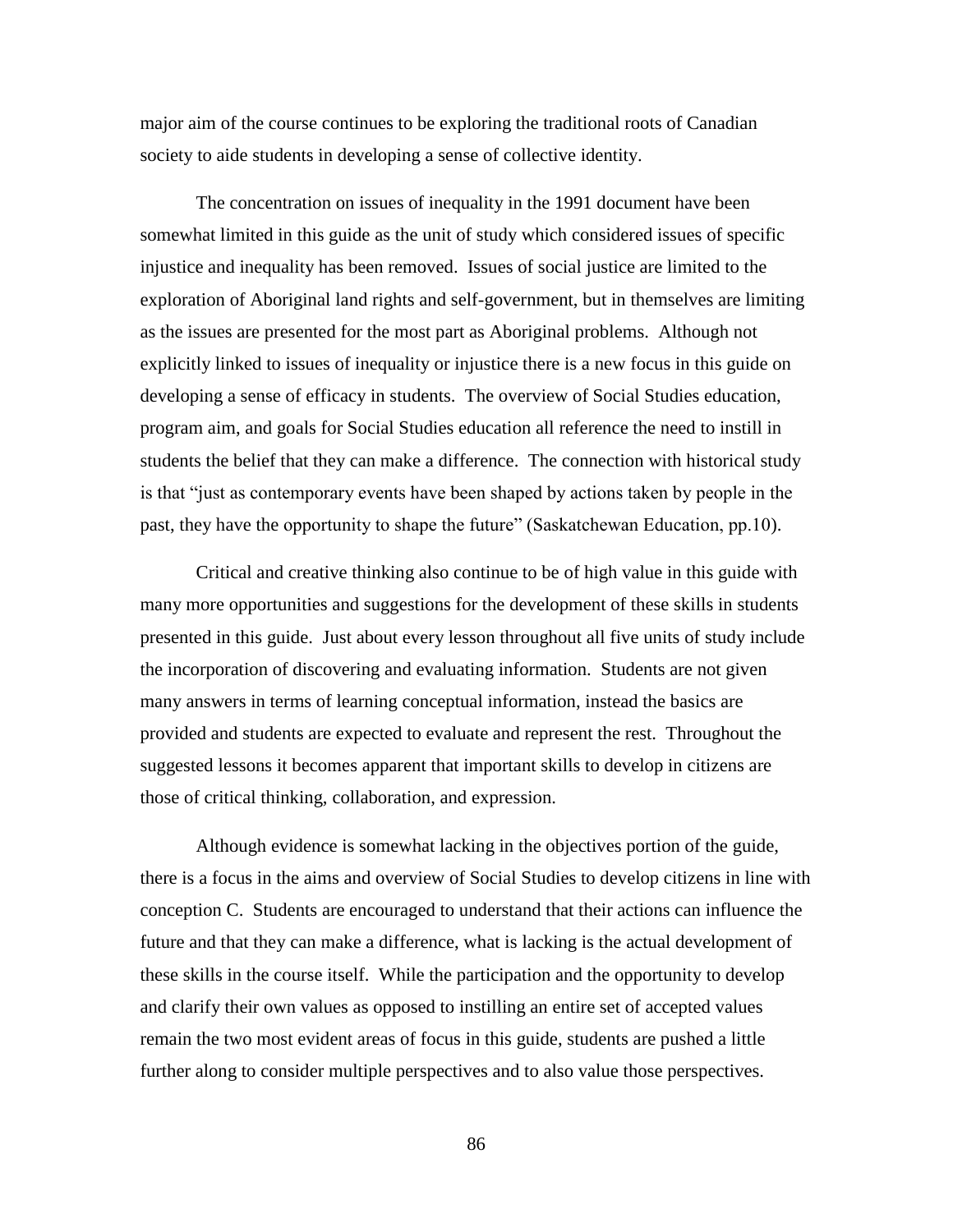major aim of the course continues to be exploring the traditional roots of Canadian society to aide students in developing a sense of collective identity.

The concentration on issues of inequality in the 1991 document have been somewhat limited in this guide as the unit of study which considered issues of specific injustice and inequality has been removed. Issues of social justice are limited to the exploration of Aboriginal land rights and self-government, but in themselves are limiting as the issues are presented for the most part as Aboriginal problems. Although not explicitly linked to issues of inequality or injustice there is a new focus in this guide on developing a sense of efficacy in students. The overview of Social Studies education, program aim, and goals for Social Studies education all reference the need to instill in students the belief that they can make a difference. The connection with historical study is that "just as contemporary events have been shaped by actions taken by people in the past, they have the opportunity to shape the future" (Saskatchewan Education, pp.10).

Critical and creative thinking also continue to be of high value in this guide with many more opportunities and suggestions for the development of these skills in students presented in this guide. Just about every lesson throughout all five units of study include the incorporation of discovering and evaluating information. Students are not given many answers in terms of learning conceptual information, instead the basics are provided and students are expected to evaluate and represent the rest. Throughout the suggested lessons it becomes apparent that important skills to develop in citizens are those of critical thinking, collaboration, and expression.

Although evidence is somewhat lacking in the objectives portion of the guide, there is a focus in the aims and overview of Social Studies to develop citizens in line with conception C. Students are encouraged to understand that their actions can influence the future and that they can make a difference, what is lacking is the actual development of these skills in the course itself. While the participation and the opportunity to develop and clarify their own values as opposed to instilling an entire set of accepted values remain the two most evident areas of focus in this guide, students are pushed a little further along to consider multiple perspectives and to also value those perspectives.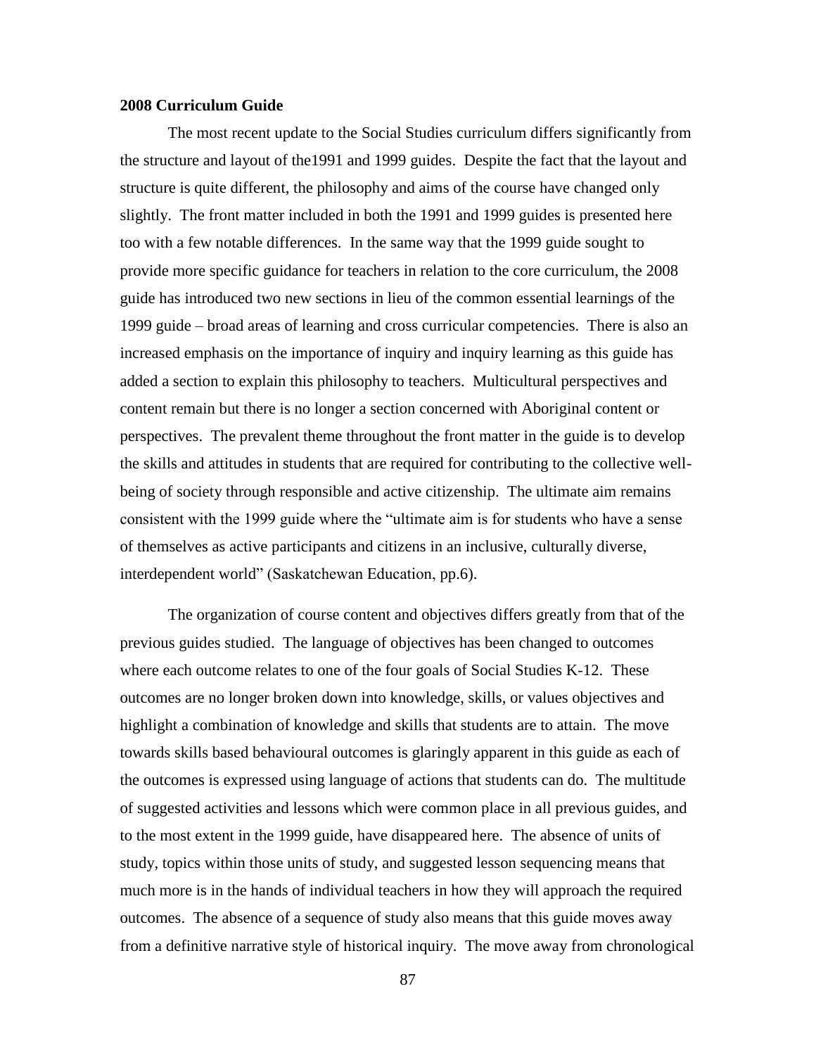### 2008 Curriculum Guide

The most recent update to the Social Studies curriculum differs significantly from the structure and layout of the1991 and 1999 guides. Despite the fact that the layout and structure is quite different, the philosophy and aims of the course have changed only slightly. The front matter included in both the 1991 and 1999 guides is presented here too with a few notable differences. In the same way that the 1999 guide sought to provide more specific guidance for teachers in relation to the core curriculum, the 2008 guide has introduced two new sections in lieu of the common essential learnings of the 1999 guide – broad areas of learning and cross curricular competencies. There is also an increased emphasis on the importance of inquiry and inquiry learning as this guide has added a section to explain this philosophy to teachers. Multicultural perspectives and content remain but there is no longer a section concerned with Aboriginal content or perspectives. The prevalent theme throughout the front matter in the guide is to develop the skills and attitudes in students that are required for contributing to the collective well-being of society through responsible and active citizenship. The ultimate aim remains consistent with the 1999 guide where the "ultimate aim is for students who have a sense of themselves as active participants and citizens in an inclusive, culturally diverse, interdependent world" (Saskatchewan Education, pp.6).

The organization of course content and objectives differs greatly from that of the previous guides studied. The language of objectives has been changed to outcomes where each outcome relates to one of the four goals of Social Studies K-12. These outcomes are no longer broken down into knowledge, skills, or values objectives and highlight a combination of knowledge and skills that students are to attain. The move towards skills based behavioural outcomes is glaringly apparent in this guide as each of the outcomes is expressed using language of actions that students can do. The multitude of suggested activities and lessons which were common place in all previous guides, and to the most extent in the 1999 guide, have disappeared here. The absence of units of study, topics within those units of study, and suggested lesson sequencing means that much more is in the hands of individual teachers in how they will approach the required outcomes. The absence of a sequence of study also means that this guide moves away from a definitive narrative style of historical inquiry. The move away from chronological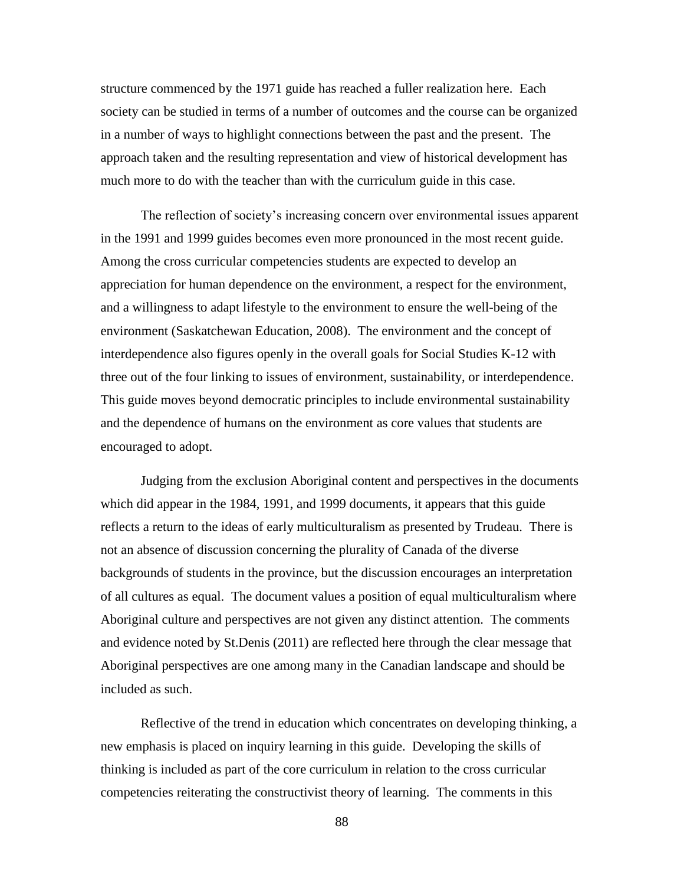structure commenced by the 1971 guide has reached a fuller realization here. Each society can be studied in terms of a number of outcomes and the course can be organized in a number of ways to highlight connections between the past and the present. The approach taken and the resulting representation and view of historical development has much more to do with the teacher than with the curriculum guide in this case.

The reflection of society's increasing concern over environmental issues apparent in the 1991 and 1999 guides becomes even more pronounced in the most recent guide. Among the cross curricular competencies students are expected to develop an appreciation for human dependence on the environment, a respect for the environment, and a willingness to adapt lifestyle to the environment to ensure the well-being of the environment (Saskatchewan Education, 2008). The environment and the concept of interdependence also figures openly in the overall goals for Social Studies K-12 with three out of the four linking to issues of environment, sustainability, or interdependence. This guide moves beyond democratic principles to include environmental sustainability and the dependence of humans on the environment as core values that students are encouraged to adopt.

Judging from the exclusion Aboriginal content and perspectives in the documents which did appear in the 1984, 1991, and 1999 documents, it appears that this guide reflects a return to the ideas of early multiculturalism as presented by Trudeau. There is not an absence of discussion concerning the plurality of Canada of the diverse backgrounds of students in the province, but the discussion encourages an interpretation of all cultures as equal. The document values a position of equal multiculturalism where Aboriginal culture and perspectives are not given any distinct attention. The comments and evidence noted by St.Denis (2011) are reflected here through the clear message that Aboriginal perspectives are one among many in the Canadian landscape and should be included as such.

Reflective of the trend in education which concentrates on developing thinking, a new emphasis is placed on inquiry learning in this guide. Developing the skills of thinking is included as part of the core curriculum in relation to the cross curricular competencies reiterating the constructivist theory of learning. The comments in this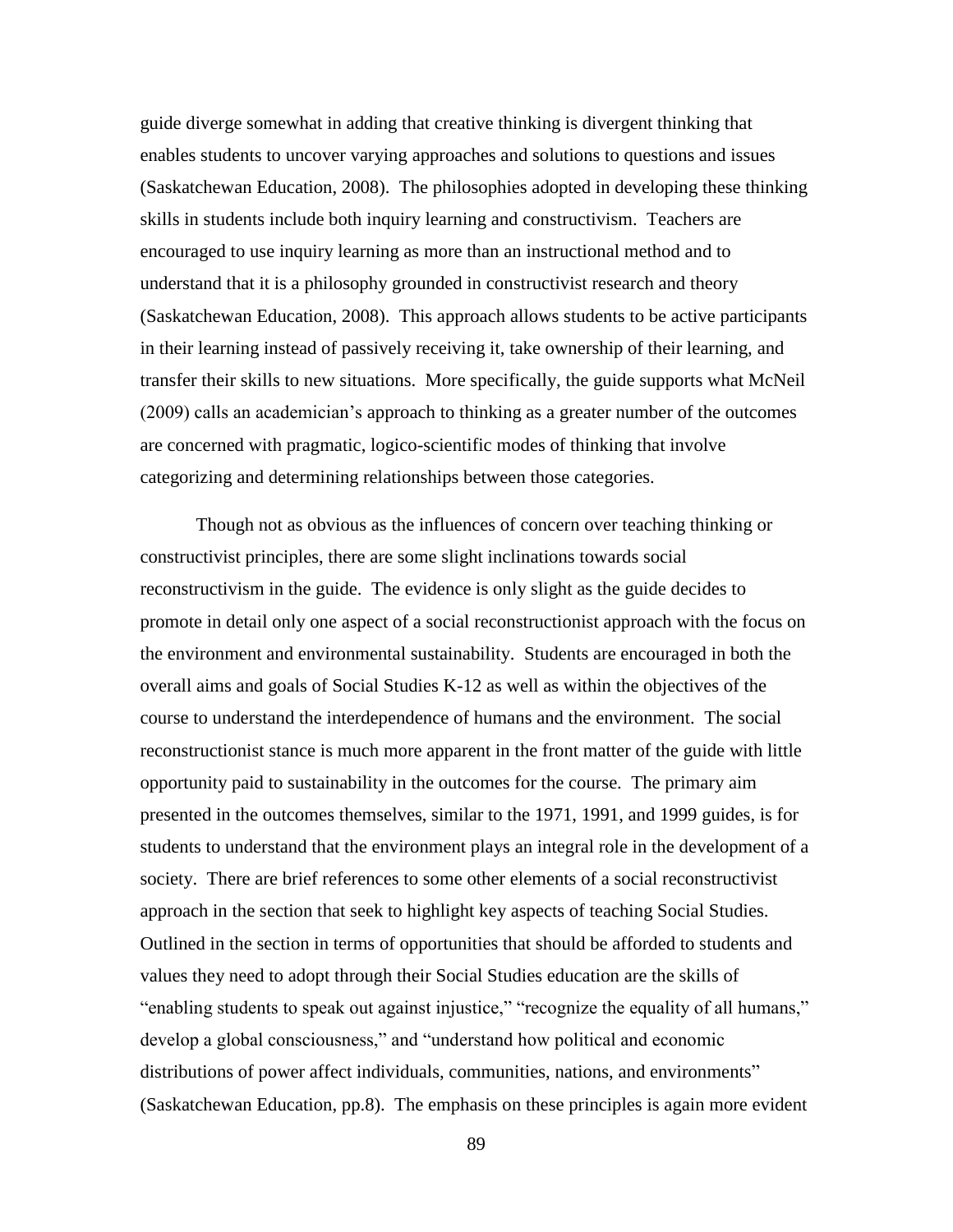guide diverge somewhat in adding that creative thinking is divergent thinking that enables students to uncover varying approaches and solutions to questions and issues (Saskatchewan Education, 2008). The philosophies adopted in developing these thinking skills in students include both inquiry learning and constructivism. Teachers are encouraged to use inquiry learning as more than an instructional method and to understand that it is a philosophy grounded in constructivist research and theory (Saskatchewan Education, 2008). This approach allows students to be active participants in their learning instead of passively receiving it, take ownership of their learning, and transfer their skills to new situations. More specifically, the guide supports what McNeil (2009) calls an academician's approach to thinking as a greater number of the outcomes are concerned with pragmatic, logico-scientific modes of thinking that involve categorizing and determining relationships between those categories.

Though not as obvious as the influences of concern over teaching thinking or constructivist principles, there are some slight inclinations towards social reconstructivism in the guide. The evidence is only slight as the guide decides to promote in detail only one aspect of a social reconstructionist approach with the focus on the environment and environmental sustainability. Students are encouraged in both the overall aims and goals of Social Studies K-12 as well as within the objectives of the course to understand the interdependence of humans and the environment. The social reconstructionist stance is much more apparent in the front matter of the guide with little opportunity paid to sustainability in the outcomes for the course. The primary aim presented in the outcomes themselves, similar to the 1971, 1991, and 1999 guides, is for students to understand that the environment plays an integral role in the development of a society. There are brief references to some other elements of a social reconstructivist approach in the section that seek to highlight key aspects of teaching Social Studies. Outlined in the section in terms of opportunities that should be afforded to students and values they need to adopt through their Social Studies education are the skills of "enabling students to speak out against injustice," "recognize the equality of all humans," develop a global consciousness," and "understand how political and economic distributions of power affect individuals, communities, nations, and environments" (Saskatchewan Education, pp.8). The emphasis on these principles is again more evident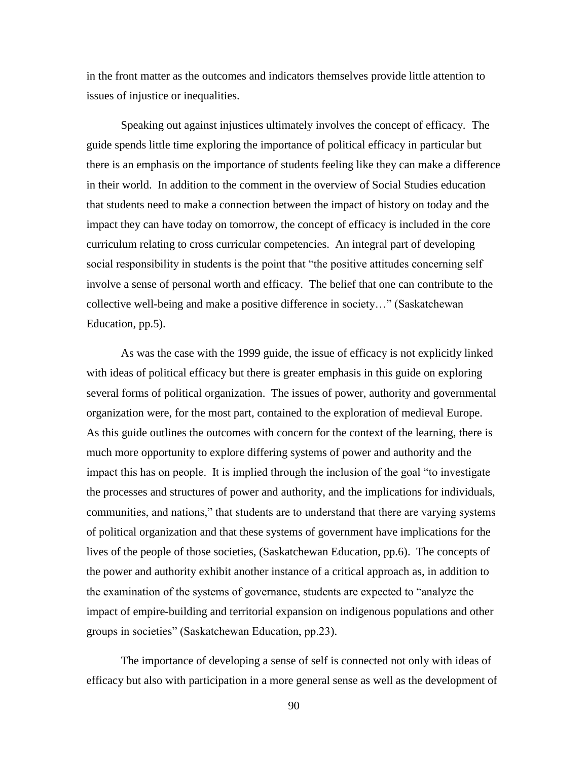in the front matter as the outcomes and indicators themselves provide little attention to issues of injustice or inequalities.

Speaking out against injustices ultimately involves the concept of efficacy. The guide spends little time exploring the importance of political efficacy in particular but there is an emphasis on the importance of students feeling like they can make a difference in their world. In addition to the comment in the overview of Social Studies education that students need to make a connection between the impact of history on today and the impact they can have today on tomorrow, the concept of efficacy is included in the core curriculum relating to cross curricular competencies. An integral part of developing social responsibility in students is the point that "the positive attitudes concerning self involve a sense of personal worth and efficacy. The belief that one can contribute to the collective well-being and make a positive difference in society…" (Saskatchewan Education, pp.5).

As was the case with the 1999 guide, the issue of efficacy is not explicitly linked with ideas of political efficacy but there is greater emphasis in this guide on exploring several forms of political organization. The issues of power, authority and governmental organization were, for the most part, contained to the exploration of medieval Europe. As this guide outlines the outcomes with concern for the context of the learning, there is much more opportunity to explore differing systems of power and authority and the impact this has on people. It is implied through the inclusion of the goal "to investigate the processes and structures of power and authority, and the implications for individuals, communities, and nations," that students are to understand that there are varying systems of political organization and that these systems of government have implications for the lives of the people of those societies, (Saskatchewan Education, pp.6). The concepts of the power and authority exhibit another instance of a critical approach as, in addition to the examination of the systems of governance, students are expected to "analyze the impact of empire-building and territorial expansion on indigenous populations and other groups in societies" (Saskatchewan Education, pp.23).

The importance of developing a sense of self is connected not only with ideas of efficacy but also with participation in a more general sense as well as the development of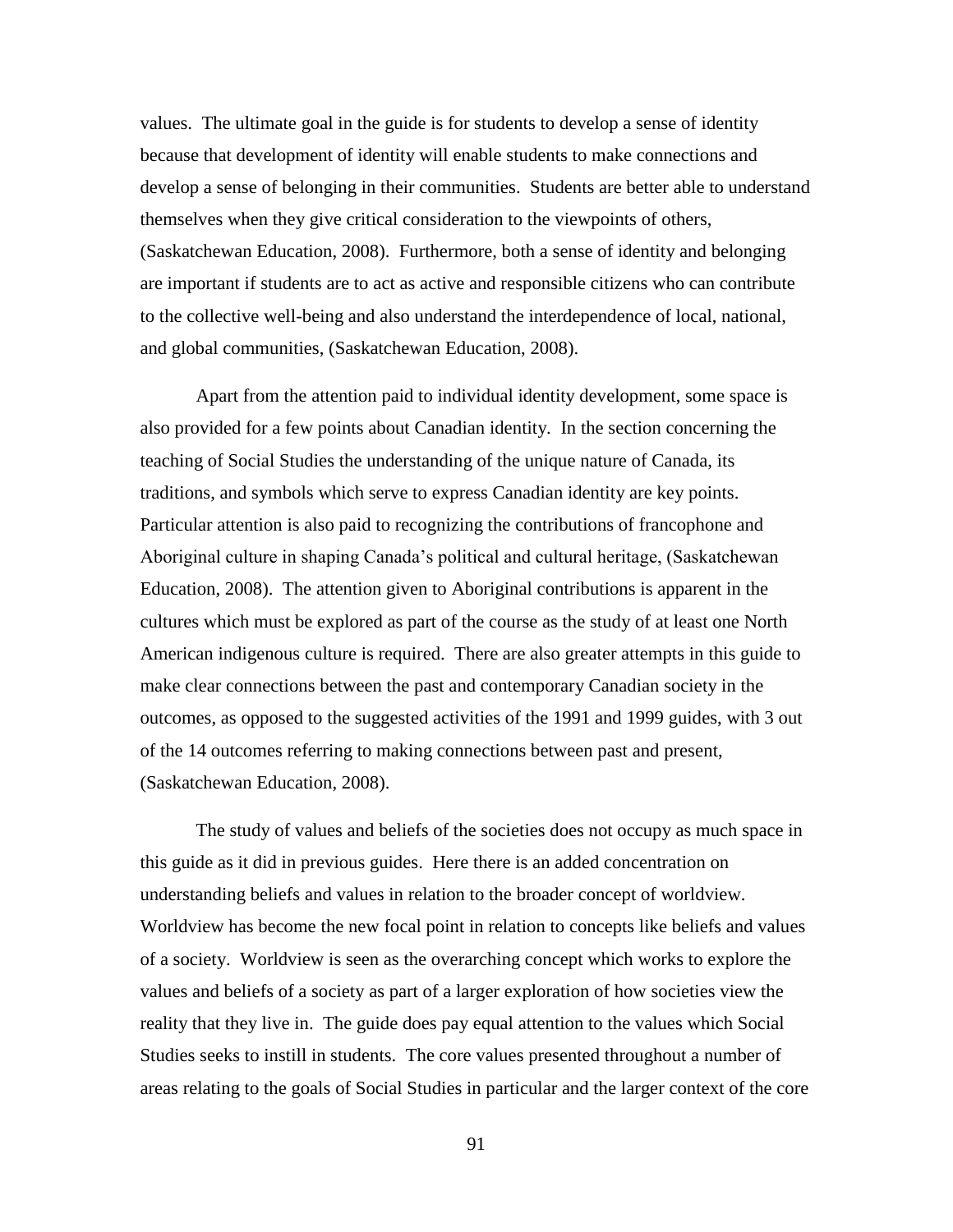values. The ultimate goal in the guide is for students to develop a sense of identity because that development of identity will enable students to make connections and develop a sense of belonging in their communities. Students are better able to understand themselves when they give critical consideration to the viewpoints of others, (Saskatchewan Education, 2008). Furthermore, both a sense of identity and belonging are important if students are to act as active and responsible citizens who can contribute to the collective well-being and also understand the interdependence of local, national, and global communities, (Saskatchewan Education, 2008).

Apart from the attention paid to individual identity development, some space is also provided for a few points about Canadian identity. In the section concerning the teaching of Social Studies the understanding of the unique nature of Canada, its traditions, and symbols which serve to express Canadian identity are key points. Particular attention is also paid to recognizing the contributions of francophone and Aboriginal culture in shaping Canada's political and cultural heritage, (Saskatchewan Education, 2008). The attention given to Aboriginal contributions is apparent in the cultures which must be explored as part of the course as the study of at least one North American indigenous culture is required. There are also greater attempts in this guide to make clear connections between the past and contemporary Canadian society in the outcomes, as opposed to the suggested activities of the 1991 and 1999 guides, with 3 out of the 14 outcomes referring to making connections between past and present, (Saskatchewan Education, 2008).

The study of values and beliefs of the societies does not occupy as much space in this guide as it did in previous guides. Here there is an added concentration on understanding beliefs and values in relation to the broader concept of worldview. Worldview has become the new focal point in relation to concepts like beliefs and values of a society. Worldview is seen as the overarching concept which works to explore the values and beliefs of a society as part of a larger exploration of how societies view the reality that they live in. The guide does pay equal attention to the values which Social Studies seeks to instill in students. The core values presented throughout a number of areas relating to the goals of Social Studies in particular and the larger context of the core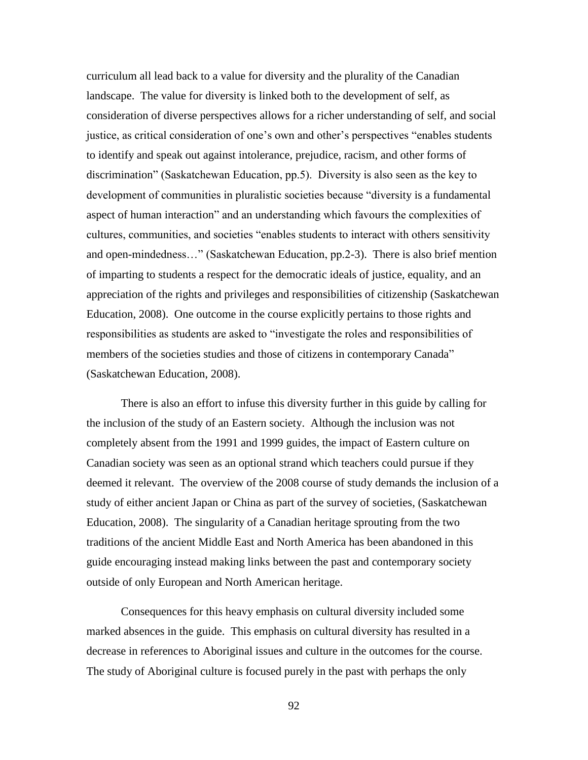curriculum all lead back to a value for diversity and the plurality of the Canadian landscape. The value for diversity is linked both to the development of self, as consideration of diverse perspectives allows for a richer understanding of self, and social justice, as critical consideration of one's own and other's perspectives "enables students to identify and speak out against intolerance, prejudice, racism, and other forms of discrimination" (Saskatchewan Education, pp.5). Diversity is also seen as the key to development of communities in pluralistic societies because "diversity is a fundamental aspect of human interaction" and an understanding which favours the complexities of cultures, communities, and societies "enables students to interact with others sensitivity and open-mindedness…" (Saskatchewan Education, pp.2-3). There is also brief mention of imparting to students a respect for the democratic ideals of justice, equality, and an appreciation of the rights and privileges and responsibilities of citizenship (Saskatchewan Education, 2008). One outcome in the course explicitly pertains to those rights and responsibilities as students are asked to "investigate the roles and responsibilities of members of the societies studies and those of citizens in contemporary Canada" (Saskatchewan Education, 2008).

There is also an effort to infuse this diversity further in this guide by calling for the inclusion of the study of an Eastern society. Although the inclusion was not completely absent from the 1991 and 1999 guides, the impact of Eastern culture on Canadian society was seen as an optional strand which teachers could pursue if they deemed it relevant. The overview of the 2008 course of study demands the inclusion of a study of either ancient Japan or China as part of the survey of societies, (Saskatchewan Education, 2008). The singularity of a Canadian heritage sprouting from the two traditions of the ancient Middle East and North America has been abandoned in this guide encouraging instead making links between the past and contemporary society outside of only European and North American heritage.

Consequences for this heavy emphasis on cultural diversity included some marked absences in the guide. This emphasis on cultural diversity has resulted in a decrease in references to Aboriginal issues and culture in the outcomes for the course. The study of Aboriginal culture is focused purely in the past with perhaps the only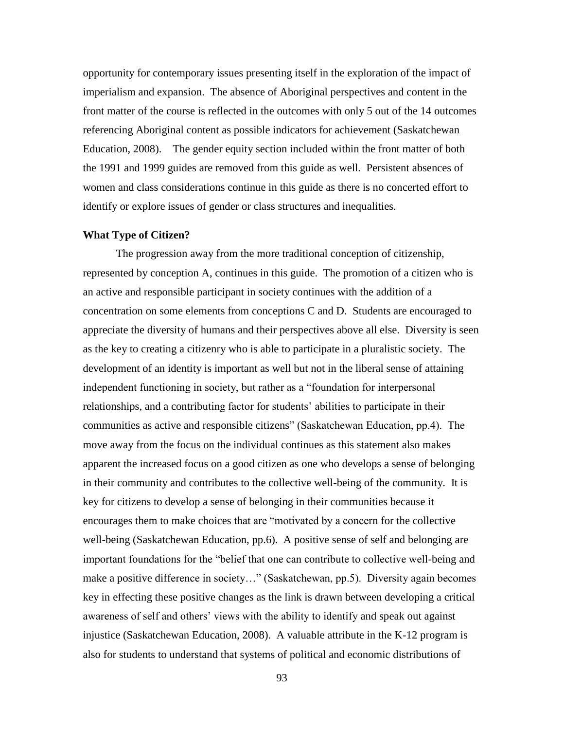opportunity for contemporary issues presenting itself in the exploration of the impact of imperialism and expansion. The absence of Aboriginal perspectives and content in the front matter of the course is reflected in the outcomes with only 5 out of the 14 outcomes referencing Aboriginal content as possible indicators for achievement (Saskatchewan Education, 2008). The gender equity section included within the front matter of both the 1991 and 1999 guides are removed from this guide as well. Persistent absences of women and class considerations continue in this guide as there is no concerted effort to identify or explore issues of gender or class structures and inequalities.

**What Type of Citizen?**

The progression away from the more traditional conception of citizenship, represented by conception A, continues in this guide. The promotion of a citizen who is an active and responsible participant in society continues with the addition of a concentration on some elements from conceptions C and D. Students are encouraged to appreciate the diversity of humans and their perspectives above all else. Diversity is seen as the key to creating a citizenry who is able to participate in a pluralistic society. The development of an identity is important as well but not in the liberal sense of attaining independent functioning in society, but rather as a "foundation for interpersonal relationships, and a contributing factor for students' abilities to participate in their communities as active and responsible citizens" (Saskatchewan Education, pp.4). The move away from the focus on the individual continues as this statement also makes apparent the increased focus on a good citizen as one who develops a sense of belonging in their community and contributes to the collective well-being of the community. It is key for citizens to develop a sense of belonging in their communities because it encourages them to make choices that are "motivated by a concern for the collective well-being (Saskatchewan Education, pp.6). A positive sense of self and belonging are important foundations for the "belief that one can contribute to collective well-being and make a positive difference in society…" (Saskatchewan, pp.5). Diversity again becomes key in effecting these positive changes as the link is drawn between developing a critical awareness of self and others' views with the ability to identify and speak out against injustice (Saskatchewan Education, 2008). A valuable attribute in the K-12 program is also for students to understand that systems of political and economic distributions of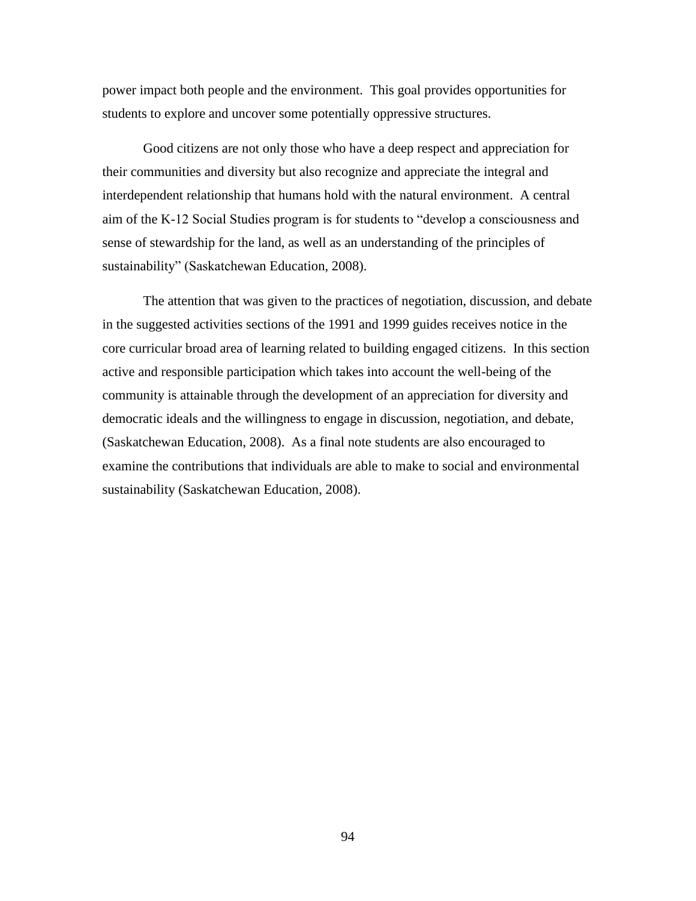power impact both people and the environment. This goal provides opportunities for students to explore and uncover some potentially oppressive structures.

Good citizens are not only those who have a deep respect and appreciation for their communities and diversity but also recognize and appreciate the integral and interdependent relationship that humans hold with the natural environment. A central aim of the K-12 Social Studies program is for students to "develop a consciousness and sense of stewardship for the land, as well as an understanding of the principles of sustainability" (Saskatchewan Education, 2008).

The attention that was given to the practices of negotiation, discussion, and debate in the suggested activities sections of the 1991 and 1999 guides receives notice in the core curricular broad area of learning related to building engaged citizens. In this section active and responsible participation which takes into account the well-being of the community is attainable through the development of an appreciation for diversity and democratic ideals and the willingness to engage in discussion, negotiation, and debate, (Saskatchewan Education, 2008). As a final note students are also encouraged to examine the contributions that individuals are able to make to social and environmental sustainability (Saskatchewan Education, 2008).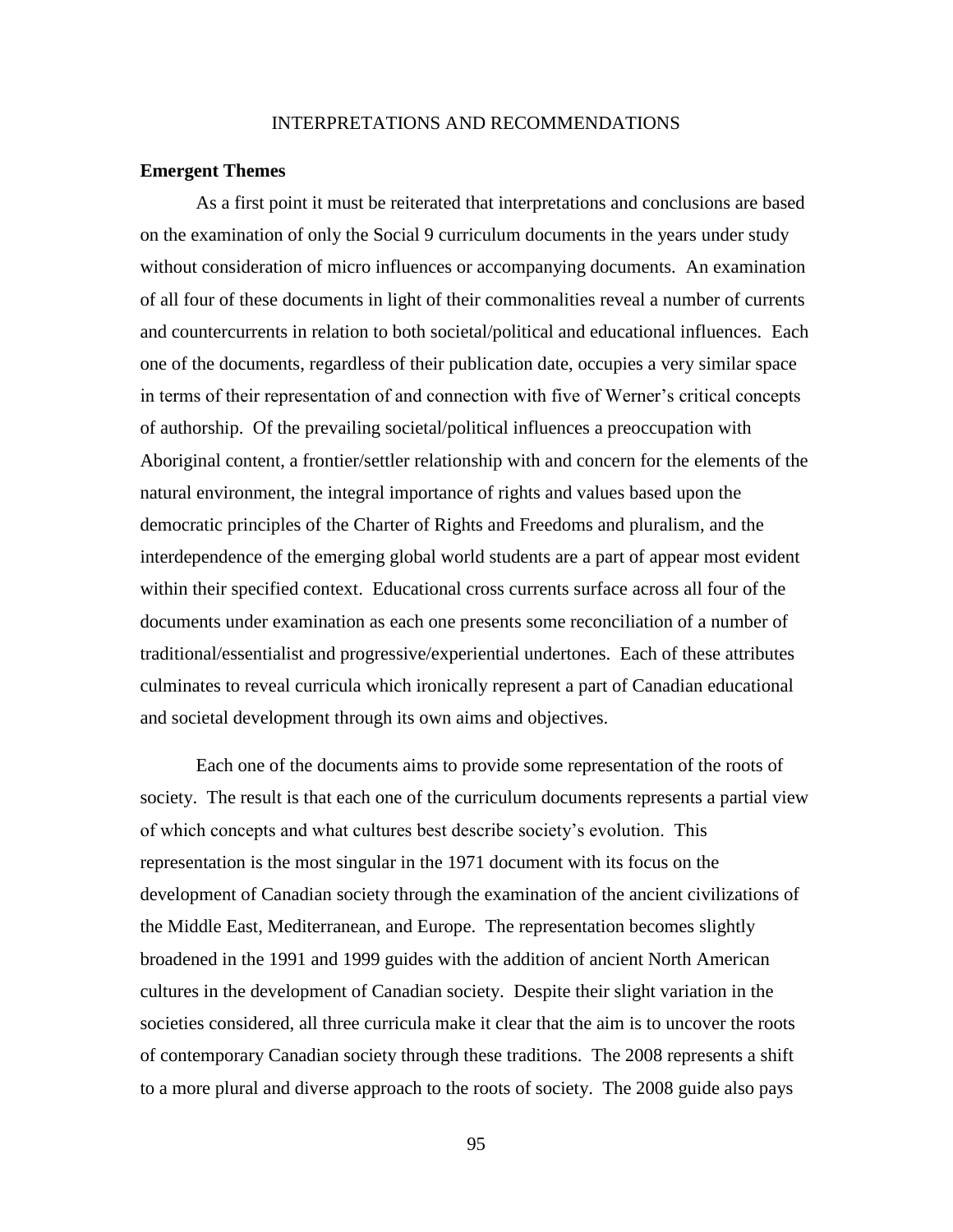# INTERPRETATIONS AND RECOMMENDATIONS

## Emergent Themes

As a first point it must be reiterated that interpretations and conclusions are based on the examination of only the Social 9 curriculum documents in the years under study without consideration of micro influences or accompanying documents. An examination of all four of these documents in light of their commonalities reveal a number of currents and countercurrents in relation to both societal/political and educational influences. Each one of the documents, regardless of their publication date, occupies a very similar space in terms of their representation of and connection with five of Werner's critical concepts of authorship. Of the prevailing societal/political influences a preoccupation with Aboriginal content, a frontier/settler relationship with and concern for the elements of the natural environment, the integral importance of rights and values based upon the democratic principles of the Charter of Rights and Freedoms and pluralism, and the interdependence of the emerging global world students are a part of appear most evident within their specified context. Educational cross currents surface across all four of the documents under examination as each one presents some reconciliation of a number of traditional/essentialist and progressive/experiential undertones. Each of these attributes culminates to reveal curricula which ironically represent a part of Canadian educational and societal development through its own aims and objectives.

Each one of the documents aims to provide some representation of the roots of society. The result is that each one of the curriculum documents represents a partial view of which concepts and what cultures best describe society's evolution. This representation is the most singular in the 1971 document with its focus on the development of Canadian society through the examination of the ancient civilizations of the Middle East, Mediterranean, and Europe. The representation becomes slightly broadened in the 1991 and 1999 guides with the addition of ancient North American cultures in the development of Canadian society. Despite their slight variation in the societies considered, all three curricula make it clear that the aim is to uncover the roots of contemporary Canadian society through these traditions. The 2008 represents a shift to a more plural and diverse approach to the roots of society. The 2008 guide also pays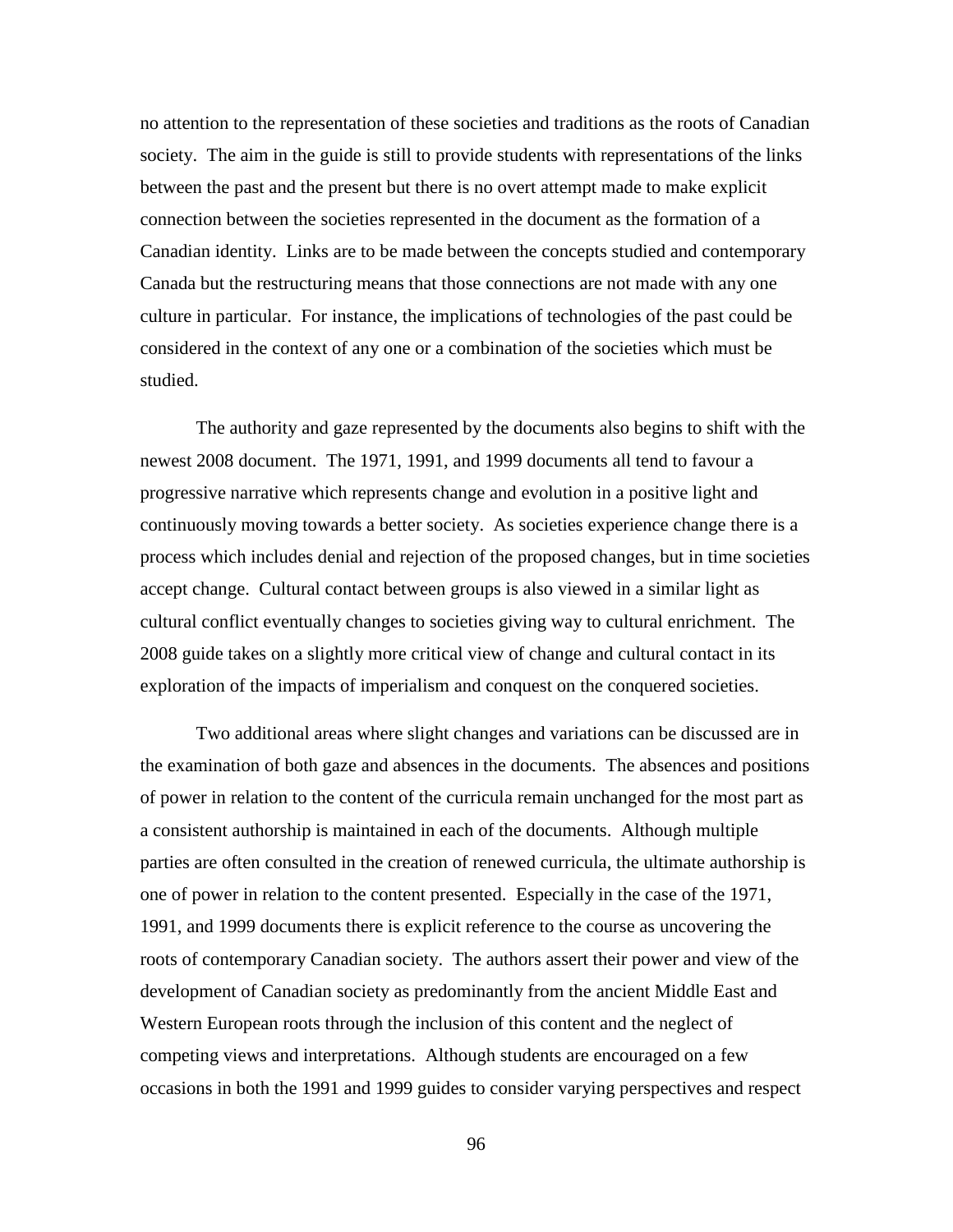no attention to the representation of these societies and traditions as the roots of Canadian society. The aim in the guide is still to provide students with representations of the links between the past and the present but there is no overt attempt made to make explicit connection between the societies represented in the document as the formation of a Canadian identity. Links are to be made between the concepts studied and contemporary Canada but the restructuring means that those connections are not made with any one culture in particular. For instance, the implications of technologies of the past could be considered in the context of any one or a combination of the societies which must be studied.

The authority and gaze represented by the documents also begins to shift with the newest 2008 document. The 1971, 1991, and 1999 documents all tend to favour a progressive narrative which represents change and evolution in a positive light and continuously moving towards a better society. As societies experience change there is a process which includes denial and rejection of the proposed changes, but in time societies accept change. Cultural contact between groups is also viewed in a similar light as cultural conflict eventually changes to societies giving way to cultural enrichment. The 2008 guide takes on a slightly more critical view of change and cultural contact in its exploration of the impacts of imperialism and conquest on the conquered societies.

Two additional areas where slight changes and variations can be discussed are in the examination of both gaze and absences in the documents. The absences and positions of power in relation to the content of the curricula remain unchanged for the most part as a consistent authorship is maintained in each of the documents. Although multiple parties are often consulted in the creation of renewed curricula, the ultimate authorship is one of power in relation to the content presented. Especially in the case of the 1971, 1991, and 1999 documents there is explicit reference to the course as uncovering the roots of contemporary Canadian society. The authors assert their power and view of the development of Canadian society as predominantly from the ancient Middle East and Western European roots through the inclusion of this content and the neglect of competing views and interpretations. Although students are encouraged on a few occasions in both the 1991 and 1999 guides to consider varying perspectives and respect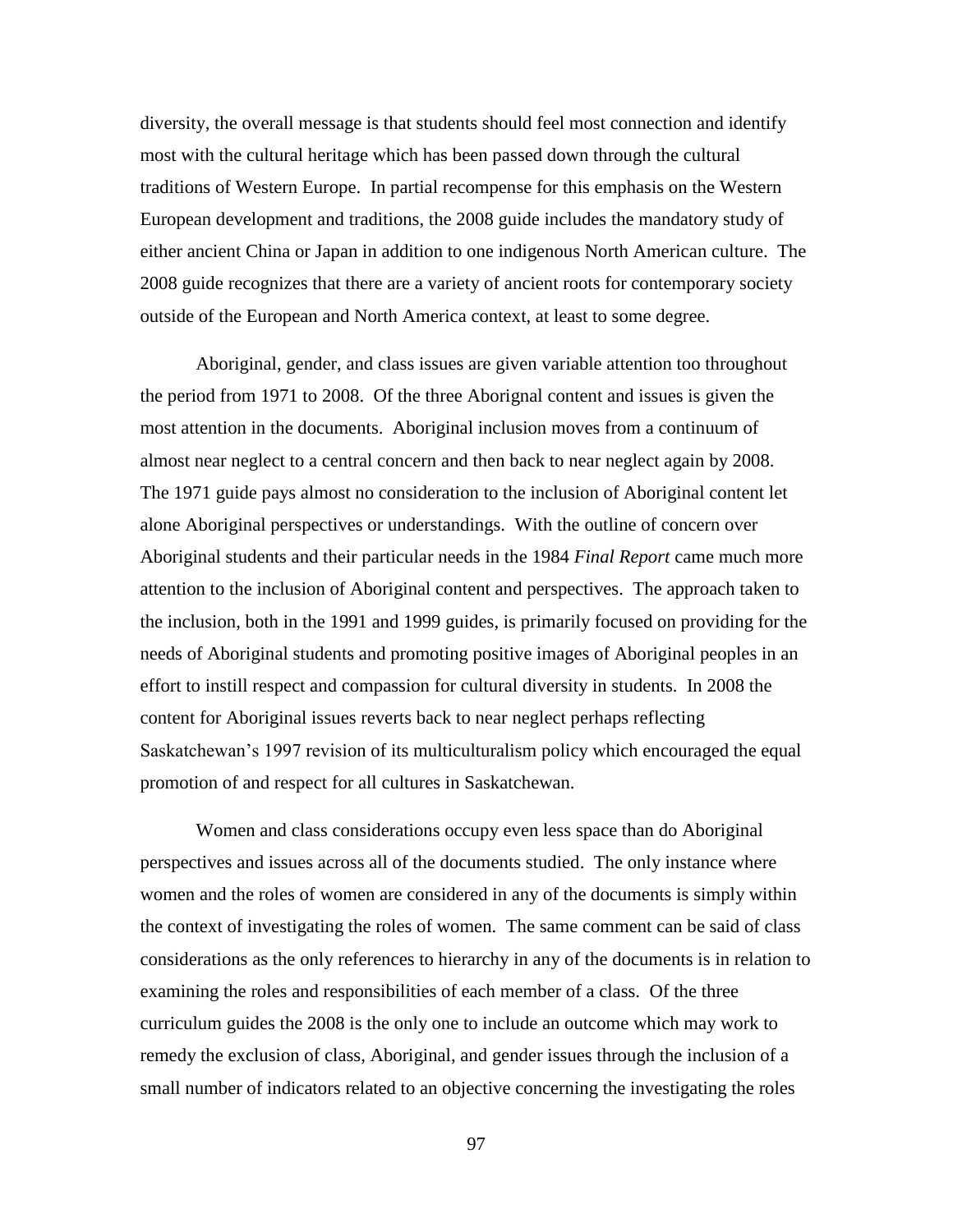diversity, the overall message is that students should feel most connection and identify most with the cultural heritage which has been passed down through the cultural traditions of Western Europe. In partial recompense for this emphasis on the Western European development and traditions, the 2008 guide includes the mandatory study of either ancient China or Japan in addition to one indigenous North American culture. The 2008 guide recognizes that there are a variety of ancient roots for contemporary society outside of the European and North America context, at least to some degree.

Aboriginal, gender, and class issues are given variable attention too throughout the period from 1971 to 2008. Of the three Aborignal content and issues is given the most attention in the documents. Aboriginal inclusion moves from a continuum of almost near neglect to a central concern and then back to near neglect again by 2008. The 1971 guide pays almost no consideration to the inclusion of Aboriginal content let alone Aboriginal perspectives or understandings. With the outline of concern over Aboriginal students and their particular needs in the 1984 *Final Report* came much more attention to the inclusion of Aboriginal content and perspectives. The approach taken to the inclusion, both in the 1991 and 1999 guides, is primarily focused on providing for the needs of Aboriginal students and promoting positive images of Aboriginal peoples in an effort to instill respect and compassion for cultural diversity in students. In 2008 the content for Aboriginal issues reverts back to near neglect perhaps reflecting Saskatchewan's 1997 revision of its multiculturalism policy which encouraged the equal promotion of and respect for all cultures in Saskatchewan.

Women and class considerations occupy even less space than do Aboriginal perspectives and issues across all of the documents studied. The only instance where women and the roles of women are considered in any of the documents is simply within the context of investigating the roles of women. The same comment can be said of class considerations as the only references to hierarchy in any of the documents is in relation to examining the roles and responsibilities of each member of a class. Of the three curriculum guides the 2008 is the only one to include an outcome which may work to remedy the exclusion of class, Aboriginal, and gender issues through the inclusion of a small number of indicators related to an objective concerning the investigating the roles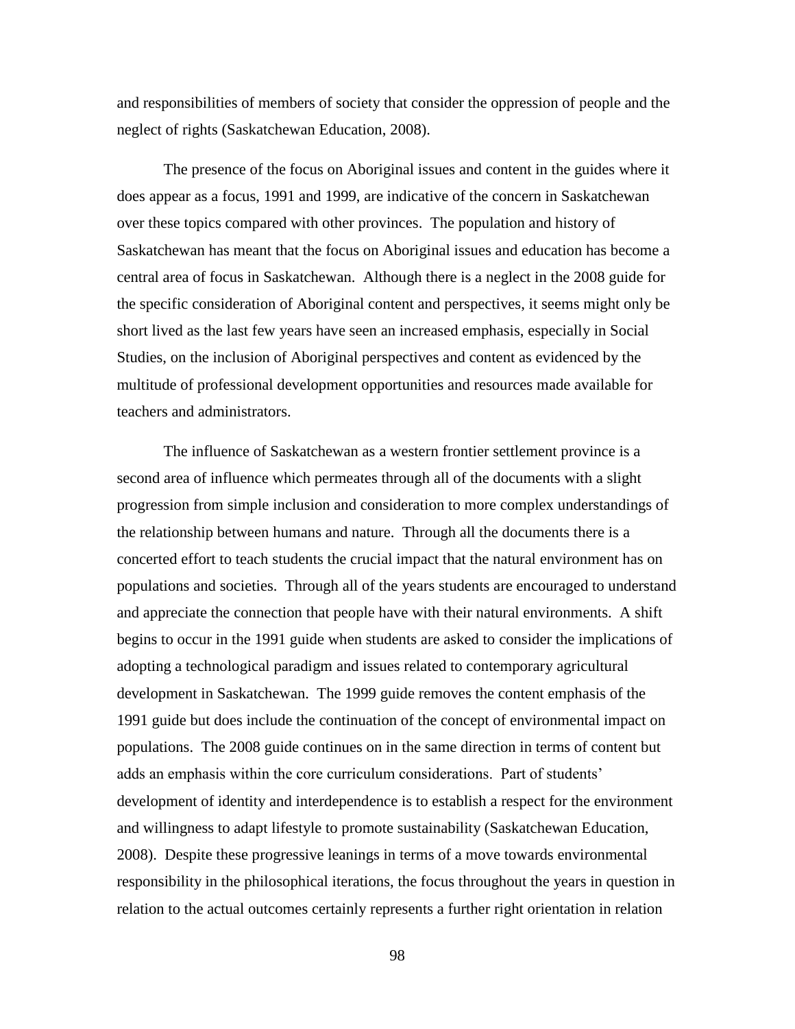and responsibilities of members of society that consider the oppression of people and the neglect of rights (Saskatchewan Education, 2008).

The presence of the focus on Aboriginal issues and content in the guides where it does appear as a focus, 1991 and 1999, are indicative of the concern in Saskatchewan over these topics compared with other provinces. The population and history of Saskatchewan has meant that the focus on Aboriginal issues and education has become a central area of focus in Saskatchewan. Although there is a neglect in the 2008 guide for the specific consideration of Aboriginal content and perspectives, it seems might only be short lived as the last few years have seen an increased emphasis, especially in Social Studies, on the inclusion of Aboriginal perspectives and content as evidenced by the multitude of professional development opportunities and resources made available for teachers and administrators.

The influence of Saskatchewan as a western frontier settlement province is a second area of influence which permeates through all of the documents with a slight progression from simple inclusion and consideration to more complex understandings of the relationship between humans and nature. Through all the documents there is a concerted effort to teach students the crucial impact that the natural environment has on populations and societies. Through all of the years students are encouraged to understand and appreciate the connection that people have with their natural environments. A shift begins to occur in the 1991 guide when students are asked to consider the implications of adopting a technological paradigm and issues related to contemporary agricultural development in Saskatchewan. The 1999 guide removes the content emphasis of the 1991 guide but does include the continuation of the concept of environmental impact on populations. The 2008 guide continues on in the same direction in terms of content but adds an emphasis within the core curriculum considerations. Part of students' development of identity and interdependence is to establish a respect for the environment and willingness to adapt lifestyle to promote sustainability (Saskatchewan Education, 2008). Despite these progressive leanings in terms of a move towards environmental responsibility in the philosophical iterations, the focus throughout the years in question in relation to the actual outcomes certainly represents a further right orientation in relation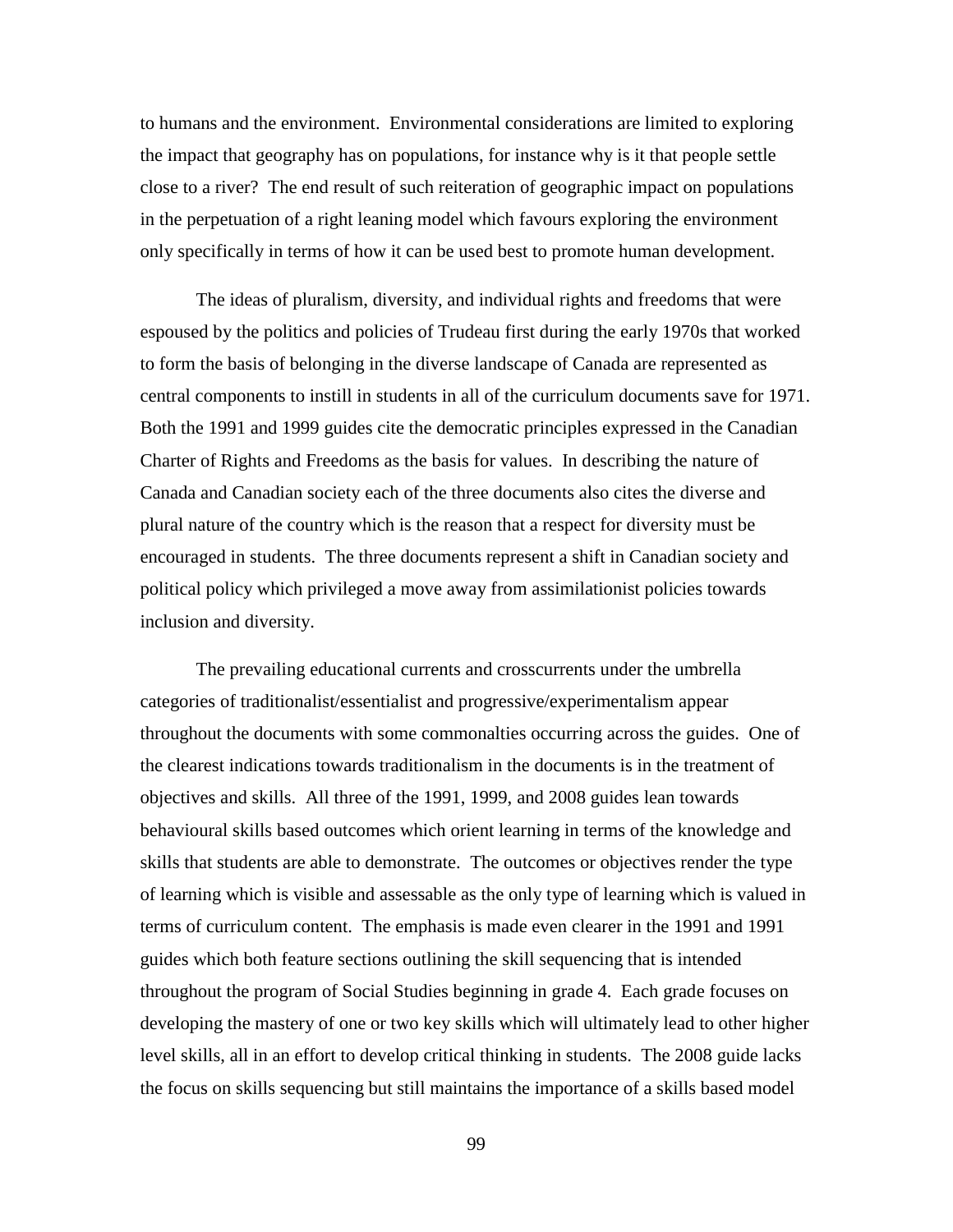to humans and the environment. Environmental considerations are limited to exploring the impact that geography has on populations, for instance why is it that people settle close to a river? The end result of such reiteration of geographic impact on populations in the perpetuation of a right leaning model which favours exploring the environment only specifically in terms of how it can be used best to promote human development.

The ideas of pluralism, diversity, and individual rights and freedoms that were espoused by the politics and policies of Trudeau first during the early 1970s that worked to form the basis of belonging in the diverse landscape of Canada are represented as central components to instill in students in all of the curriculum documents save for 1971. Both the 1991 and 1999 guides cite the democratic principles expressed in the Canadian Charter of Rights and Freedoms as the basis for values. In describing the nature of Canada and Canadian society each of the three documents also cites the diverse and plural nature of the country which is the reason that a respect for diversity must be encouraged in students. The three documents represent a shift in Canadian society and political policy which privileged a move away from assimilationist policies towards inclusion and diversity.

The prevailing educational currents and crosscurrents under the umbrella categories of traditionalist/essentialist and progressive/experimentalism appear throughout the documents with some commonalties occurring across the guides. One of the clearest indications towards traditionalism in the documents is in the treatment of objectives and skills. All three of the 1991, 1999, and 2008 guides lean towards behavioural skills based outcomes which orient learning in terms of the knowledge and skills that students are able to demonstrate. The outcomes or objectives render the type of learning which is visible and assessable as the only type of learning which is valued in terms of curriculum content. The emphasis is made even clearer in the 1991 and 1991 guides which both feature sections outlining the skill sequencing that is intended throughout the program of Social Studies beginning in grade 4. Each grade focuses on developing the mastery of one or two key skills which will ultimately lead to other higher level skills, all in an effort to develop critical thinking in students. The 2008 guide lacks the focus on skills sequencing but still maintains the importance of a skills based model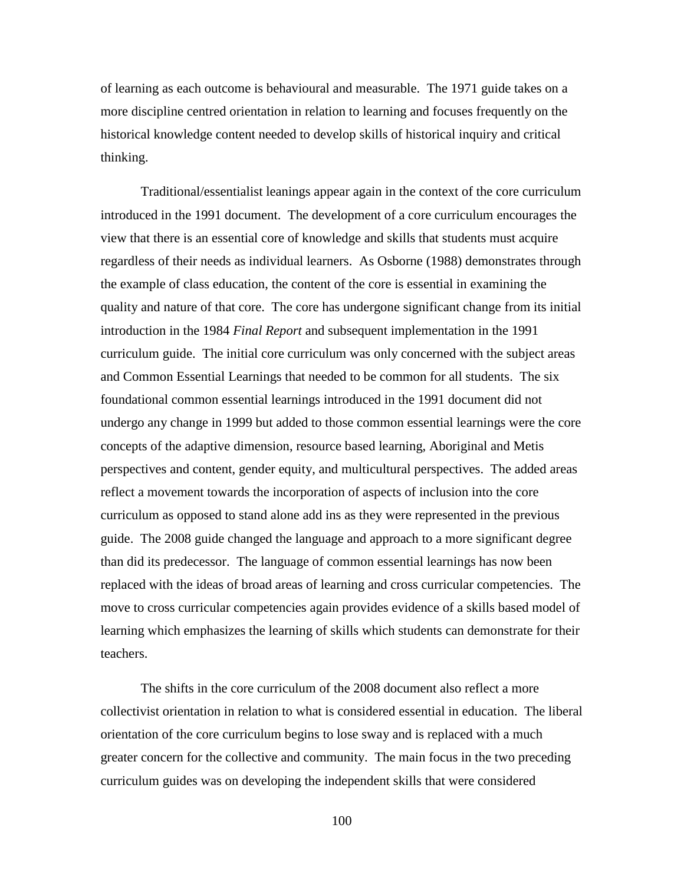of learning as each outcome is behavioural and measurable. The 1971 guide takes on a more discipline centred orientation in relation to learning and focuses frequently on the historical knowledge content needed to develop skills of historical inquiry and critical thinking.

Traditional/essentialist leanings appear again in the context of the core curriculum introduced in the 1991 document. The development of a core curriculum encourages the view that there is an essential core of knowledge and skills that students must acquire regardless of their needs as individual learners. As Osborne (1988) demonstrates through the example of class education, the content of the core is essential in examining the quality and nature of that core. The core has undergone significant change from its initial introduction in the 1984 *Final Report* and subsequent implementation in the 1991 curriculum guide. The initial core curriculum was only concerned with the subject areas and Common Essential Learnings that needed to be common for all students. The six foundational common essential learnings introduced in the 1991 document did not undergo any change in 1999 but added to those common essential learnings were the core concepts of the adaptive dimension, resource based learning, Aboriginal and Metis perspectives and content, gender equity, and multicultural perspectives. The added areas reflect a movement towards the incorporation of aspects of inclusion into the core curriculum as opposed to stand alone add ins as they were represented in the previous guide. The 2008 guide changed the language and approach to a more significant degree than did its predecessor. The language of common essential learnings has now been replaced with the ideas of broad areas of learning and cross curricular competencies. The move to cross curricular competencies again provides evidence of a skills based model of learning which emphasizes the learning of skills which students can demonstrate for their teachers.

The shifts in the core curriculum of the 2008 document also reflect a more collectivist orientation in relation to what is considered essential in education. The liberal orientation of the core curriculum begins to lose sway and is replaced with a much greater concern for the collective and community. The main focus in the two preceding curriculum guides was on developing the independent skills that were considered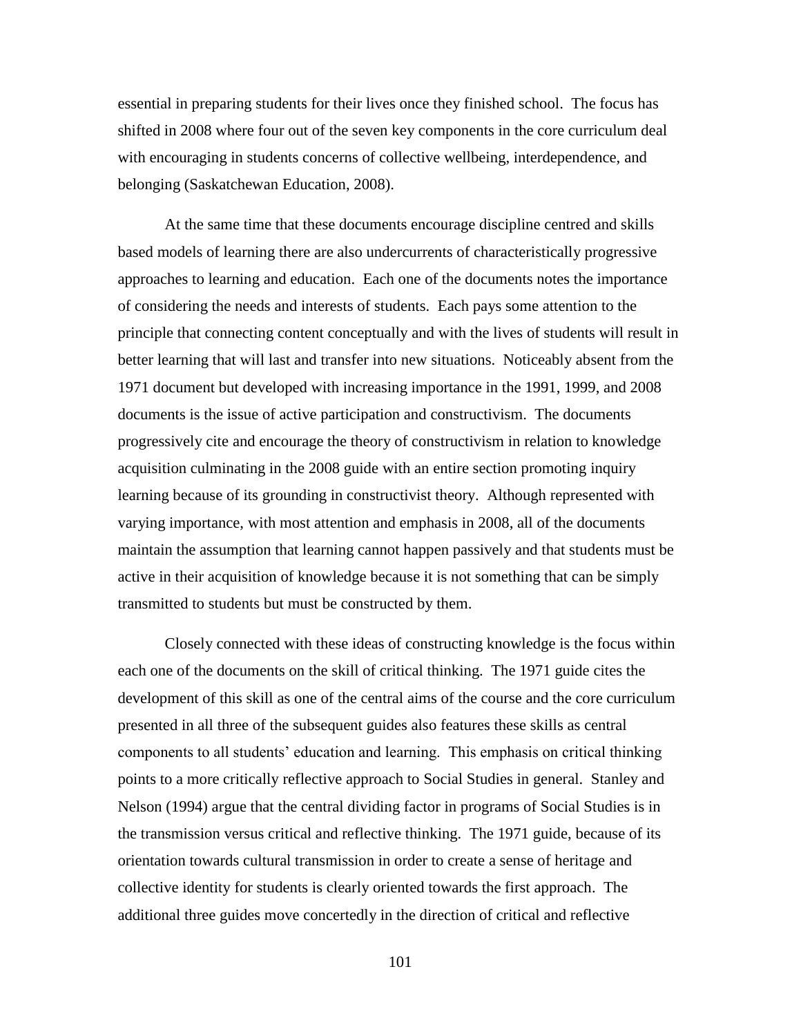essential in preparing students for their lives once they finished school. The focus has shifted in 2008 where four out of the seven key components in the core curriculum deal with encouraging in students concerns of collective wellbeing, interdependence, and belonging (Saskatchewan Education, 2008).

At the same time that these documents encourage discipline centred and skills based models of learning there are also undercurrents of characteristically progressive approaches to learning and education. Each one of the documents notes the importance of considering the needs and interests of students. Each pays some attention to the principle that connecting content conceptually and with the lives of students will result in better learning that will last and transfer into new situations. Noticeably absent from the 1971 document but developed with increasing importance in the 1991, 1999, and 2008 documents is the issue of active participation and constructivism. The documents progressively cite and encourage the theory of constructivism in relation to knowledge acquisition culminating in the 2008 guide with an entire section promoting inquiry learning because of its grounding in constructivist theory. Although represented with varying importance, with most attention and emphasis in 2008, all of the documents maintain the assumption that learning cannot happen passively and that students must be active in their acquisition of knowledge because it is not something that can be simply transmitted to students but must be constructed by them.

Closely connected with these ideas of constructing knowledge is the focus within each one of the documents on the skill of critical thinking. The 1971 guide cites the development of this skill as one of the central aims of the course and the core curriculum presented in all three of the subsequent guides also features these skills as central components to all students' education and learning. This emphasis on critical thinking points to a more critically reflective approach to Social Studies in general. Stanley and Nelson (1994) argue that the central dividing factor in programs of Social Studies is in the transmission versus critical and reflective thinking. The 1971 guide, because of its orientation towards cultural transmission in order to create a sense of heritage and collective identity for students is clearly oriented towards the first approach. The additional three guides move concertedly in the direction of critical and reflective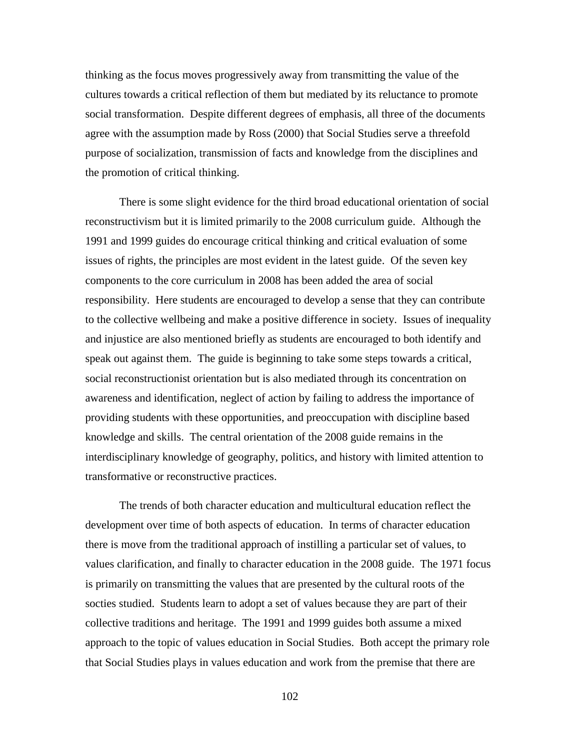thinking as the focus moves progressively away from transmitting the value of the cultures towards a critical reflection of them but mediated by its reluctance to promote social transformation. Despite different degrees of emphasis, all three of the documents agree with the assumption made by Ross (2000) that Social Studies serve a threefold purpose of socialization, transmission of facts and knowledge from the disciplines and the promotion of critical thinking.

There is some slight evidence for the third broad educational orientation of social reconstructivism but it is limited primarily to the 2008 curriculum guide. Although the 1991 and 1999 guides do encourage critical thinking and critical evaluation of some issues of rights, the principles are most evident in the latest guide. Of the seven key components to the core curriculum in 2008 has been added the area of social responsibility. Here students are encouraged to develop a sense that they can contribute to the collective wellbeing and make a positive difference in society. Issues of inequality and injustice are also mentioned briefly as students are encouraged to both identify and speak out against them. The guide is beginning to take some steps towards a critical, social reconstructionist orientation but is also mediated through its concentration on awareness and identification, neglect of action by failing to address the importance of providing students with these opportunities, and preoccupation with discipline based knowledge and skills. The central orientation of the 2008 guide remains in the interdisciplinary knowledge of geography, politics, and history with limited attention to transformative or reconstructive practices.

The trends of both character education and multicultural education reflect the development over time of both aspects of education. In terms of character education there is move from the traditional approach of instilling a particular set of values, to values clarification, and finally to character education in the 2008 guide. The 1971 focus is primarily on transmitting the values that are presented by the cultural roots of the socties studied. Students learn to adopt a set of values because they are part of their collective traditions and heritage. The 1991 and 1999 guides both assume a mixed approach to the topic of values education in Social Studies. Both accept the primary role that Social Studies plays in values education and work from the premise that there are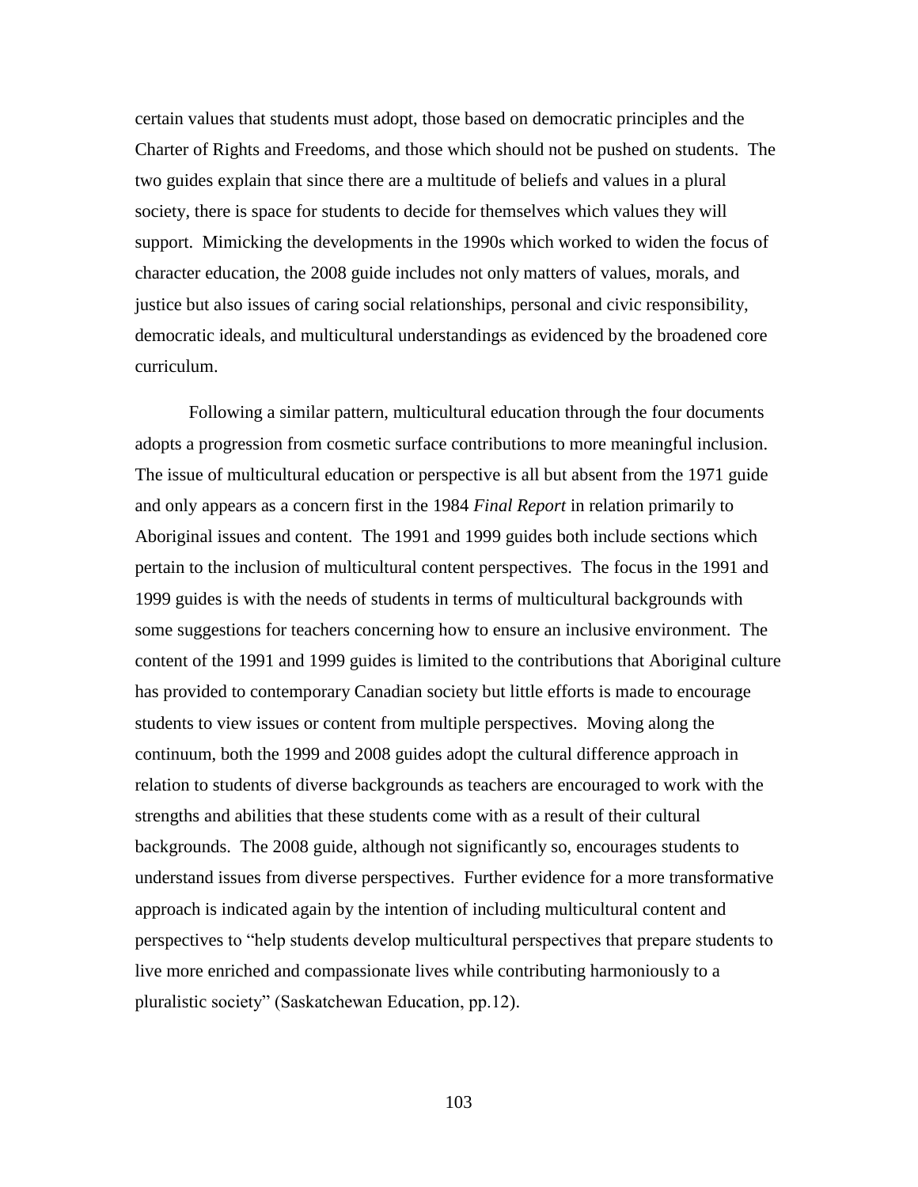certain values that students must adopt, those based on democratic principles and the Charter of Rights and Freedoms, and those which should not be pushed on students. The two guides explain that since there are a multitude of beliefs and values in a plural society, there is space for students to decide for themselves which values they will support. Mimicking the developments in the 1990s which worked to widen the focus of character education, the 2008 guide includes not only matters of values, morals, and justice but also issues of caring social relationships, personal and civic responsibility, democratic ideals, and multicultural understandings as evidenced by the broadened core curriculum.

Following a similar pattern, multicultural education through the four documents adopts a progression from cosmetic surface contributions to more meaningful inclusion. The issue of multicultural education or perspective is all but absent from the 1971 guide and only appears as a concern first in the 1984 *Final Report* in relation primarily to Aboriginal issues and content. The 1991 and 1999 guides both include sections which pertain to the inclusion of multicultural content perspectives. The focus in the 1991 and 1999 guides is with the needs of students in terms of multicultural backgrounds with some suggestions for teachers concerning how to ensure an inclusive environment. The content of the 1991 and 1999 guides is limited to the contributions that Aboriginal culture has provided to contemporary Canadian society but little efforts is made to encourage students to view issues or content from multiple perspectives. Moving along the continuum, both the 1999 and 2008 guides adopt the cultural difference approach in relation to students of diverse backgrounds as teachers are encouraged to work with the strengths and abilities that these students come with as a result of their cultural backgrounds. The 2008 guide, although not significantly so, encourages students to understand issues from diverse perspectives. Further evidence for a more transformative approach is indicated again by the intention of including multicultural content and perspectives to "help students develop multicultural perspectives that prepare students to live more enriched and compassionate lives while contributing harmoniously to a pluralistic society" (Saskatchewan Education, pp.12).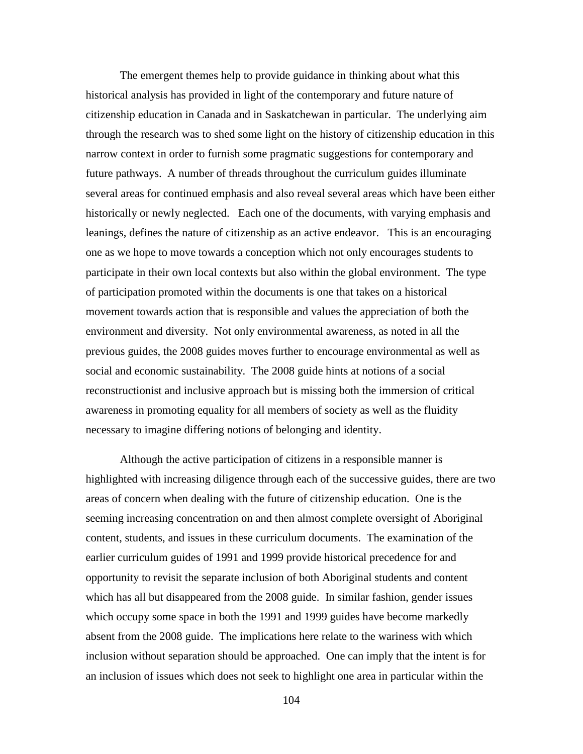The emergent themes help to provide guidance in thinking about what this historical analysis has provided in light of the contemporary and future nature of citizenship education in Canada and in Saskatchewan in particular. The underlying aim through the research was to shed some light on the history of citizenship education in this narrow context in order to furnish some pragmatic suggestions for contemporary and future pathways. A number of threads throughout the curriculum guides illuminate several areas for continued emphasis and also reveal several areas which have been either historically or newly neglected. Each one of the documents, with varying emphasis and leanings, defines the nature of citizenship as an active endeavor. This is an encouraging one as we hope to move towards a conception which not only encourages students to participate in their own local contexts but also within the global environment. The type of participation promoted within the documents is one that takes on a historical movement towards action that is responsible and values the appreciation of both the environment and diversity. Not only environmental awareness, as noted in all the previous guides, the 2008 guides moves further to encourage environmental as well as social and economic sustainability. The 2008 guide hints at notions of a social reconstructionist and inclusive approach but is missing both the immersion of critical awareness in promoting equality for all members of society as well as the fluidity necessary to imagine differing notions of belonging and identity.

Although the active participation of citizens in a responsible manner is highlighted with increasing diligence through each of the successive guides, there are two areas of concern when dealing with the future of citizenship education. One is the seeming increasing concentration on and then almost complete oversight of Aboriginal content, students, and issues in these curriculum documents. The examination of the earlier curriculum guides of 1991 and 1999 provide historical precedence for and opportunity to revisit the separate inclusion of both Aboriginal students and content which has all but disappeared from the 2008 guide. In similar fashion, gender issues which occupy some space in both the 1991 and 1999 guides have become markedly absent from the 2008 guide. The implications here relate to the wariness with which inclusion without separation should be approached. One can imply that the intent is for an inclusion of issues which does not seek to highlight one area in particular within the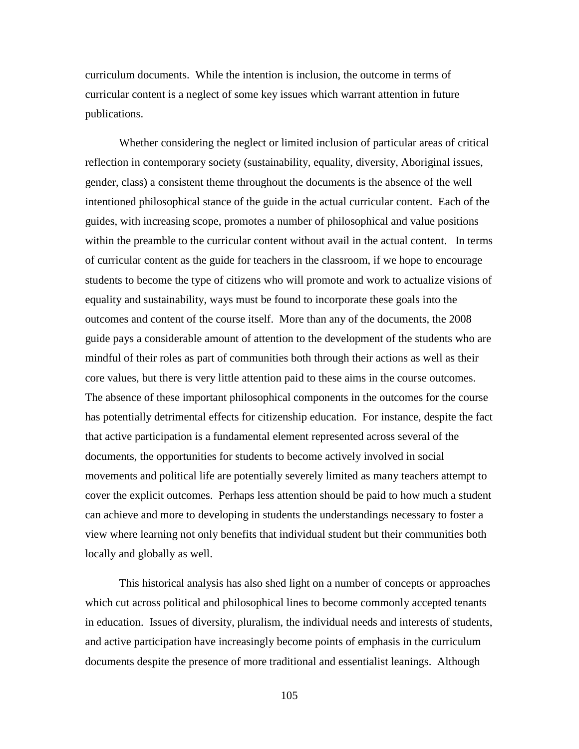curriculum documents. While the intention is inclusion, the outcome in terms of curricular content is a neglect of some key issues which warrant attention in future publications.

Whether considering the neglect or limited inclusion of particular areas of critical reflection in contemporary society (sustainability, equality, diversity, Aboriginal issues, gender, class) a consistent theme throughout the documents is the absence of the well intentioned philosophical stance of the guide in the actual curricular content. Each of the guides, with increasing scope, promotes a number of philosophical and value positions within the preamble to the curricular content without avail in the actual content. In terms of curricular content as the guide for teachers in the classroom, if we hope to encourage students to become the type of citizens who will promote and work to actualize visions of equality and sustainability, ways must be found to incorporate these goals into the outcomes and content of the course itself. More than any of the documents, the 2008 guide pays a considerable amount of attention to the development of the students who are mindful of their roles as part of communities both through their actions as well as their core values, but there is very little attention paid to these aims in the course outcomes. The absence of these important philosophical components in the outcomes for the course has potentially detrimental effects for citizenship education. For instance, despite the fact that active participation is a fundamental element represented across several of the documents, the opportunities for students to become actively involved in social movements and political life are potentially severely limited as many teachers attempt to cover the explicit outcomes. Perhaps less attention should be paid to how much a student can achieve and more to developing in students the understandings necessary to foster a view where learning not only benefits that individual student but their communities both locally and globally as well.

This historical analysis has also shed light on a number of concepts or approaches which cut across political and philosophical lines to become commonly accepted tenants in education. Issues of diversity, pluralism, the individual needs and interests of students, and active participation have increasingly become points of emphasis in the curriculum documents despite the presence of more traditional and essentialist leanings. Although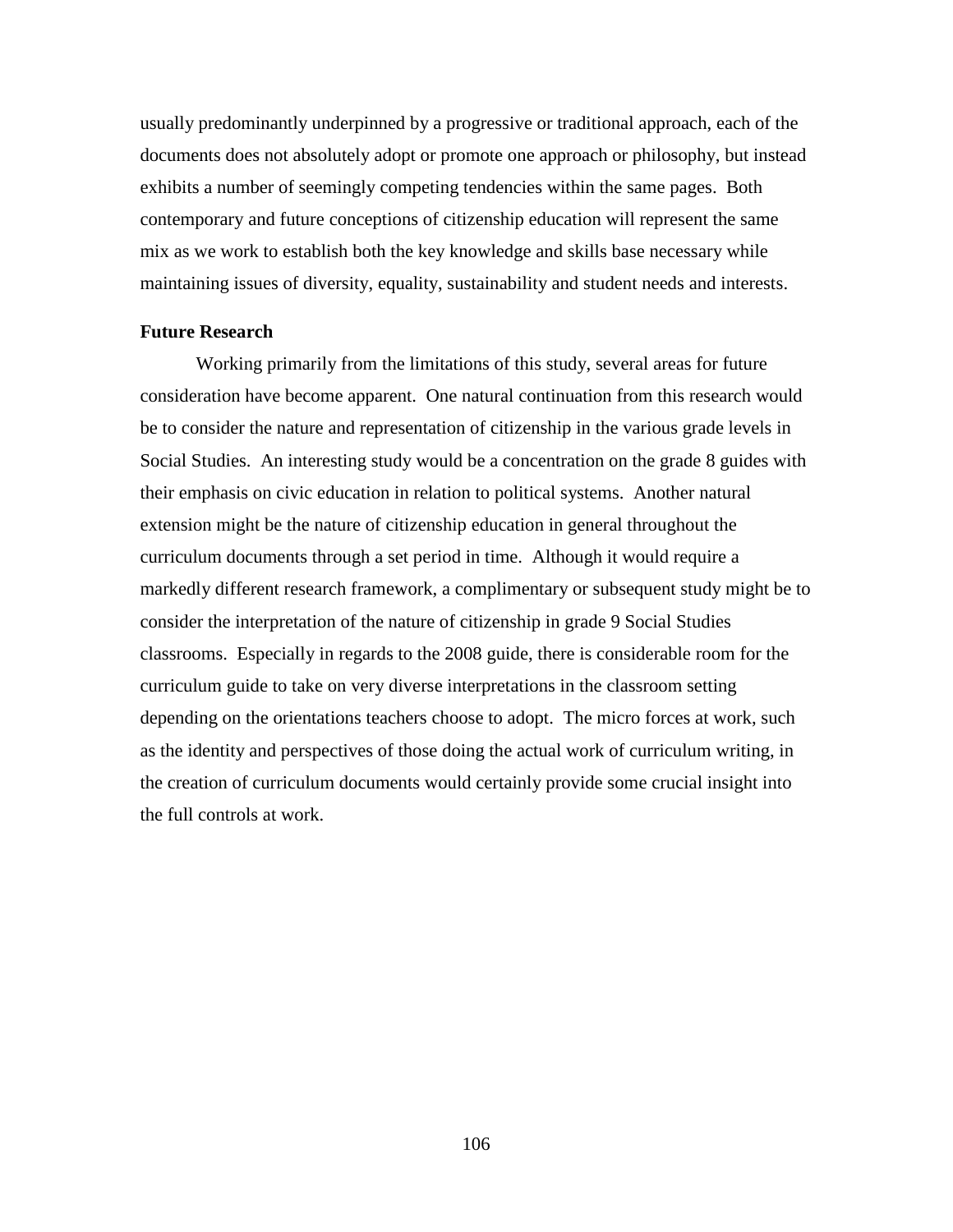usually predominantly underpinned by a progressive or traditional approach, each of the documents does not absolutely adopt or promote one approach or philosophy, but instead exhibits a number of seemingly competing tendencies within the same pages. Both contemporary and future conceptions of citizenship education will represent the same mix as we work to establish both the key knowledge and skills base necessary while maintaining issues of diversity, equality, sustainability and student needs and interests.

**Future Research**

Working primarily from the limitations of this study, several areas for future consideration have become apparent. One natural continuation from this research would be to consider the nature and representation of citizenship in the various grade levels in Social Studies. An interesting study would be a concentration on the grade 8 guides with their emphasis on civic education in relation to political systems. Another natural extension might be the nature of citizenship education in general throughout the curriculum documents through a set period in time. Although it would require a markedly different research framework, a complimentary or subsequent study might be to consider the interpretation of the nature of citizenship in grade 9 Social Studies classrooms. Especially in regards to the 2008 guide, there is considerable room for the curriculum guide to take on very diverse interpretations in the classroom setting depending on the orientations teachers choose to adopt. The micro forces at work, such as the identity and perspectives of those doing the actual work of curriculum writing, in the creation of curriculum documents would certainly provide some crucial insight into the full controls at work.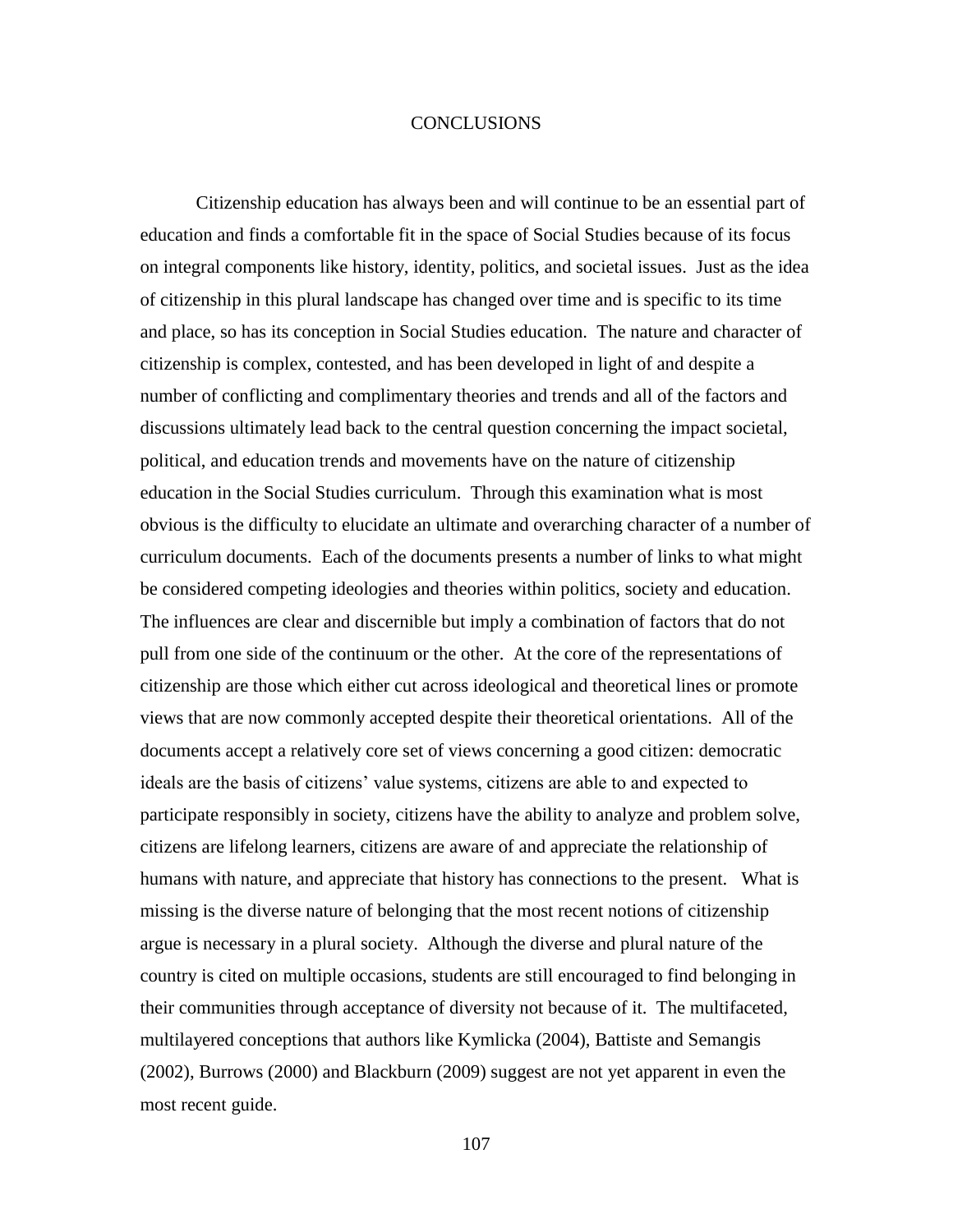# CONCLUSIONS

Citizenship education has always been and will continue to be an essential part of education and finds a comfortable fit in the space of Social Studies because of its focus on integral components like history, identity, politics, and societal issues. Just as the idea of citizenship in this plural landscape has changed over time and is specific to its time and place, so has its conception in Social Studies education. The nature and character of citizenship is complex, contested, and has been developed in light of and despite a number of conflicting and complimentary theories and trends and all of the factors and discussions ultimately lead back to the central question concerning the impact societal, political, and education trends and movements have on the nature of citizenship education in the Social Studies curriculum. Through this examination what is most obvious is the difficulty to elucidate an ultimate and overarching character of a number of curriculum documents. Each of the documents presents a number of links to what might be considered competing ideologies and theories within politics, society and education. The influences are clear and discernible but imply a combination of factors that do not pull from one side of the continuum or the other. At the core of the representations of citizenship are those which either cut across ideological and theoretical lines or promote views that are now commonly accepted despite their theoretical orientations. All of the documents accept a relatively core set of views concerning a good citizen: democratic ideals are the basis of citizens' value systems, citizens are able to and expected to participate responsibly in society, citizens have the ability to analyze and problem solve, citizens are lifelong learners, citizens are aware of and appreciate the relationship of humans with nature, and appreciate that history has connections to the present. What is missing is the diverse nature of belonging that the most recent notions of citizenship argue is necessary in a plural society. Although the diverse and plural nature of the country is cited on multiple occasions, students are still encouraged to find belonging in their communities through acceptance of diversity not because of it. The multifaceted, multilayered conceptions that authors like Kymlicka (2004), Battiste and Semangis (2002), Burrows (2000) and Blackburn (2009) suggest are not yet apparent in even the most recent guide.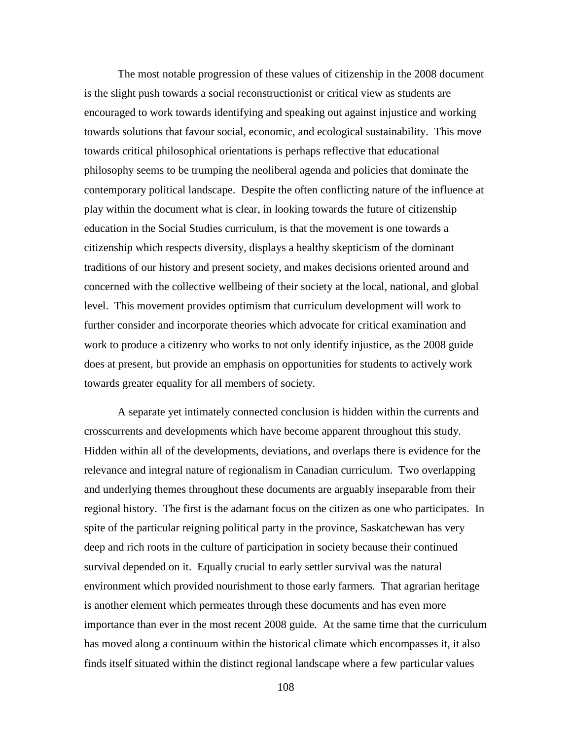The most notable progression of these values of citizenship in the 2008 document is the slight push towards a social reconstructionist or critical view as students are encouraged to work towards identifying and speaking out against injustice and working towards solutions that favour social, economic, and ecological sustainability. This move towards critical philosophical orientations is perhaps reflective that educational philosophy seems to be trumping the neoliberal agenda and policies that dominate the contemporary political landscape. Despite the often conflicting nature of the influence at play within the document what is clear, in looking towards the future of citizenship education in the Social Studies curriculum, is that the movement is one towards a citizenship which respects diversity, displays a healthy skepticism of the dominant traditions of our history and present society, and makes decisions oriented around and concerned with the collective wellbeing of their society at the local, national, and global level. This movement provides optimism that curriculum development will work to further consider and incorporate theories which advocate for critical examination and work to produce a citizenry who works to not only identify injustice, as the 2008 guide does at present, but provide an emphasis on opportunities for students to actively work towards greater equality for all members of society.

A separate yet intimately connected conclusion is hidden within the currents and crosscurrents and developments which have become apparent throughout this study. Hidden within all of the developments, deviations, and overlaps there is evidence for the relevance and integral nature of regionalism in Canadian curriculum. Two overlapping and underlying themes throughout these documents are arguably inseparable from their regional history. The first is the adamant focus on the citizen as one who participates. In spite of the particular reigning political party in the province, Saskatchewan has very deep and rich roots in the culture of participation in society because their continued survival depended on it. Equally crucial to early settler survival was the natural environment which provided nourishment to those early farmers. That agrarian heritage is another element which permeates through these documents and has even more importance than ever in the most recent 2008 guide. At the same time that the curriculum has moved along a continuum within the historical climate which encompasses it, it also finds itself situated within the distinct regional landscape where a few particular values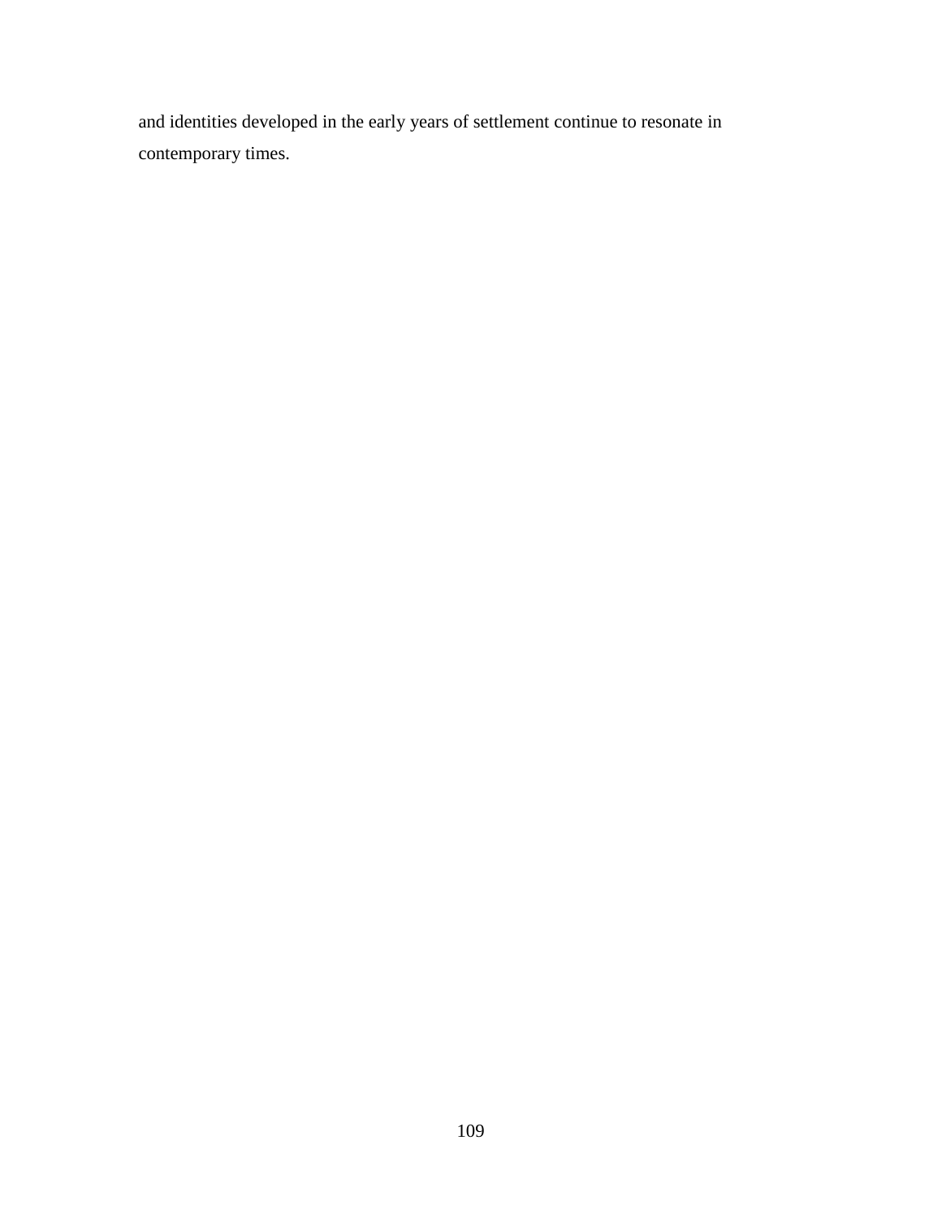and identities developed in the early years of settlement continue to resonate in contemporary times.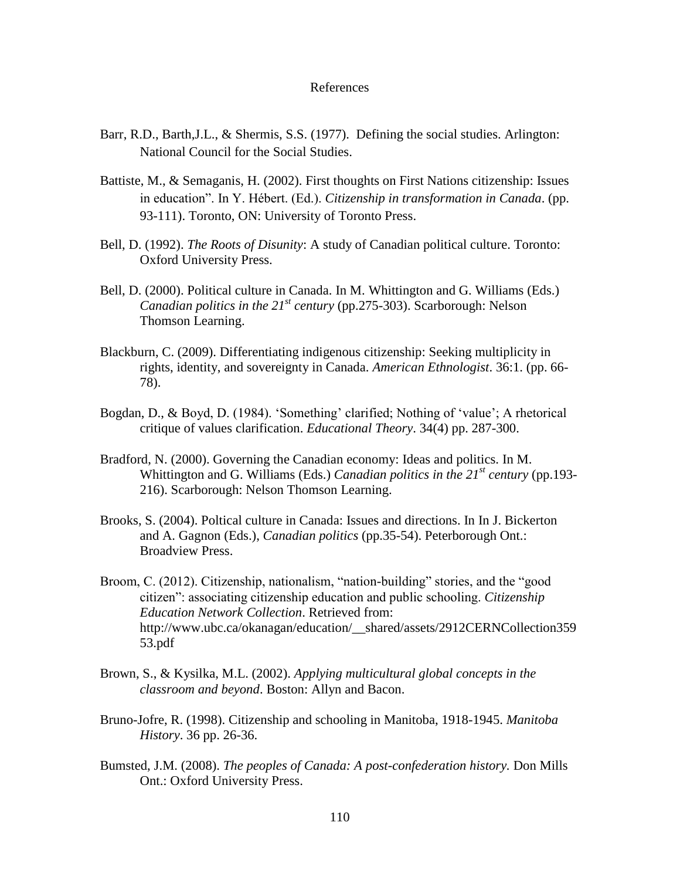# References

Barr, R.D., Barth,J.L., & Shermis, S.S. (1977). Defining the social studies. Arlington: National Council for the Social Studies.

Battiste, M., & Semaganis, H. (2002). First thoughts on First Nations citizenship: Issues in education". In Y. Hébert. (Ed.). *Citizenship in transformation in Canada*. (pp. 93-111). Toronto, ON: University of Toronto Press.

Bell, D. (1992). *The Roots of Disunity*: A study of Canadian political culture. Toronto: Oxford University Press.

Bell, D. (2000). Political culture in Canada. In M. Whittington and G. Williams (Eds.) *Canadian politics in the 21st century* (pp.275-303). Scarborough: Nelson Thomson Learning.

Blackburn, C. (2009). Differentiating indigenous citizenship: Seeking multiplicity in rights, identity, and sovereignty in Canada. *American Ethnologist*. 36:1. (pp. 66-78).

Bogdan, D., & Boyd, D. (1984). 'Something' clarified; Nothing of 'value'; A rhetorical critique of values clarification. *Educational Theory*. 34(4) pp. 287-300.

Bradford, N. (2000). Governing the Canadian economy: Ideas and politics. In M. Whittington and G. Williams (Eds.) *Canadian politics in the 21st century* (pp.193-216). Scarborough: Nelson Thomson Learning.

Brooks, S. (2004). Poltical culture in Canada: Issues and directions. In In J. Bickerton and A. Gagnon (Eds.), *Canadian politics* (pp.35-54). Peterborough Ont.: Broadview Press.

Broom, C. (2012). Citizenship, nationalism, "nation-building" stories, and the "good citizen": associating citizenship education and public schooling. *Citizenship Education Network Collection*. Retrieved from: http://www.ubc.ca/okanagan/education/__shared/assets/2912CERNCollection35953.pdf

Brown, S., & Kysilka, M.L. (2002). *Applying multicultural global concepts in the classroom and beyond*. Boston: Allyn and Bacon.

Bruno-Jofre, R. (1998). Citizenship and schooling in Manitoba, 1918-1945. *Manitoba History*. 36 pp. 26-36.

Bumsted, J.M. (2008). *The peoples of Canada: A post-confederation history.* Don Mills Ont.: Oxford University Press.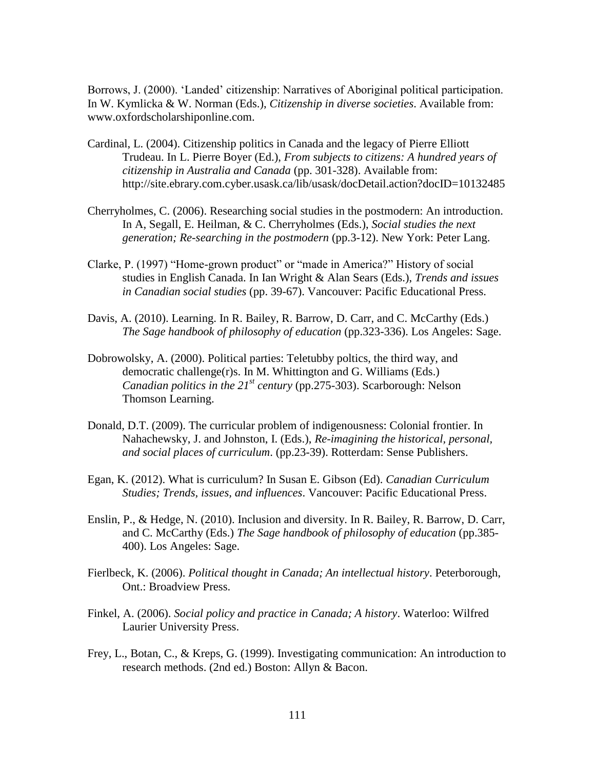Borrows, J. (2000). 'Landed' citizenship: Narratives of Aboriginal political participation. In W. Kymlicka & W. Norman (Eds.), *Citizenship in diverse societies*. Available from: www.oxfordscholarshiponline.com.

Cardinal, L. (2004). Citizenship politics in Canada and the legacy of Pierre Elliott Trudeau. In L. Pierre Boyer (Ed.), *From subjects to citizens: A hundred years of citizenship in Australia and Canada* (pp. 301-328). Available from: http://site.ebrary.com.cyber.usask.ca/lib/usask/docDetail.action?docID=10132485

Cherryholmes, C. (2006). Researching social studies in the postmodern: An introduction. In A, Segall, E. Heilman, & C. Cherryholmes (Eds.), *Social studies the next generation; Re-searching in the postmodern* (pp.3-12). New York: Peter Lang.

Clarke, P. (1997) "Home-grown product" or "made in America?" History of social studies in English Canada. In Ian Wright & Alan Sears (Eds.), *Trends and issues in Canadian social studies* (pp. 39-67). Vancouver: Pacific Educational Press.

Davis, A. (2010). Learning. In R. Bailey, R. Barrow, D. Carr, and C. McCarthy (Eds.) *The Sage handbook of philosophy of education* (pp.323-336). Los Angeles: Sage.

Dobrowolsky, A. (2000). Political parties: Teletubby poltics, the third way, and democratic challenge(r)s. In M. Whittington and G. Williams (Eds.) *Canadian politics in the 21st century* (pp.275-303). Scarborough: Nelson Thomson Learning.

Donald, D.T. (2009). The curricular problem of indigenousness: Colonial frontier. In Nahachewsky, J. and Johnston, I. (Eds.), *Re-imagining the historical, personal, and social places of curriculum*. (pp.23-39). Rotterdam: Sense Publishers.

Egan, K. (2012). What is curriculum? In Susan E. Gibson (Ed). *Canadian Curriculum Studies; Trends, issues, and influences*. Vancouver: Pacific Educational Press.

Enslin, P., & Hedge, N. (2010). Inclusion and diversity. In R. Bailey, R. Barrow, D. Carr, and C. McCarthy (Eds.) *The Sage handbook of philosophy of education* (pp.385-400). Los Angeles: Sage.

Fierlbeck, K. (2006). *Political thought in Canada; An intellectual history*. Peterborough, Ont.: Broadview Press.

Finkel, A. (2006). *Social policy and practice in Canada; A history*. Waterloo: Wilfred Laurier University Press.

Frey, L., Botan, C., & Kreps, G. (1999). Investigating communication: An introduction to research methods. (2nd ed.) Boston: Allyn & Bacon.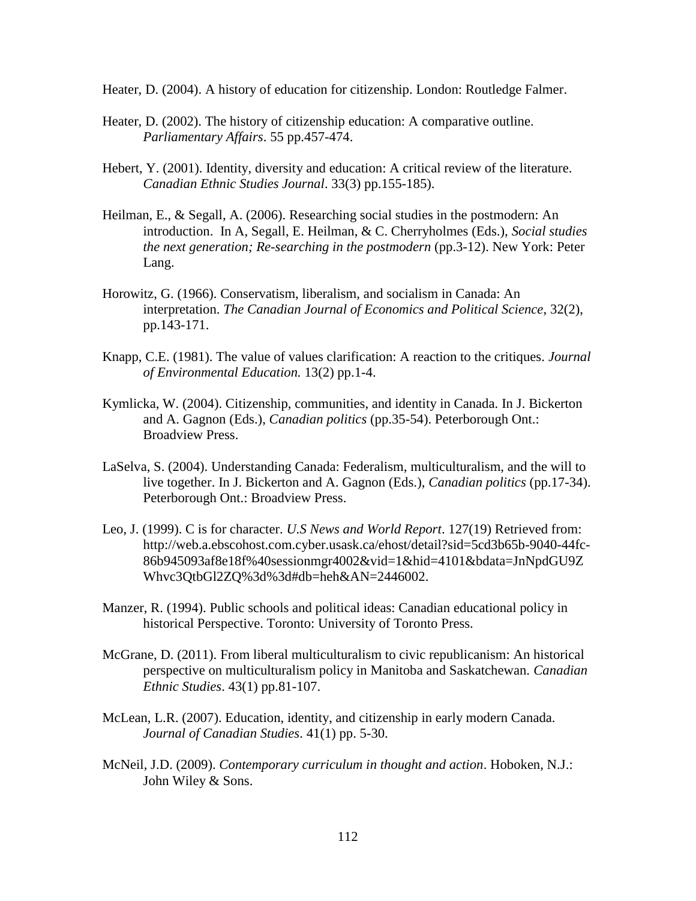Heater, D. (2004). A history of education for citizenship. London: Routledge Falmer.

Heater, D. (2002). The history of citizenship education: A comparative outline. *Parliamentary Affairs*. 55 pp.457-474.

Hebert, Y. (2001). Identity, diversity and education: A critical review of the literature. *Canadian Ethnic Studies Journal*. 33(3) pp.155-185).

Heilman, E., & Segall, A. (2006). Researching social studies in the postmodern: An introduction. In A, Segall, E. Heilman, & C. Cherryholmes (Eds.), *Social studies the next generation; Re-searching in the postmodern* (pp.3-12). New York: Peter Lang.

Horowitz, G. (1966). Conservatism, liberalism, and socialism in Canada: An interpretation. *The Canadian Journal of Economics and Political Science*, 32(2), pp.143-171.

Knapp, C.E. (1981). The value of values clarification: A reaction to the critiques. *Journal of Environmental Education.* 13(2) pp.1-4.

Kymlicka, W. (2004). Citizenship, communities, and identity in Canada. In J. Bickerton and A. Gagnon (Eds.), *Canadian politics* (pp.35-54). Peterborough Ont.: Broadview Press.

LaSelva, S. (2004). Understanding Canada: Federalism, multiculturalism, and the will to live together. In J. Bickerton and A. Gagnon (Eds.), *Canadian politics* (pp.17-34). Peterborough Ont.: Broadview Press.

Leo, J. (1999). C is for character. *U.S News and World Report*. 127(19) Retrieved from: http://web.a.ebscohost.com.cyber.usask.ca/ehost/detail?sid=5cd3b65b-9040-44fc-86b945093af8e18f%40sessionmgr4002&vid=1&hid=4101&bdata=JnNpdGU9ZWhvc3QtbGl2ZQ%3d%3d#db=heh&AN=2446002.

Manzer, R. (1994). Public schools and political ideas: Canadian educational policy in historical Perspective. Toronto: University of Toronto Press.

McGrane, D. (2011). From liberal multiculturalism to civic republicanism: An historical perspective on multiculturalism policy in Manitoba and Saskatchewan. *Canadian Ethnic Studies*. 43(1) pp.81-107.

McLean, L.R. (2007). Education, identity, and citizenship in early modern Canada. *Journal of Canadian Studies*. 41(1) pp. 5-30.

McNeil, J.D. (2009). *Contemporary curriculum in thought and action*. Hoboken, N.J.: John Wiley & Sons.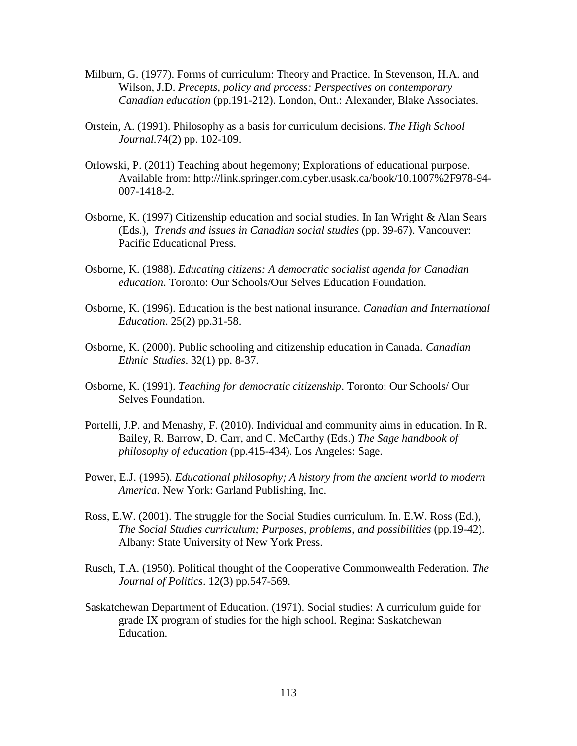Milburn, G. (1977). Forms of curriculum: Theory and Practice. In Stevenson, H.A. and Wilson, J.D. *Precepts, policy and process: Perspectives on contemporary Canadian education* (pp.191-212). London, Ont.: Alexander, Blake Associates.

Orstein, A. (1991). Philosophy as a basis for curriculum decisions. *The High School Journal.*74(2) pp. 102-109.

Orlowski, P. (2011) Teaching about hegemony; Explorations of educational purpose. Available from: http://link.springer.com.cyber.usask.ca/book/10.1007%2F978-94-007-1418-2.

Osborne, K. (1997) Citizenship education and social studies. In Ian Wright & Alan Sears (Eds.), *Trends and issues in Canadian social studies* (pp. 39-67). Vancouver: Pacific Educational Press.

Osborne, K. (1988). *Educating citizens: A democratic socialist agenda for Canadian education*. Toronto: Our Schools/Our Selves Education Foundation.

Osborne, K. (1996). Education is the best national insurance. *Canadian and International Education*. 25(2) pp.31-58.

Osborne, K. (2000). Public schooling and citizenship education in Canada. *Canadian Ethnic Studies*. 32(1) pp. 8-37.

Osborne, K. (1991). *Teaching for democratic citizenship*. Toronto: Our Schools/ Our Selves Foundation.

Portelli, J.P. and Menashy, F. (2010). Individual and community aims in education. In R. Bailey, R. Barrow, D. Carr, and C. McCarthy (Eds.) *The Sage handbook of philosophy of education* (pp.415-434). Los Angeles: Sage.

Power, E.J. (1995). *Educational philosophy; A history from the ancient world to modern America*. New York: Garland Publishing, Inc.

Ross, E.W. (2001). The struggle for the Social Studies curriculum. In. E.W. Ross (Ed.), *The Social Studies curriculum; Purposes, problems, and possibilities* (pp.19-42). Albany: State University of New York Press.

Rusch, T.A. (1950). Political thought of the Cooperative Commonwealth Federation. *The Journal of Politics*. 12(3) pp.547-569.

Saskatchewan Department of Education. (1971). Social studies: A curriculum guide for grade IX program of studies for the high school. Regina: Saskatchewan Education.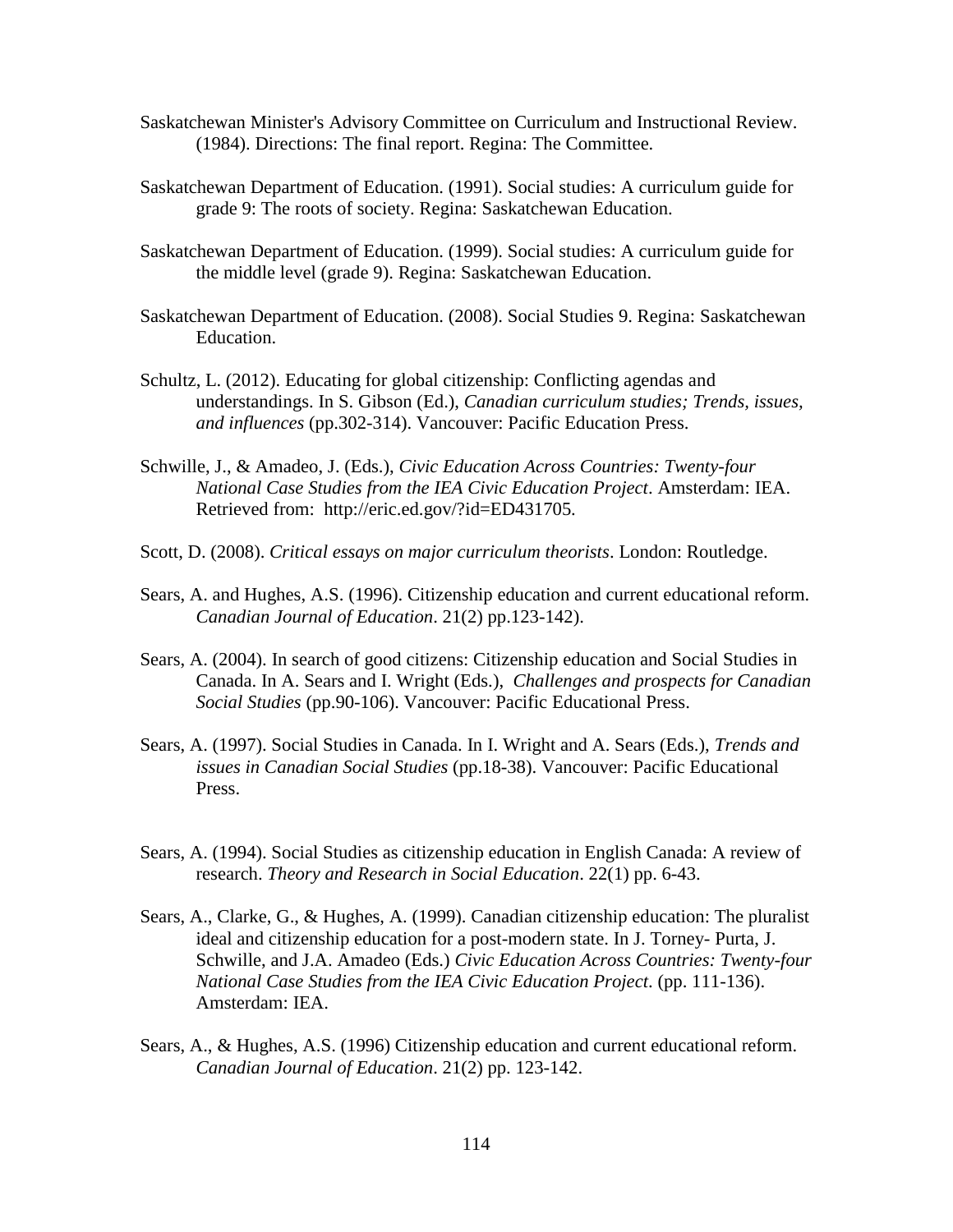Saskatchewan Minister's Advisory Committee on Curriculum and Instructional Review. (1984). Directions: The final report. Regina: The Committee.

Saskatchewan Department of Education. (1991). Social studies: A curriculum guide for grade 9: The roots of society. Regina: Saskatchewan Education.

Saskatchewan Department of Education. (1999). Social studies: A curriculum guide for the middle level (grade 9). Regina: Saskatchewan Education.

Saskatchewan Department of Education. (2008). Social Studies 9. Regina: Saskatchewan Education.

Schultz, L. (2012). Educating for global citizenship: Conflicting agendas and understandings. In S. Gibson (Ed.), *Canadian curriculum studies; Trends, issues, and influences* (pp.302-314). Vancouver: Pacific Education Press.

Schwille, J., & Amadeo, J. (Eds.), *Civic Education Across Countries: Twenty-four National Case Studies from the IEA Civic Education Project*. Amsterdam: IEA. Retrieved from: http://eric.ed.gov/?id=ED431705.

Scott, D. (2008). *Critical essays on major curriculum theorists*. London: Routledge.

Sears, A. and Hughes, A.S. (1996). Citizenship education and current educational reform. *Canadian Journal of Education*. 21(2) pp.123-142).

Sears, A. (2004). In search of good citizens: Citizenship education and Social Studies in Canada. In A. Sears and I. Wright (Eds.), *Challenges and prospects for Canadian Social Studies* (pp.90-106). Vancouver: Pacific Educational Press.

Sears, A. (1997). Social Studies in Canada. In I. Wright and A. Sears (Eds.), *Trends and issues in Canadian Social Studies* (pp.18-38). Vancouver: Pacific Educational Press.

Sears, A. (1994). Social Studies as citizenship education in English Canada: A review of research. *Theory and Research in Social Education*. 22(1) pp. 6-43.

Sears, A., Clarke, G., & Hughes, A. (1999). Canadian citizenship education: The pluralist ideal and citizenship education for a post-modern state. In J. Torney- Purta, J. Schwille, and J.A. Amadeo (Eds.) *Civic Education Across Countries: Twenty-four National Case Studies from the IEA Civic Education Project*. (pp. 111-136). Amsterdam: IEA.

Sears, A., & Hughes, A.S. (1996) Citizenship education and current educational reform. *Canadian Journal of Education*. 21(2) pp. 123-142.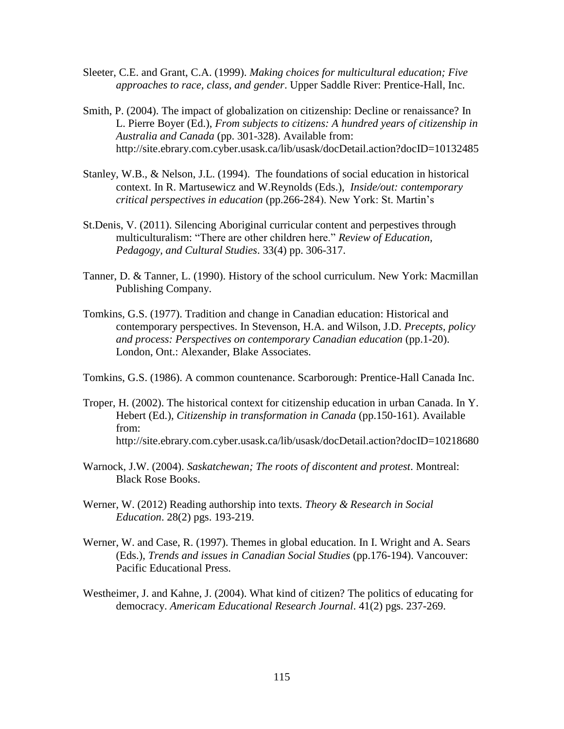Sleeter, C.E. and Grant, C.A. (1999). *Making choices for multicultural education; Five approaches to race, class, and gender*. Upper Saddle River: Prentice-Hall, Inc.

Smith, P. (2004). The impact of globalization on citizenship: Decline or renaissance? In L. Pierre Boyer (Ed.), *From subjects to citizens: A hundred years of citizenship in Australia and Canada* (pp. 301-328). Available from: http://site.ebrary.com.cyber.usask.ca/lib/usask/docDetail.action?docID=10132485

Stanley, W.B., & Nelson, J.L. (1994). The foundations of social education in historical context. In R. Martusewicz and W.Reynolds (Eds.), *Inside/out: contemporary critical perspectives in education* (pp.266-284). New York: St. Martin's

St.Denis, V. (2011). Silencing Aboriginal curricular content and perpestives through multiculturalism: "There are other children here." *Review of Education, Pedagogy, and Cultural Studies*. 33(4) pp. 306-317.

Tanner, D. & Tanner, L. (1990). History of the school curriculum. New York: Macmillan Publishing Company.

Tomkins, G.S. (1977). Tradition and change in Canadian education: Historical and contemporary perspectives. In Stevenson, H.A. and Wilson, J.D. *Precepts, policy and process: Perspectives on contemporary Canadian education* (pp.1-20). London, Ont.: Alexander, Blake Associates.

Tomkins, G.S. (1986). A common countenance. Scarborough: Prentice-Hall Canada Inc.

Troper, H. (2002). The historical context for citizenship education in urban Canada. In Y. Hebert (Ed.), *Citizenship in transformation in Canada* (pp.150-161). Available from: http://site.ebrary.com.cyber.usask.ca/lib/usask/docDetail.action?docID=10218680

Warnock, J.W. (2004). *Saskatchewan; The roots of discontent and protest*. Montreal: Black Rose Books.

Werner, W. (2012) Reading authorship into texts. *Theory & Research in Social Education*. 28(2) pgs. 193-219.

Werner, W. and Case, R. (1997). Themes in global education. In I. Wright and A. Sears (Eds.), *Trends and issues in Canadian Social Studies* (pp.176-194). Vancouver: Pacific Educational Press.

Westheimer, J. and Kahne, J. (2004). What kind of citizen? The politics of educating for democracy. *Americam Educational Research Journal*. 41(2) pgs. 237-269.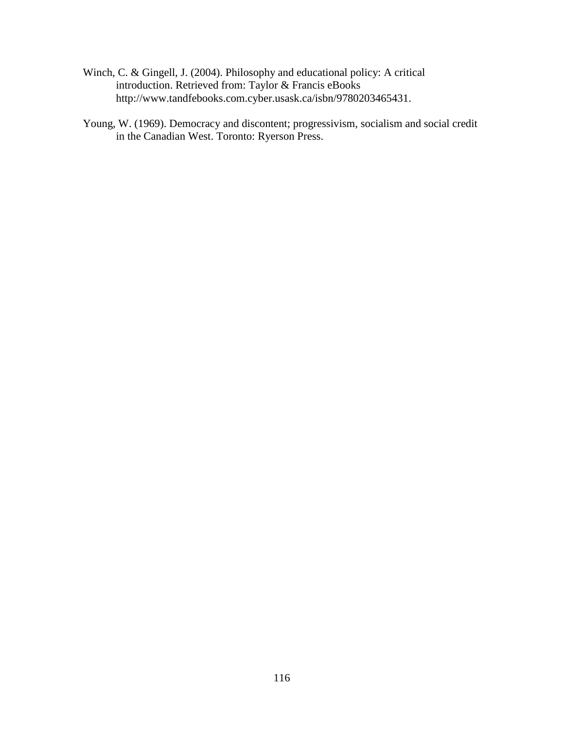Winch, C. & Gingell, J. (2004). Philosophy and educational policy: A critical introduction. Retrieved from: Taylor & Francis eBooks http://www.tandfebooks.com.cyber.usask.ca/isbn/9780203465431.

Young, W. (1969). Democracy and discontent; progressivism, socialism and social credit in the Canadian West. Toronto: Ryerson Press.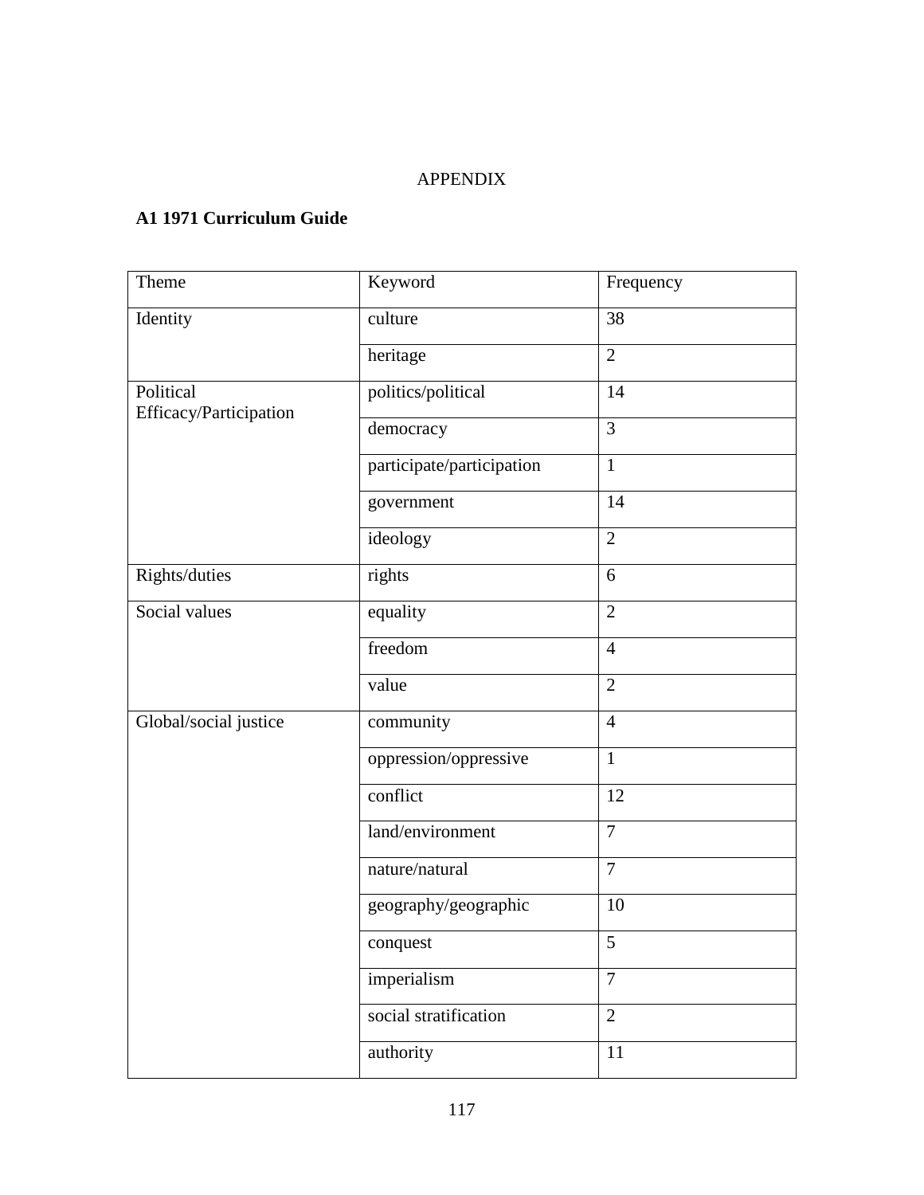APPENDIX

**A1 1971 Curriculum Guide**

| Theme | Keyword | Frequency |
|---|---|---|
| Identity | culture | 38 |
| | heritage | 2 |
| Political Efficacy/Participation | politics/political | 14 |
| | democracy | 3 |
| | participate/participation | 1 |
| | government | 14 |
| | ideology | 2 |
| Rights/duties | rights | 6 |
| Social values | equality | 2 |
| | freedom | 4 |
| | value | 2 |
| Global/social justice | community | 4 |
| | oppression/oppressive | 1 |
| | conflict | 12 |
| | land/environment | 7 |
| | nature/natural | 7 |
| | geography/geographic | 10 |
| | conquest | 5 |
| | imperialism | 7 |
| | social stratification | 2 |
| | authority | 11 |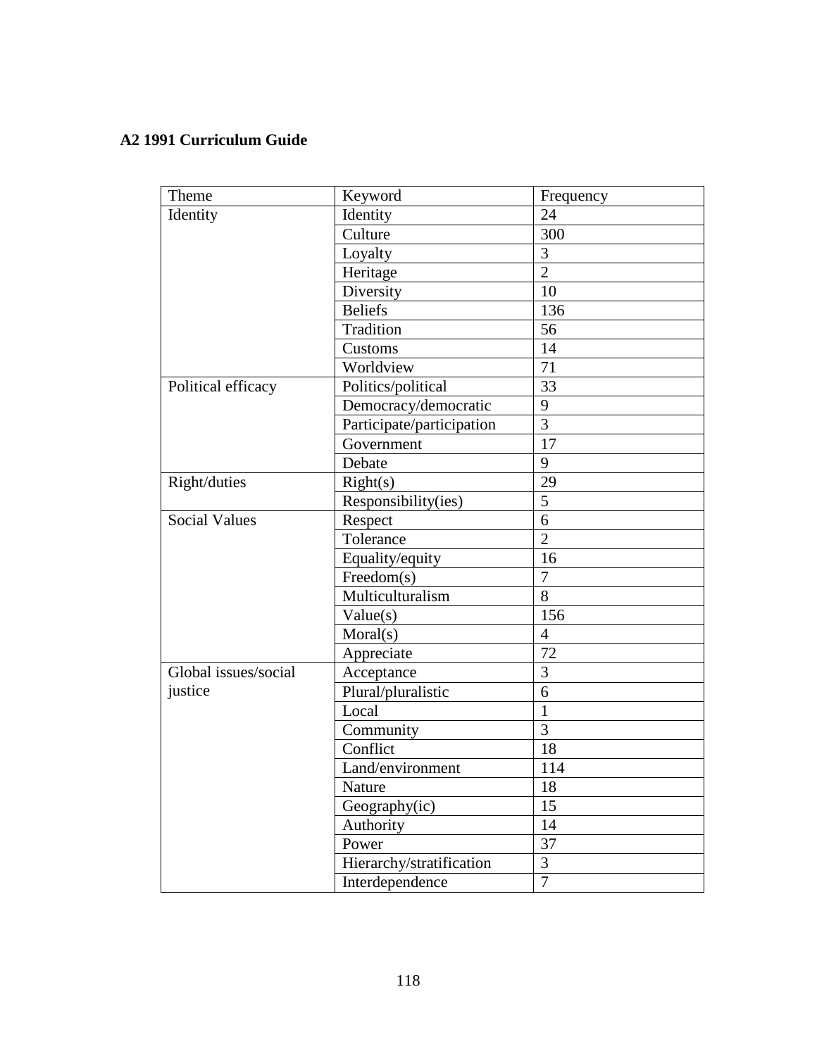**A2 1991 Curriculum Guide**

| Theme | Keyword | Frequency |
|---|---|---|
| Identity | Identity | 24 |
| | Culture | 300 |
| | Loyalty | 3 |
| | Heritage | 2 |
| | Diversity | 10 |
| | Beliefs | 136 |
| | Tradition | 56 |
| | Customs | 14 |
| | Worldview | 71 |
| Political efficacy | Politics/political | 33 |
| | Democracy/democratic | 9 |
| | Participate/participation | 3 |
| | Government | 17 |
| | Debate | 9 |
| Right/duties | Right(s) | 29 |
| | Responsibility(ies) | 5 |
| Social Values | Respect | 6 |
| | Tolerance | 2 |
| | Equality/equity | 16 |
| | Freedom(s) | 7 |
| | Multiculturalism | 8 |
| | Value(s) | 156 |
| | Moral(s) | 4 |
| | Appreciate | 72 |
| Global issues/social justice | Acceptance | 3 |
| | Plural/pluralistic | 6 |
| | Local | 1 |
| | Community | 3 |
| | Conflict | 18 |
| | Land/environment | 114 |
| | Nature | 18 |
| | Geography(ic) | 15 |
| | Authority | 14 |
| | Power | 37 |
| | Hierarchy/stratification | 3 |
| | Interdependence | 7 |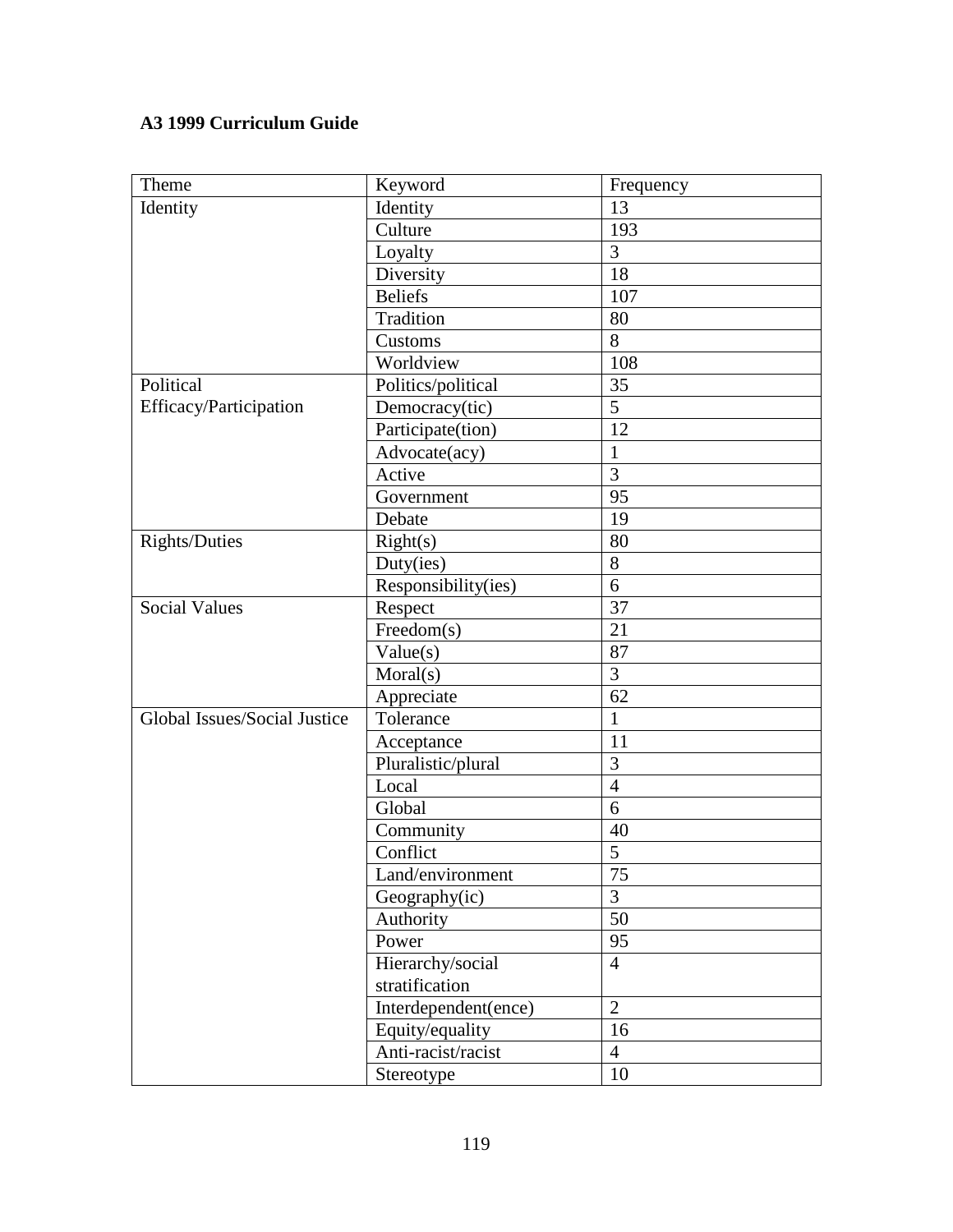**A3 1999 Curriculum Guide**

| Theme | Keyword | Frequency |
|---|---|---|
| Identity | Identity | 13 |
| | Culture | 193 |
| | Loyalty | 3 |
| | Diversity | 18 |
| | Beliefs | 107 |
| | Tradition | 80 |
| | Customs | 8 |
| | Worldview | 108 |
| Political Efficacy/Participation | Politics/political | 35 |
| | Democracy(tic) | 5 |
| | Participate(tion) | 12 |
| | Advocate(acy) | 1 |
| | Active | 3 |
| | Government | 95 |
| | Debate | 19 |
| Rights/Duties | Right(s) | 80 |
| | Duty(ies) | 8 |
| | Responsibility(ies) | 6 |
| Social Values | Respect | 37 |
| | Freedom(s) | 21 |
| | Value(s) | 87 |
| | Moral(s) | 3 |
| | Appreciate | 62 |
| Global Issues/Social Justice | Tolerance | 1 |
| | Acceptance | 11 |
| | Pluralistic/plural | 3 |
| | Local | 4 |
| | Global | 6 |
| | Community | 40 |
| | Conflict | 5 |
| | Land/environment | 75 |
| | Geography(ic) | 3 |
| | Authority | 50 |
| | Power | 95 |
| | Hierarchy/social stratification | 4 |
| | Interdependent(ence) | 2 |
| | Equity/equality | 16 |
| | Anti-racist/racist | 4 |
| | Stereotype | 10 |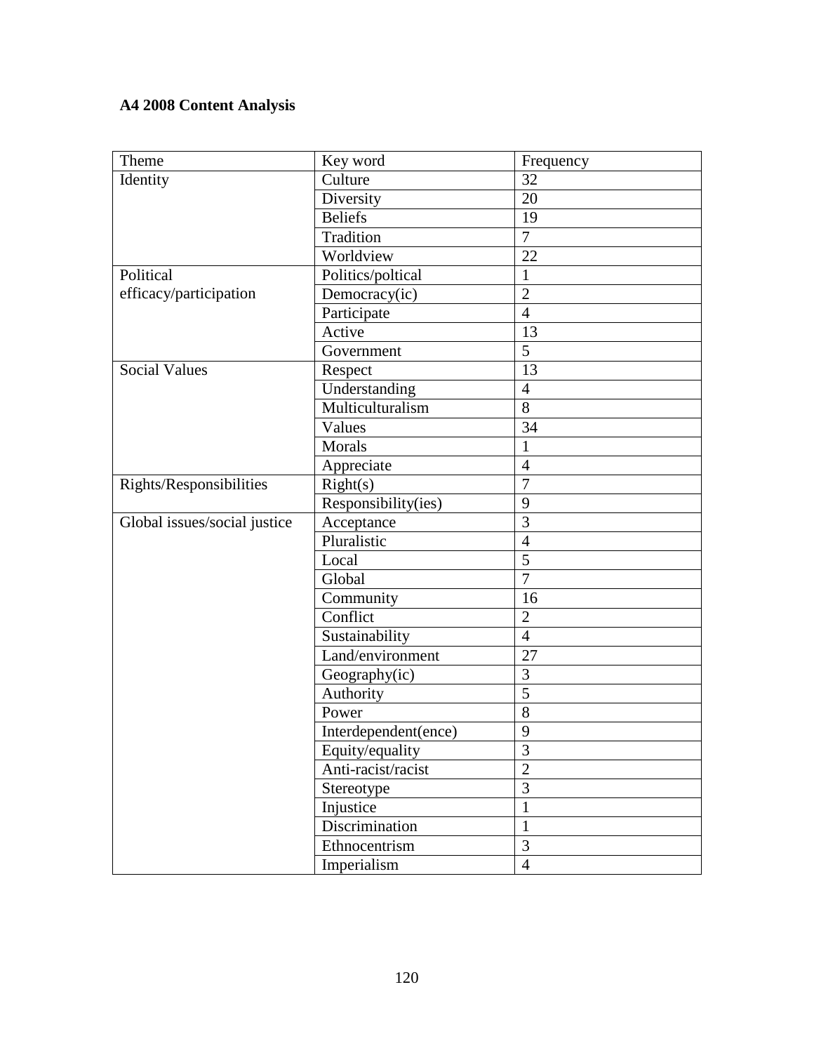**A4 2008 Content Analysis**

| Theme | Key word | Frequency |
| --- | --- | --- |
| Identity | Culture | 32 |
| | Diversity | 20 |
| | Beliefs | 19 |
| | Tradition | 7 |
| | Worldview | 22 |
| Political efficacy/participation | Politics/poltical | 1 |
| | Democracy(ic) | 2 |
| | Participate | 4 |
| | Active | 13 |
| | Government | 5 |
| Social Values | Respect | 13 |
| | Understanding | 4 |
| | Multiculturalism | 8 |
| | Values | 34 |
| | Morals | 1 |
| | Appreciate | 4 |
| Rights/Responsibilities | Right(s) | 7 |
| | Responsibility(ies) | 9 |
| Global issues/social justice | Acceptance | 3 |
| | Pluralistic | 4 |
| | Local | 5 |
| | Global | 7 |
| | Community | 16 |
| | Conflict | 2 |
| | Sustainability | 4 |
| | Land/environment | 27 |
| | Geography(ic) | 3 |
| | Authority | 5 |
| | Power | 8 |
| | Interdependent(ence) | 9 |
| | Equity/equality | 3 |
| | Anti-racist/racist | 2 |
| | Stereotype | 3 |
| | Injustice | 1 |
| | Discrimination | 1 |
| | Ethnocentrism | 3 |
| | Imperialism | 4 |